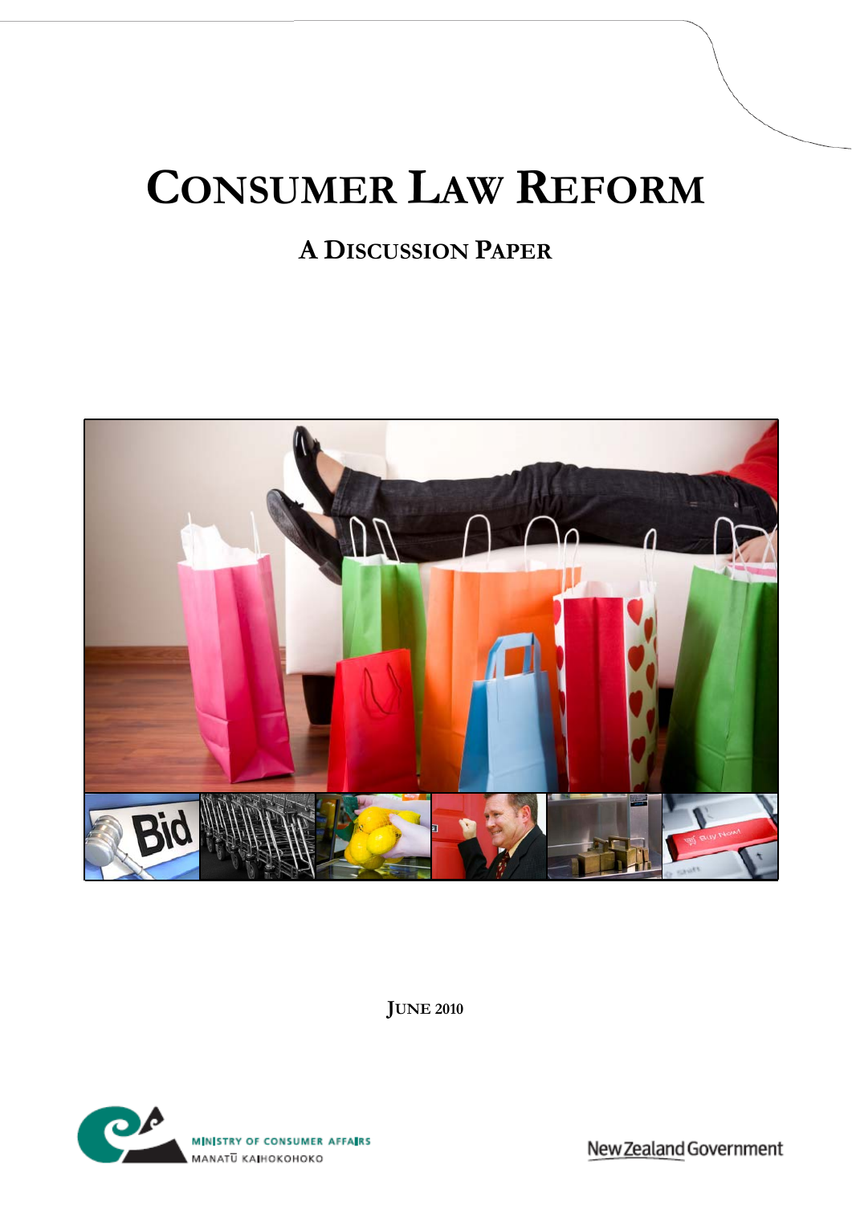# CONSUMER LAW REFORM

## A DISCUSSION PAPER

JUNE 2010

MINISTRY OF CONSUMER AFFAIRS
MANATŪ KAIHOKOHOKO

New Zealand Government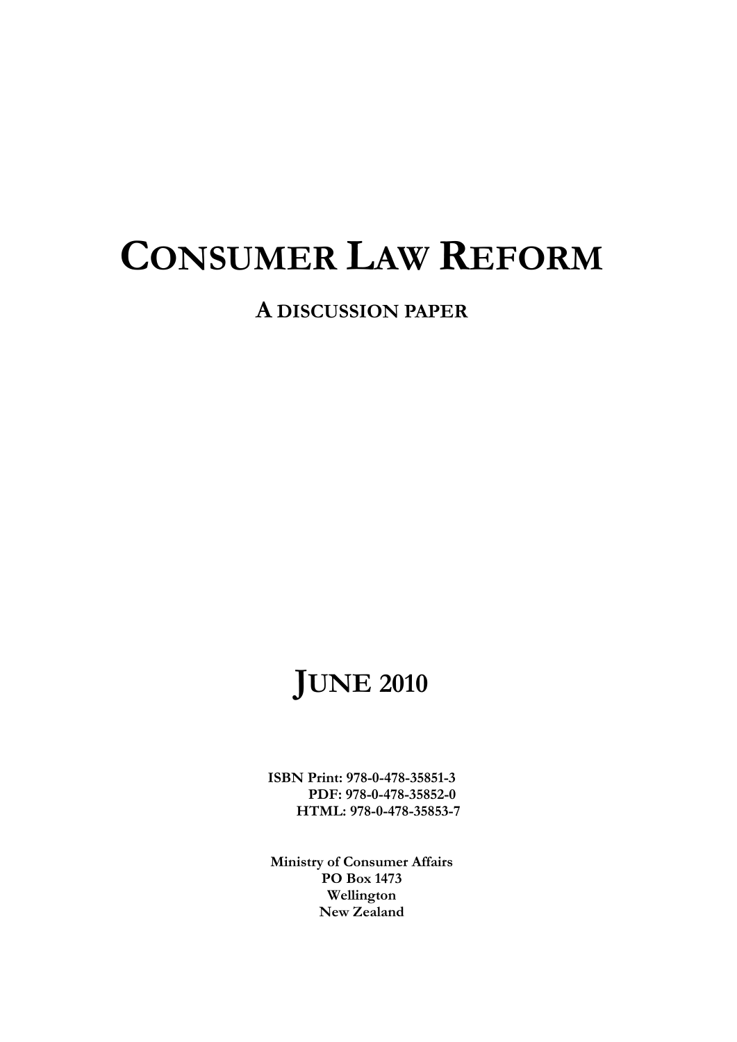# CONSUMER LAW REFORM

## A DISCUSSION PAPER

## JUNE 2010

**ISBN Print: 978-0-478-35851-3**
**PDF: 978-0-478-35852-0**
**HTML: 978-0-478-35853-7**

**Ministry of Consumer Affairs**
**PO Box 1473**
**Wellington**
**New Zealand**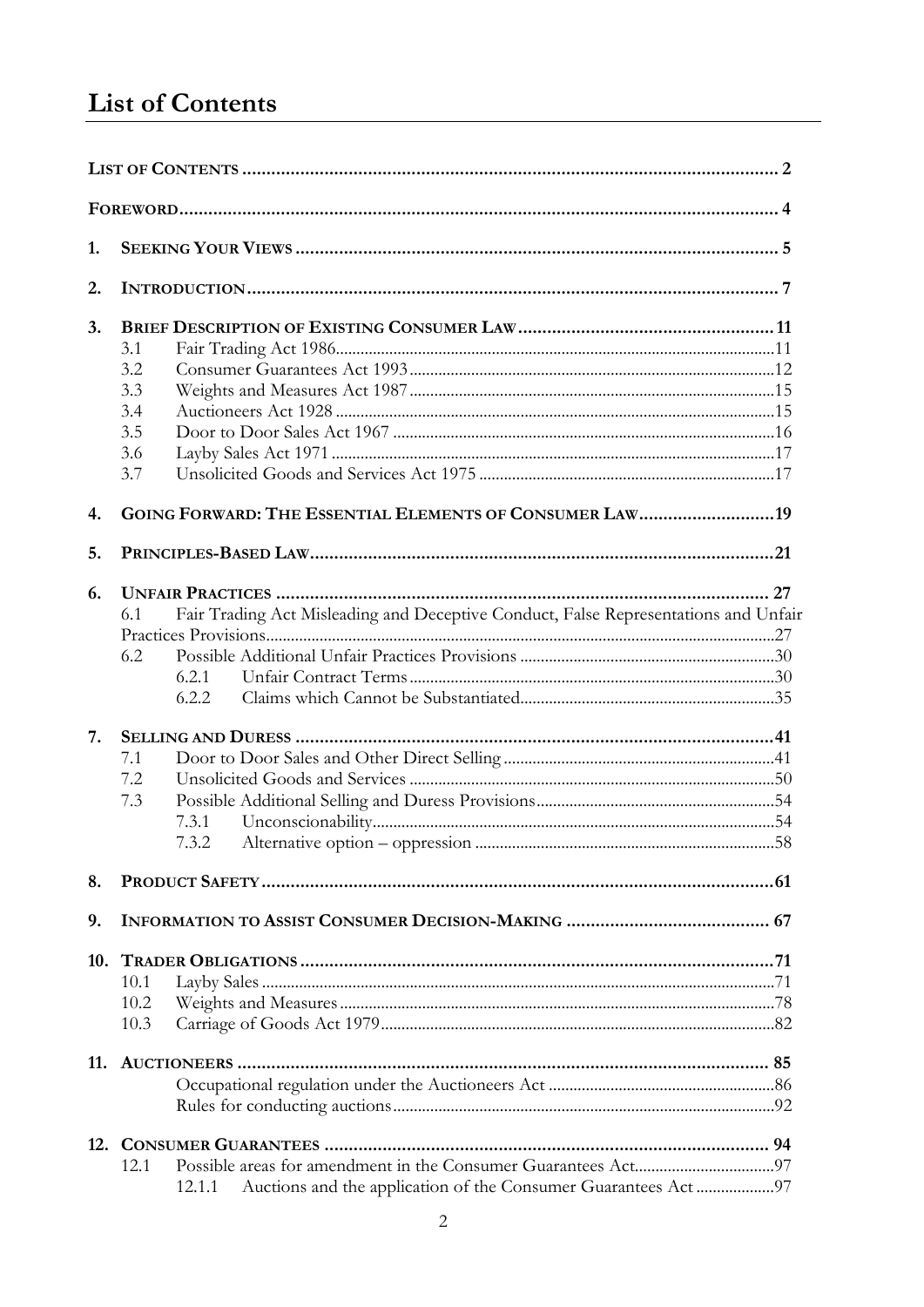# List of Contents

LIST OF CONTENTS ..... 2

FOREWORD ..... 4

1. SEEKING YOUR VIEWS ..... 5

2. INTRODUCTION ..... 7

3. BRIEF DESCRIPTION OF EXISTING CONSUMER LAW ..... 11
   - 3.1 Fair Trading Act 1986 ..... 11
   - 3.2 Consumer Guarantees Act 1993 ..... 12
   - 3.3 Weights and Measures Act 1987 ..... 15
   - 3.4 Auctioneers Act 1928 ..... 15
   - 3.5 Door to Door Sales Act 1967 ..... 16
   - 3.6 Layby Sales Act 1971 ..... 17
   - 3.7 Unsolicited Goods and Services Act 1975 ..... 17

4. GOING FORWARD: THE ESSENTIAL ELEMENTS OF CONSUMER LAW ..... 19

5. PRINCIPLES-BASED LAW ..... 21

6. UNFAIR PRACTICES ..... 27
   - 6.1 Fair Trading Act Misleading and Deceptive Conduct, False Representations and Unfair Practices Provisions ..... 27
   - 6.2 Possible Additional Unfair Practices Provisions ..... 30
     - 6.2.1 Unfair Contract Terms ..... 30
     - 6.2.2 Claims which Cannot be Substantiated ..... 35

7. SELLING AND DURESS ..... 41
   - 7.1 Door to Door Sales and Other Direct Selling ..... 41
   - 7.2 Unsolicited Goods and Services ..... 50
   - 7.3 Possible Additional Selling and Duress Provisions ..... 54
     - 7.3.1 Unconscionability ..... 54
     - 7.3.2 Alternative option – oppression ..... 58

8. PRODUCT SAFETY ..... 61

9. INFORMATION TO ASSIST CONSUMER DECISION-MAKING ..... 67

10. TRADER OBLIGATIONS ..... 71
    - 10.1 Layby Sales ..... 71
    - 10.2 Weights and Measures ..... 78
    - 10.3 Carriage of Goods Act 1979 ..... 82

11. AUCTIONEERS ..... 85
    - Occupational regulation under the Auctioneers Act ..... 86
    - Rules for conducting auctions ..... 92

12. CONSUMER GUARANTEES ..... 94
    - 12.1 Possible areas for amendment in the Consumer Guarantees Act ..... 97
      - 12.1.1 Auctions and the application of the Consumer Guarantees Act ..... 97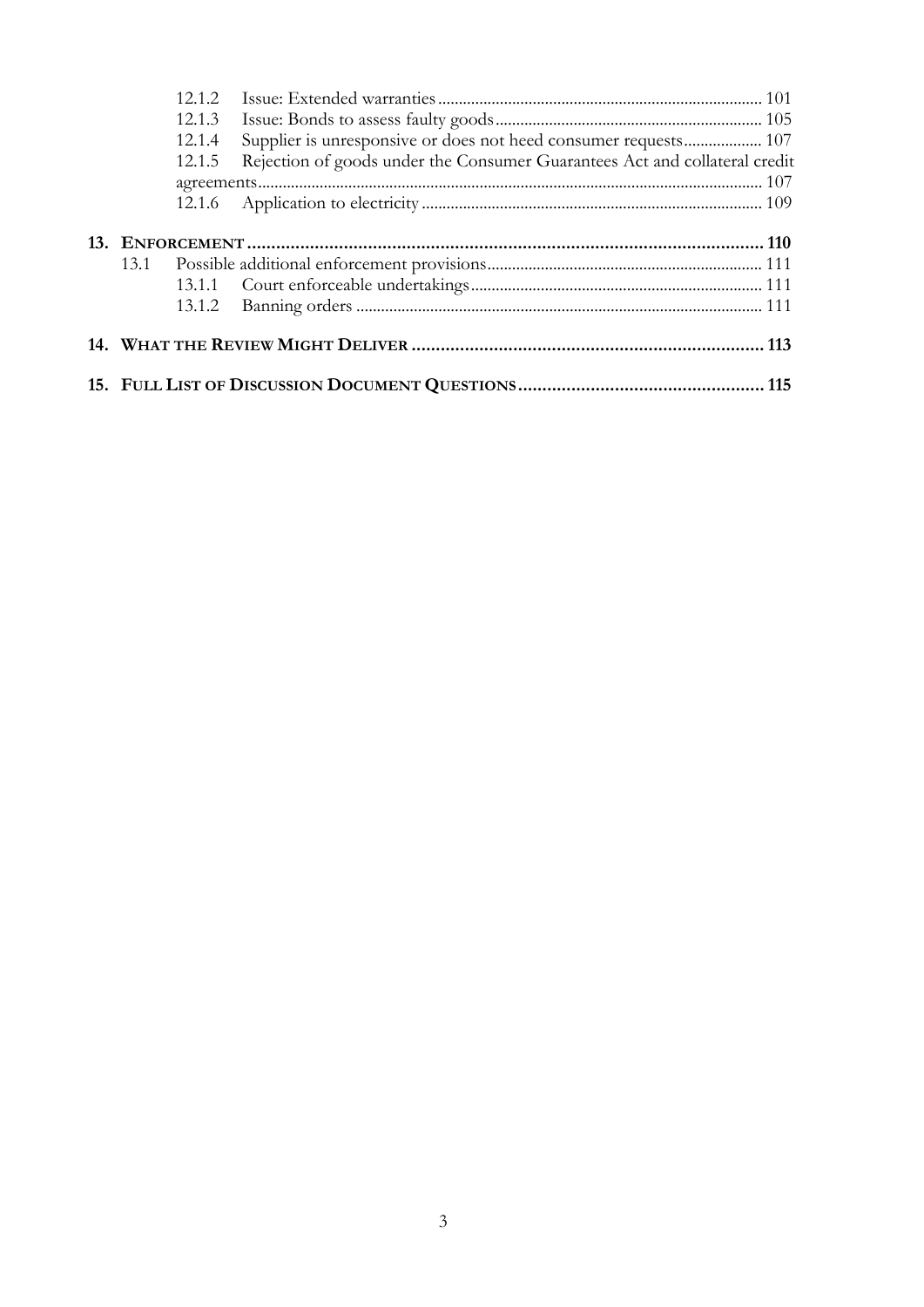- 12.1.2 Issue: Extended warranties ..... 101
- 12.1.3 Issue: Bonds to assess faulty goods ..... 105
- 12.1.4 Supplier is unresponsive or does not heed consumer requests ..... 107
- 12.1.5 Rejection of goods under the Consumer Guarantees Act and collateral credit agreements ..... 107
- 12.1.6 Application to electricity ..... 109

**13. ENFORCEMENT ..... 110**

- 13.1 Possible additional enforcement provisions ..... 111
  - 13.1.1 Court enforceable undertakings ..... 111
  - 13.1.2 Banning orders ..... 111

**14. WHAT THE REVIEW MIGHT DELIVER ..... 113**

**15. FULL LIST OF DISCUSSION DOCUMENT QUESTIONS ..... 115**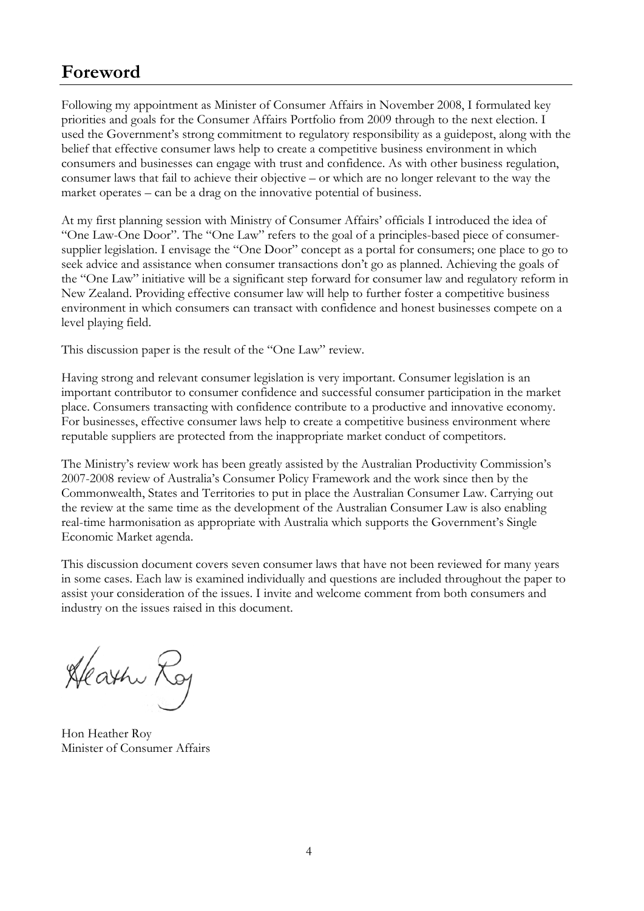## Foreword

Following my appointment as Minister of Consumer Affairs in November 2008, I formulated key priorities and goals for the Consumer Affairs Portfolio from 2009 through to the next election. I used the Government's strong commitment to regulatory responsibility as a guidepost, along with the belief that effective consumer laws help to create a competitive business environment in which consumers and businesses can engage with trust and confidence. As with other business regulation, consumer laws that fail to achieve their objective – or which are no longer relevant to the way the market operates – can be a drag on the innovative potential of business.

At my first planning session with Ministry of Consumer Affairs' officials I introduced the idea of "One Law-One Door". The "One Law" refers to the goal of a principles-based piece of consumer-supplier legislation. I envisage the "One Door" concept as a portal for consumers; one place to go to seek advice and assistance when consumer transactions don't go as planned. Achieving the goals of the "One Law" initiative will be a significant step forward for consumer law and regulatory reform in New Zealand. Providing effective consumer law will help to further foster a competitive business environment in which consumers can transact with confidence and honest businesses compete on a level playing field.

This discussion paper is the result of the "One Law" review.

Having strong and relevant consumer legislation is very important. Consumer legislation is an important contributor to consumer confidence and successful consumer participation in the market place. Consumers transacting with confidence contribute to a productive and innovative economy. For businesses, effective consumer laws help to create a competitive business environment where reputable suppliers are protected from the inappropriate market conduct of competitors.

The Ministry's review work has been greatly assisted by the Australian Productivity Commission's 2007-2008 review of Australia's Consumer Policy Framework and the work since then by the Commonwealth, States and Territories to put in place the Australian Consumer Law. Carrying out the review at the same time as the development of the Australian Consumer Law is also enabling real-time harmonisation as appropriate with Australia which supports the Government's Single Economic Market agenda.

This discussion document covers seven consumer laws that have not been reviewed for many years in some cases. Each law is examined individually and questions are included throughout the paper to assist your consideration of the issues. I invite and welcome comment from both consumers and industry on the issues raised in this document.

Hon Heather Roy
Minister of Consumer Affairs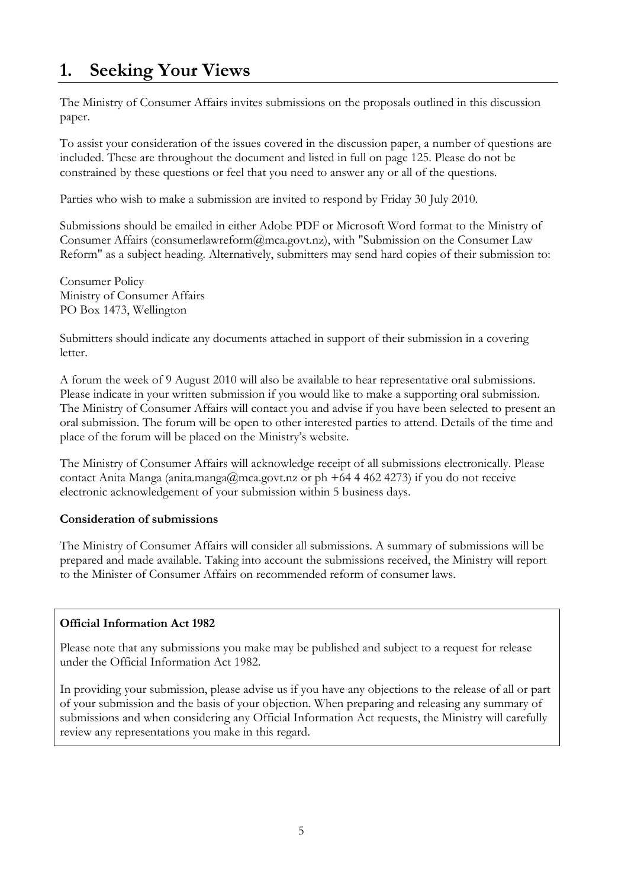# 1. Seeking Your Views

The Ministry of Consumer Affairs invites submissions on the proposals outlined in this discussion paper.

To assist your consideration of the issues covered in the discussion paper, a number of questions are included. These are throughout the document and listed in full on page 125. Please do not be constrained by these questions or feel that you need to answer any or all of the questions.

Parties who wish to make a submission are invited to respond by Friday 30 July 2010.

Submissions should be emailed in either Adobe PDF or Microsoft Word format to the Ministry of Consumer Affairs (consumerlawreform@mca.govt.nz), with "Submission on the Consumer Law Reform" as a subject heading. Alternatively, submitters may send hard copies of their submission to:

Consumer Policy
Ministry of Consumer Affairs
PO Box 1473, Wellington

Submitters should indicate any documents attached in support of their submission in a covering letter.

A forum the week of 9 August 2010 will also be available to hear representative oral submissions. Please indicate in your written submission if you would like to make a supporting oral submission. The Ministry of Consumer Affairs will contact you and advise if you have been selected to present an oral submission. The forum will be open to other interested parties to attend. Details of the time and place of the forum will be placed on the Ministry's website.

The Ministry of Consumer Affairs will acknowledge receipt of all submissions electronically. Please contact Anita Manga (anita.manga@mca.govt.nz or ph +64 4 462 4273) if you do not receive electronic acknowledgement of your submission within 5 business days.

**Consideration of submissions**

The Ministry of Consumer Affairs will consider all submissions. A summary of submissions will be prepared and made available. Taking into account the submissions received, the Ministry will report to the Minister of Consumer Affairs on recommended reform of consumer laws.

**Official Information Act 1982**

Please note that any submissions you make may be published and subject to a request for release under the Official Information Act 1982.

In providing your submission, please advise us if you have any objections to the release of all or part of your submission and the basis of your objection. When preparing and releasing any summary of submissions and when considering any Official Information Act requests, the Ministry will carefully review any representations you make in this regard.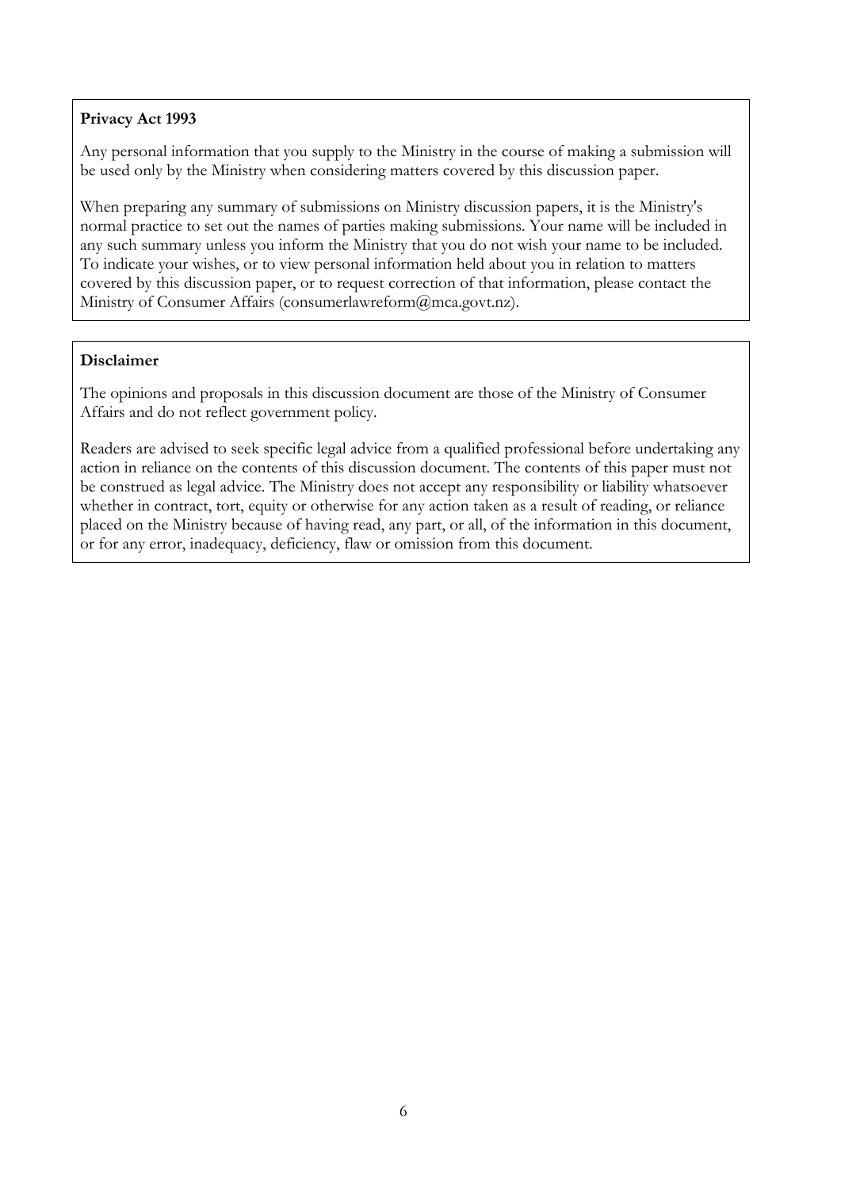**Privacy Act 1993**

Any personal information that you supply to the Ministry in the course of making a submission will be used only by the Ministry when considering matters covered by this discussion paper.

When preparing any summary of submissions on Ministry discussion papers, it is the Ministry's normal practice to set out the names of parties making submissions. Your name will be included in any such summary unless you inform the Ministry that you do not wish your name to be included. To indicate your wishes, or to view personal information held about you in relation to matters covered by this discussion paper, or to request correction of that information, please contact the Ministry of Consumer Affairs (consumerlawreform@mca.govt.nz).

**Disclaimer**

The opinions and proposals in this discussion document are those of the Ministry of Consumer Affairs and do not reflect government policy.

Readers are advised to seek specific legal advice from a qualified professional before undertaking any action in reliance on the contents of this discussion document. The contents of this paper must not be construed as legal advice. The Ministry does not accept any responsibility or liability whatsoever whether in contract, tort, equity or otherwise for any action taken as a result of reading, or reliance placed on the Ministry because of having read, any part, or all, of the information in this document, or for any error, inadequacy, deficiency, flaw or omission from this document.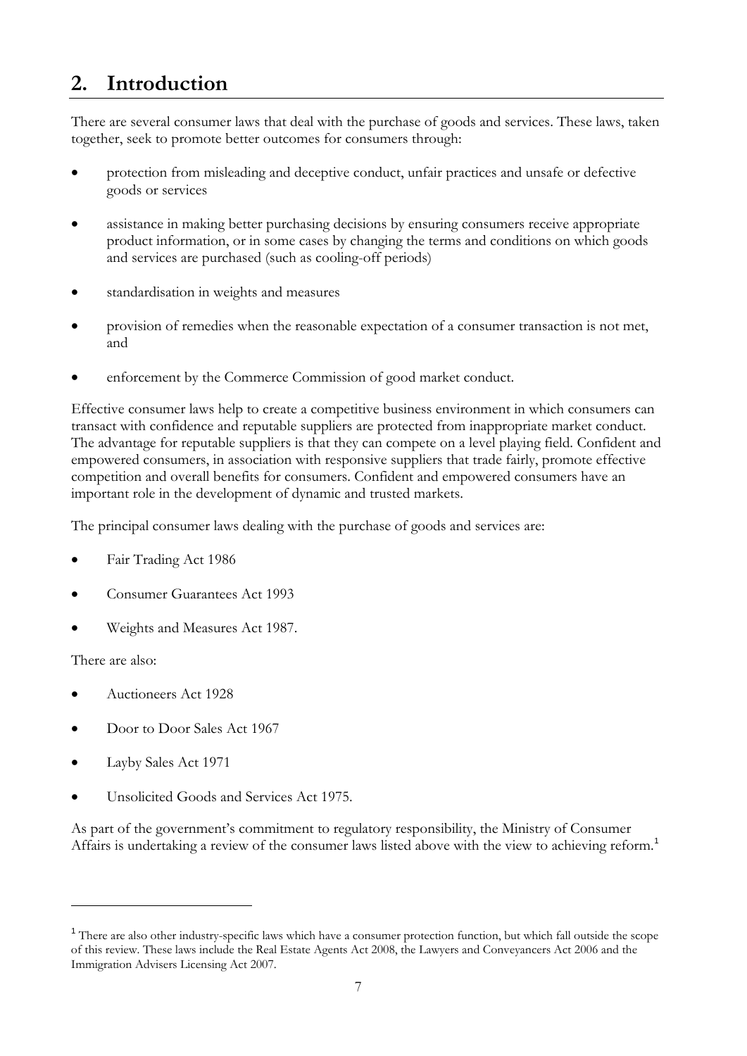## 2. Introduction

There are several consumer laws that deal with the purchase of goods and services. These laws, taken together, seek to promote better outcomes for consumers through:

- protection from misleading and deceptive conduct, unfair practices and unsafe or defective goods or services
- assistance in making better purchasing decisions by ensuring consumers receive appropriate product information, or in some cases by changing the terms and conditions on which goods and services are purchased (such as cooling-off periods)
- standardisation in weights and measures
- provision of remedies when the reasonable expectation of a consumer transaction is not met, and
- enforcement by the Commerce Commission of good market conduct.

Effective consumer laws help to create a competitive business environment in which consumers can transact with confidence and reputable suppliers are protected from inappropriate market conduct. The advantage for reputable suppliers is that they can compete on a level playing field. Confident and empowered consumers, in association with responsive suppliers that trade fairly, promote effective competition and overall benefits for consumers. Confident and empowered consumers have an important role in the development of dynamic and trusted markets.

The principal consumer laws dealing with the purchase of goods and services are:

- Fair Trading Act 1986
- Consumer Guarantees Act 1993
- Weights and Measures Act 1987.

There are also:

- Auctioneers Act 1928
- Door to Door Sales Act 1967
- Layby Sales Act 1971
- Unsolicited Goods and Services Act 1975.

As part of the government's commitment to regulatory responsibility, the Ministry of Consumer Affairs is undertaking a review of the consumer laws listed above with the view to achieving reform.[1]

---

[1] There are also other industry-specific laws which have a consumer protection function, but which fall outside the scope of this review. These laws include the Real Estate Agents Act 2008, the Lawyers and Conveyancers Act 2006 and the Immigration Advisers Licensing Act 2007.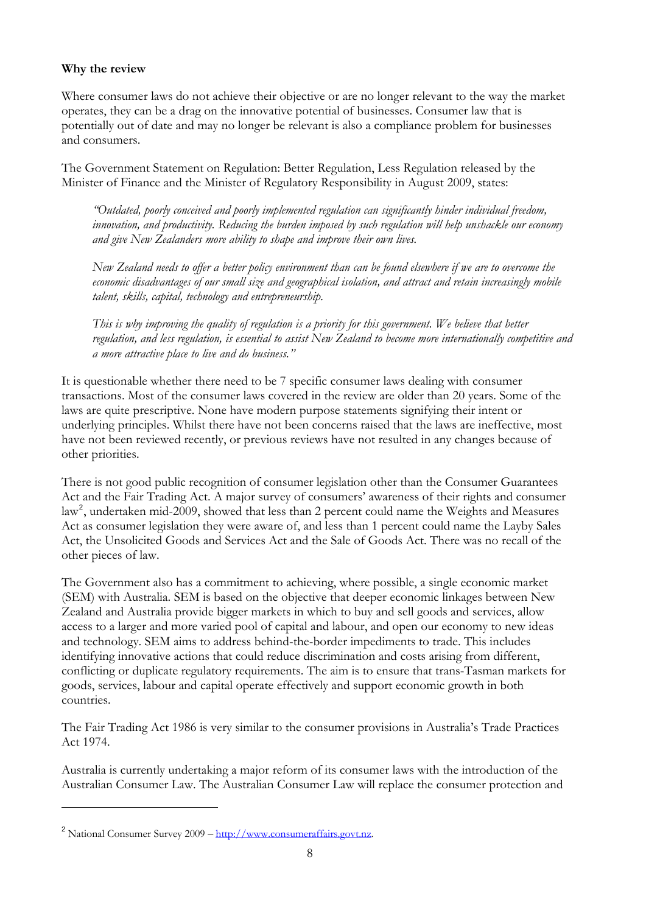**Why the review**

Where consumer laws do not achieve their objective or are no longer relevant to the way the market operates, they can be a drag on the innovative potential of businesses. Consumer law that is potentially out of date and may no longer be relevant is also a compliance problem for businesses and consumers.

The Government Statement on Regulation: Better Regulation, Less Regulation released by the Minister of Finance and the Minister of Regulatory Responsibility in August 2009, states:

> *"Outdated, poorly conceived and poorly implemented regulation can significantly hinder individual freedom, innovation, and productivity. Reducing the burden imposed by such regulation will help unshackle our economy and give New Zealanders more ability to shape and improve their own lives.*
>
> *New Zealand needs to offer a better policy environment than can be found elsewhere if we are to overcome the economic disadvantages of our small size and geographical isolation, and attract and retain increasingly mobile talent, skills, capital, technology and entrepreneurship.*
>
> *This is why improving the quality of regulation is a priority for this government. We believe that better regulation, and less regulation, is essential to assist New Zealand to become more internationally competitive and a more attractive place to live and do business."*

It is questionable whether there need to be 7 specific consumer laws dealing with consumer transactions. Most of the consumer laws covered in the review are older than 20 years. Some of the laws are quite prescriptive. None have modern purpose statements signifying their intent or underlying principles. Whilst there have not been concerns raised that the laws are ineffective, most have not been reviewed recently, or previous reviews have not resulted in any changes because of other priorities.

There is not good public recognition of consumer legislation other than the Consumer Guarantees Act and the Fair Trading Act. A major survey of consumers' awareness of their rights and consumer law[2], undertaken mid-2009, showed that less than 2 percent could name the Weights and Measures Act as consumer legislation they were aware of, and less than 1 percent could name the Layby Sales Act, the Unsolicited Goods and Services Act and the Sale of Goods Act. There was no recall of the other pieces of law.

The Government also has a commitment to achieving, where possible, a single economic market (SEM) with Australia. SEM is based on the objective that deeper economic linkages between New Zealand and Australia provide bigger markets in which to buy and sell goods and services, allow access to a larger and more varied pool of capital and labour, and open our economy to new ideas and technology. SEM aims to address behind-the-border impediments to trade. This includes identifying innovative actions that could reduce discrimination and costs arising from different, conflicting or duplicate regulatory requirements. The aim is to ensure that trans-Tasman markets for goods, services, labour and capital operate effectively and support economic growth in both countries.

The Fair Trading Act 1986 is very similar to the consumer provisions in Australia's Trade Practices Act 1974.

Australia is currently undertaking a major reform of its consumer laws with the introduction of the Australian Consumer Law. The Australian Consumer Law will replace the consumer protection and

---

[2] National Consumer Survey 2009 – http://www.consumeraffairs.govt.nz.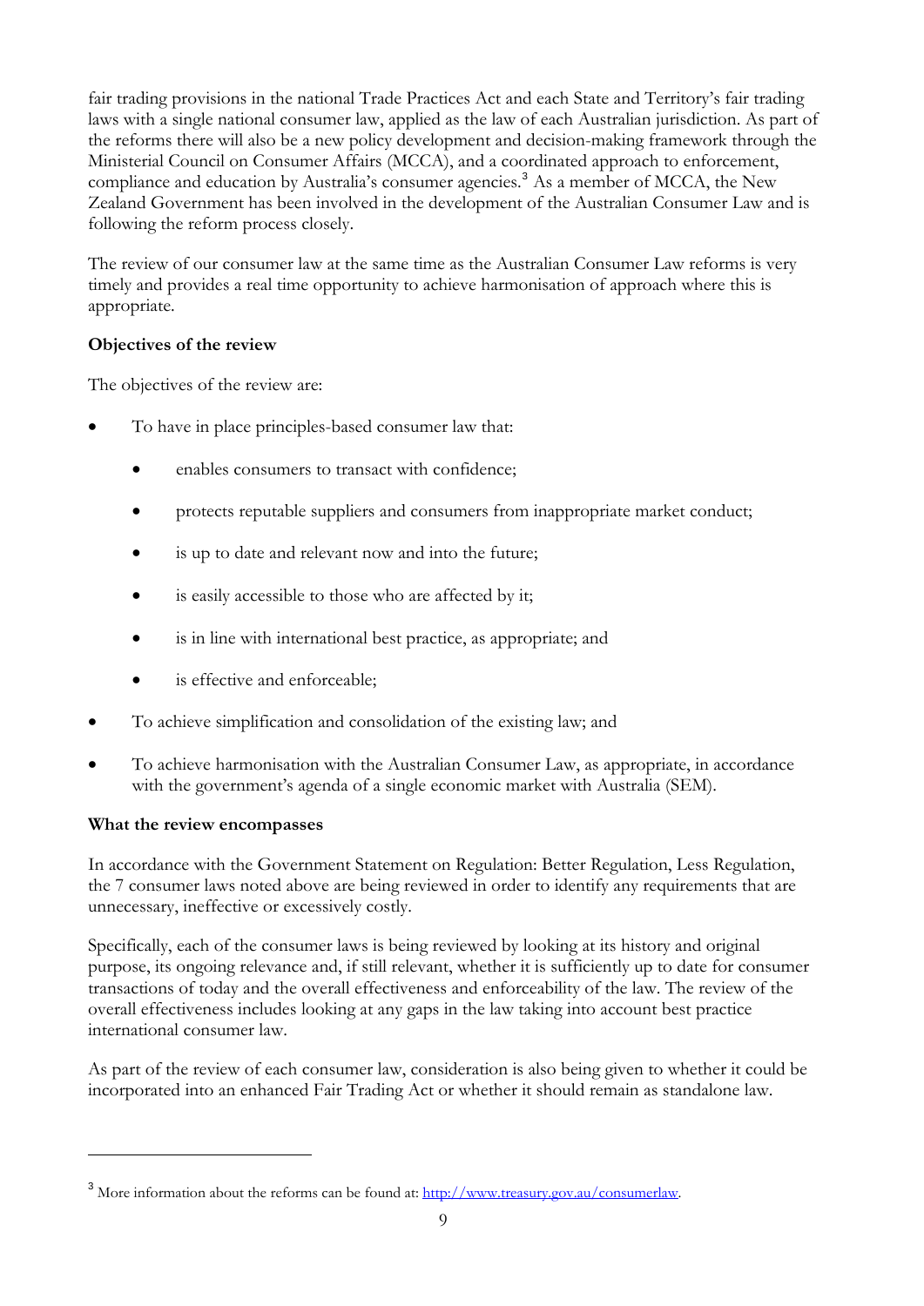fair trading provisions in the national Trade Practices Act and each State and Territory's fair trading laws with a single national consumer law, applied as the law of each Australian jurisdiction. As part of the reforms there will also be a new policy development and decision-making framework through the Ministerial Council on Consumer Affairs (MCCA), and a coordinated approach to enforcement, compliance and education by Australia's consumer agencies.[3] As a member of MCCA, the New Zealand Government has been involved in the development of the Australian Consumer Law and is following the reform process closely.

The review of our consumer law at the same time as the Australian Consumer Law reforms is very timely and provides a real time opportunity to achieve harmonisation of approach where this is appropriate.

**Objectives of the review**

The objectives of the review are:

- To have in place principles-based consumer law that:
    - enables consumers to transact with confidence;
    - protects reputable suppliers and consumers from inappropriate market conduct;
    - is up to date and relevant now and into the future;
    - is easily accessible to those who are affected by it;
    - is in line with international best practice, as appropriate; and
    - is effective and enforceable;
- To achieve simplification and consolidation of the existing law; and
- To achieve harmonisation with the Australian Consumer Law, as appropriate, in accordance with the government's agenda of a single economic market with Australia (SEM).

**What the review encompasses**

In accordance with the Government Statement on Regulation: Better Regulation, Less Regulation, the 7 consumer laws noted above are being reviewed in order to identify any requirements that are unnecessary, ineffective or excessively costly.

Specifically, each of the consumer laws is being reviewed by looking at its history and original purpose, its ongoing relevance and, if still relevant, whether it is sufficiently up to date for consumer transactions of today and the overall effectiveness and enforceability of the law. The review of the overall effectiveness includes looking at any gaps in the law taking into account best practice international consumer law.

As part of the review of each consumer law, consideration is also being given to whether it could be incorporated into an enhanced Fair Trading Act or whether it should remain as standalone law.

---

[3] More information about the reforms can be found at: http://www.treasury.gov.au/consumerlaw.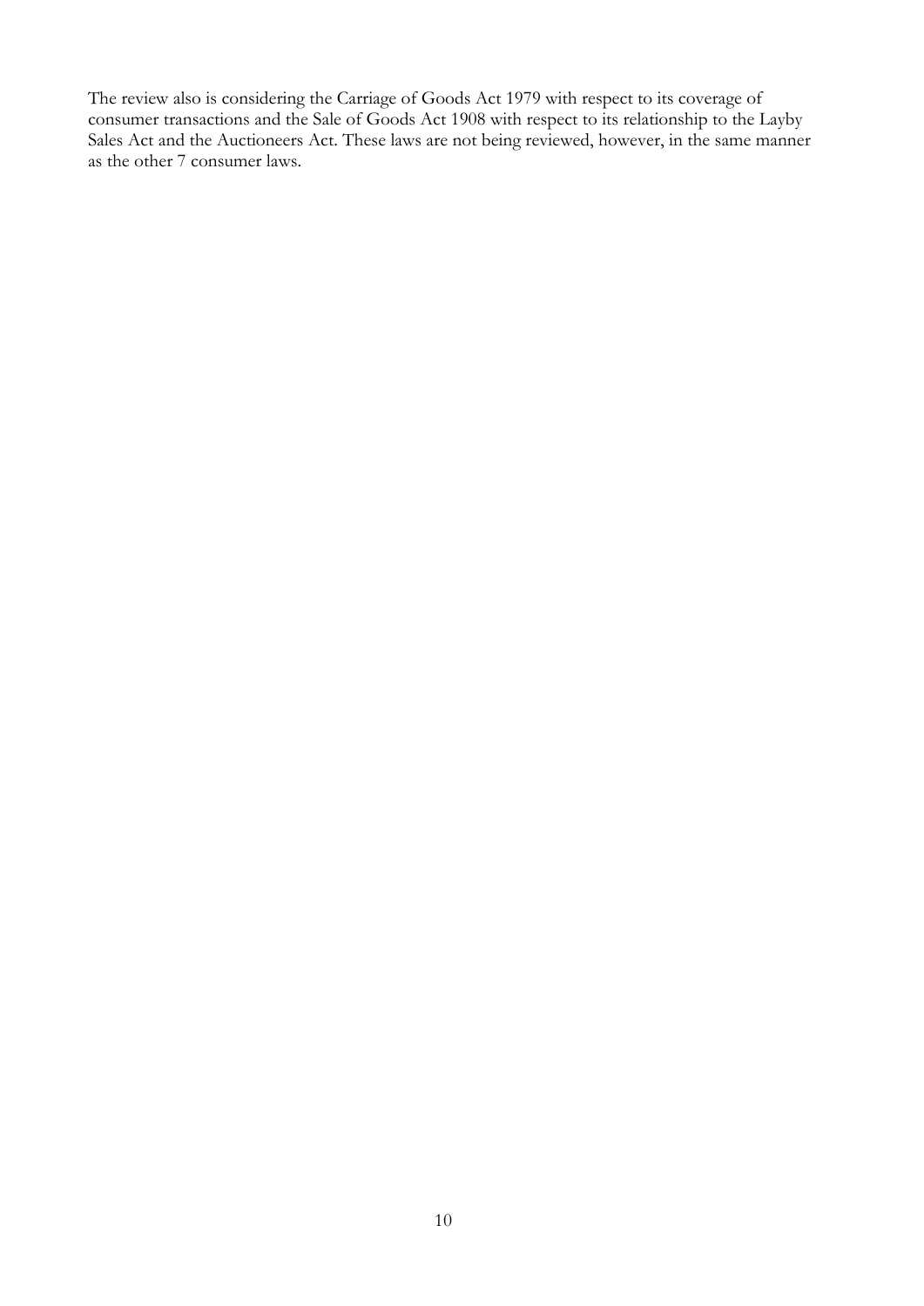The review also is considering the Carriage of Goods Act 1979 with respect to its coverage of consumer transactions and the Sale of Goods Act 1908 with respect to its relationship to the Layby Sales Act and the Auctioneers Act. These laws are not being reviewed, however, in the same manner as the other 7 consumer laws.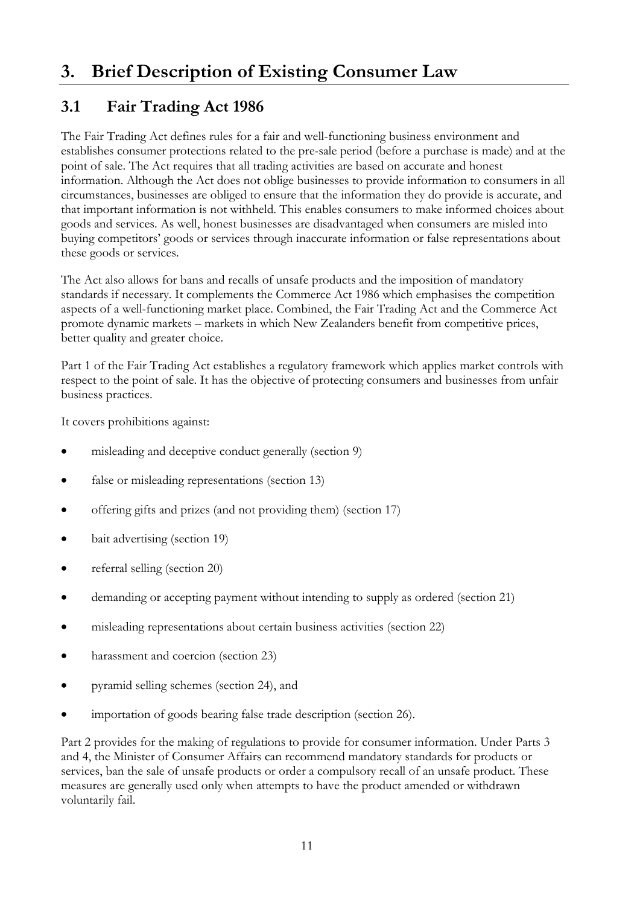# 3. Brief Description of Existing Consumer Law

## 3.1 Fair Trading Act 1986

The Fair Trading Act defines rules for a fair and well-functioning business environment and establishes consumer protections related to the pre-sale period (before a purchase is made) and at the point of sale. The Act requires that all trading activities are based on accurate and honest information. Although the Act does not oblige businesses to provide information to consumers in all circumstances, businesses are obliged to ensure that the information they do provide is accurate, and that important information is not withheld. This enables consumers to make informed choices about goods and services. As well, honest businesses are disadvantaged when consumers are misled into buying competitors' goods or services through inaccurate information or false representations about these goods or services.

The Act also allows for bans and recalls of unsafe products and the imposition of mandatory standards if necessary. It complements the Commerce Act 1986 which emphasises the competition aspects of a well-functioning market place. Combined, the Fair Trading Act and the Commerce Act promote dynamic markets – markets in which New Zealanders benefit from competitive prices, better quality and greater choice.

Part 1 of the Fair Trading Act establishes a regulatory framework which applies market controls with respect to the point of sale. It has the objective of protecting consumers and businesses from unfair business practices.

It covers prohibitions against:

- misleading and deceptive conduct generally (section 9)
- false or misleading representations (section 13)
- offering gifts and prizes (and not providing them) (section 17)
- bait advertising (section 19)
- referral selling (section 20)
- demanding or accepting payment without intending to supply as ordered (section 21)
- misleading representations about certain business activities (section 22)
- harassment and coercion (section 23)
- pyramid selling schemes (section 24), and
- importation of goods bearing false trade description (section 26).

Part 2 provides for the making of regulations to provide for consumer information. Under Parts 3 and 4, the Minister of Consumer Affairs can recommend mandatory standards for products or services, ban the sale of unsafe products or order a compulsory recall of an unsafe product. These measures are generally used only when attempts to have the product amended or withdrawn voluntarily fail.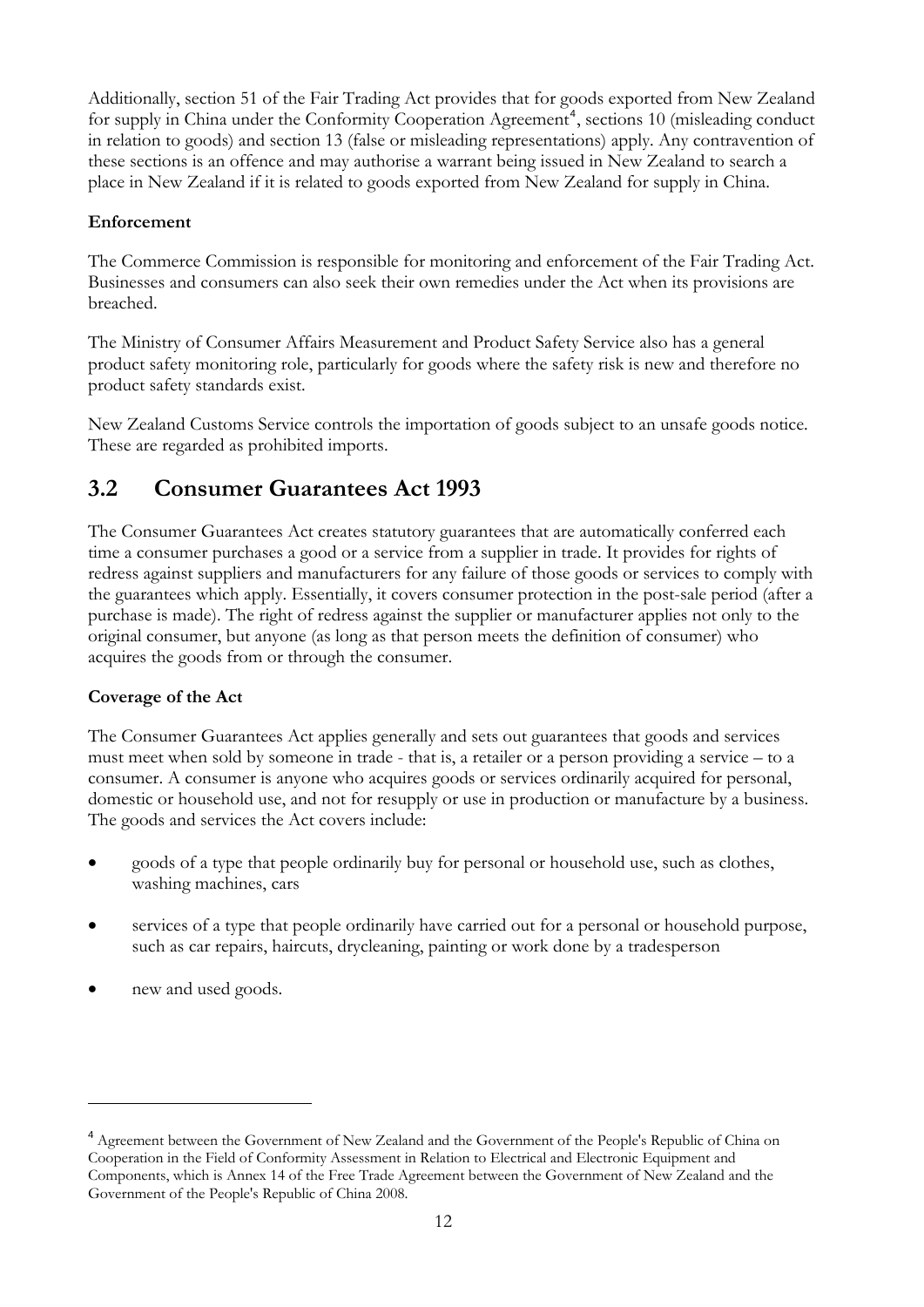Additionally, section 51 of the Fair Trading Act provides that for goods exported from New Zealand for supply in China under the Conformity Cooperation Agreement[4], sections 10 (misleading conduct in relation to goods) and section 13 (false or misleading representations) apply. Any contravention of these sections is an offence and may authorise a warrant being issued in New Zealand to search a place in New Zealand if it is related to goods exported from New Zealand for supply in China.

**Enforcement**

The Commerce Commission is responsible for monitoring and enforcement of the Fair Trading Act. Businesses and consumers can also seek their own remedies under the Act when its provisions are breached.

The Ministry of Consumer Affairs Measurement and Product Safety Service also has a general product safety monitoring role, particularly for goods where the safety risk is new and therefore no product safety standards exist.

New Zealand Customs Service controls the importation of goods subject to an unsafe goods notice. These are regarded as prohibited imports.

## 3.2 Consumer Guarantees Act 1993

The Consumer Guarantees Act creates statutory guarantees that are automatically conferred each time a consumer purchases a good or a service from a supplier in trade. It provides for rights of redress against suppliers and manufacturers for any failure of those goods or services to comply with the guarantees which apply. Essentially, it covers consumer protection in the post-sale period (after a purchase is made). The right of redress against the supplier or manufacturer applies not only to the original consumer, but anyone (as long as that person meets the definition of consumer) who acquires the goods from or through the consumer.

**Coverage of the Act**

The Consumer Guarantees Act applies generally and sets out guarantees that goods and services must meet when sold by someone in trade - that is, a retailer or a person providing a service – to a consumer. A consumer is anyone who acquires goods or services ordinarily acquired for personal, domestic or household use, and not for resupply or use in production or manufacture by a business. The goods and services the Act covers include:

- goods of a type that people ordinarily buy for personal or household use, such as clothes, washing machines, cars
- services of a type that people ordinarily have carried out for a personal or household purpose, such as car repairs, haircuts, drycleaning, painting or work done by a tradesperson
- new and used goods.

---

[4] Agreement between the Government of New Zealand and the Government of the People's Republic of China on Cooperation in the Field of Conformity Assessment in Relation to Electrical and Electronic Equipment and Components, which is Annex 14 of the Free Trade Agreement between the Government of New Zealand and the Government of the People's Republic of China 2008.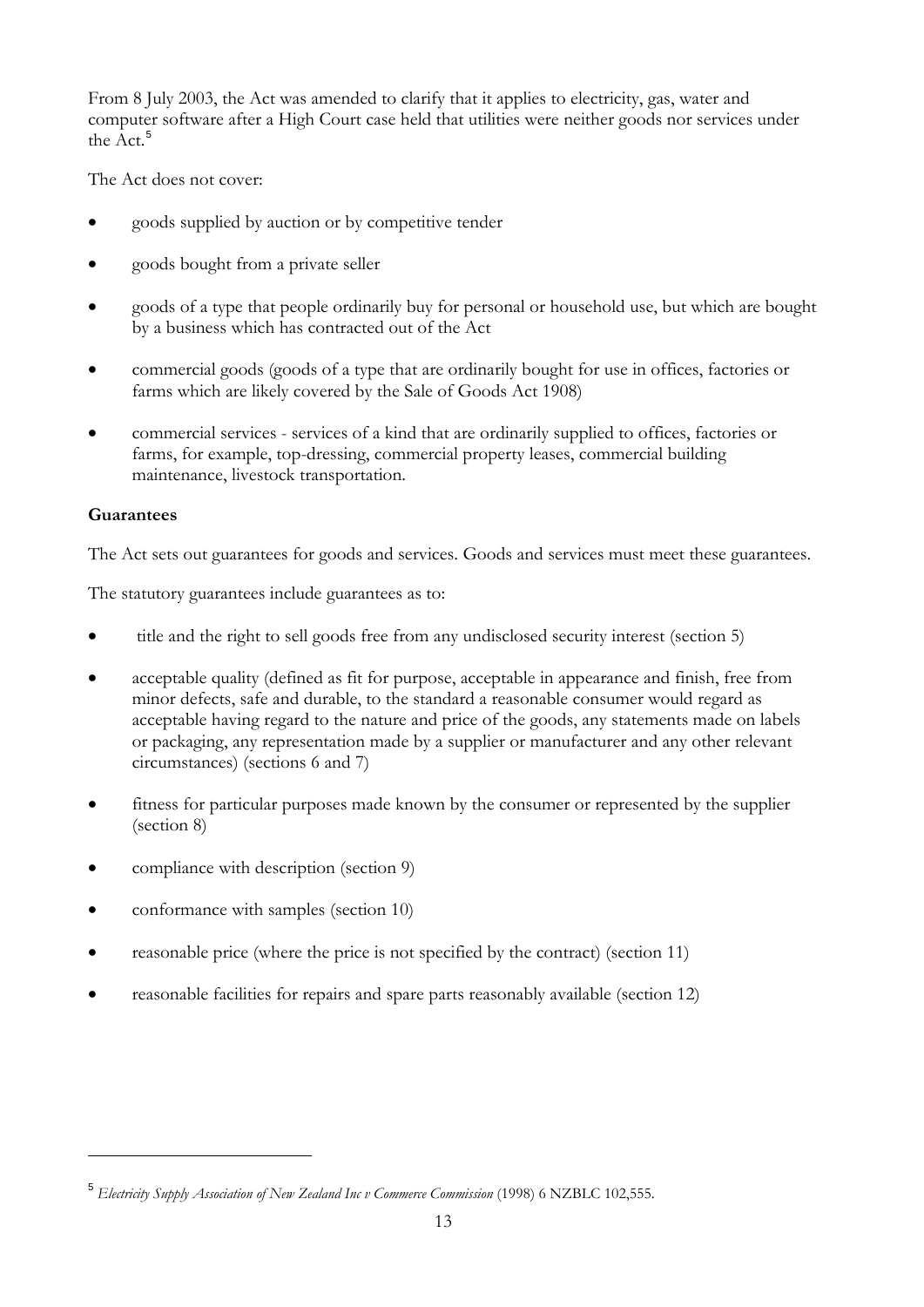From 8 July 2003, the Act was amended to clarify that it applies to electricity, gas, water and computer software after a High Court case held that utilities were neither goods nor services under the Act.[5]

The Act does not cover:

- goods supplied by auction or by competitive tender
- goods bought from a private seller
- goods of a type that people ordinarily buy for personal or household use, but which are bought by a business which has contracted out of the Act
- commercial goods (goods of a type that are ordinarily bought for use in offices, factories or farms which are likely covered by the Sale of Goods Act 1908)
- commercial services - services of a kind that are ordinarily supplied to offices, factories or farms, for example, top-dressing, commercial property leases, commercial building maintenance, livestock transportation.

**Guarantees**

The Act sets out guarantees for goods and services. Goods and services must meet these guarantees.

The statutory guarantees include guarantees as to:

- title and the right to sell goods free from any undisclosed security interest (section 5)
- acceptable quality (defined as fit for purpose, acceptable in appearance and finish, free from minor defects, safe and durable, to the standard a reasonable consumer would regard as acceptable having regard to the nature and price of the goods, any statements made on labels or packaging, any representation made by a supplier or manufacturer and any other relevant circumstances) (sections 6 and 7)
- fitness for particular purposes made known by the consumer or represented by the supplier (section 8)
- compliance with description (section 9)
- conformance with samples (section 10)
- reasonable price (where the price is not specified by the contract) (section 11)
- reasonable facilities for repairs and spare parts reasonably available (section 12)

[5] *Electricity Supply Association of New Zealand Inc v Commerce Commission* (1998) 6 NZBLC 102,555.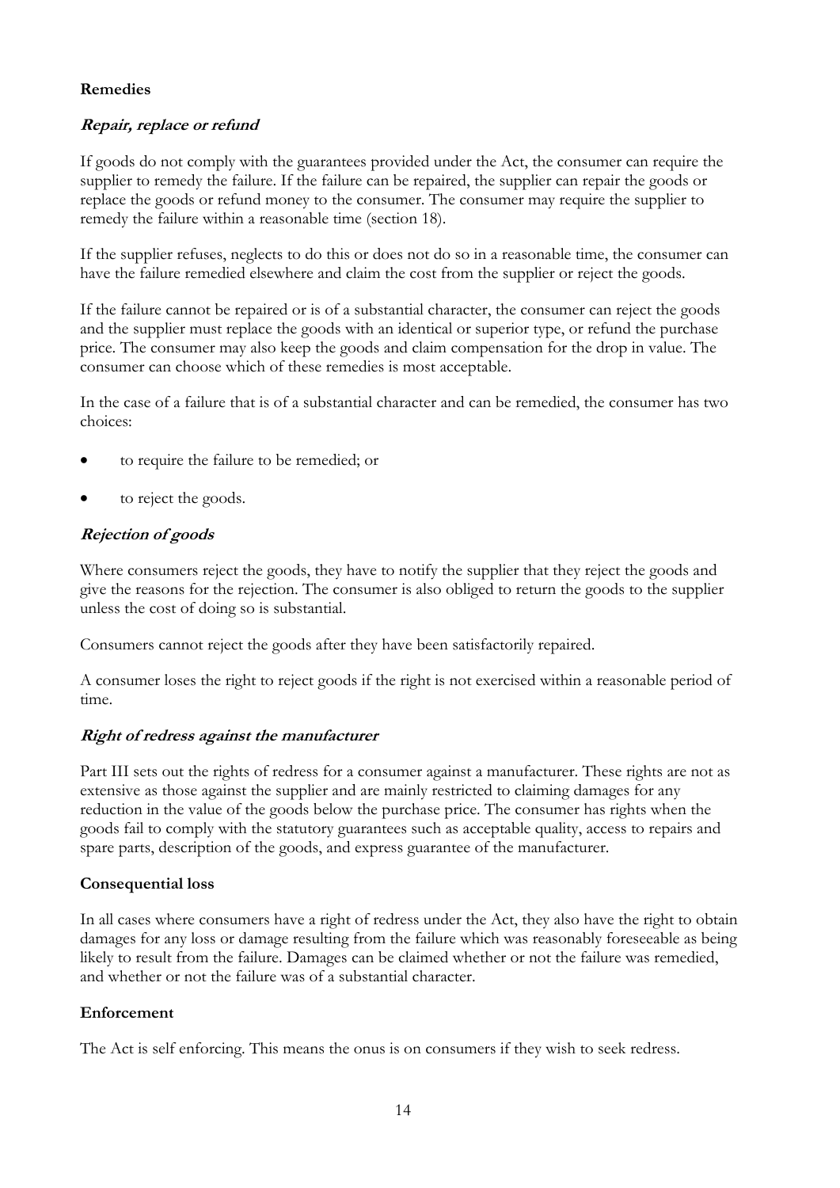## Remedies

### *Repair, replace or refund*

If goods do not comply with the guarantees provided under the Act, the consumer can require the supplier to remedy the failure. If the failure can be repaired, the supplier can repair the goods or replace the goods or refund money to the consumer. The consumer may require the supplier to remedy the failure within a reasonable time (section 18).

If the supplier refuses, neglects to do this or does not do so in a reasonable time, the consumer can have the failure remedied elsewhere and claim the cost from the supplier or reject the goods.

If the failure cannot be repaired or is of a substantial character, the consumer can reject the goods and the supplier must replace the goods with an identical or superior type, or refund the purchase price. The consumer may also keep the goods and claim compensation for the drop in value. The consumer can choose which of these remedies is most acceptable.

In the case of a failure that is of a substantial character and can be remedied, the consumer has two choices:

- to require the failure to be remedied; or
- to reject the goods.

### *Rejection of goods*

Where consumers reject the goods, they have to notify the supplier that they reject the goods and give the reasons for the rejection. The consumer is also obliged to return the goods to the supplier unless the cost of doing so is substantial.

Consumers cannot reject the goods after they have been satisfactorily repaired.

A consumer loses the right to reject goods if the right is not exercised within a reasonable period of time.

### *Right of redress against the manufacturer*

Part III sets out the rights of redress for a consumer against a manufacturer. These rights are not as extensive as those against the supplier and are mainly restricted to claiming damages for any reduction in the value of the goods below the purchase price. The consumer has rights when the goods fail to comply with the statutory guarantees such as acceptable quality, access to repairs and spare parts, description of the goods, and express guarantee of the manufacturer.

## Consequential loss

In all cases where consumers have a right of redress under the Act, they also have the right to obtain damages for any loss or damage resulting from the failure which was reasonably foreseeable as being likely to result from the failure. Damages can be claimed whether or not the failure was remedied, and whether or not the failure was of a substantial character.

## Enforcement

The Act is self enforcing. This means the onus is on consumers if they wish to seek redress.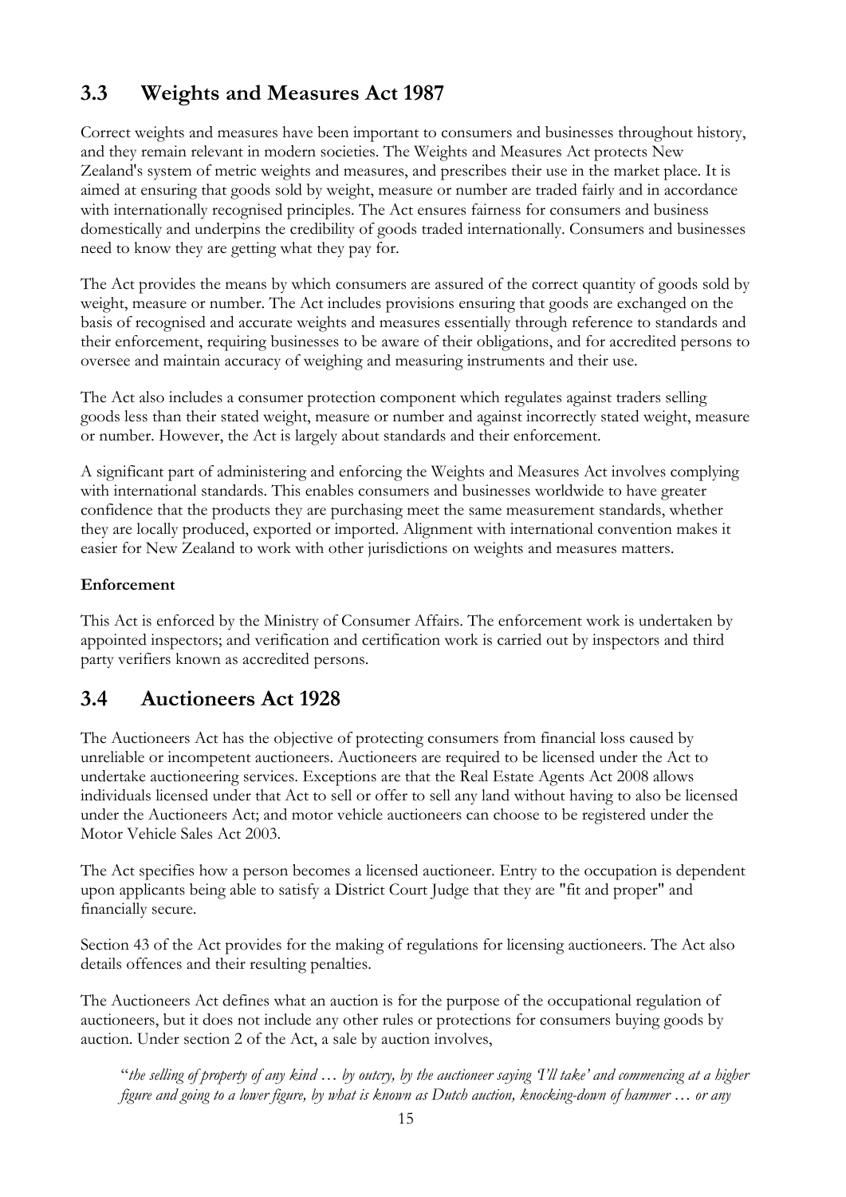## 3.3 Weights and Measures Act 1987

Correct weights and measures have been important to consumers and businesses throughout history, and they remain relevant in modern societies. The Weights and Measures Act protects New Zealand's system of metric weights and measures, and prescribes their use in the market place. It is aimed at ensuring that goods sold by weight, measure or number are traded fairly and in accordance with internationally recognised principles. The Act ensures fairness for consumers and business domestically and underpins the credibility of goods traded internationally. Consumers and businesses need to know they are getting what they pay for.

The Act provides the means by which consumers are assured of the correct quantity of goods sold by weight, measure or number. The Act includes provisions ensuring that goods are exchanged on the basis of recognised and accurate weights and measures essentially through reference to standards and their enforcement, requiring businesses to be aware of their obligations, and for accredited persons to oversee and maintain accuracy of weighing and measuring instruments and their use.

The Act also includes a consumer protection component which regulates against traders selling goods less than their stated weight, measure or number and against incorrectly stated weight, measure or number. However, the Act is largely about standards and their enforcement.

A significant part of administering and enforcing the Weights and Measures Act involves complying with international standards. This enables consumers and businesses worldwide to have greater confidence that the products they are purchasing meet the same measurement standards, whether they are locally produced, exported or imported. Alignment with international convention makes it easier for New Zealand to work with other jurisdictions on weights and measures matters.

**Enforcement**

This Act is enforced by the Ministry of Consumer Affairs. The enforcement work is undertaken by appointed inspectors; and verification and certification work is carried out by inspectors and third party verifiers known as accredited persons.

## 3.4 Auctioneers Act 1928

The Auctioneers Act has the objective of protecting consumers from financial loss caused by unreliable or incompetent auctioneers. Auctioneers are required to be licensed under the Act to undertake auctioneering services. Exceptions are that the Real Estate Agents Act 2008 allows individuals licensed under that Act to sell or offer to sell any land without having to also be licensed under the Auctioneers Act; and motor vehicle auctioneers can choose to be registered under the Motor Vehicle Sales Act 2003.

The Act specifies how a person becomes a licensed auctioneer. Entry to the occupation is dependent upon applicants being able to satisfy a District Court Judge that they are "fit and proper" and financially secure.

Section 43 of the Act provides for the making of regulations for licensing auctioneers. The Act also details offences and their resulting penalties.

The Auctioneers Act defines what an auction is for the purpose of the occupational regulation of auctioneers, but it does not include any other rules or protections for consumers buying goods by auction. Under section 2 of the Act, a sale by auction involves,

> "*the selling of property of any kind … by outcry, by the auctioneer saying 'I'll take' and commencing at a higher figure and going to a lower figure, by what is known as Dutch auction, knocking-down of hammer … or any*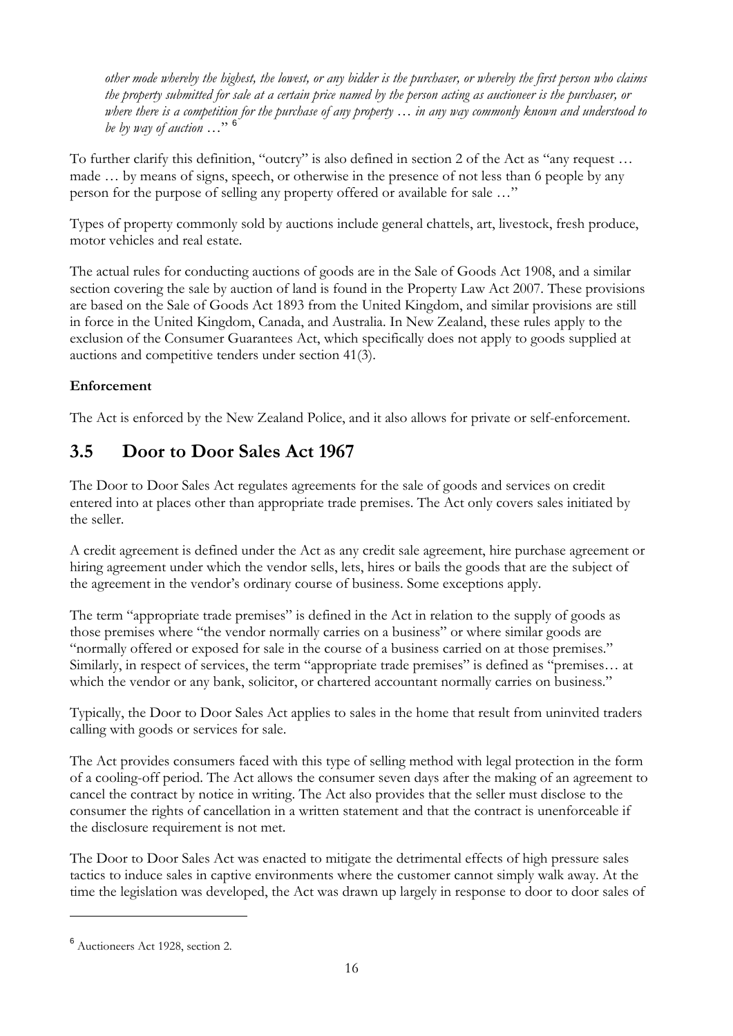*other mode whereby the highest, the lowest, or any bidder is the purchaser, or whereby the first person who claims the property submitted for sale at a certain price named by the person acting as auctioneer is the purchaser, or where there is a competition for the purchase of any property … in any way commonly known and understood to be by way of auction* …"[6]

To further clarify this definition, "outcry" is also defined in section 2 of the Act as "any request … made … by means of signs, speech, or otherwise in the presence of not less than 6 people by any person for the purpose of selling any property offered or available for sale …"

Types of property commonly sold by auctions include general chattels, art, livestock, fresh produce, motor vehicles and real estate.

The actual rules for conducting auctions of goods are in the Sale of Goods Act 1908, and a similar section covering the sale by auction of land is found in the Property Law Act 2007. These provisions are based on the Sale of Goods Act 1893 from the United Kingdom, and similar provisions are still in force in the United Kingdom, Canada, and Australia. In New Zealand, these rules apply to the exclusion of the Consumer Guarantees Act, which specifically does not apply to goods supplied at auctions and competitive tenders under section 41(3).

**Enforcement**

The Act is enforced by the New Zealand Police, and it also allows for private or self-enforcement.

## 3.5 Door to Door Sales Act 1967

The Door to Door Sales Act regulates agreements for the sale of goods and services on credit entered into at places other than appropriate trade premises. The Act only covers sales initiated by the seller.

A credit agreement is defined under the Act as any credit sale agreement, hire purchase agreement or hiring agreement under which the vendor sells, lets, hires or bails the goods that are the subject of the agreement in the vendor's ordinary course of business. Some exceptions apply.

The term "appropriate trade premises" is defined in the Act in relation to the supply of goods as those premises where "the vendor normally carries on a business" or where similar goods are "normally offered or exposed for sale in the course of a business carried on at those premises." Similarly, in respect of services, the term "appropriate trade premises" is defined as "premises… at which the vendor or any bank, solicitor, or chartered accountant normally carries on business."

Typically, the Door to Door Sales Act applies to sales in the home that result from uninvited traders calling with goods or services for sale.

The Act provides consumers faced with this type of selling method with legal protection in the form of a cooling-off period. The Act allows the consumer seven days after the making of an agreement to cancel the contract by notice in writing. The Act also provides that the seller must disclose to the consumer the rights of cancellation in a written statement and that the contract is unenforceable if the disclosure requirement is not met.

The Door to Door Sales Act was enacted to mitigate the detrimental effects of high pressure sales tactics to induce sales in captive environments where the customer cannot simply walk away. At the time the legislation was developed, the Act was drawn up largely in response to door to door sales of

---

[6] Auctioneers Act 1928, section 2.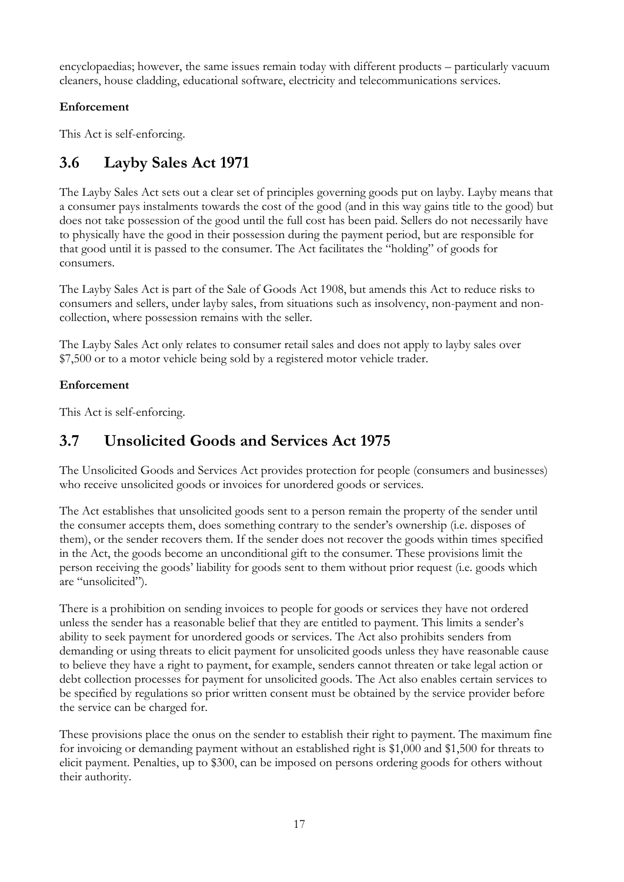encyclopaedias; however, the same issues remain today with different products – particularly vacuum cleaners, house cladding, educational software, electricity and telecommunications services.

**Enforcement**

This Act is self-enforcing.

## 3.6 Layby Sales Act 1971

The Layby Sales Act sets out a clear set of principles governing goods put on layby. Layby means that a consumer pays instalments towards the cost of the good (and in this way gains title to the good) but does not take possession of the good until the full cost has been paid. Sellers do not necessarily have to physically have the good in their possession during the payment period, but are responsible for that good until it is passed to the consumer. The Act facilitates the "holding" of goods for consumers.

The Layby Sales Act is part of the Sale of Goods Act 1908, but amends this Act to reduce risks to consumers and sellers, under layby sales, from situations such as insolvency, non-payment and non-collection, where possession remains with the seller.

The Layby Sales Act only relates to consumer retail sales and does not apply to layby sales over $7,500 or to a motor vehicle being sold by a registered motor vehicle trader.

**Enforcement**

This Act is self-enforcing.

## 3.7 Unsolicited Goods and Services Act 1975

The Unsolicited Goods and Services Act provides protection for people (consumers and businesses) who receive unsolicited goods or invoices for unordered goods or services.

The Act establishes that unsolicited goods sent to a person remain the property of the sender until the consumer accepts them, does something contrary to the sender's ownership (i.e. disposes of them), or the sender recovers them. If the sender does not recover the goods within times specified in the Act, the goods become an unconditional gift to the consumer. These provisions limit the person receiving the goods' liability for goods sent to them without prior request (i.e. goods which are "unsolicited").

There is a prohibition on sending invoices to people for goods or services they have not ordered unless the sender has a reasonable belief that they are entitled to payment. This limits a sender's ability to seek payment for unordered goods or services. The Act also prohibits senders from demanding or using threats to elicit payment for unsolicited goods unless they have reasonable cause to believe they have a right to payment, for example, senders cannot threaten or take legal action or debt collection processes for payment for unsolicited goods. The Act also enables certain services to be specified by regulations so prior written consent must be obtained by the service provider before the service can be charged for.

These provisions place the onus on the sender to establish their right to payment. The maximum fine for invoicing or demanding payment without an established right is $1,000 and $1,500 for threats to elicit payment. Penalties, up to $300, can be imposed on persons ordering goods for others without their authority.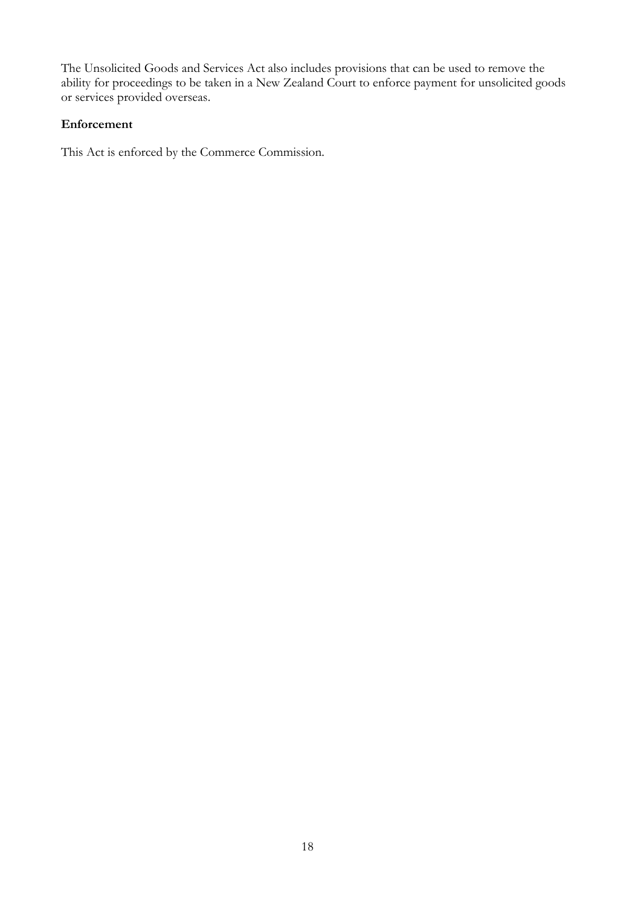The Unsolicited Goods and Services Act also includes provisions that can be used to remove the ability for proceedings to be taken in a New Zealand Court to enforce payment for unsolicited goods or services provided overseas.

**Enforcement**

This Act is enforced by the Commerce Commission.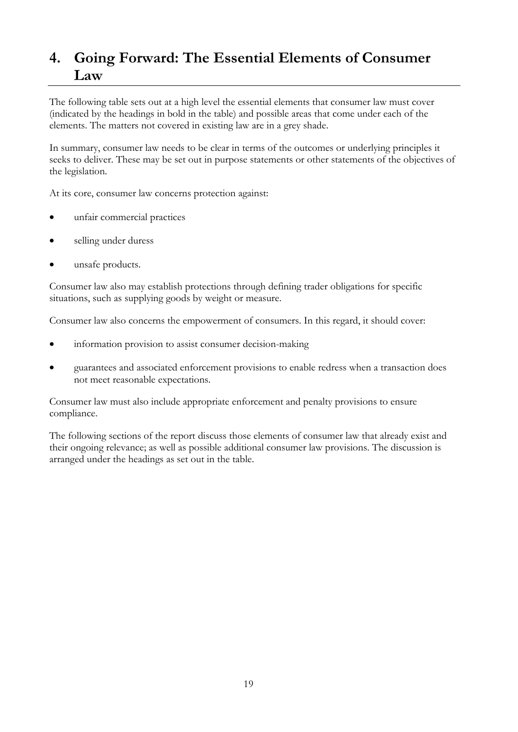# 4. Going Forward: The Essential Elements of Consumer Law

The following table sets out at a high level the essential elements that consumer law must cover (indicated by the headings in bold in the table) and possible areas that come under each of the elements. The matters not covered in existing law are in a grey shade.

In summary, consumer law needs to be clear in terms of the outcomes or underlying principles it seeks to deliver. These may be set out in purpose statements or other statements of the objectives of the legislation.

At its core, consumer law concerns protection against:

- unfair commercial practices
- selling under duress
- unsafe products.

Consumer law also may establish protections through defining trader obligations for specific situations, such as supplying goods by weight or measure.

Consumer law also concerns the empowerment of consumers. In this regard, it should cover:

- information provision to assist consumer decision-making
- guarantees and associated enforcement provisions to enable redress when a transaction does not meet reasonable expectations.

Consumer law must also include appropriate enforcement and penalty provisions to ensure compliance.

The following sections of the report discuss those elements of consumer law that already exist and their ongoing relevance; as well as possible additional consumer law provisions. The discussion is arranged under the headings as set out in the table.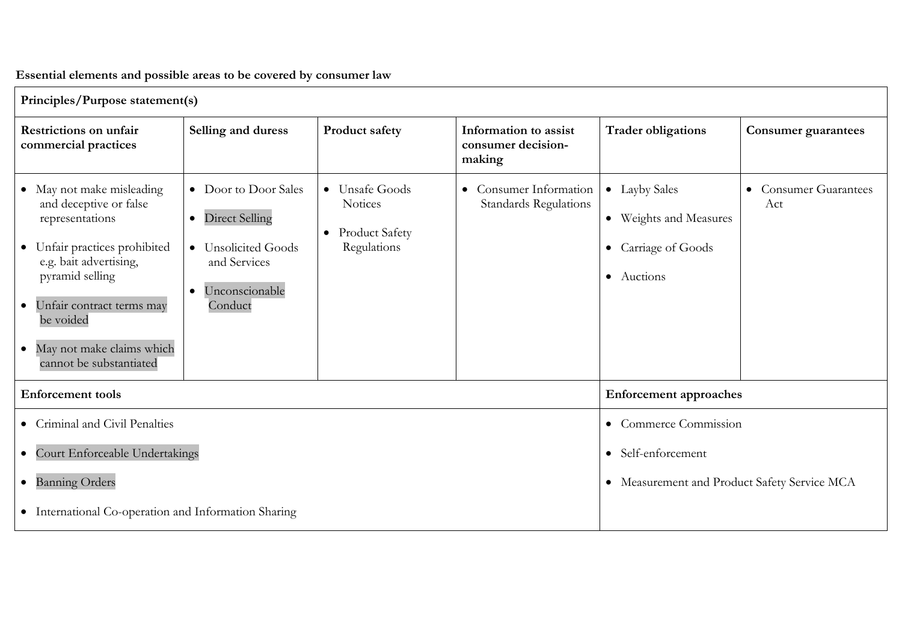**Essential elements and possible areas to be covered by consumer law**

| Principles/Purpose statement(s) | | | | | |
|---|---|---|---|---|---|
| **Restrictions on unfair commercial practices** | **Selling and duress** | **Product safety** | **Information to assist consumer decision-making** | **Trader obligations** | **Consumer guarantees** |
| • May not make misleading and deceptive or false representations<br>• Unfair practices prohibited e.g. bait advertising, pyramid selling<br>• Unfair contract terms may be voided<br>• May not make claims which cannot be substantiated | • Door to Door Sales<br>• Direct Selling<br>• Unsolicited Goods and Services<br>• Unconscionable Conduct | • Unsafe Goods Notices<br>• Product Safety Regulations | • Consumer Information Standards Regulations | • Layby Sales<br>• Weights and Measures<br>• Carriage of Goods<br>• Auctions | • Consumer Guarantees Act |
| **Enforcement tools** | | | | **Enforcement approaches** | |
| • Criminal and Civil Penalties<br>• Court Enforceable Undertakings<br>• Banning Orders<br>• International Co-operation and Information Sharing | | | | • Commerce Commission<br>• Self-enforcement<br>• Measurement and Product Safety Service MCA | |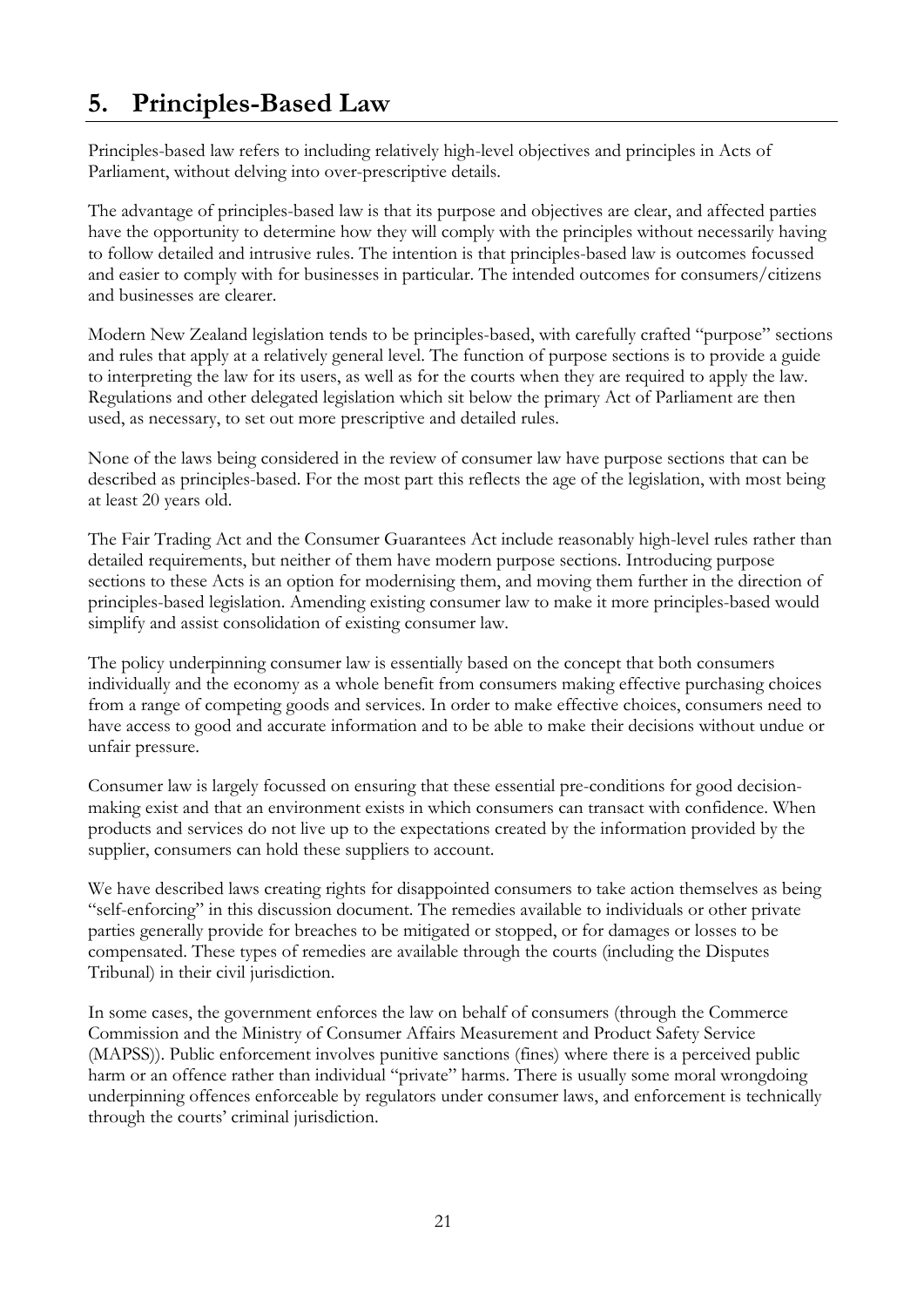# 5. Principles-Based Law

Principles-based law refers to including relatively high-level objectives and principles in Acts of Parliament, without delving into over-prescriptive details.

The advantage of principles-based law is that its purpose and objectives are clear, and affected parties have the opportunity to determine how they will comply with the principles without necessarily having to follow detailed and intrusive rules. The intention is that principles-based law is outcomes focussed and easier to comply with for businesses in particular. The intended outcomes for consumers/citizens and businesses are clearer.

Modern New Zealand legislation tends to be principles-based, with carefully crafted "purpose" sections and rules that apply at a relatively general level. The function of purpose sections is to provide a guide to interpreting the law for its users, as well as for the courts when they are required to apply the law. Regulations and other delegated legislation which sit below the primary Act of Parliament are then used, as necessary, to set out more prescriptive and detailed rules.

None of the laws being considered in the review of consumer law have purpose sections that can be described as principles-based. For the most part this reflects the age of the legislation, with most being at least 20 years old.

The Fair Trading Act and the Consumer Guarantees Act include reasonably high-level rules rather than detailed requirements, but neither of them have modern purpose sections. Introducing purpose sections to these Acts is an option for modernising them, and moving them further in the direction of principles-based legislation. Amending existing consumer law to make it more principles-based would simplify and assist consolidation of existing consumer law.

The policy underpinning consumer law is essentially based on the concept that both consumers individually and the economy as a whole benefit from consumers making effective purchasing choices from a range of competing goods and services. In order to make effective choices, consumers need to have access to good and accurate information and to be able to make their decisions without undue or unfair pressure.

Consumer law is largely focussed on ensuring that these essential pre-conditions for good decision-making exist and that an environment exists in which consumers can transact with confidence. When products and services do not live up to the expectations created by the information provided by the supplier, consumers can hold these suppliers to account.

We have described laws creating rights for disappointed consumers to take action themselves as being "self-enforcing" in this discussion document. The remedies available to individuals or other private parties generally provide for breaches to be mitigated or stopped, or for damages or losses to be compensated. These types of remedies are available through the courts (including the Disputes Tribunal) in their civil jurisdiction.

In some cases, the government enforces the law on behalf of consumers (through the Commerce Commission and the Ministry of Consumer Affairs Measurement and Product Safety Service (MAPSS)). Public enforcement involves punitive sanctions (fines) where there is a perceived public harm or an offence rather than individual "private" harms. There is usually some moral wrongdoing underpinning offences enforceable by regulators under consumer laws, and enforcement is technically through the courts' criminal jurisdiction.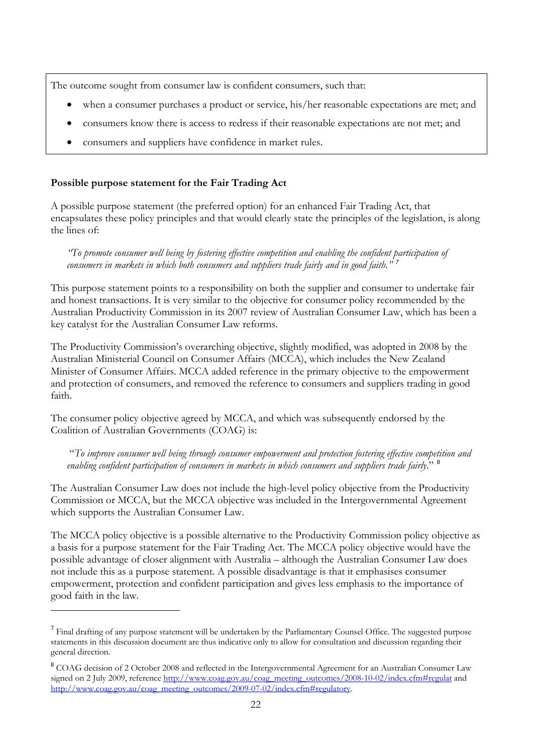The outcome sought from consumer law is confident consumers, such that:

- when a consumer purchases a product or service, his/her reasonable expectations are met; and
- consumers know there is access to redress if their reasonable expectations are not met; and
- consumers and suppliers have confidence in market rules.

**Possible purpose statement for the Fair Trading Act**

A possible purpose statement (the preferred option) for an enhanced Fair Trading Act, that encapsulates these policy principles and that would clearly state the principles of the legislation, is along the lines of:

> *"To promote consumer well being by fostering effective competition and enabling the confident participation of consumers in markets in which both consumers and suppliers trade fairly and in good faith."* [7]

This purpose statement points to a responsibility on both the supplier and consumer to undertake fair and honest transactions. It is very similar to the objective for consumer policy recommended by the Australian Productivity Commission in its 2007 review of Australian Consumer Law, which has been a key catalyst for the Australian Consumer Law reforms.

The Productivity Commission's overarching objective, slightly modified, was adopted in 2008 by the Australian Ministerial Council on Consumer Affairs (MCCA), which includes the New Zealand Minister of Consumer Affairs. MCCA added reference in the primary objective to the empowerment and protection of consumers, and removed the reference to consumers and suppliers trading in good faith.

The consumer policy objective agreed by MCCA, and which was subsequently endorsed by the Coalition of Australian Governments (COAG) is:

> "*To improve consumer well being through consumer empowerment and protection fostering effective competition and enabling confident participation of consumers in markets in which consumers and suppliers trade fairly*." [8]

The Australian Consumer Law does not include the high-level policy objective from the Productivity Commission or MCCA, but the MCCA objective was included in the Intergovernmental Agreement which supports the Australian Consumer Law.

The MCCA policy objective is a possible alternative to the Productivity Commission policy objective as a basis for a purpose statement for the Fair Trading Act. The MCCA policy objective would have the possible advantage of closer alignment with Australia – although the Australian Consumer Law does not include this as a purpose statement. A possible disadvantage is that it emphasises consumer empowerment, protection and confident participation and gives less emphasis to the importance of good faith in the law.

---

[7] Final drafting of any purpose statement will be undertaken by the Parliamentary Counsel Office. The suggested purpose statements in this discussion document are thus indicative only to allow for consultation and discussion regarding their general direction.

[8] COAG decision of 2 October 2008 and reflected in the Intergovernmental Agreement for an Australian Consumer Law signed on 2 July 2009, reference http://www.coag.gov.au/coag_meeting_outcomes/2008-10-02/index.cfm#regulat and http://www.coag.gov.au/coag_meeting_outcomes/2009-07-02/index.cfm#regulatory.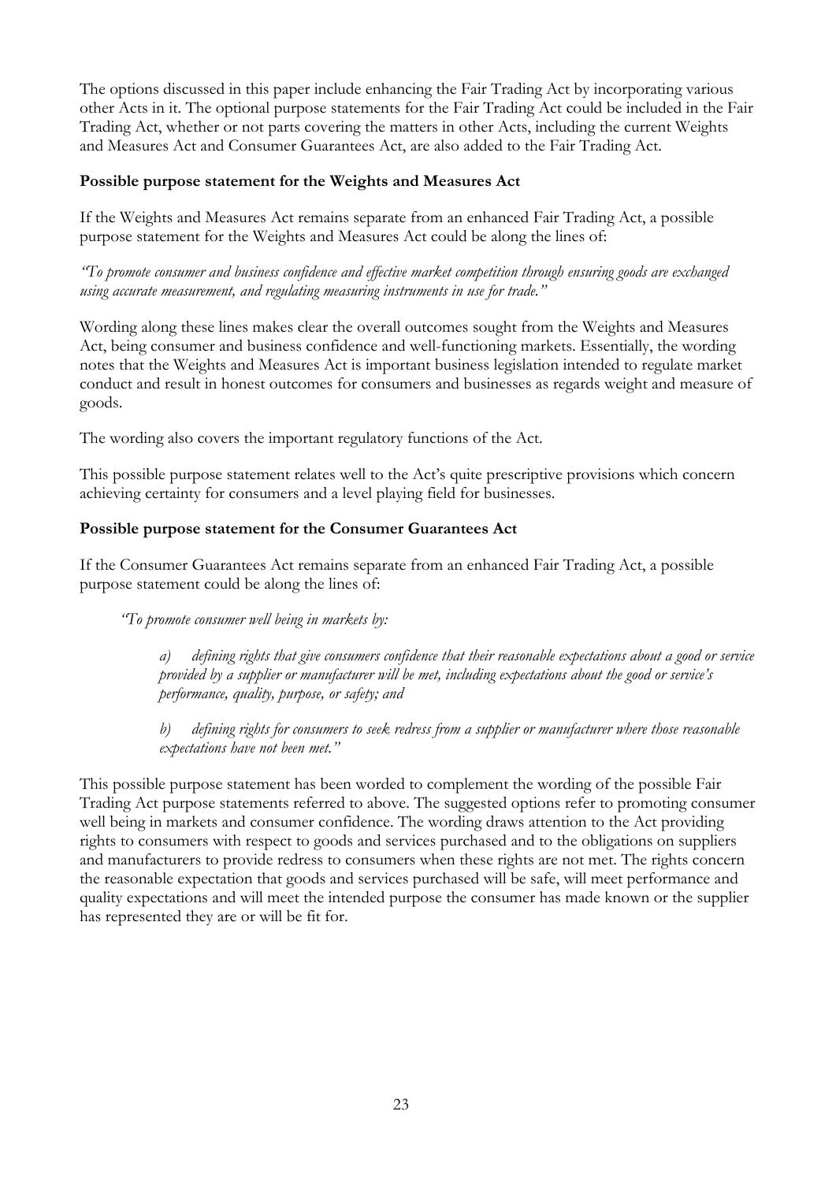The options discussed in this paper include enhancing the Fair Trading Act by incorporating various other Acts in it. The optional purpose statements for the Fair Trading Act could be included in the Fair Trading Act, whether or not parts covering the matters in other Acts, including the current Weights and Measures Act and Consumer Guarantees Act, are also added to the Fair Trading Act.

**Possible purpose statement for the Weights and Measures Act**

If the Weights and Measures Act remains separate from an enhanced Fair Trading Act, a possible purpose statement for the Weights and Measures Act could be along the lines of:

*"To promote consumer and business confidence and effective market competition through ensuring goods are exchanged using accurate measurement, and regulating measuring instruments in use for trade."*

Wording along these lines makes clear the overall outcomes sought from the Weights and Measures Act, being consumer and business confidence and well-functioning markets. Essentially, the wording notes that the Weights and Measures Act is important business legislation intended to regulate market conduct and result in honest outcomes for consumers and businesses as regards weight and measure of goods.

The wording also covers the important regulatory functions of the Act.

This possible purpose statement relates well to the Act's quite prescriptive provisions which concern achieving certainty for consumers and a level playing field for businesses.

**Possible purpose statement for the Consumer Guarantees Act**

If the Consumer Guarantees Act remains separate from an enhanced Fair Trading Act, a possible purpose statement could be along the lines of:

> *"To promote consumer well being in markets by:*
>
> *a) defining rights that give consumers confidence that their reasonable expectations about a good or service provided by a supplier or manufacturer will be met, including expectations about the good or service's performance, quality, purpose, or safety; and*
>
> *b) defining rights for consumers to seek redress from a supplier or manufacturer where those reasonable expectations have not been met."*

This possible purpose statement has been worded to complement the wording of the possible Fair Trading Act purpose statements referred to above. The suggested options refer to promoting consumer well being in markets and consumer confidence. The wording draws attention to the Act providing rights to consumers with respect to goods and services purchased and to the obligations on suppliers and manufacturers to provide redress to consumers when these rights are not met. The rights concern the reasonable expectation that goods and services purchased will be safe, will meet performance and quality expectations and will meet the intended purpose the consumer has made known or the supplier has represented they are or will be fit for.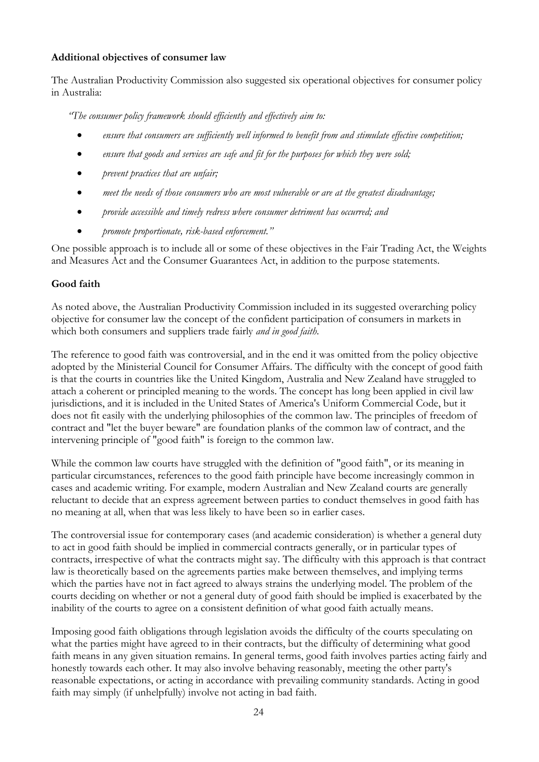**Additional objectives of consumer law**

The Australian Productivity Commission also suggested six operational objectives for consumer policy in Australia:

> *"The consumer policy framework should efficiently and effectively aim to:*
>
> - *ensure that consumers are sufficiently well informed to benefit from and stimulate effective competition;*
> - *ensure that goods and services are safe and fit for the purposes for which they were sold;*
> - *prevent practices that are unfair;*
> - *meet the needs of those consumers who are most vulnerable or are at the greatest disadvantage;*
> - *provide accessible and timely redress where consumer detriment has occurred; and*
> - *promote proportionate, risk-based enforcement."*

One possible approach is to include all or some of these objectives in the Fair Trading Act, the Weights and Measures Act and the Consumer Guarantees Act, in addition to the purpose statements.

**Good faith**

As noted above, the Australian Productivity Commission included in its suggested overarching policy objective for consumer law the concept of the confident participation of consumers in markets in which both consumers and suppliers trade fairly *and in good faith*.

The reference to good faith was controversial, and in the end it was omitted from the policy objective adopted by the Ministerial Council for Consumer Affairs. The difficulty with the concept of good faith is that the courts in countries like the United Kingdom, Australia and New Zealand have struggled to attach a coherent or principled meaning to the words. The concept has long been applied in civil law jurisdictions, and it is included in the United States of America's Uniform Commercial Code, but it does not fit easily with the underlying philosophies of the common law. The principles of freedom of contract and "let the buyer beware" are foundation planks of the common law of contract, and the intervening principle of "good faith" is foreign to the common law.

While the common law courts have struggled with the definition of "good faith", or its meaning in particular circumstances, references to the good faith principle have become increasingly common in cases and academic writing. For example, modern Australian and New Zealand courts are generally reluctant to decide that an express agreement between parties to conduct themselves in good faith has no meaning at all, when that was less likely to have been so in earlier cases.

The controversial issue for contemporary cases (and academic consideration) is whether a general duty to act in good faith should be implied in commercial contracts generally, or in particular types of contracts, irrespective of what the contracts might say. The difficulty with this approach is that contract law is theoretically based on the agreements parties make between themselves, and implying terms which the parties have not in fact agreed to always strains the underlying model. The problem of the courts deciding on whether or not a general duty of good faith should be implied is exacerbated by the inability of the courts to agree on a consistent definition of what good faith actually means.

Imposing good faith obligations through legislation avoids the difficulty of the courts speculating on what the parties might have agreed to in their contracts, but the difficulty of determining what good faith means in any given situation remains. In general terms, good faith involves parties acting fairly and honestly towards each other. It may also involve behaving reasonably, meeting the other party's reasonable expectations, or acting in accordance with prevailing community standards. Acting in good faith may simply (if unhelpfully) involve not acting in bad faith.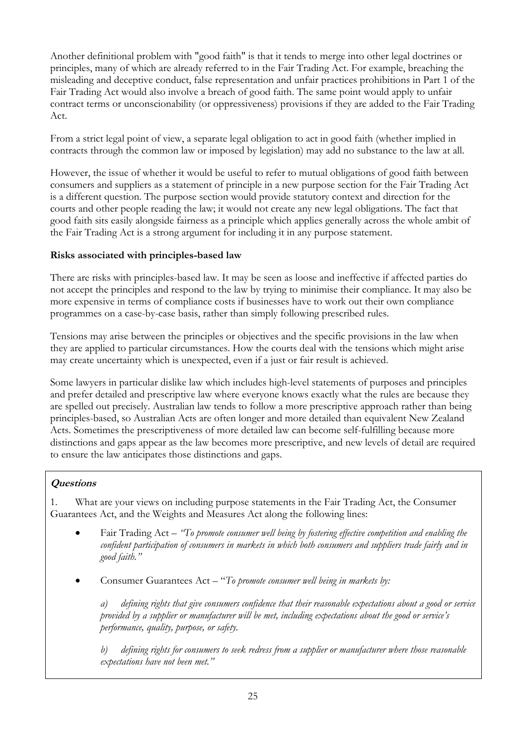Another definitional problem with "good faith" is that it tends to merge into other legal doctrines or principles, many of which are already referred to in the Fair Trading Act. For example, breaching the misleading and deceptive conduct, false representation and unfair practices prohibitions in Part 1 of the Fair Trading Act would also involve a breach of good faith. The same point would apply to unfair contract terms or unconscionability (or oppressiveness) provisions if they are added to the Fair Trading Act.

From a strict legal point of view, a separate legal obligation to act in good faith (whether implied in contracts through the common law or imposed by legislation) may add no substance to the law at all.

However, the issue of whether it would be useful to refer to mutual obligations of good faith between consumers and suppliers as a statement of principle in a new purpose section for the Fair Trading Act is a different question. The purpose section would provide statutory context and direction for the courts and other people reading the law; it would not create any new legal obligations. The fact that good faith sits easily alongside fairness as a principle which applies generally across the whole ambit of the Fair Trading Act is a strong argument for including it in any purpose statement.

**Risks associated with principles-based law**

There are risks with principles-based law. It may be seen as loose and ineffective if affected parties do not accept the principles and respond to the law by trying to minimise their compliance. It may also be more expensive in terms of compliance costs if businesses have to work out their own compliance programmes on a case-by-case basis, rather than simply following prescribed rules.

Tensions may arise between the principles or objectives and the specific provisions in the law when they are applied to particular circumstances. How the courts deal with the tensions which might arise may create uncertainty which is unexpected, even if a just or fair result is achieved.

Some lawyers in particular dislike law which includes high-level statements of purposes and principles and prefer detailed and prescriptive law where everyone knows exactly what the rules are because they are spelled out precisely. Australian law tends to follow a more prescriptive approach rather than being principles-based, so Australian Acts are often longer and more detailed than equivalent New Zealand Acts. Sometimes the prescriptiveness of more detailed law can become self-fulfilling because more distinctions and gaps appear as the law becomes more prescriptive, and new levels of detail are required to ensure the law anticipates those distinctions and gaps.

***Questions***

1. What are your views on including purpose statements in the Fair Trading Act, the Consumer Guarantees Act, and the Weights and Measures Act along the following lines:

- Fair Trading Act – *"To promote consumer well being by fostering effective competition and enabling the confident participation of consumers in markets in which both consumers and suppliers trade fairly and in good faith."*

- Consumer Guarantees Act – "*To promote consumer well being in markets by:*

  *a) defining rights that give consumers confidence that their reasonable expectations about a good or service provided by a supplier or manufacturer will be met, including expectations about the good or service's performance, quality, purpose, or safety.*

  *b) defining rights for consumers to seek redress from a supplier or manufacturer where those reasonable expectations have not been met."*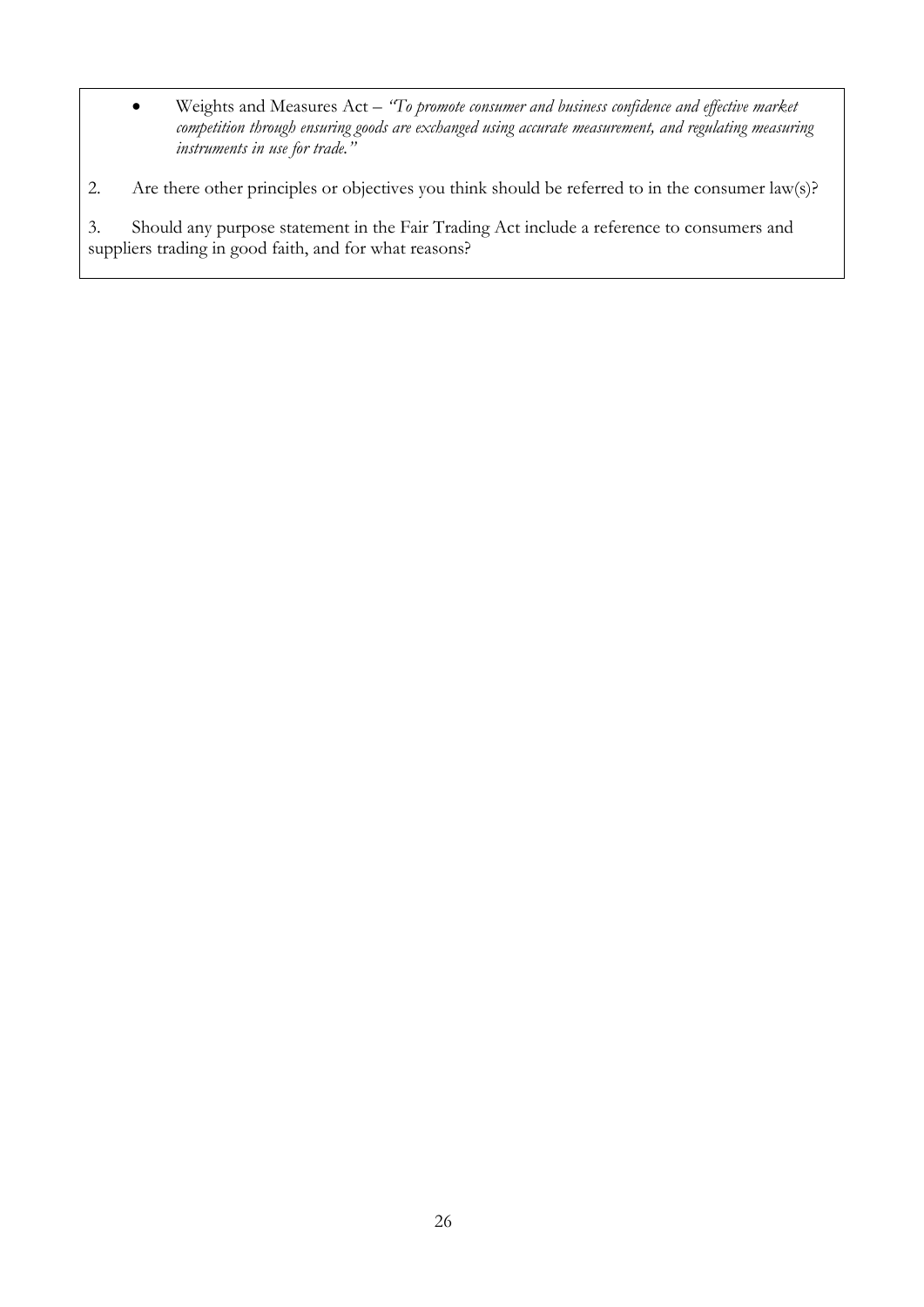- Weights and Measures Act – *"To promote consumer and business confidence and effective market competition through ensuring goods are exchanged using accurate measurement, and regulating measuring instruments in use for trade."*

2. Are there other principles or objectives you think should be referred to in the consumer law(s)?

3. Should any purpose statement in the Fair Trading Act include a reference to consumers and suppliers trading in good faith, and for what reasons?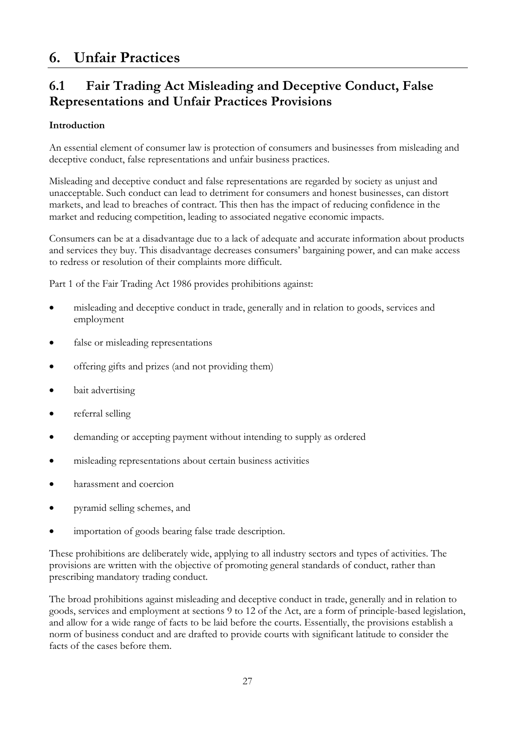# 6. Unfair Practices

## 6.1 Fair Trading Act Misleading and Deceptive Conduct, False Representations and Unfair Practices Provisions

**Introduction**

An essential element of consumer law is protection of consumers and businesses from misleading and deceptive conduct, false representations and unfair business practices.

Misleading and deceptive conduct and false representations are regarded by society as unjust and unacceptable. Such conduct can lead to detriment for consumers and honest businesses, can distort markets, and lead to breaches of contract. This then has the impact of reducing confidence in the market and reducing competition, leading to associated negative economic impacts.

Consumers can be at a disadvantage due to a lack of adequate and accurate information about products and services they buy. This disadvantage decreases consumers' bargaining power, and can make access to redress or resolution of their complaints more difficult.

Part 1 of the Fair Trading Act 1986 provides prohibitions against:

- misleading and deceptive conduct in trade, generally and in relation to goods, services and employment
- false or misleading representations
- offering gifts and prizes (and not providing them)
- bait advertising
- referral selling
- demanding or accepting payment without intending to supply as ordered
- misleading representations about certain business activities
- harassment and coercion
- pyramid selling schemes, and
- importation of goods bearing false trade description.

These prohibitions are deliberately wide, applying to all industry sectors and types of activities. The provisions are written with the objective of promoting general standards of conduct, rather than prescribing mandatory trading conduct.

The broad prohibitions against misleading and deceptive conduct in trade, generally and in relation to goods, services and employment at sections 9 to 12 of the Act, are a form of principle-based legislation, and allow for a wide range of facts to be laid before the courts. Essentially, the provisions establish a norm of business conduct and are drafted to provide courts with significant latitude to consider the facts of the cases before them.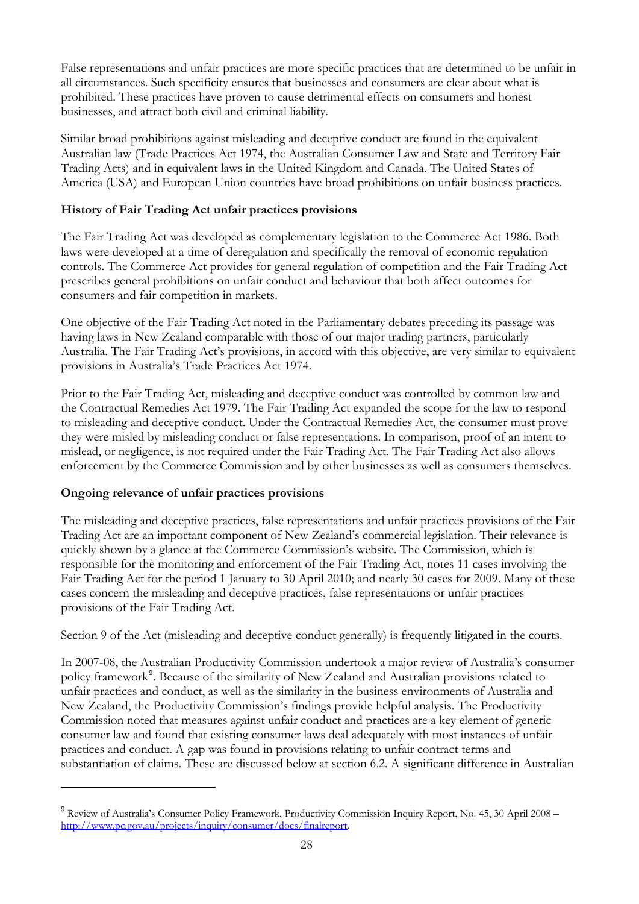False representations and unfair practices are more specific practices that are determined to be unfair in all circumstances. Such specificity ensures that businesses and consumers are clear about what is prohibited. These practices have proven to cause detrimental effects on consumers and honest businesses, and attract both civil and criminal liability.

Similar broad prohibitions against misleading and deceptive conduct are found in the equivalent Australian law (Trade Practices Act 1974, the Australian Consumer Law and State and Territory Fair Trading Acts) and in equivalent laws in the United Kingdom and Canada. The United States of America (USA) and European Union countries have broad prohibitions on unfair business practices.

**History of Fair Trading Act unfair practices provisions**

The Fair Trading Act was developed as complementary legislation to the Commerce Act 1986. Both laws were developed at a time of deregulation and specifically the removal of economic regulation controls. The Commerce Act provides for general regulation of competition and the Fair Trading Act prescribes general prohibitions on unfair conduct and behaviour that both affect outcomes for consumers and fair competition in markets.

One objective of the Fair Trading Act noted in the Parliamentary debates preceding its passage was having laws in New Zealand comparable with those of our major trading partners, particularly Australia. The Fair Trading Act's provisions, in accord with this objective, are very similar to equivalent provisions in Australia's Trade Practices Act 1974.

Prior to the Fair Trading Act, misleading and deceptive conduct was controlled by common law and the Contractual Remedies Act 1979. The Fair Trading Act expanded the scope for the law to respond to misleading and deceptive conduct. Under the Contractual Remedies Act, the consumer must prove they were misled by misleading conduct or false representations. In comparison, proof of an intent to mislead, or negligence, is not required under the Fair Trading Act. The Fair Trading Act also allows enforcement by the Commerce Commission and by other businesses as well as consumers themselves.

**Ongoing relevance of unfair practices provisions**

The misleading and deceptive practices, false representations and unfair practices provisions of the Fair Trading Act are an important component of New Zealand's commercial legislation. Their relevance is quickly shown by a glance at the Commerce Commission's website. The Commission, which is responsible for the monitoring and enforcement of the Fair Trading Act, notes 11 cases involving the Fair Trading Act for the period 1 January to 30 April 2010; and nearly 30 cases for 2009. Many of these cases concern the misleading and deceptive practices, false representations or unfair practices provisions of the Fair Trading Act.

Section 9 of the Act (misleading and deceptive conduct generally) is frequently litigated in the courts.

In 2007-08, the Australian Productivity Commission undertook a major review of Australia's consumer policy framework[9]. Because of the similarity of New Zealand and Australian provisions related to unfair practices and conduct, as well as the similarity in the business environments of Australia and New Zealand, the Productivity Commission's findings provide helpful analysis. The Productivity Commission noted that measures against unfair conduct and practices are a key element of generic consumer law and found that existing consumer laws deal adequately with most instances of unfair practices and conduct. A gap was found in provisions relating to unfair contract terms and substantiation of claims. These are discussed below at section 6.2. A significant difference in Australian

---

[9] Review of Australia's Consumer Policy Framework, Productivity Commission Inquiry Report, No. 45, 30 April 2008 – http://www.pc.gov.au/projects/inquiry/consumer/docs/finalreport.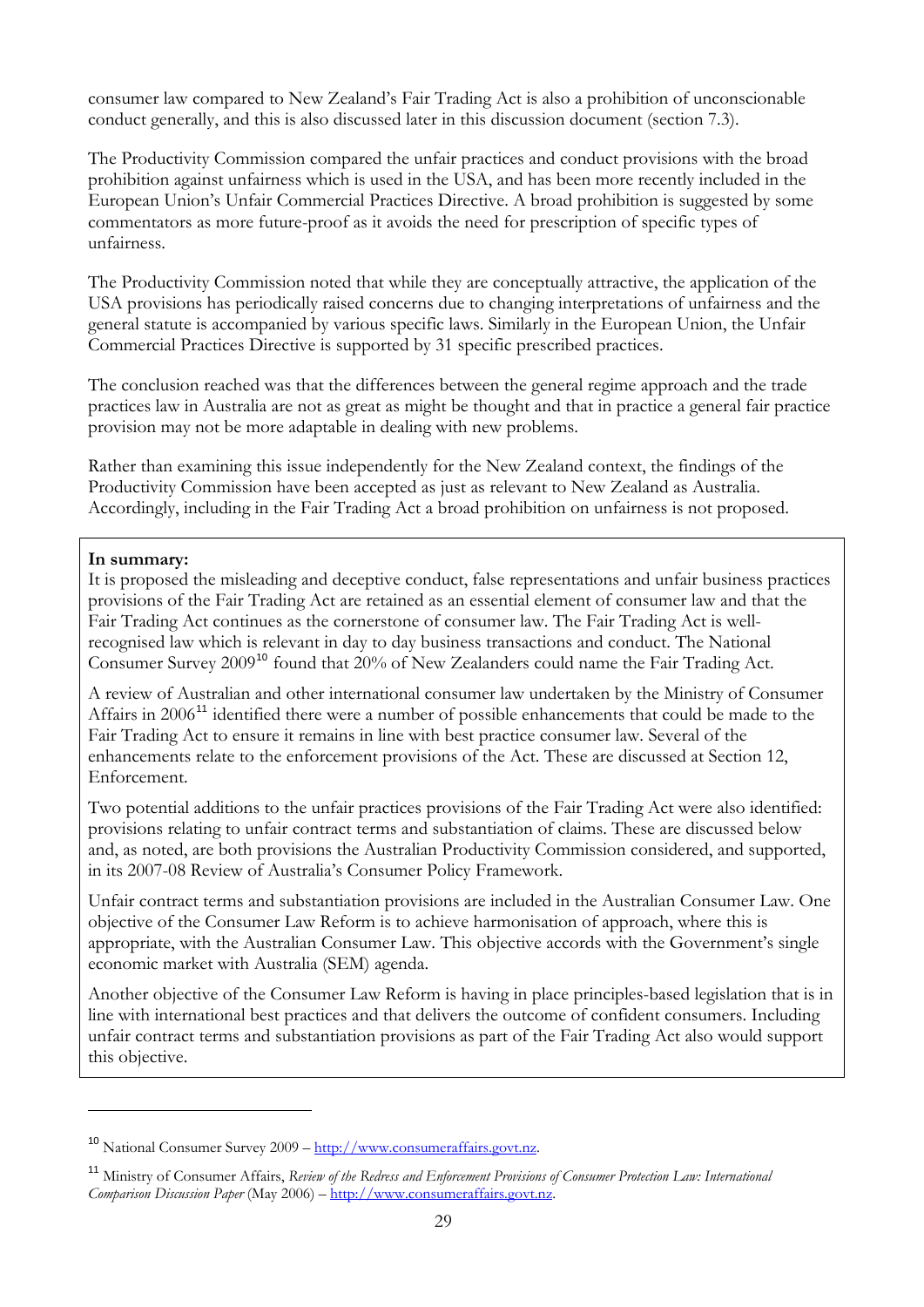consumer law compared to New Zealand's Fair Trading Act is also a prohibition of unconscionable conduct generally, and this is also discussed later in this discussion document (section 7.3).

The Productivity Commission compared the unfair practices and conduct provisions with the broad prohibition against unfairness which is used in the USA, and has been more recently included in the European Union's Unfair Commercial Practices Directive. A broad prohibition is suggested by some commentators as more future-proof as it avoids the need for prescription of specific types of unfairness.

The Productivity Commission noted that while they are conceptually attractive, the application of the USA provisions has periodically raised concerns due to changing interpretations of unfairness and the general statute is accompanied by various specific laws. Similarly in the European Union, the Unfair Commercial Practices Directive is supported by 31 specific prescribed practices.

The conclusion reached was that the differences between the general regime approach and the trade practices law in Australia are not as great as might be thought and that in practice a general fair practice provision may not be more adaptable in dealing with new problems.

Rather than examining this issue independently for the New Zealand context, the findings of the Productivity Commission have been accepted as just as relevant to New Zealand as Australia. Accordingly, including in the Fair Trading Act a broad prohibition on unfairness is not proposed.

**In summary:**

It is proposed the misleading and deceptive conduct, false representations and unfair business practices provisions of the Fair Trading Act are retained as an essential element of consumer law and that the Fair Trading Act continues as the cornerstone of consumer law. The Fair Trading Act is well-recognised law which is relevant in day to day business transactions and conduct. The National Consumer Survey 2009[10] found that 20% of New Zealanders could name the Fair Trading Act.

A review of Australian and other international consumer law undertaken by the Ministry of Consumer Affairs in 2006[11] identified there were a number of possible enhancements that could be made to the Fair Trading Act to ensure it remains in line with best practice consumer law. Several of the enhancements relate to the enforcement provisions of the Act. These are discussed at Section 12, Enforcement.

Two potential additions to the unfair practices provisions of the Fair Trading Act were also identified: provisions relating to unfair contract terms and substantiation of claims. These are discussed below and, as noted, are both provisions the Australian Productivity Commission considered, and supported, in its 2007-08 Review of Australia's Consumer Policy Framework.

Unfair contract terms and substantiation provisions are included in the Australian Consumer Law. One objective of the Consumer Law Reform is to achieve harmonisation of approach, where this is appropriate, with the Australian Consumer Law. This objective accords with the Government's single economic market with Australia (SEM) agenda.

Another objective of the Consumer Law Reform is having in place principles-based legislation that is in line with international best practices and that delivers the outcome of confident consumers. Including unfair contract terms and substantiation provisions as part of the Fair Trading Act also would support this objective.

---

[10] National Consumer Survey 2009 – http://www.consumeraffairs.govt.nz.

[11] Ministry of Consumer Affairs, *Review of the Redress and Enforcement Provisions of Consumer Protection Law: International Comparison Discussion Paper* (May 2006) – http://www.consumeraffairs.govt.nz.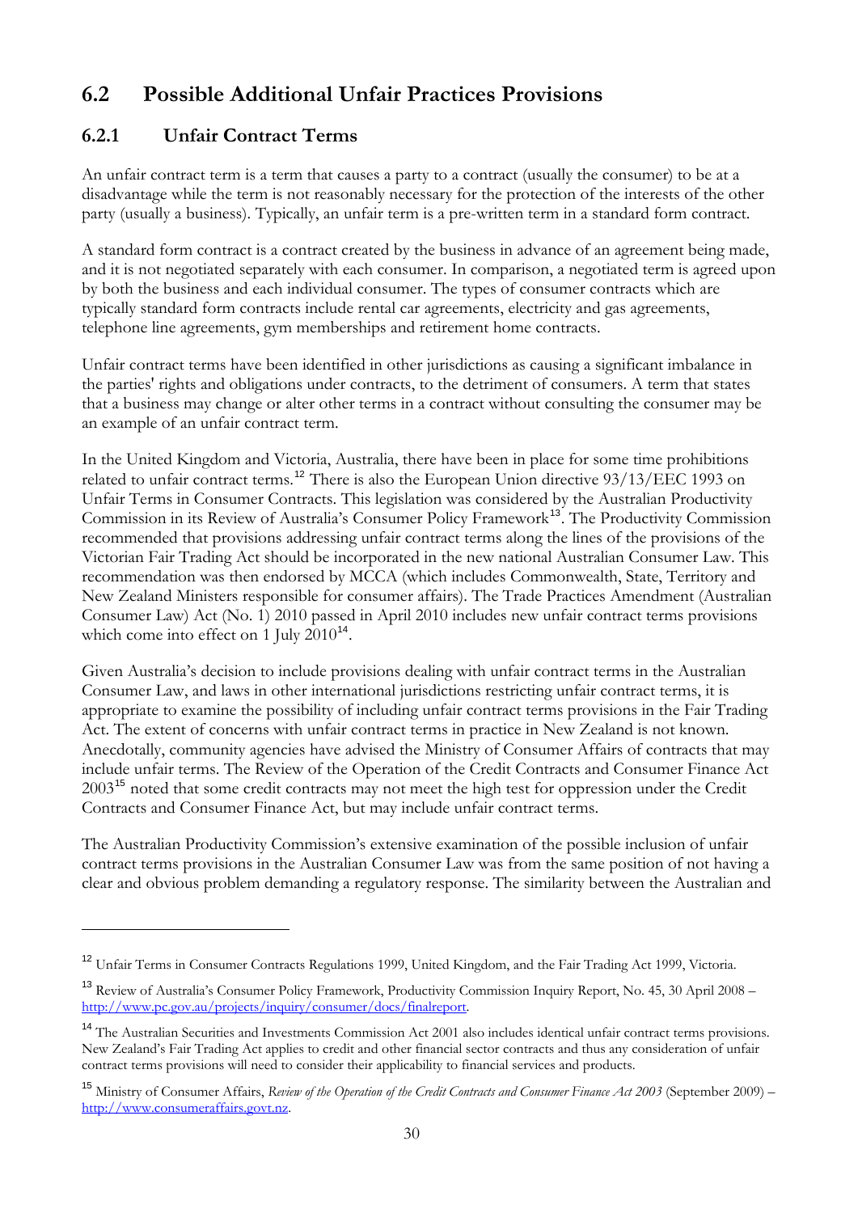## 6.2 Possible Additional Unfair Practices Provisions

### 6.2.1 Unfair Contract Terms

An unfair contract term is a term that causes a party to a contract (usually the consumer) to be at a disadvantage while the term is not reasonably necessary for the protection of the interests of the other party (usually a business). Typically, an unfair term is a pre-written term in a standard form contract.

A standard form contract is a contract created by the business in advance of an agreement being made, and it is not negotiated separately with each consumer. In comparison, a negotiated term is agreed upon by both the business and each individual consumer. The types of consumer contracts which are typically standard form contracts include rental car agreements, electricity and gas agreements, telephone line agreements, gym memberships and retirement home contracts.

Unfair contract terms have been identified in other jurisdictions as causing a significant imbalance in the parties' rights and obligations under contracts, to the detriment of consumers. A term that states that a business may change or alter other terms in a contract without consulting the consumer may be an example of an unfair contract term.

In the United Kingdom and Victoria, Australia, there have been in place for some time prohibitions related to unfair contract terms.[12] There is also the European Union directive 93/13/EEC 1993 on Unfair Terms in Consumer Contracts. This legislation was considered by the Australian Productivity Commission in its Review of Australia's Consumer Policy Framework[13]. The Productivity Commission recommended that provisions addressing unfair contract terms along the lines of the provisions of the Victorian Fair Trading Act should be incorporated in the new national Australian Consumer Law. This recommendation was then endorsed by MCCA (which includes Commonwealth, State, Territory and New Zealand Ministers responsible for consumer affairs). The Trade Practices Amendment (Australian Consumer Law) Act (No. 1) 2010 passed in April 2010 includes new unfair contract terms provisions which come into effect on 1 July 2010[14].

Given Australia's decision to include provisions dealing with unfair contract terms in the Australian Consumer Law, and laws in other international jurisdictions restricting unfair contract terms, it is appropriate to examine the possibility of including unfair contract terms provisions in the Fair Trading Act. The extent of concerns with unfair contract terms in practice in New Zealand is not known. Anecdotally, community agencies have advised the Ministry of Consumer Affairs of contracts that may include unfair terms. The Review of the Operation of the Credit Contracts and Consumer Finance Act 2003[15] noted that some credit contracts may not meet the high test for oppression under the Credit Contracts and Consumer Finance Act, but may include unfair contract terms.

The Australian Productivity Commission's extensive examination of the possible inclusion of unfair contract terms provisions in the Australian Consumer Law was from the same position of not having a clear and obvious problem demanding a regulatory response. The similarity between the Australian and

---

[12] Unfair Terms in Consumer Contracts Regulations 1999, United Kingdom, and the Fair Trading Act 1999, Victoria.

[13] Review of Australia's Consumer Policy Framework, Productivity Commission Inquiry Report, No. 45, 30 April 2008 – http://www.pc.gov.au/projects/inquiry/consumer/docs/finalreport.

[14] The Australian Securities and Investments Commission Act 2001 also includes identical unfair contract terms provisions. New Zealand's Fair Trading Act applies to credit and other financial sector contracts and thus any consideration of unfair contract terms provisions will need to consider their applicability to financial services and products.

[15] Ministry of Consumer Affairs, *Review of the Operation of the Credit Contracts and Consumer Finance Act 2003* (September 2009) – http://www.consumeraffairs.govt.nz.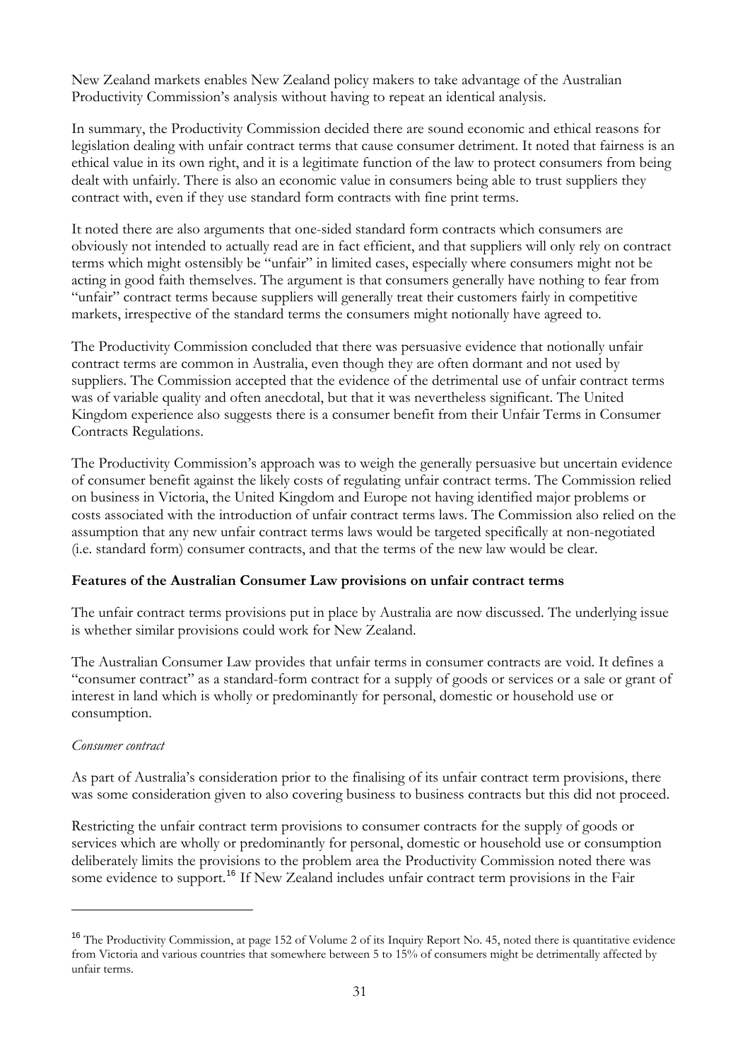New Zealand markets enables New Zealand policy makers to take advantage of the Australian Productivity Commission's analysis without having to repeat an identical analysis.

In summary, the Productivity Commission decided there are sound economic and ethical reasons for legislation dealing with unfair contract terms that cause consumer detriment. It noted that fairness is an ethical value in its own right, and it is a legitimate function of the law to protect consumers from being dealt with unfairly. There is also an economic value in consumers being able to trust suppliers they contract with, even if they use standard form contracts with fine print terms.

It noted there are also arguments that one-sided standard form contracts which consumers are obviously not intended to actually read are in fact efficient, and that suppliers will only rely on contract terms which might ostensibly be "unfair" in limited cases, especially where consumers might not be acting in good faith themselves. The argument is that consumers generally have nothing to fear from "unfair" contract terms because suppliers will generally treat their customers fairly in competitive markets, irrespective of the standard terms the consumers might notionally have agreed to.

The Productivity Commission concluded that there was persuasive evidence that notionally unfair contract terms are common in Australia, even though they are often dormant and not used by suppliers. The Commission accepted that the evidence of the detrimental use of unfair contract terms was of variable quality and often anecdotal, but that it was nevertheless significant. The United Kingdom experience also suggests there is a consumer benefit from their Unfair Terms in Consumer Contracts Regulations.

The Productivity Commission's approach was to weigh the generally persuasive but uncertain evidence of consumer benefit against the likely costs of regulating unfair contract terms. The Commission relied on business in Victoria, the United Kingdom and Europe not having identified major problems or costs associated with the introduction of unfair contract terms laws. The Commission also relied on the assumption that any new unfair contract terms laws would be targeted specifically at non-negotiated (i.e. standard form) consumer contracts, and that the terms of the new law would be clear.

**Features of the Australian Consumer Law provisions on unfair contract terms**

The unfair contract terms provisions put in place by Australia are now discussed. The underlying issue is whether similar provisions could work for New Zealand.

The Australian Consumer Law provides that unfair terms in consumer contracts are void. It defines a "consumer contract" as a standard-form contract for a supply of goods or services or a sale or grant of interest in land which is wholly or predominantly for personal, domestic or household use or consumption.

*Consumer contract*

As part of Australia's consideration prior to the finalising of its unfair contract term provisions, there was some consideration given to also covering business to business contracts but this did not proceed.

Restricting the unfair contract term provisions to consumer contracts for the supply of goods or services which are wholly or predominantly for personal, domestic or household use or consumption deliberately limits the provisions to the problem area the Productivity Commission noted there was some evidence to support.[16] If New Zealand includes unfair contract term provisions in the Fair

---

[16] The Productivity Commission, at page 152 of Volume 2 of its Inquiry Report No. 45, noted there is quantitative evidence from Victoria and various countries that somewhere between 5 to 15% of consumers might be detrimentally affected by unfair terms.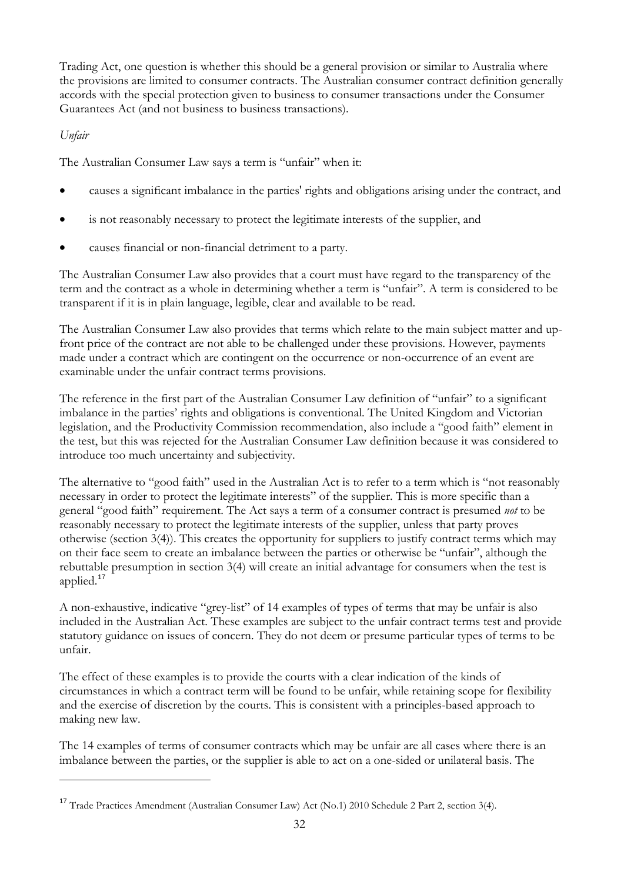Trading Act, one question is whether this should be a general provision or similar to Australia where the provisions are limited to consumer contracts. The Australian consumer contract definition generally accords with the special protection given to business to consumer transactions under the Consumer Guarantees Act (and not business to business transactions).

*Unfair*

The Australian Consumer Law says a term is "unfair" when it:

- causes a significant imbalance in the parties' rights and obligations arising under the contract, and
- is not reasonably necessary to protect the legitimate interests of the supplier, and
- causes financial or non-financial detriment to a party.

The Australian Consumer Law also provides that a court must have regard to the transparency of the term and the contract as a whole in determining whether a term is "unfair". A term is considered to be transparent if it is in plain language, legible, clear and available to be read.

The Australian Consumer Law also provides that terms which relate to the main subject matter and up-front price of the contract are not able to be challenged under these provisions. However, payments made under a contract which are contingent on the occurrence or non-occurrence of an event are examinable under the unfair contract terms provisions.

The reference in the first part of the Australian Consumer Law definition of "unfair" to a significant imbalance in the parties' rights and obligations is conventional. The United Kingdom and Victorian legislation, and the Productivity Commission recommendation, also include a "good faith" element in the test, but this was rejected for the Australian Consumer Law definition because it was considered to introduce too much uncertainty and subjectivity.

The alternative to "good faith" used in the Australian Act is to refer to a term which is "not reasonably necessary in order to protect the legitimate interests" of the supplier. This is more specific than a general "good faith" requirement. The Act says a term of a consumer contract is presumed *not* to be reasonably necessary to protect the legitimate interests of the supplier, unless that party proves otherwise (section 3(4)). This creates the opportunity for suppliers to justify contract terms which may on their face seem to create an imbalance between the parties or otherwise be "unfair", although the rebuttable presumption in section 3(4) will create an initial advantage for consumers when the test is applied.[17]

A non-exhaustive, indicative "grey-list" of 14 examples of types of terms that may be unfair is also included in the Australian Act. These examples are subject to the unfair contract terms test and provide statutory guidance on issues of concern. They do not deem or presume particular types of terms to be unfair.

The effect of these examples is to provide the courts with a clear indication of the kinds of circumstances in which a contract term will be found to be unfair, while retaining scope for flexibility and the exercise of discretion by the courts. This is consistent with a principles-based approach to making new law.

The 14 examples of terms of consumer contracts which may be unfair are all cases where there is an imbalance between the parties, or the supplier is able to act on a one-sided or unilateral basis. The

[17] Trade Practices Amendment (Australian Consumer Law) Act (No.1) 2010 Schedule 2 Part 2, section 3(4).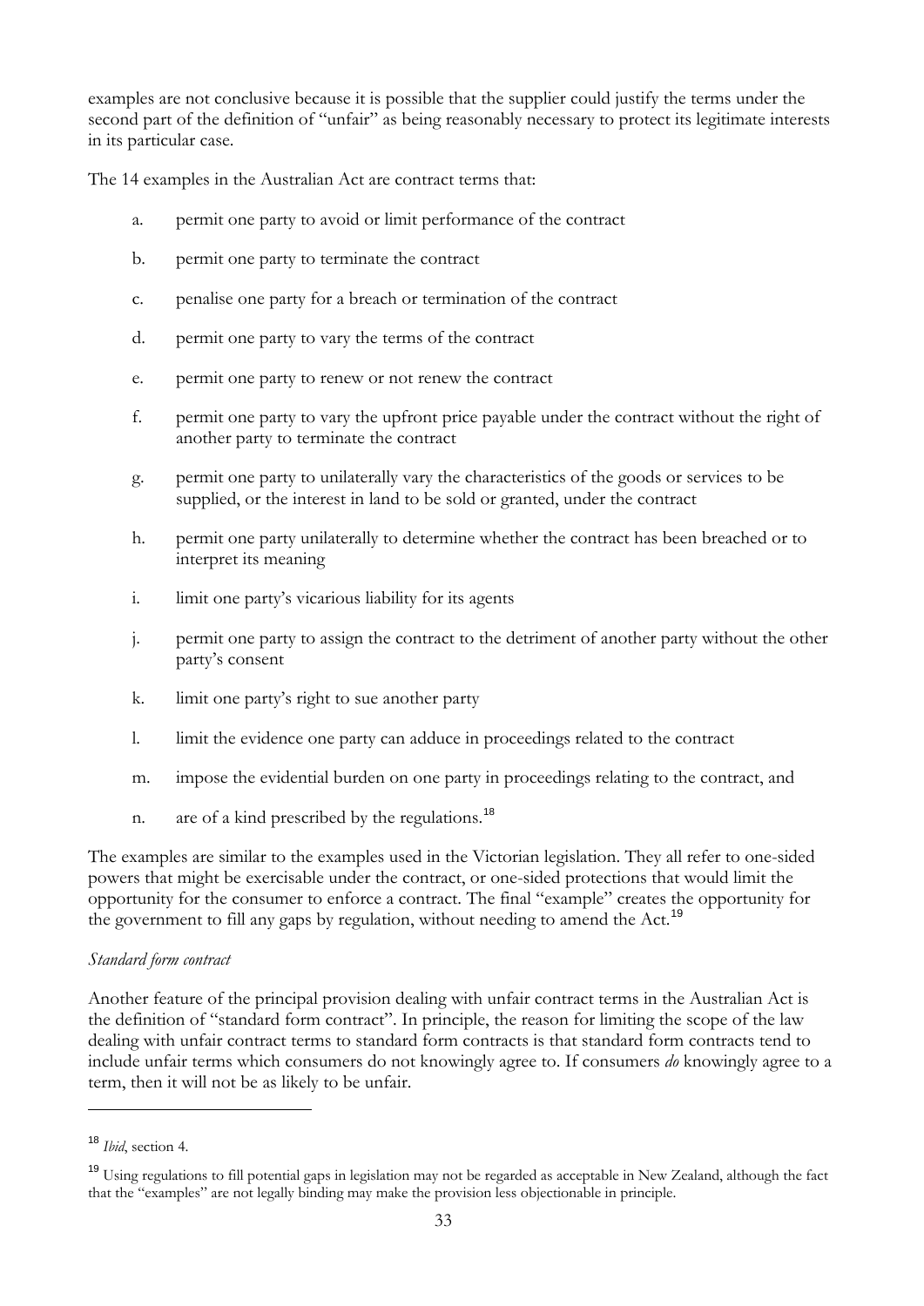examples are not conclusive because it is possible that the supplier could justify the terms under the second part of the definition of "unfair" as being reasonably necessary to protect its legitimate interests in its particular case.

The 14 examples in the Australian Act are contract terms that:

a. permit one party to avoid or limit performance of the contract

b. permit one party to terminate the contract

c. penalise one party for a breach or termination of the contract

d. permit one party to vary the terms of the contract

e. permit one party to renew or not renew the contract

f. permit one party to vary the upfront price payable under the contract without the right of another party to terminate the contract

g. permit one party to unilaterally vary the characteristics of the goods or services to be supplied, or the interest in land to be sold or granted, under the contract

h. permit one party unilaterally to determine whether the contract has been breached or to interpret its meaning

i. limit one party's vicarious liability for its agents

j. permit one party to assign the contract to the detriment of another party without the other party's consent

k. limit one party's right to sue another party

l. limit the evidence one party can adduce in proceedings related to the contract

m. impose the evidential burden on one party in proceedings relating to the contract, and

n. are of a kind prescribed by the regulations.[18]

The examples are similar to the examples used in the Victorian legislation. They all refer to one-sided powers that might be exercisable under the contract, or one-sided protections that would limit the opportunity for the consumer to enforce a contract. The final "example" creates the opportunity for the government to fill any gaps by regulation, without needing to amend the Act.[19]

*Standard form contract*

Another feature of the principal provision dealing with unfair contract terms in the Australian Act is the definition of "standard form contract". In principle, the reason for limiting the scope of the law dealing with unfair contract terms to standard form contracts is that standard form contracts tend to include unfair terms which consumers do not knowingly agree to. If consumers *do* knowingly agree to a term, then it will not be as likely to be unfair.

---

[18] *Ibid*, section 4.

[19] Using regulations to fill potential gaps in legislation may not be regarded as acceptable in New Zealand, although the fact that the "examples" are not legally binding may make the provision less objectionable in principle.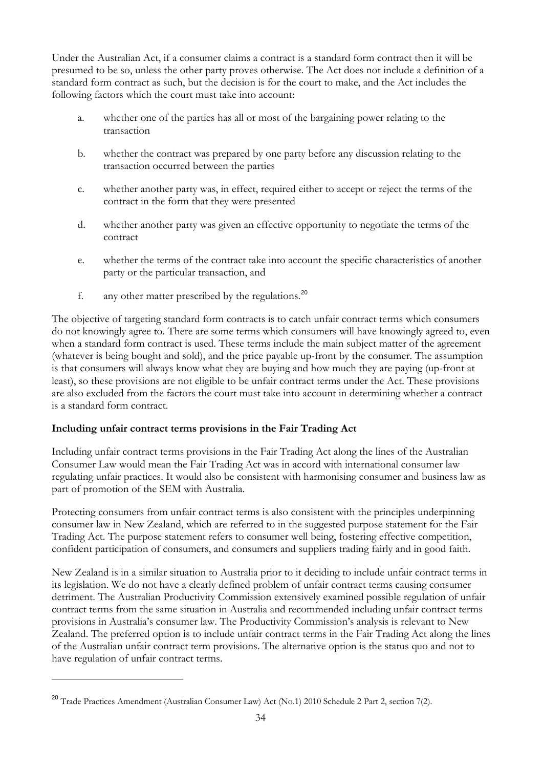Under the Australian Act, if a consumer claims a contract is a standard form contract then it will be presumed to be so, unless the other party proves otherwise. The Act does not include a definition of a standard form contract as such, but the decision is for the court to make, and the Act includes the following factors which the court must take into account:

a. whether one of the parties has all or most of the bargaining power relating to the transaction

b. whether the contract was prepared by one party before any discussion relating to the transaction occurred between the parties

c. whether another party was, in effect, required either to accept or reject the terms of the contract in the form that they were presented

d. whether another party was given an effective opportunity to negotiate the terms of the contract

e. whether the terms of the contract take into account the specific characteristics of another party or the particular transaction, and

f. any other matter prescribed by the regulations.[20]

The objective of targeting standard form contracts is to catch unfair contract terms which consumers do not knowingly agree to. There are some terms which consumers will have knowingly agreed to, even when a standard form contract is used. These terms include the main subject matter of the agreement (whatever is being bought and sold), and the price payable up-front by the consumer. The assumption is that consumers will always know what they are buying and how much they are paying (up-front at least), so these provisions are not eligible to be unfair contract terms under the Act. These provisions are also excluded from the factors the court must take into account in determining whether a contract is a standard form contract.

**Including unfair contract terms provisions in the Fair Trading Act**

Including unfair contract terms provisions in the Fair Trading Act along the lines of the Australian Consumer Law would mean the Fair Trading Act was in accord with international consumer law regulating unfair practices. It would also be consistent with harmonising consumer and business law as part of promotion of the SEM with Australia.

Protecting consumers from unfair contract terms is also consistent with the principles underpinning consumer law in New Zealand, which are referred to in the suggested purpose statement for the Fair Trading Act. The purpose statement refers to consumer well being, fostering effective competition, confident participation of consumers, and consumers and suppliers trading fairly and in good faith.

New Zealand is in a similar situation to Australia prior to it deciding to include unfair contract terms in its legislation. We do not have a clearly defined problem of unfair contract terms causing consumer detriment. The Australian Productivity Commission extensively examined possible regulation of unfair contract terms from the same situation in Australia and recommended including unfair contract terms provisions in Australia's consumer law. The Productivity Commission's analysis is relevant to New Zealand. The preferred option is to include unfair contract terms in the Fair Trading Act along the lines of the Australian unfair contract term provisions. The alternative option is the status quo and not to have regulation of unfair contract terms.

[20] Trade Practices Amendment (Australian Consumer Law) Act (No.1) 2010 Schedule 2 Part 2, section 7(2).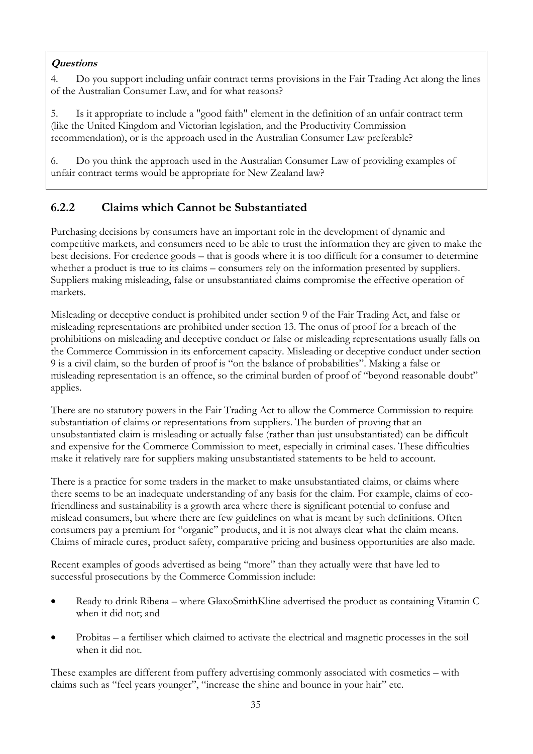**Questions**

4. Do you support including unfair contract terms provisions in the Fair Trading Act along the lines of the Australian Consumer Law, and for what reasons?

5. Is it appropriate to include a "good faith" element in the definition of an unfair contract term (like the United Kingdom and Victorian legislation, and the Productivity Commission recommendation), or is the approach used in the Australian Consumer Law preferable?

6. Do you think the approach used in the Australian Consumer Law of providing examples of unfair contract terms would be appropriate for New Zealand law?

### 6.2.2 Claims which Cannot be Substantiated

Purchasing decisions by consumers have an important role in the development of dynamic and competitive markets, and consumers need to be able to trust the information they are given to make the best decisions. For credence goods – that is goods where it is too difficult for a consumer to determine whether a product is true to its claims – consumers rely on the information presented by suppliers. Suppliers making misleading, false or unsubstantiated claims compromise the effective operation of markets.

Misleading or deceptive conduct is prohibited under section 9 of the Fair Trading Act, and false or misleading representations are prohibited under section 13. The onus of proof for a breach of the prohibitions on misleading and deceptive conduct or false or misleading representations usually falls on the Commerce Commission in its enforcement capacity. Misleading or deceptive conduct under section 9 is a civil claim, so the burden of proof is "on the balance of probabilities". Making a false or misleading representation is an offence, so the criminal burden of proof of "beyond reasonable doubt" applies.

There are no statutory powers in the Fair Trading Act to allow the Commerce Commission to require substantiation of claims or representations from suppliers. The burden of proving that an unsubstantiated claim is misleading or actually false (rather than just unsubstantiated) can be difficult and expensive for the Commerce Commission to meet, especially in criminal cases. These difficulties make it relatively rare for suppliers making unsubstantiated statements to be held to account.

There is a practice for some traders in the market to make unsubstantiated claims, or claims where there seems to be an inadequate understanding of any basis for the claim. For example, claims of eco-friendliness and sustainability is a growth area where there is significant potential to confuse and mislead consumers, but where there are few guidelines on what is meant by such definitions. Often consumers pay a premium for "organic" products, and it is not always clear what the claim means. Claims of miracle cures, product safety, comparative pricing and business opportunities are also made.

Recent examples of goods advertised as being "more" than they actually were that have led to successful prosecutions by the Commerce Commission include:

- Ready to drink Ribena – where GlaxoSmithKline advertised the product as containing Vitamin C when it did not; and
- Probitas – a fertiliser which claimed to activate the electrical and magnetic processes in the soil when it did not.

These examples are different from puffery advertising commonly associated with cosmetics – with claims such as "feel years younger", "increase the shine and bounce in your hair" etc.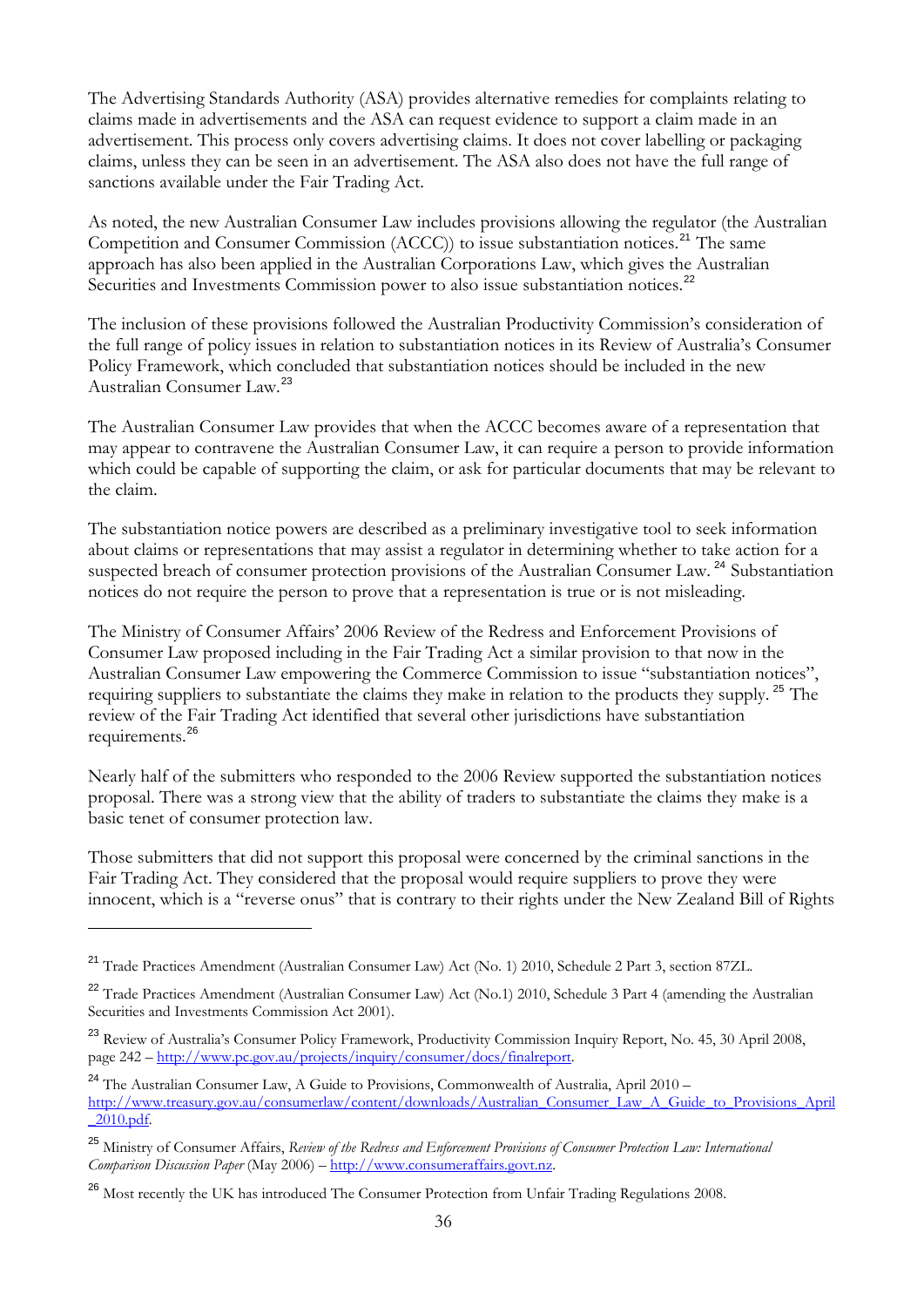The Advertising Standards Authority (ASA) provides alternative remedies for complaints relating to claims made in advertisements and the ASA can request evidence to support a claim made in an advertisement. This process only covers advertising claims. It does not cover labelling or packaging claims, unless they can be seen in an advertisement. The ASA also does not have the full range of sanctions available under the Fair Trading Act.

As noted, the new Australian Consumer Law includes provisions allowing the regulator (the Australian Competition and Consumer Commission (ACCC)) to issue substantiation notices.[21] The same approach has also been applied in the Australian Corporations Law, which gives the Australian Securities and Investments Commission power to also issue substantiation notices.[22]

The inclusion of these provisions followed the Australian Productivity Commission's consideration of the full range of policy issues in relation to substantiation notices in its Review of Australia's Consumer Policy Framework, which concluded that substantiation notices should be included in the new Australian Consumer Law.[23]

The Australian Consumer Law provides that when the ACCC becomes aware of a representation that may appear to contravene the Australian Consumer Law, it can require a person to provide information which could be capable of supporting the claim, or ask for particular documents that may be relevant to the claim.

The substantiation notice powers are described as a preliminary investigative tool to seek information about claims or representations that may assist a regulator in determining whether to take action for a suspected breach of consumer protection provisions of the Australian Consumer Law.[24] Substantiation notices do not require the person to prove that a representation is true or is not misleading.

The Ministry of Consumer Affairs' 2006 Review of the Redress and Enforcement Provisions of Consumer Law proposed including in the Fair Trading Act a similar provision to that now in the Australian Consumer Law empowering the Commerce Commission to issue "substantiation notices", requiring suppliers to substantiate the claims they make in relation to the products they supply.[25] The review of the Fair Trading Act identified that several other jurisdictions have substantiation requirements.[26]

Nearly half of the submitters who responded to the 2006 Review supported the substantiation notices proposal. There was a strong view that the ability of traders to substantiate the claims they make is a basic tenet of consumer protection law.

Those submitters that did not support this proposal were concerned by the criminal sanctions in the Fair Trading Act. They considered that the proposal would require suppliers to prove they were innocent, which is a "reverse onus" that is contrary to their rights under the New Zealand Bill of Rights

---

[21] Trade Practices Amendment (Australian Consumer Law) Act (No. 1) 2010, Schedule 2 Part 3, section 87ZL.

[22] Trade Practices Amendment (Australian Consumer Law) Act (No.1) 2010, Schedule 3 Part 4 (amending the Australian Securities and Investments Commission Act 2001).

[23] Review of Australia's Consumer Policy Framework, Productivity Commission Inquiry Report, No. 45, 30 April 2008, page 242 – http://www.pc.gov.au/projects/inquiry/consumer/docs/finalreport.

[24] The Australian Consumer Law, A Guide to Provisions, Commonwealth of Australia, April 2010 – http://www.treasury.gov.au/consumerlaw/content/downloads/Australian_Consumer_Law_A_Guide_to_Provisions_April_2010.pdf.

[25] Ministry of Consumer Affairs, *Review of the Redress and Enforcement Provisions of Consumer Protection Law: International Comparison Discussion Paper* (May 2006) – http://www.consumeraffairs.govt.nz.

[26] Most recently the UK has introduced The Consumer Protection from Unfair Trading Regulations 2008.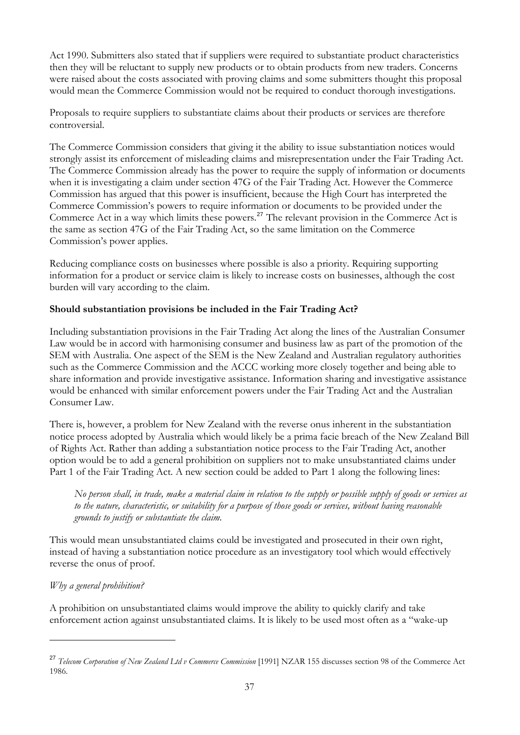Act 1990. Submitters also stated that if suppliers were required to substantiate product characteristics then they will be reluctant to supply new products or to obtain products from new traders. Concerns were raised about the costs associated with proving claims and some submitters thought this proposal would mean the Commerce Commission would not be required to conduct thorough investigations.

Proposals to require suppliers to substantiate claims about their products or services are therefore controversial.

The Commerce Commission considers that giving it the ability to issue substantiation notices would strongly assist its enforcement of misleading claims and misrepresentation under the Fair Trading Act. The Commerce Commission already has the power to require the supply of information or documents when it is investigating a claim under section 47G of the Fair Trading Act. However the Commerce Commission has argued that this power is insufficient, because the High Court has interpreted the Commerce Commission's powers to require information or documents to be provided under the Commerce Act in a way which limits these powers.[27] The relevant provision in the Commerce Act is the same as section 47G of the Fair Trading Act, so the same limitation on the Commerce Commission's power applies.

Reducing compliance costs on businesses where possible is also a priority. Requiring supporting information for a product or service claim is likely to increase costs on businesses, although the cost burden will vary according to the claim.

**Should substantiation provisions be included in the Fair Trading Act?**

Including substantiation provisions in the Fair Trading Act along the lines of the Australian Consumer Law would be in accord with harmonising consumer and business law as part of the promotion of the SEM with Australia. One aspect of the SEM is the New Zealand and Australian regulatory authorities such as the Commerce Commission and the ACCC working more closely together and being able to share information and provide investigative assistance. Information sharing and investigative assistance would be enhanced with similar enforcement powers under the Fair Trading Act and the Australian Consumer Law.

There is, however, a problem for New Zealand with the reverse onus inherent in the substantiation notice process adopted by Australia which would likely be a prima facie breach of the New Zealand Bill of Rights Act. Rather than adding a substantiation notice process to the Fair Trading Act, another option would be to add a general prohibition on suppliers not to make unsubstantiated claims under Part 1 of the Fair Trading Act. A new section could be added to Part 1 along the following lines:

> *No person shall, in trade, make a material claim in relation to the supply or possible supply of goods or services as to the nature, characteristic, or suitability for a purpose of those goods or services, without having reasonable grounds to justify or substantiate the claim.*

This would mean unsubstantiated claims could be investigated and prosecuted in their own right, instead of having a substantiation notice procedure as an investigatory tool which would effectively reverse the onus of proof.

*Why a general prohibition?*

A prohibition on unsubstantiated claims would improve the ability to quickly clarify and take enforcement action against unsubstantiated claims. It is likely to be used most often as a "wake-up

---

[27] *Telecom Corporation of New Zealand Ltd v Commerce Commission* [1991] NZAR 155 discusses section 98 of the Commerce Act 1986.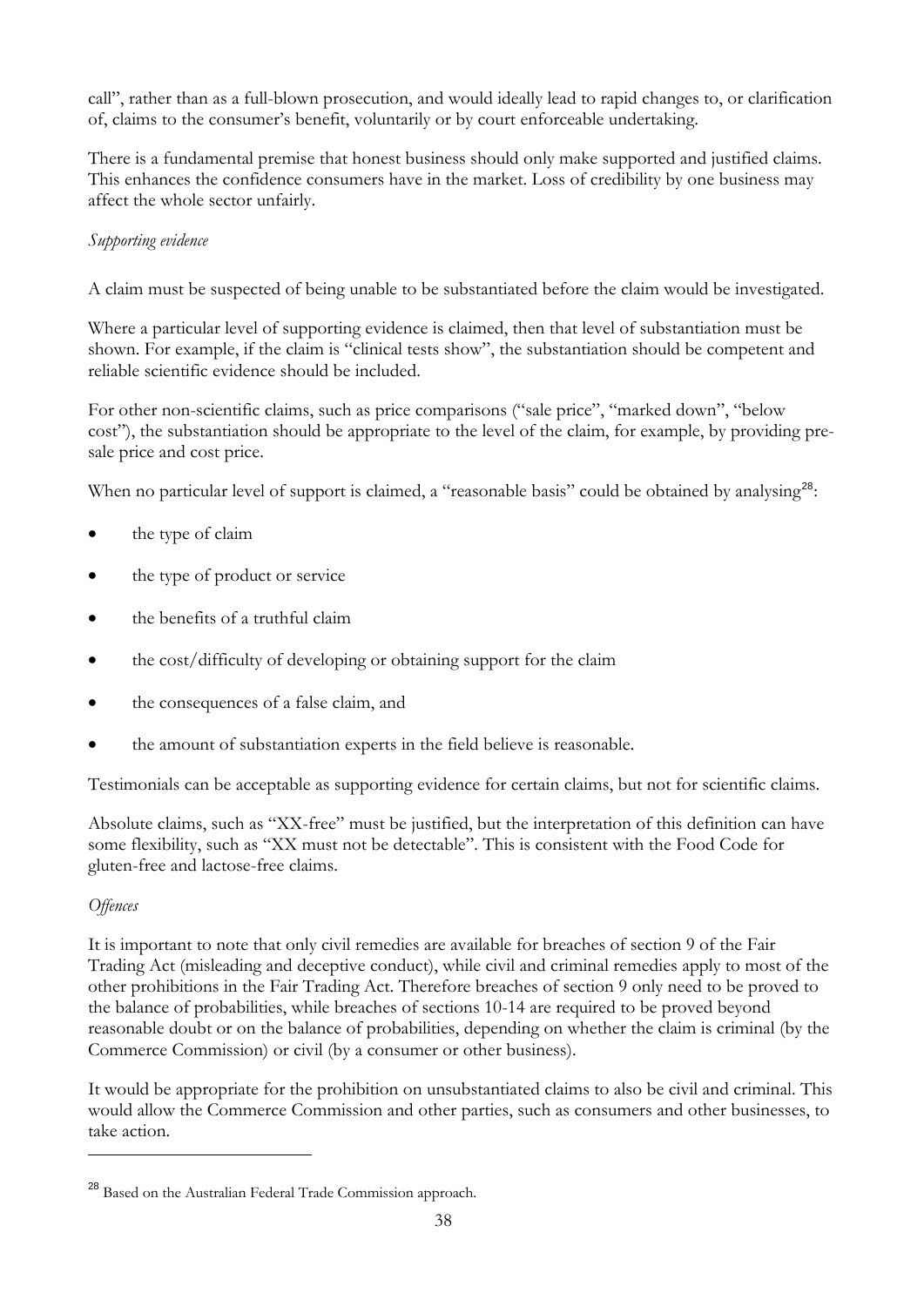call", rather than as a full-blown prosecution, and would ideally lead to rapid changes to, or clarification of, claims to the consumer's benefit, voluntarily or by court enforceable undertaking.

There is a fundamental premise that honest business should only make supported and justified claims. This enhances the confidence consumers have in the market. Loss of credibility by one business may affect the whole sector unfairly.

*Supporting evidence*

A claim must be suspected of being unable to be substantiated before the claim would be investigated.

Where a particular level of supporting evidence is claimed, then that level of substantiation must be shown. For example, if the claim is "clinical tests show", the substantiation should be competent and reliable scientific evidence should be included.

For other non-scientific claims, such as price comparisons ("sale price", "marked down", "below cost"), the substantiation should be appropriate to the level of the claim, for example, by providing pre-sale price and cost price.

When no particular level of support is claimed, a "reasonable basis" could be obtained by analysing[28]:

- the type of claim
- the type of product or service
- the benefits of a truthful claim
- the cost/difficulty of developing or obtaining support for the claim
- the consequences of a false claim, and
- the amount of substantiation experts in the field believe is reasonable.

Testimonials can be acceptable as supporting evidence for certain claims, but not for scientific claims.

Absolute claims, such as "XX-free" must be justified, but the interpretation of this definition can have some flexibility, such as "XX must not be detectable". This is consistent with the Food Code for gluten-free and lactose-free claims.

*Offences*

It is important to note that only civil remedies are available for breaches of section 9 of the Fair Trading Act (misleading and deceptive conduct), while civil and criminal remedies apply to most of the other prohibitions in the Fair Trading Act. Therefore breaches of section 9 only need to be proved to the balance of probabilities, while breaches of sections 10-14 are required to be proved beyond reasonable doubt or on the balance of probabilities, depending on whether the claim is criminal (by the Commerce Commission) or civil (by a consumer or other business).

It would be appropriate for the prohibition on unsubstantiated claims to also be civil and criminal. This would allow the Commerce Commission and other parties, such as consumers and other businesses, to take action.

---

[28] Based on the Australian Federal Trade Commission approach.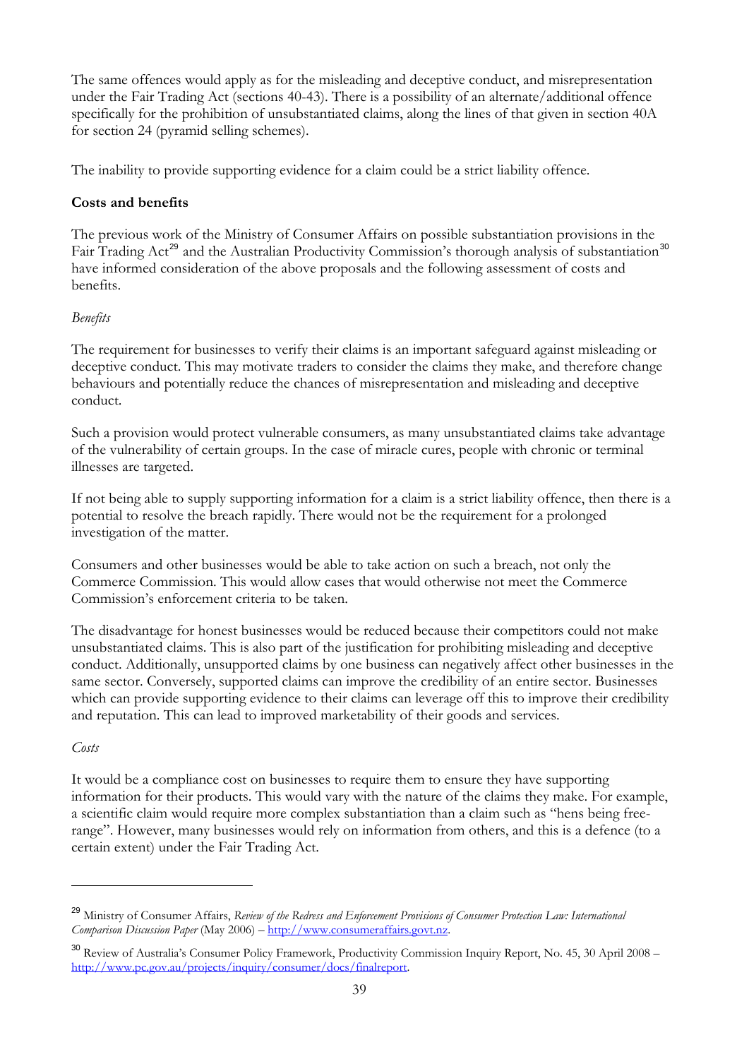The same offences would apply as for the misleading and deceptive conduct, and misrepresentation under the Fair Trading Act (sections 40-43). There is a possibility of an alternate/additional offence specifically for the prohibition of unsubstantiated claims, along the lines of that given in section 40A for section 24 (pyramid selling schemes).

The inability to provide supporting evidence for a claim could be a strict liability offence.

**Costs and benefits**

The previous work of the Ministry of Consumer Affairs on possible substantiation provisions in the Fair Trading Act[29] and the Australian Productivity Commission's thorough analysis of substantiation[30] have informed consideration of the above proposals and the following assessment of costs and benefits.

*Benefits*

The requirement for businesses to verify their claims is an important safeguard against misleading or deceptive conduct. This may motivate traders to consider the claims they make, and therefore change behaviours and potentially reduce the chances of misrepresentation and misleading and deceptive conduct.

Such a provision would protect vulnerable consumers, as many unsubstantiated claims take advantage of the vulnerability of certain groups. In the case of miracle cures, people with chronic or terminal illnesses are targeted.

If not being able to supply supporting information for a claim is a strict liability offence, then there is a potential to resolve the breach rapidly. There would not be the requirement for a prolonged investigation of the matter.

Consumers and other businesses would be able to take action on such a breach, not only the Commerce Commission. This would allow cases that would otherwise not meet the Commerce Commission's enforcement criteria to be taken.

The disadvantage for honest businesses would be reduced because their competitors could not make unsubstantiated claims. This is also part of the justification for prohibiting misleading and deceptive conduct. Additionally, unsupported claims by one business can negatively affect other businesses in the same sector. Conversely, supported claims can improve the credibility of an entire sector. Businesses which can provide supporting evidence to their claims can leverage off this to improve their credibility and reputation. This can lead to improved marketability of their goods and services.

*Costs*

It would be a compliance cost on businesses to require them to ensure they have supporting information for their products. This would vary with the nature of the claims they make. For example, a scientific claim would require more complex substantiation than a claim such as "hens being free-range". However, many businesses would rely on information from others, and this is a defence (to a certain extent) under the Fair Trading Act.

---

[29] Ministry of Consumer Affairs, *Review of the Redress and Enforcement Provisions of Consumer Protection Law: International Comparison Discussion Paper* (May 2006) – http://www.consumeraffairs.govt.nz.

[30] Review of Australia's Consumer Policy Framework, Productivity Commission Inquiry Report, No. 45, 30 April 2008 – http://www.pc.gov.au/projects/inquiry/consumer/docs/finalreport.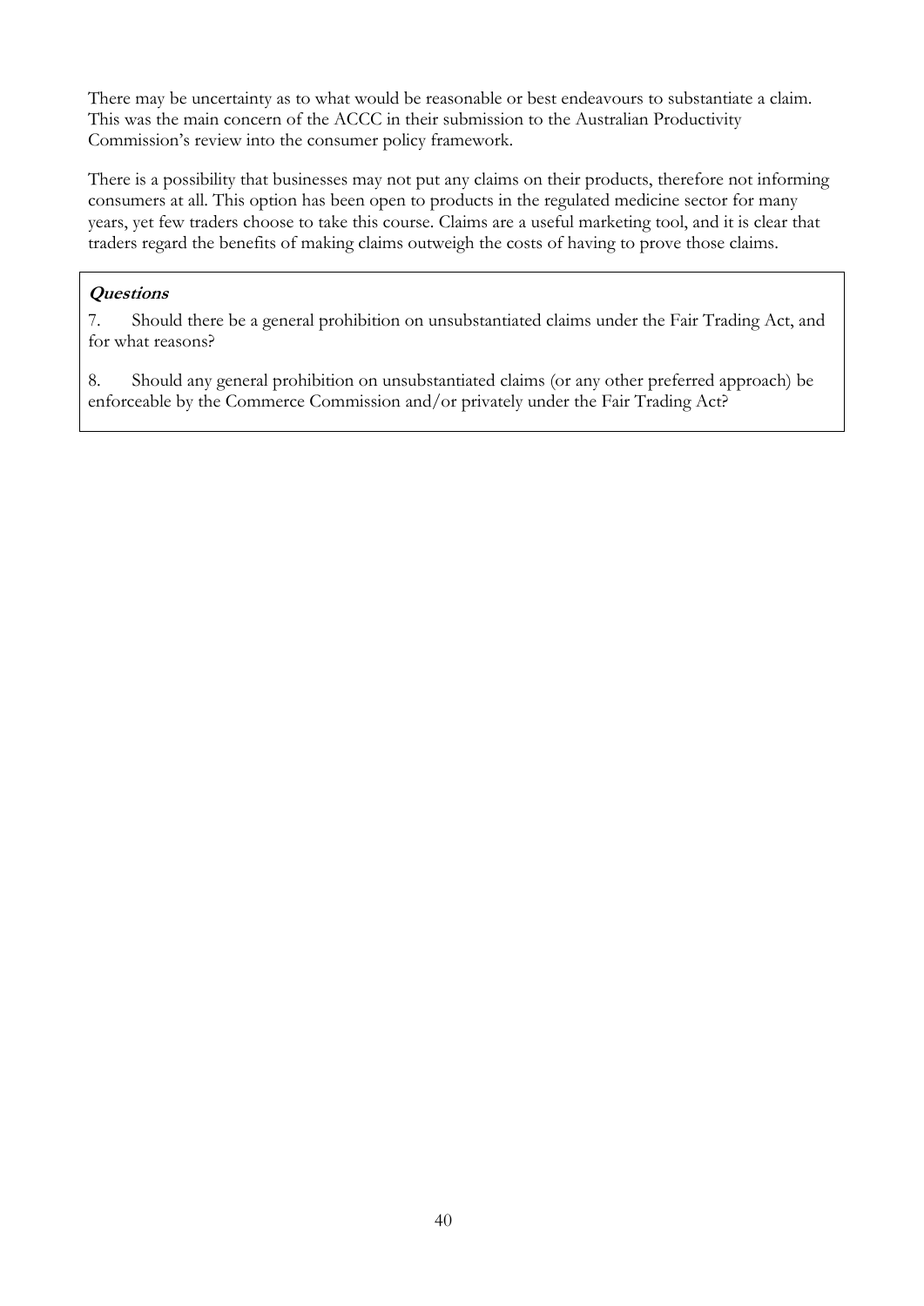There may be uncertainty as to what would be reasonable or best endeavours to substantiate a claim. This was the main concern of the ACCC in their submission to the Australian Productivity Commission's review into the consumer policy framework.

There is a possibility that businesses may not put any claims on their products, therefore not informing consumers at all. This option has been open to products in the regulated medicine sector for many years, yet few traders choose to take this course. Claims are a useful marketing tool, and it is clear that traders regard the benefits of making claims outweigh the costs of having to prove those claims.

***Questions***

7. Should there be a general prohibition on unsubstantiated claims under the Fair Trading Act, and for what reasons?

8. Should any general prohibition on unsubstantiated claims (or any other preferred approach) be enforceable by the Commerce Commission and/or privately under the Fair Trading Act?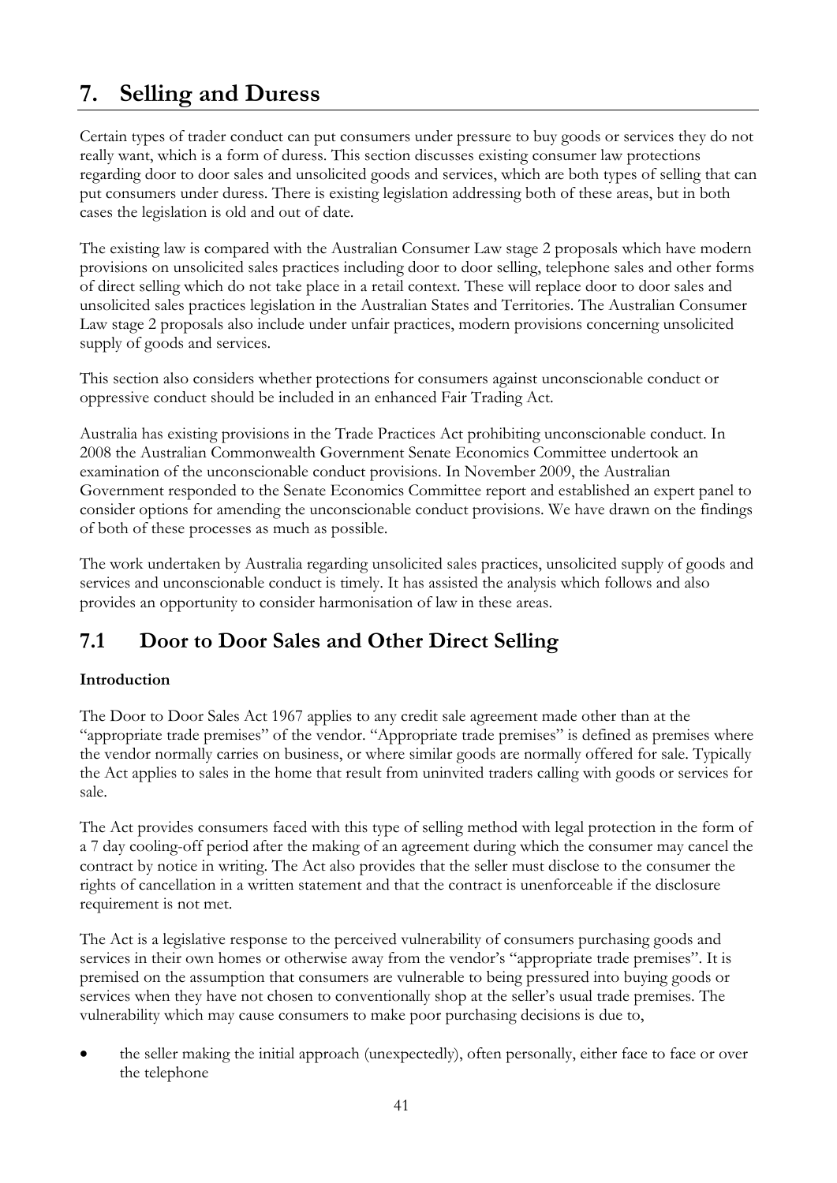# 7. Selling and Duress

Certain types of trader conduct can put consumers under pressure to buy goods or services they do not really want, which is a form of duress. This section discusses existing consumer law protections regarding door to door sales and unsolicited goods and services, which are both types of selling that can put consumers under duress. There is existing legislation addressing both of these areas, but in both cases the legislation is old and out of date.

The existing law is compared with the Australian Consumer Law stage 2 proposals which have modern provisions on unsolicited sales practices including door to door selling, telephone sales and other forms of direct selling which do not take place in a retail context. These will replace door to door sales and unsolicited sales practices legislation in the Australian States and Territories. The Australian Consumer Law stage 2 proposals also include under unfair practices, modern provisions concerning unsolicited supply of goods and services.

This section also considers whether protections for consumers against unconscionable conduct or oppressive conduct should be included in an enhanced Fair Trading Act.

Australia has existing provisions in the Trade Practices Act prohibiting unconscionable conduct. In 2008 the Australian Commonwealth Government Senate Economics Committee undertook an examination of the unconscionable conduct provisions. In November 2009, the Australian Government responded to the Senate Economics Committee report and established an expert panel to consider options for amending the unconscionable conduct provisions. We have drawn on the findings of both of these processes as much as possible.

The work undertaken by Australia regarding unsolicited sales practices, unsolicited supply of goods and services and unconscionable conduct is timely. It has assisted the analysis which follows and also provides an opportunity to consider harmonisation of law in these areas.

## 7.1 Door to Door Sales and Other Direct Selling

**Introduction**

The Door to Door Sales Act 1967 applies to any credit sale agreement made other than at the "appropriate trade premises" of the vendor. "Appropriate trade premises" is defined as premises where the vendor normally carries on business, or where similar goods are normally offered for sale. Typically the Act applies to sales in the home that result from uninvited traders calling with goods or services for sale.

The Act provides consumers faced with this type of selling method with legal protection in the form of a 7 day cooling-off period after the making of an agreement during which the consumer may cancel the contract by notice in writing. The Act also provides that the seller must disclose to the consumer the rights of cancellation in a written statement and that the contract is unenforceable if the disclosure requirement is not met.

The Act is a legislative response to the perceived vulnerability of consumers purchasing goods and services in their own homes or otherwise away from the vendor's "appropriate trade premises". It is premised on the assumption that consumers are vulnerable to being pressured into buying goods or services when they have not chosen to conventionally shop at the seller's usual trade premises. The vulnerability which may cause consumers to make poor purchasing decisions is due to,

- the seller making the initial approach (unexpectedly), often personally, either face to face or over the telephone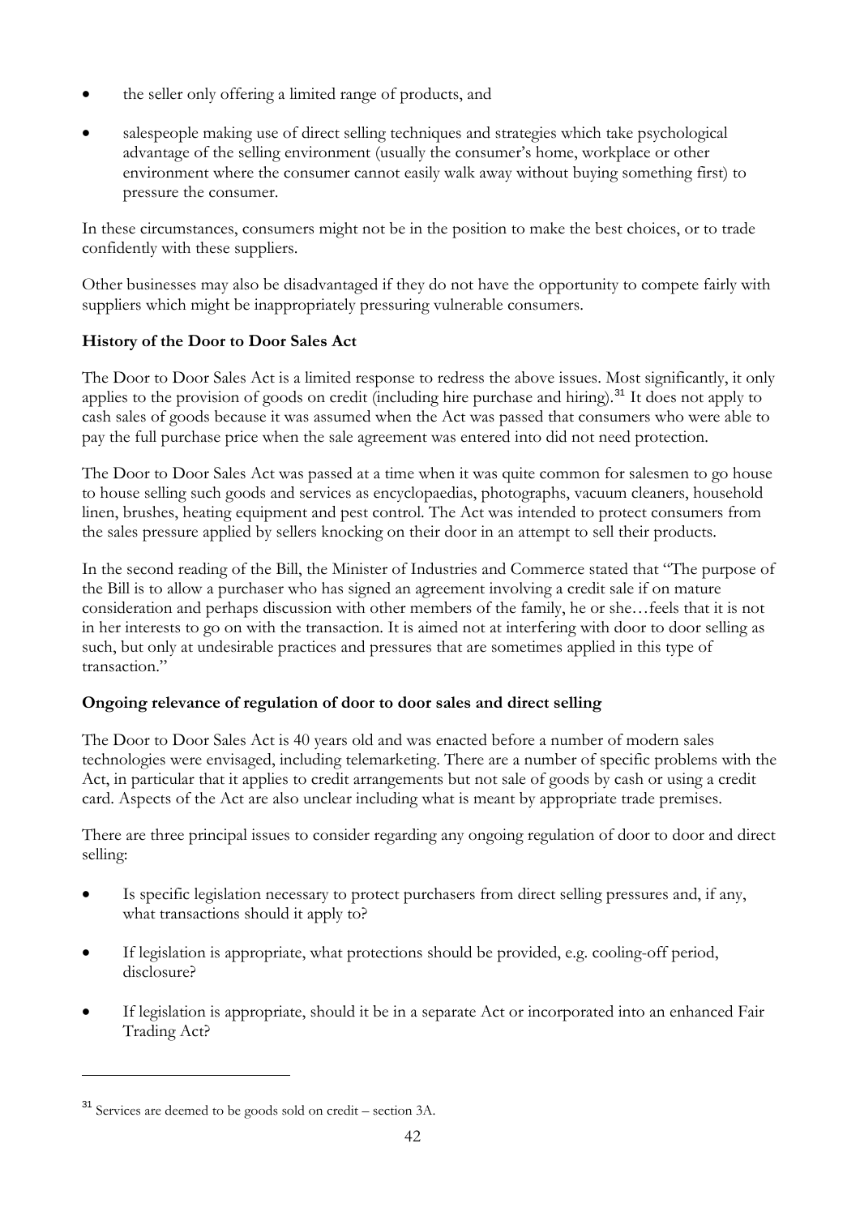- the seller only offering a limited range of products, and
- salespeople making use of direct selling techniques and strategies which take psychological advantage of the selling environment (usually the consumer's home, workplace or other environment where the consumer cannot easily walk away without buying something first) to pressure the consumer.

In these circumstances, consumers might not be in the position to make the best choices, or to trade confidently with these suppliers.

Other businesses may also be disadvantaged if they do not have the opportunity to compete fairly with suppliers which might be inappropriately pressuring vulnerable consumers.

**History of the Door to Door Sales Act**

The Door to Door Sales Act is a limited response to redress the above issues. Most significantly, it only applies to the provision of goods on credit (including hire purchase and hiring).[31] It does not apply to cash sales of goods because it was assumed when the Act was passed that consumers who were able to pay the full purchase price when the sale agreement was entered into did not need protection.

The Door to Door Sales Act was passed at a time when it was quite common for salesmen to go house to house selling such goods and services as encyclopaedias, photographs, vacuum cleaners, household linen, brushes, heating equipment and pest control. The Act was intended to protect consumers from the sales pressure applied by sellers knocking on their door in an attempt to sell their products.

In the second reading of the Bill, the Minister of Industries and Commerce stated that "The purpose of the Bill is to allow a purchaser who has signed an agreement involving a credit sale if on mature consideration and perhaps discussion with other members of the family, he or she…feels that it is not in her interests to go on with the transaction. It is aimed not at interfering with door to door selling as such, but only at undesirable practices and pressures that are sometimes applied in this type of transaction."

**Ongoing relevance of regulation of door to door sales and direct selling**

The Door to Door Sales Act is 40 years old and was enacted before a number of modern sales technologies were envisaged, including telemarketing. There are a number of specific problems with the Act, in particular that it applies to credit arrangements but not sale of goods by cash or using a credit card. Aspects of the Act are also unclear including what is meant by appropriate trade premises.

There are three principal issues to consider regarding any ongoing regulation of door to door and direct selling:

- Is specific legislation necessary to protect purchasers from direct selling pressures and, if any, what transactions should it apply to?
- If legislation is appropriate, what protections should be provided, e.g. cooling-off period, disclosure?
- If legislation is appropriate, should it be in a separate Act or incorporated into an enhanced Fair Trading Act?

---

[31] Services are deemed to be goods sold on credit – section 3A.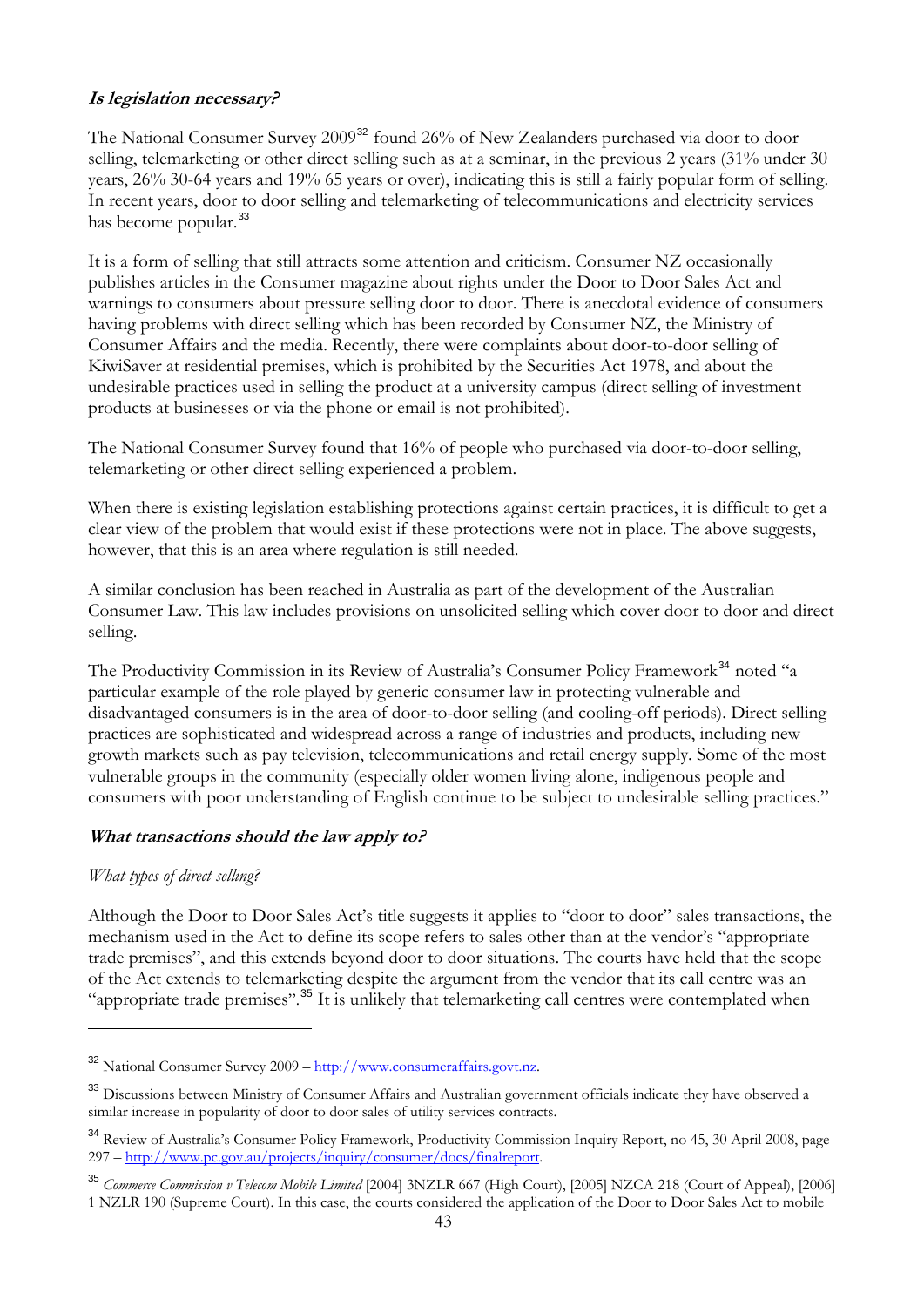### *Is legislation necessary?*

The National Consumer Survey 2009[32] found 26% of New Zealanders purchased via door to door selling, telemarketing or other direct selling such as at a seminar, in the previous 2 years (31% under 30 years, 26% 30-64 years and 19% 65 years or over), indicating this is still a fairly popular form of selling. In recent years, door to door selling and telemarketing of telecommunications and electricity services has become popular.[33]

It is a form of selling that still attracts some attention and criticism. Consumer NZ occasionally publishes articles in the Consumer magazine about rights under the Door to Door Sales Act and warnings to consumers about pressure selling door to door. There is anecdotal evidence of consumers having problems with direct selling which has been recorded by Consumer NZ, the Ministry of Consumer Affairs and the media. Recently, there were complaints about door-to-door selling of KiwiSaver at residential premises, which is prohibited by the Securities Act 1978, and about the undesirable practices used in selling the product at a university campus (direct selling of investment products at businesses or via the phone or email is not prohibited).

The National Consumer Survey found that 16% of people who purchased via door-to-door selling, telemarketing or other direct selling experienced a problem.

When there is existing legislation establishing protections against certain practices, it is difficult to get a clear view of the problem that would exist if these protections were not in place. The above suggests, however, that this is an area where regulation is still needed.

A similar conclusion has been reached in Australia as part of the development of the Australian Consumer Law. This law includes provisions on unsolicited selling which cover door to door and direct selling.

The Productivity Commission in its Review of Australia's Consumer Policy Framework[34] noted "a particular example of the role played by generic consumer law in protecting vulnerable and disadvantaged consumers is in the area of door-to-door selling (and cooling-off periods). Direct selling practices are sophisticated and widespread across a range of industries and products, including new growth markets such as pay television, telecommunications and retail energy supply. Some of the most vulnerable groups in the community (especially older women living alone, indigenous people and consumers with poor understanding of English continue to be subject to undesirable selling practices."

### *What transactions should the law apply to?*

*What types of direct selling?*

Although the Door to Door Sales Act's title suggests it applies to "door to door" sales transactions, the mechanism used in the Act to define its scope refers to sales other than at the vendor's "appropriate trade premises", and this extends beyond door to door situations. The courts have held that the scope of the Act extends to telemarketing despite the argument from the vendor that its call centre was an "appropriate trade premises".[35] It is unlikely that telemarketing call centres were contemplated when

---

[32] National Consumer Survey 2009 – http://www.consumeraffairs.govt.nz.

[33] Discussions between Ministry of Consumer Affairs and Australian government officials indicate they have observed a similar increase in popularity of door to door sales of utility services contracts.

[34] Review of Australia's Consumer Policy Framework, Productivity Commission Inquiry Report, no 45, 30 April 2008, page 297 – http://www.pc.gov.au/projects/inquiry/consumer/docs/finalreport.

[35] *Commerce Commission v Telecom Mobile Limited* [2004] 3NZLR 667 (High Court), [2005] NZCA 218 (Court of Appeal), [2006] 1 NZLR 190 (Supreme Court). In this case, the courts considered the application of the Door to Door Sales Act to mobile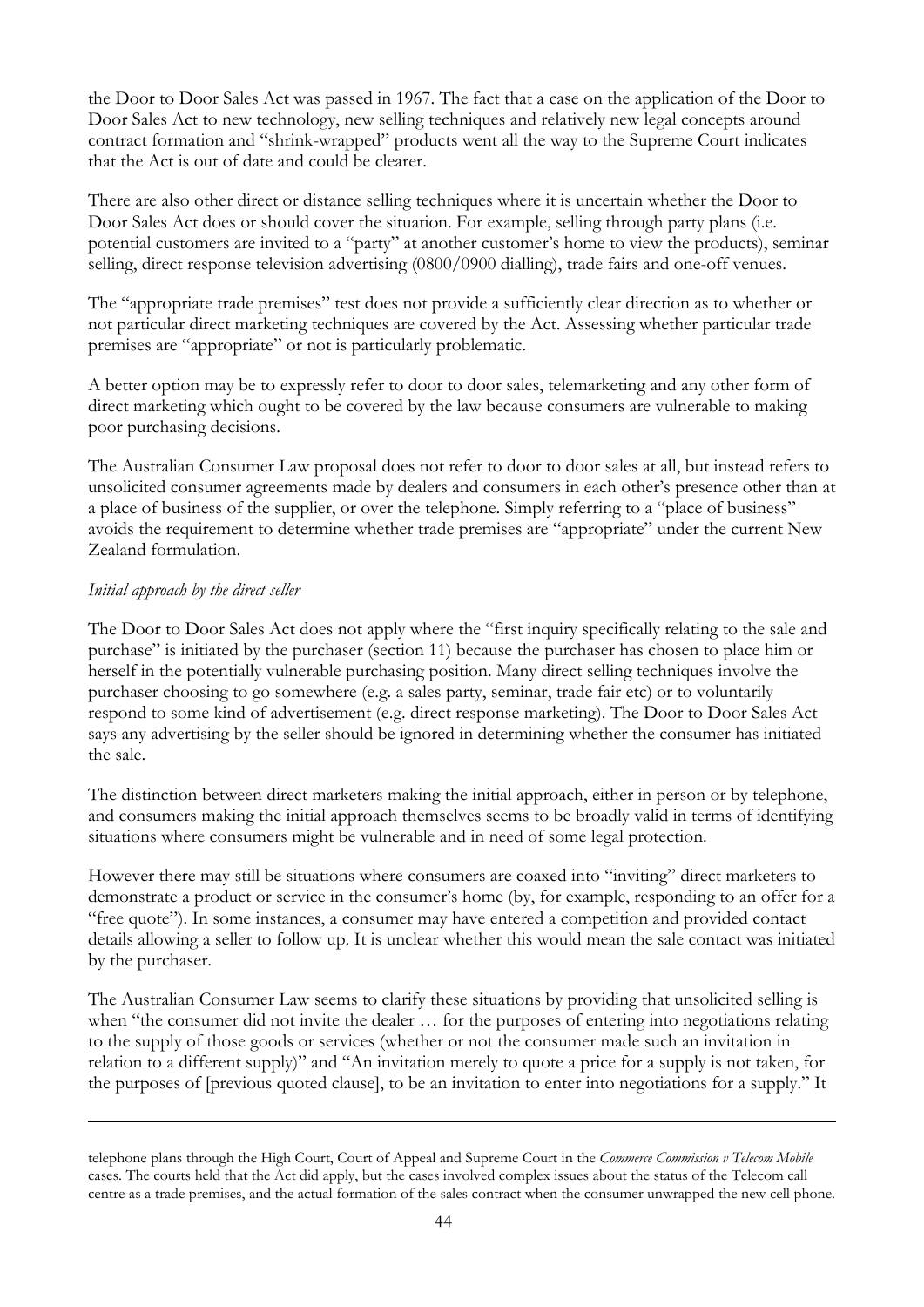the Door to Door Sales Act was passed in 1967. The fact that a case on the application of the Door to Door Sales Act to new technology, new selling techniques and relatively new legal concepts around contract formation and "shrink-wrapped" products went all the way to the Supreme Court indicates that the Act is out of date and could be clearer.

There are also other direct or distance selling techniques where it is uncertain whether the Door to Door Sales Act does or should cover the situation. For example, selling through party plans (i.e. potential customers are invited to a "party" at another customer's home to view the products), seminar selling, direct response television advertising (0800/0900 dialling), trade fairs and one-off venues.

The "appropriate trade premises" test does not provide a sufficiently clear direction as to whether or not particular direct marketing techniques are covered by the Act. Assessing whether particular trade premises are "appropriate" or not is particularly problematic.

A better option may be to expressly refer to door to door sales, telemarketing and any other form of direct marketing which ought to be covered by the law because consumers are vulnerable to making poor purchasing decisions.

The Australian Consumer Law proposal does not refer to door to door sales at all, but instead refers to unsolicited consumer agreements made by dealers and consumers in each other's presence other than at a place of business of the supplier, or over the telephone. Simply referring to a "place of business" avoids the requirement to determine whether trade premises are "appropriate" under the current New Zealand formulation.

*Initial approach by the direct seller*

The Door to Door Sales Act does not apply where the "first inquiry specifically relating to the sale and purchase" is initiated by the purchaser (section 11) because the purchaser has chosen to place him or herself in the potentially vulnerable purchasing position. Many direct selling techniques involve the purchaser choosing to go somewhere (e.g. a sales party, seminar, trade fair etc) or to voluntarily respond to some kind of advertisement (e.g. direct response marketing). The Door to Door Sales Act says any advertising by the seller should be ignored in determining whether the consumer has initiated the sale.

The distinction between direct marketers making the initial approach, either in person or by telephone, and consumers making the initial approach themselves seems to be broadly valid in terms of identifying situations where consumers might be vulnerable and in need of some legal protection.

However there may still be situations where consumers are coaxed into "inviting" direct marketers to demonstrate a product or service in the consumer's home (by, for example, responding to an offer for a "free quote"). In some instances, a consumer may have entered a competition and provided contact details allowing a seller to follow up. It is unclear whether this would mean the sale contact was initiated by the purchaser.

The Australian Consumer Law seems to clarify these situations by providing that unsolicited selling is when "the consumer did not invite the dealer … for the purposes of entering into negotiations relating to the supply of those goods or services (whether or not the consumer made such an invitation in relation to a different supply)" and "An invitation merely to quote a price for a supply is not taken, for the purposes of [previous quoted clause], to be an invitation to enter into negotiations for a supply." It

---

telephone plans through the High Court, Court of Appeal and Supreme Court in the *Commerce Commission v Telecom Mobile* cases. The courts held that the Act did apply, but the cases involved complex issues about the status of the Telecom call centre as a trade premises, and the actual formation of the sales contract when the consumer unwrapped the new cell phone.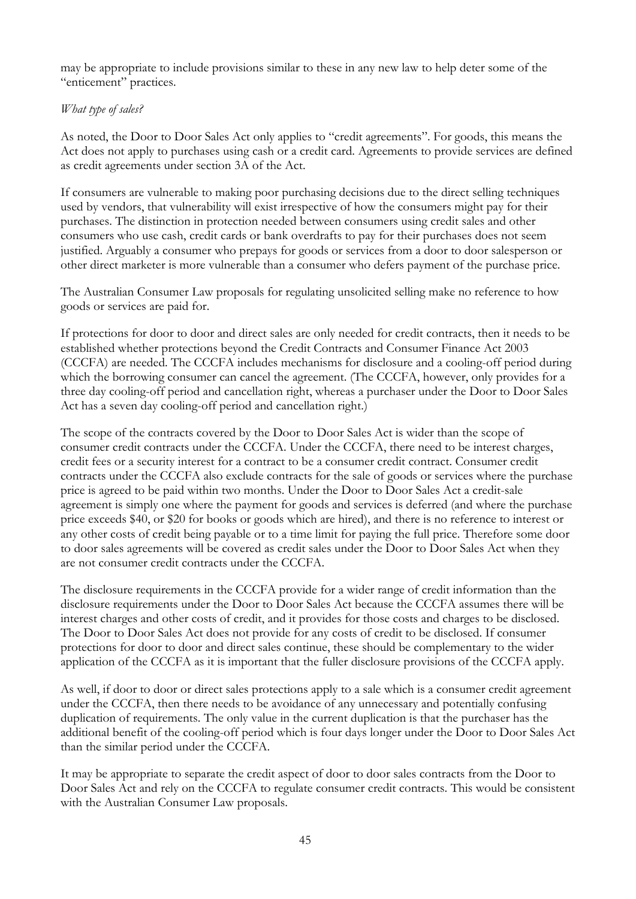may be appropriate to include provisions similar to these in any new law to help deter some of the "enticement" practices.

*What type of sales?*

As noted, the Door to Door Sales Act only applies to "credit agreements". For goods, this means the Act does not apply to purchases using cash or a credit card. Agreements to provide services are defined as credit agreements under section 3A of the Act.

If consumers are vulnerable to making poor purchasing decisions due to the direct selling techniques used by vendors, that vulnerability will exist irrespective of how the consumers might pay for their purchases. The distinction in protection needed between consumers using credit sales and other consumers who use cash, credit cards or bank overdrafts to pay for their purchases does not seem justified. Arguably a consumer who prepays for goods or services from a door to door salesperson or other direct marketer is more vulnerable than a consumer who defers payment of the purchase price.

The Australian Consumer Law proposals for regulating unsolicited selling make no reference to how goods or services are paid for.

If protections for door to door and direct sales are only needed for credit contracts, then it needs to be established whether protections beyond the Credit Contracts and Consumer Finance Act 2003 (CCCFA) are needed. The CCCFA includes mechanisms for disclosure and a cooling-off period during which the borrowing consumer can cancel the agreement. (The CCCFA, however, only provides for a three day cooling-off period and cancellation right, whereas a purchaser under the Door to Door Sales Act has a seven day cooling-off period and cancellation right.)

The scope of the contracts covered by the Door to Door Sales Act is wider than the scope of consumer credit contracts under the CCCFA. Under the CCCFA, there need to be interest charges, credit fees or a security interest for a contract to be a consumer credit contract. Consumer credit contracts under the CCCFA also exclude contracts for the sale of goods or services where the purchase price is agreed to be paid within two months. Under the Door to Door Sales Act a credit-sale agreement is simply one where the payment for goods and services is deferred (and where the purchase price exceeds $40, or $20 for books or goods which are hired), and there is no reference to interest or any other costs of credit being payable or to a time limit for paying the full price. Therefore some door to door sales agreements will be covered as credit sales under the Door to Door Sales Act when they are not consumer credit contracts under the CCCFA.

The disclosure requirements in the CCCFA provide for a wider range of credit information than the disclosure requirements under the Door to Door Sales Act because the CCCFA assumes there will be interest charges and other costs of credit, and it provides for those costs and charges to be disclosed. The Door to Door Sales Act does not provide for any costs of credit to be disclosed. If consumer protections for door to door and direct sales continue, these should be complementary to the wider application of the CCCFA as it is important that the fuller disclosure provisions of the CCCFA apply.

As well, if door to door or direct sales protections apply to a sale which is a consumer credit agreement under the CCCFA, then there needs to be avoidance of any unnecessary and potentially confusing duplication of requirements. The only value in the current duplication is that the purchaser has the additional benefit of the cooling-off period which is four days longer under the Door to Door Sales Act than the similar period under the CCCFA.

It may be appropriate to separate the credit aspect of door to door sales contracts from the Door to Door Sales Act and rely on the CCCFA to regulate consumer credit contracts. This would be consistent with the Australian Consumer Law proposals.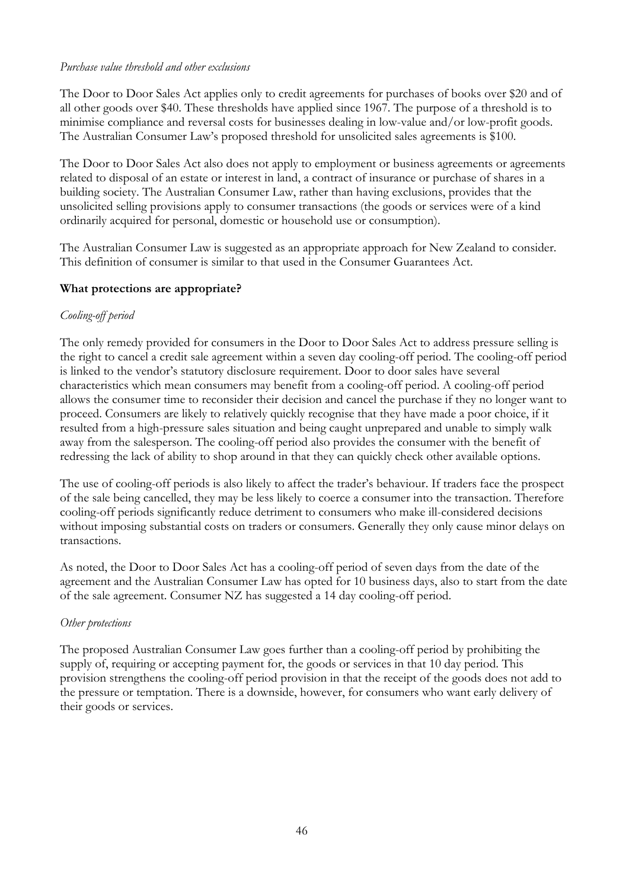*Purchase value threshold and other exclusions*

The Door to Door Sales Act applies only to credit agreements for purchases of books over $20 and of all other goods over $40. These thresholds have applied since 1967. The purpose of a threshold is to minimise compliance and reversal costs for businesses dealing in low-value and/or low-profit goods. The Australian Consumer Law's proposed threshold for unsolicited sales agreements is $100.

The Door to Door Sales Act also does not apply to employment or business agreements or agreements related to disposal of an estate or interest in land, a contract of insurance or purchase of shares in a building society. The Australian Consumer Law, rather than having exclusions, provides that the unsolicited selling provisions apply to consumer transactions (the goods or services were of a kind ordinarily acquired for personal, domestic or household use or consumption).

The Australian Consumer Law is suggested as an appropriate approach for New Zealand to consider. This definition of consumer is similar to that used in the Consumer Guarantees Act.

**What protections are appropriate?**

*Cooling-off period*

The only remedy provided for consumers in the Door to Door Sales Act to address pressure selling is the right to cancel a credit sale agreement within a seven day cooling-off period. The cooling-off period is linked to the vendor's statutory disclosure requirement. Door to door sales have several characteristics which mean consumers may benefit from a cooling-off period. A cooling-off period allows the consumer time to reconsider their decision and cancel the purchase if they no longer want to proceed. Consumers are likely to relatively quickly recognise that they have made a poor choice, if it resulted from a high-pressure sales situation and being caught unprepared and unable to simply walk away from the salesperson. The cooling-off period also provides the consumer with the benefit of redressing the lack of ability to shop around in that they can quickly check other available options.

The use of cooling-off periods is also likely to affect the trader's behaviour. If traders face the prospect of the sale being cancelled, they may be less likely to coerce a consumer into the transaction. Therefore cooling-off periods significantly reduce detriment to consumers who make ill-considered decisions without imposing substantial costs on traders or consumers. Generally they only cause minor delays on transactions.

As noted, the Door to Door Sales Act has a cooling-off period of seven days from the date of the agreement and the Australian Consumer Law has opted for 10 business days, also to start from the date of the sale agreement. Consumer NZ has suggested a 14 day cooling-off period.

*Other protections*

The proposed Australian Consumer Law goes further than a cooling-off period by prohibiting the supply of, requiring or accepting payment for, the goods or services in that 10 day period. This provision strengthens the cooling-off period provision in that the receipt of the goods does not add to the pressure or temptation. There is a downside, however, for consumers who want early delivery of their goods or services.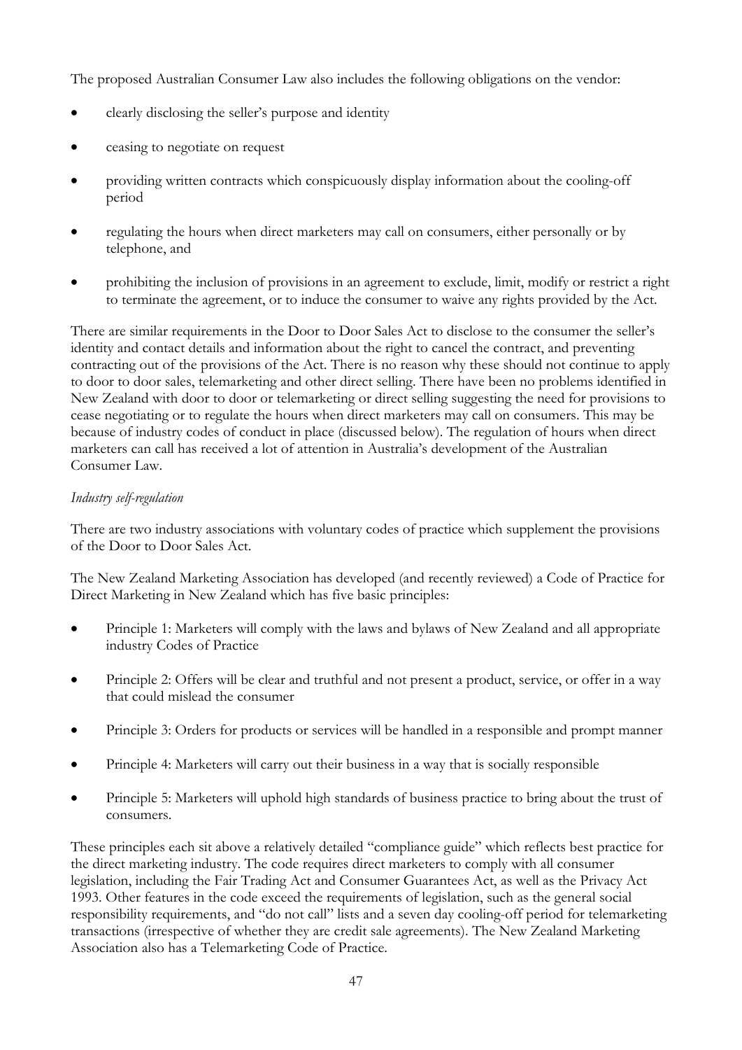The proposed Australian Consumer Law also includes the following obligations on the vendor:

- clearly disclosing the seller's purpose and identity
- ceasing to negotiate on request
- providing written contracts which conspicuously display information about the cooling-off period
- regulating the hours when direct marketers may call on consumers, either personally or by telephone, and
- prohibiting the inclusion of provisions in an agreement to exclude, limit, modify or restrict a right to terminate the agreement, or to induce the consumer to waive any rights provided by the Act.

There are similar requirements in the Door to Door Sales Act to disclose to the consumer the seller's identity and contact details and information about the right to cancel the contract, and preventing contracting out of the provisions of the Act. There is no reason why these should not continue to apply to door to door sales, telemarketing and other direct selling. There have been no problems identified in New Zealand with door to door or telemarketing or direct selling suggesting the need for provisions to cease negotiating or to regulate the hours when direct marketers may call on consumers. This may be because of industry codes of conduct in place (discussed below). The regulation of hours when direct marketers can call has received a lot of attention in Australia's development of the Australian Consumer Law.

*Industry self-regulation*

There are two industry associations with voluntary codes of practice which supplement the provisions of the Door to Door Sales Act.

The New Zealand Marketing Association has developed (and recently reviewed) a Code of Practice for Direct Marketing in New Zealand which has five basic principles:

- Principle 1: Marketers will comply with the laws and bylaws of New Zealand and all appropriate industry Codes of Practice
- Principle 2: Offers will be clear and truthful and not present a product, service, or offer in a way that could mislead the consumer
- Principle 3: Orders for products or services will be handled in a responsible and prompt manner
- Principle 4: Marketers will carry out their business in a way that is socially responsible
- Principle 5: Marketers will uphold high standards of business practice to bring about the trust of consumers.

These principles each sit above a relatively detailed "compliance guide" which reflects best practice for the direct marketing industry. The code requires direct marketers to comply with all consumer legislation, including the Fair Trading Act and Consumer Guarantees Act, as well as the Privacy Act 1993. Other features in the code exceed the requirements of legislation, such as the general social responsibility requirements, and "do not call" lists and a seven day cooling-off period for telemarketing transactions (irrespective of whether they are credit sale agreements). The New Zealand Marketing Association also has a Telemarketing Code of Practice.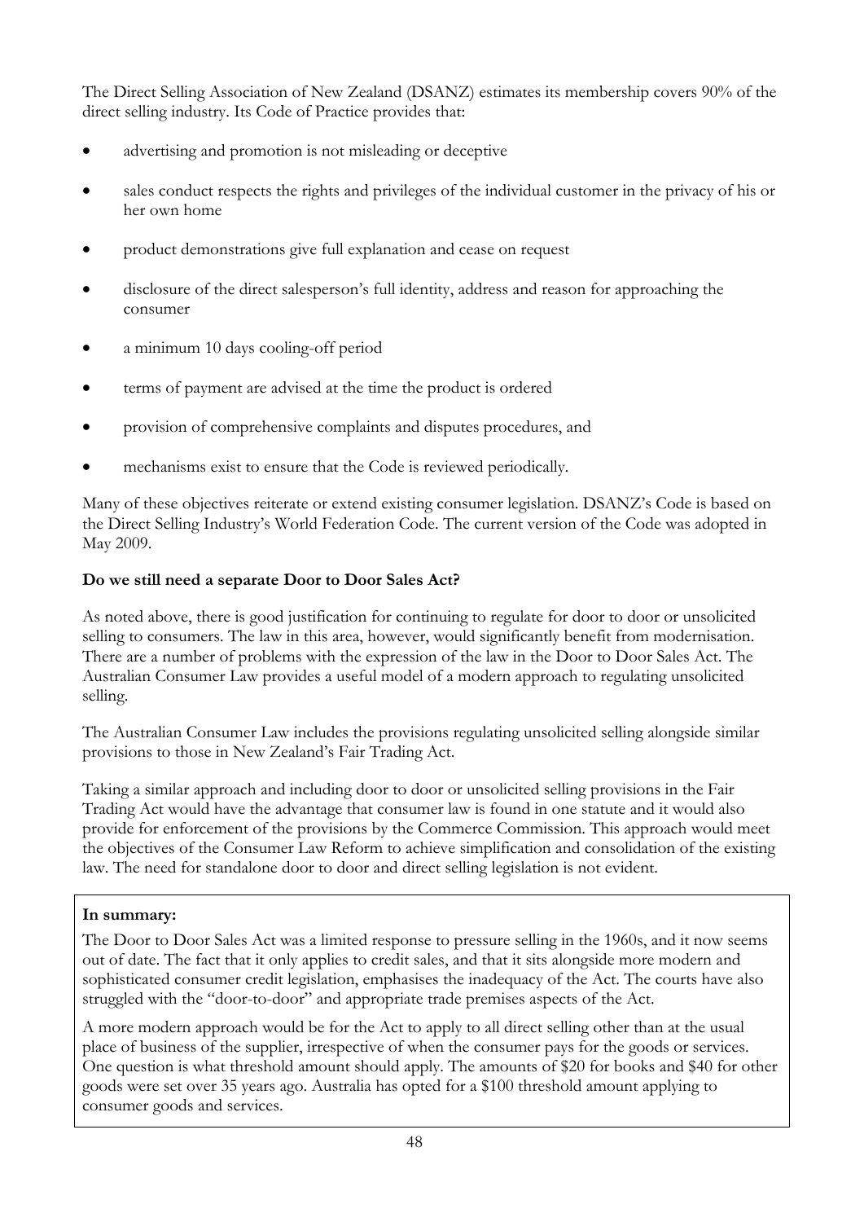The Direct Selling Association of New Zealand (DSANZ) estimates its membership covers 90% of the direct selling industry. Its Code of Practice provides that:

- advertising and promotion is not misleading or deceptive
- sales conduct respects the rights and privileges of the individual customer in the privacy of his or her own home
- product demonstrations give full explanation and cease on request
- disclosure of the direct salesperson's full identity, address and reason for approaching the consumer
- a minimum 10 days cooling-off period
- terms of payment are advised at the time the product is ordered
- provision of comprehensive complaints and disputes procedures, and
- mechanisms exist to ensure that the Code is reviewed periodically.

Many of these objectives reiterate or extend existing consumer legislation. DSANZ's Code is based on the Direct Selling Industry's World Federation Code. The current version of the Code was adopted in May 2009.

**Do we still need a separate Door to Door Sales Act?**

As noted above, there is good justification for continuing to regulate for door to door or unsolicited selling to consumers. The law in this area, however, would significantly benefit from modernisation. There are a number of problems with the expression of the law in the Door to Door Sales Act. The Australian Consumer Law provides a useful model of a modern approach to regulating unsolicited selling.

The Australian Consumer Law includes the provisions regulating unsolicited selling alongside similar provisions to those in New Zealand's Fair Trading Act.

Taking a similar approach and including door to door or unsolicited selling provisions in the Fair Trading Act would have the advantage that consumer law is found in one statute and it would also provide for enforcement of the provisions by the Commerce Commission. This approach would meet the objectives of the Consumer Law Reform to achieve simplification and consolidation of the existing law. The need for standalone door to door and direct selling legislation is not evident.

**In summary:**

The Door to Door Sales Act was a limited response to pressure selling in the 1960s, and it now seems out of date. The fact that it only applies to credit sales, and that it sits alongside more modern and sophisticated consumer credit legislation, emphasises the inadequacy of the Act. The courts have also struggled with the "door-to-door" and appropriate trade premises aspects of the Act.

A more modern approach would be for the Act to apply to all direct selling other than at the usual place of business of the supplier, irrespective of when the consumer pays for the goods or services. One question is what threshold amount should apply. The amounts of $20 for books and $40 for other goods were set over 35 years ago. Australia has opted for a $100 threshold amount applying to consumer goods and services.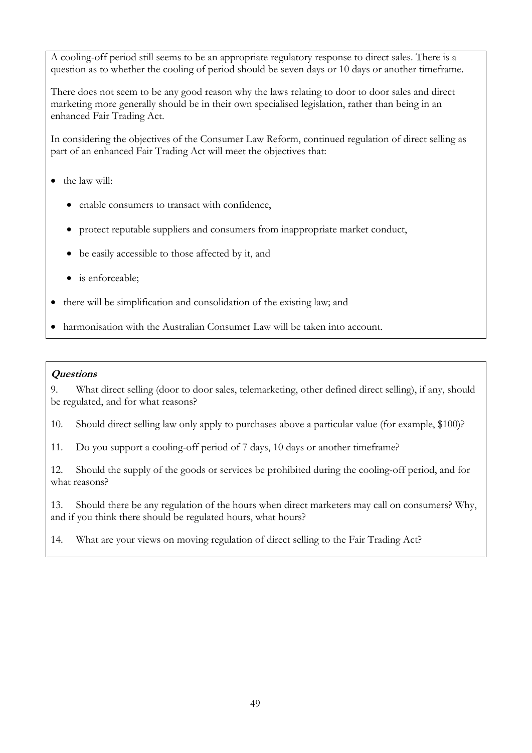A cooling-off period still seems to be an appropriate regulatory response to direct sales. There is a question as to whether the cooling of period should be seven days or 10 days or another timeframe.

There does not seem to be any good reason why the laws relating to door to door sales and direct marketing more generally should be in their own specialised legislation, rather than being in an enhanced Fair Trading Act.

In considering the objectives of the Consumer Law Reform, continued regulation of direct selling as part of an enhanced Fair Trading Act will meet the objectives that:

- the law will:
    - enable consumers to transact with confidence,
    - protect reputable suppliers and consumers from inappropriate market conduct,
    - be easily accessible to those affected by it, and
    - is enforceable;
- there will be simplification and consolidation of the existing law; and
- harmonisation with the Australian Consumer Law will be taken into account.

***Questions***

9. What direct selling (door to door sales, telemarketing, other defined direct selling), if any, should be regulated, and for what reasons?

10. Should direct selling law only apply to purchases above a particular value (for example, $100)?

11. Do you support a cooling-off period of 7 days, 10 days or another timeframe?

12. Should the supply of the goods or services be prohibited during the cooling-off period, and for what reasons?

13. Should there be any regulation of the hours when direct marketers may call on consumers? Why, and if you think there should be regulated hours, what hours?

14. What are your views on moving regulation of direct selling to the Fair Trading Act?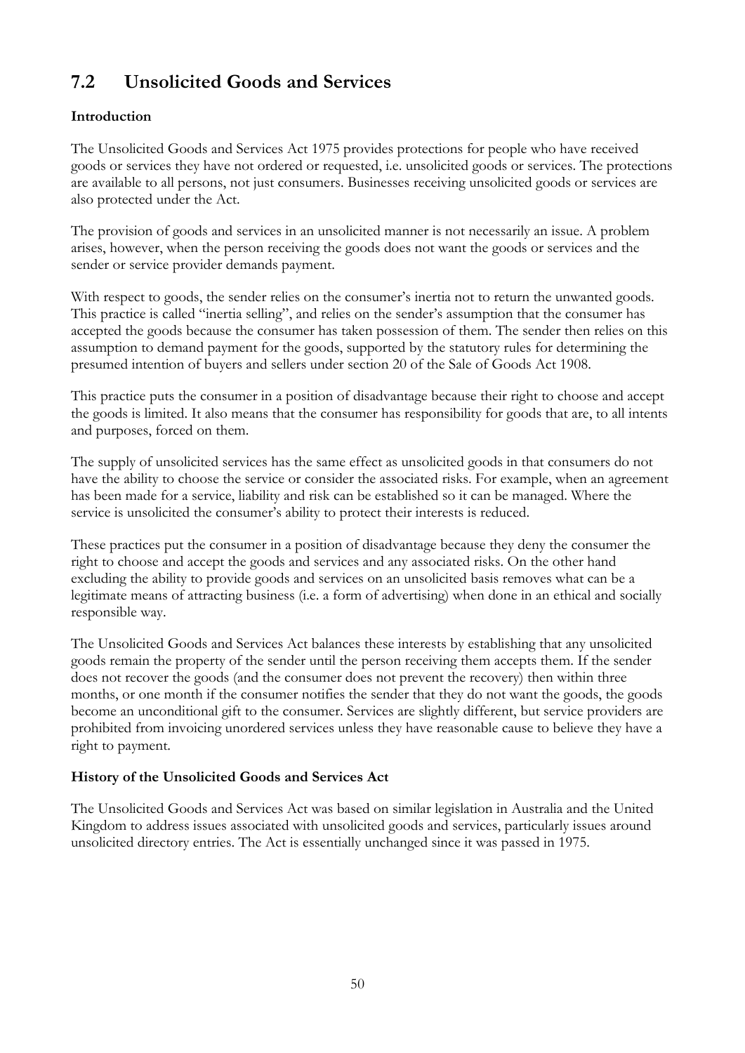## 7.2 Unsolicited Goods and Services

**Introduction**

The Unsolicited Goods and Services Act 1975 provides protections for people who have received goods or services they have not ordered or requested, i.e. unsolicited goods or services. The protections are available to all persons, not just consumers. Businesses receiving unsolicited goods or services are also protected under the Act.

The provision of goods and services in an unsolicited manner is not necessarily an issue. A problem arises, however, when the person receiving the goods does not want the goods or services and the sender or service provider demands payment.

With respect to goods, the sender relies on the consumer's inertia not to return the unwanted goods. This practice is called "inertia selling", and relies on the sender's assumption that the consumer has accepted the goods because the consumer has taken possession of them. The sender then relies on this assumption to demand payment for the goods, supported by the statutory rules for determining the presumed intention of buyers and sellers under section 20 of the Sale of Goods Act 1908.

This practice puts the consumer in a position of disadvantage because their right to choose and accept the goods is limited. It also means that the consumer has responsibility for goods that are, to all intents and purposes, forced on them.

The supply of unsolicited services has the same effect as unsolicited goods in that consumers do not have the ability to choose the service or consider the associated risks. For example, when an agreement has been made for a service, liability and risk can be established so it can be managed. Where the service is unsolicited the consumer's ability to protect their interests is reduced.

These practices put the consumer in a position of disadvantage because they deny the consumer the right to choose and accept the goods and services and any associated risks. On the other hand excluding the ability to provide goods and services on an unsolicited basis removes what can be a legitimate means of attracting business (i.e. a form of advertising) when done in an ethical and socially responsible way.

The Unsolicited Goods and Services Act balances these interests by establishing that any unsolicited goods remain the property of the sender until the person receiving them accepts them. If the sender does not recover the goods (and the consumer does not prevent the recovery) then within three months, or one month if the consumer notifies the sender that they do not want the goods, the goods become an unconditional gift to the consumer. Services are slightly different, but service providers are prohibited from invoicing unordered services unless they have reasonable cause to believe they have a right to payment.

**History of the Unsolicited Goods and Services Act**

The Unsolicited Goods and Services Act was based on similar legislation in Australia and the United Kingdom to address issues associated with unsolicited goods and services, particularly issues around unsolicited directory entries. The Act is essentially unchanged since it was passed in 1975.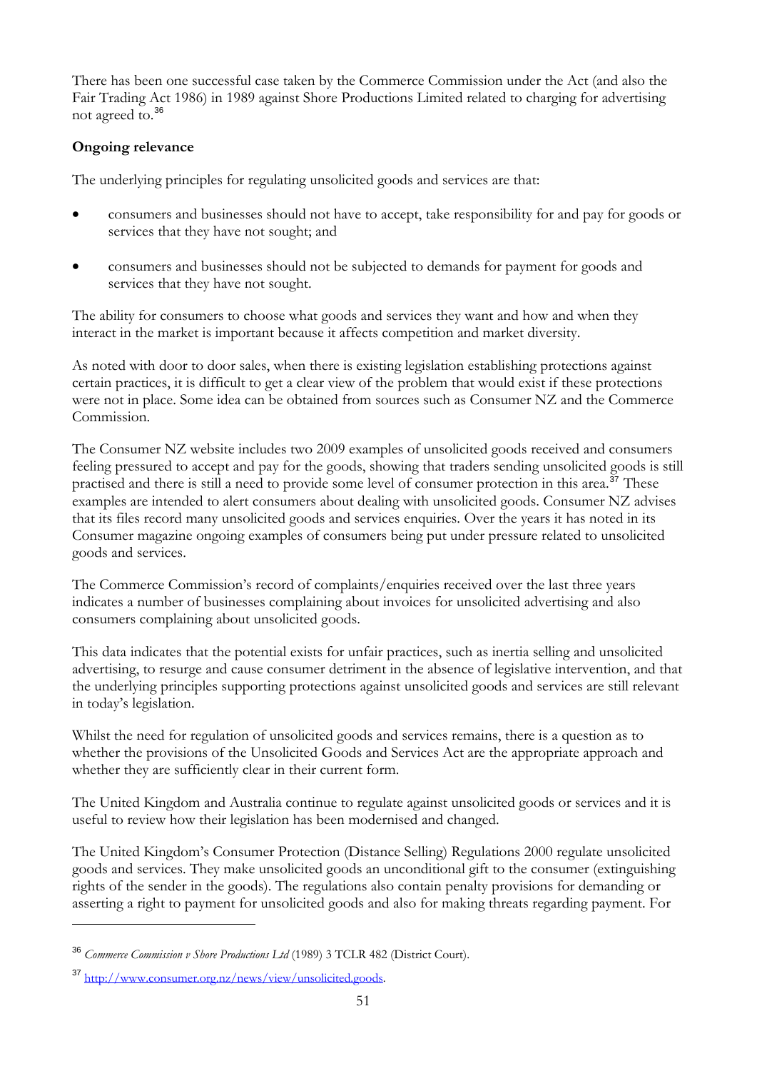There has been one successful case taken by the Commerce Commission under the Act (and also the Fair Trading Act 1986) in 1989 against Shore Productions Limited related to charging for advertising not agreed to.[36]

**Ongoing relevance**

The underlying principles for regulating unsolicited goods and services are that:

- consumers and businesses should not have to accept, take responsibility for and pay for goods or services that they have not sought; and
- consumers and businesses should not be subjected to demands for payment for goods and services that they have not sought.

The ability for consumers to choose what goods and services they want and how and when they interact in the market is important because it affects competition and market diversity.

As noted with door to door sales, when there is existing legislation establishing protections against certain practices, it is difficult to get a clear view of the problem that would exist if these protections were not in place. Some idea can be obtained from sources such as Consumer NZ and the Commerce Commission.

The Consumer NZ website includes two 2009 examples of unsolicited goods received and consumers feeling pressured to accept and pay for the goods, showing that traders sending unsolicited goods is still practised and there is still a need to provide some level of consumer protection in this area.[37] These examples are intended to alert consumers about dealing with unsolicited goods. Consumer NZ advises that its files record many unsolicited goods and services enquiries. Over the years it has noted in its Consumer magazine ongoing examples of consumers being put under pressure related to unsolicited goods and services.

The Commerce Commission's record of complaints/enquiries received over the last three years indicates a number of businesses complaining about invoices for unsolicited advertising and also consumers complaining about unsolicited goods.

This data indicates that the potential exists for unfair practices, such as inertia selling and unsolicited advertising, to resurge and cause consumer detriment in the absence of legislative intervention, and that the underlying principles supporting protections against unsolicited goods and services are still relevant in today's legislation.

Whilst the need for regulation of unsolicited goods and services remains, there is a question as to whether the provisions of the Unsolicited Goods and Services Act are the appropriate approach and whether they are sufficiently clear in their current form.

The United Kingdom and Australia continue to regulate against unsolicited goods or services and it is useful to review how their legislation has been modernised and changed.

The United Kingdom's Consumer Protection (Distance Selling) Regulations 2000 regulate unsolicited goods and services. They make unsolicited goods an unconditional gift to the consumer (extinguishing rights of the sender in the goods). The regulations also contain penalty provisions for demanding or asserting a right to payment for unsolicited goods and also for making threats regarding payment. For

---

[36] *Commerce Commission v Shore Productions Ltd* (1989) 3 TCLR 482 (District Court).

[37] http://www.consumer.org.nz/news/view/unsolicited.goods.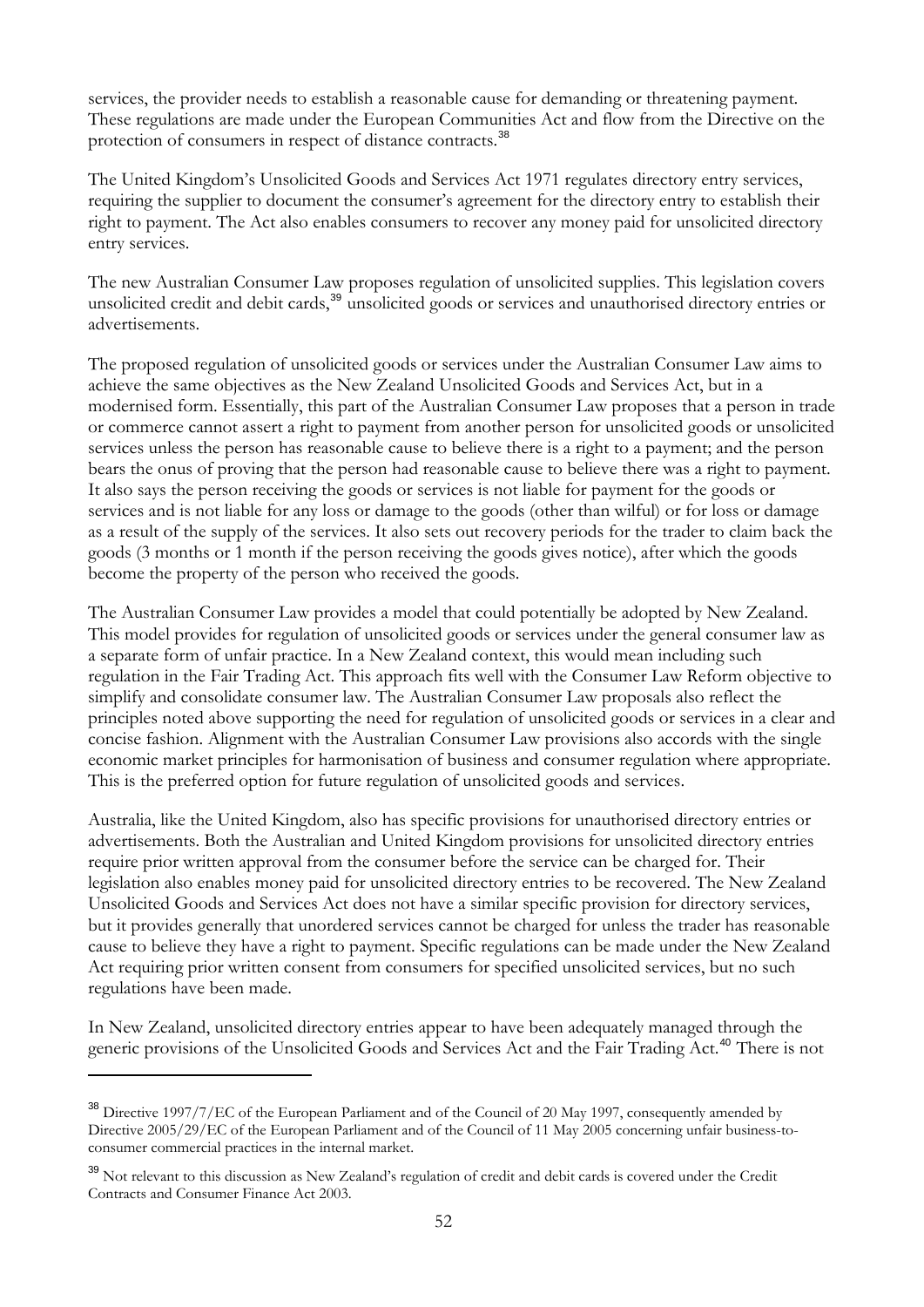services, the provider needs to establish a reasonable cause for demanding or threatening payment. These regulations are made under the European Communities Act and flow from the Directive on the protection of consumers in respect of distance contracts.[38]

The United Kingdom's Unsolicited Goods and Services Act 1971 regulates directory entry services, requiring the supplier to document the consumer's agreement for the directory entry to establish their right to payment. The Act also enables consumers to recover any money paid for unsolicited directory entry services.

The new Australian Consumer Law proposes regulation of unsolicited supplies. This legislation covers unsolicited credit and debit cards,[39] unsolicited goods or services and unauthorised directory entries or advertisements.

The proposed regulation of unsolicited goods or services under the Australian Consumer Law aims to achieve the same objectives as the New Zealand Unsolicited Goods and Services Act, but in a modernised form. Essentially, this part of the Australian Consumer Law proposes that a person in trade or commerce cannot assert a right to payment from another person for unsolicited goods or unsolicited services unless the person has reasonable cause to believe there is a right to a payment; and the person bears the onus of proving that the person had reasonable cause to believe there was a right to payment. It also says the person receiving the goods or services is not liable for payment for the goods or services and is not liable for any loss or damage to the goods (other than wilful) or for loss or damage as a result of the supply of the services. It also sets out recovery periods for the trader to claim back the goods (3 months or 1 month if the person receiving the goods gives notice), after which the goods become the property of the person who received the goods.

The Australian Consumer Law provides a model that could potentially be adopted by New Zealand. This model provides for regulation of unsolicited goods or services under the general consumer law as a separate form of unfair practice. In a New Zealand context, this would mean including such regulation in the Fair Trading Act. This approach fits well with the Consumer Law Reform objective to simplify and consolidate consumer law. The Australian Consumer Law proposals also reflect the principles noted above supporting the need for regulation of unsolicited goods or services in a clear and concise fashion. Alignment with the Australian Consumer Law provisions also accords with the single economic market principles for harmonisation of business and consumer regulation where appropriate. This is the preferred option for future regulation of unsolicited goods and services.

Australia, like the United Kingdom, also has specific provisions for unauthorised directory entries or advertisements. Both the Australian and United Kingdom provisions for unsolicited directory entries require prior written approval from the consumer before the service can be charged for. Their legislation also enables money paid for unsolicited directory entries to be recovered. The New Zealand Unsolicited Goods and Services Act does not have a similar specific provision for directory services, but it provides generally that unordered services cannot be charged for unless the trader has reasonable cause to believe they have a right to payment. Specific regulations can be made under the New Zealand Act requiring prior written consent from consumers for specified unsolicited services, but no such regulations have been made.

In New Zealand, unsolicited directory entries appear to have been adequately managed through the generic provisions of the Unsolicited Goods and Services Act and the Fair Trading Act.[40] There is not

---

[38] Directive 1997/7/EC of the European Parliament and of the Council of 20 May 1997, consequently amended by Directive 2005/29/EC of the European Parliament and of the Council of 11 May 2005 concerning unfair business-to-consumer commercial practices in the internal market.

[39] Not relevant to this discussion as New Zealand's regulation of credit and debit cards is covered under the Credit Contracts and Consumer Finance Act 2003.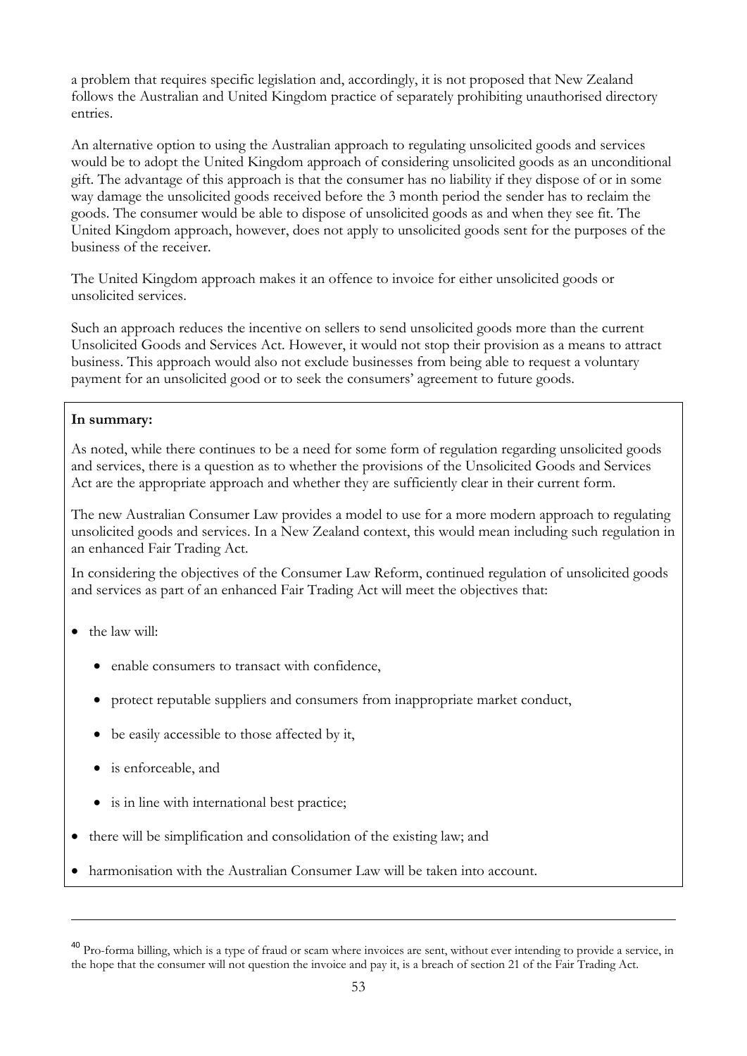a problem that requires specific legislation and, accordingly, it is not proposed that New Zealand follows the Australian and United Kingdom practice of separately prohibiting unauthorised directory entries.

An alternative option to using the Australian approach to regulating unsolicited goods and services would be to adopt the United Kingdom approach of considering unsolicited goods as an unconditional gift. The advantage of this approach is that the consumer has no liability if they dispose of or in some way damage the unsolicited goods received before the 3 month period the sender has to reclaim the goods. The consumer would be able to dispose of unsolicited goods as and when they see fit. The United Kingdom approach, however, does not apply to unsolicited goods sent for the purposes of the business of the receiver.

The United Kingdom approach makes it an offence to invoice for either unsolicited goods or unsolicited services.

Such an approach reduces the incentive on sellers to send unsolicited goods more than the current Unsolicited Goods and Services Act. However, it would not stop their provision as a means to attract business. This approach would also not exclude businesses from being able to request a voluntary payment for an unsolicited good or to seek the consumers' agreement to future goods.

**In summary:**

As noted, while there continues to be a need for some form of regulation regarding unsolicited goods and services, there is a question as to whether the provisions of the Unsolicited Goods and Services Act are the appropriate approach and whether they are sufficiently clear in their current form.

The new Australian Consumer Law provides a model to use for a more modern approach to regulating unsolicited goods and services. In a New Zealand context, this would mean including such regulation in an enhanced Fair Trading Act.

In considering the objectives of the Consumer Law Reform, continued regulation of unsolicited goods and services as part of an enhanced Fair Trading Act will meet the objectives that:

- the law will:
  - enable consumers to transact with confidence,
  - protect reputable suppliers and consumers from inappropriate market conduct,
  - be easily accessible to those affected by it,
  - is enforceable, and
  - is in line with international best practice;
- there will be simplification and consolidation of the existing law; and
- harmonisation with the Australian Consumer Law will be taken into account.

---

[40] Pro-forma billing, which is a type of fraud or scam where invoices are sent, without ever intending to provide a service, in the hope that the consumer will not question the invoice and pay it, is a breach of section 21 of the Fair Trading Act.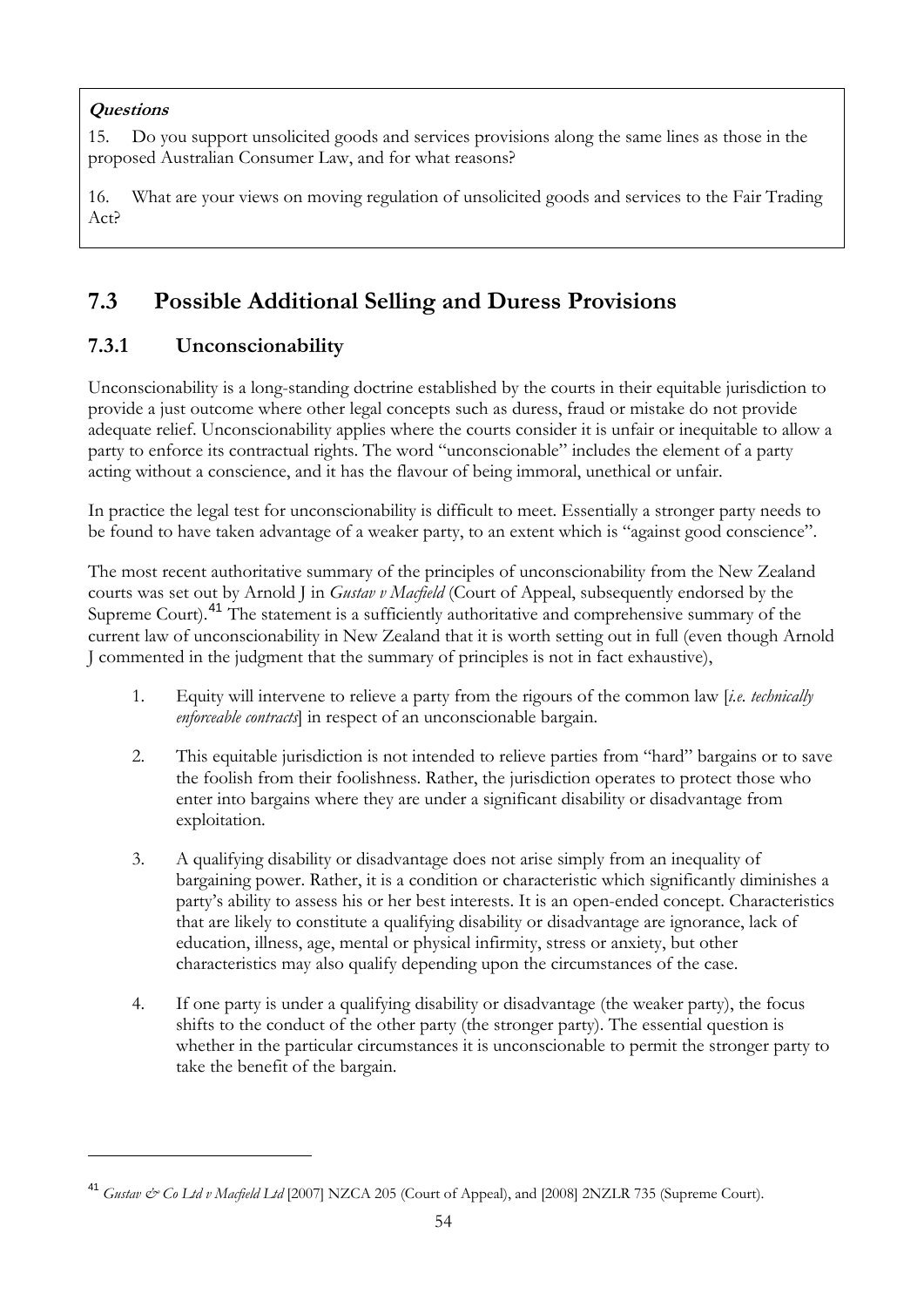**Questions**

15. Do you support unsolicited goods and services provisions along the same lines as those in the proposed Australian Consumer Law, and for what reasons?

16. What are your views on moving regulation of unsolicited goods and services to the Fair Trading Act?

## 7.3 Possible Additional Selling and Duress Provisions

### 7.3.1 Unconscionability

Unconscionability is a long-standing doctrine established by the courts in their equitable jurisdiction to provide a just outcome where other legal concepts such as duress, fraud or mistake do not provide adequate relief. Unconscionability applies where the courts consider it is unfair or inequitable to allow a party to enforce its contractual rights. The word "unconscionable" includes the element of a party acting without a conscience, and it has the flavour of being immoral, unethical or unfair.

In practice the legal test for unconscionability is difficult to meet. Essentially a stronger party needs to be found to have taken advantage of a weaker party, to an extent which is "against good conscience".

The most recent authoritative summary of the principles of unconscionability from the New Zealand courts was set out by Arnold J in *Gustav v Macfield* (Court of Appeal, subsequently endorsed by the Supreme Court).[41] The statement is a sufficiently authoritative and comprehensive summary of the current law of unconscionability in New Zealand that it is worth setting out in full (even though Arnold J commented in the judgment that the summary of principles is not in fact exhaustive),

1. Equity will intervene to relieve a party from the rigours of the common law [*i.e. technically enforceable contracts*] in respect of an unconscionable bargain.

2. This equitable jurisdiction is not intended to relieve parties from "hard" bargains or to save the foolish from their foolishness. Rather, the jurisdiction operates to protect those who enter into bargains where they are under a significant disability or disadvantage from exploitation.

3. A qualifying disability or disadvantage does not arise simply from an inequality of bargaining power. Rather, it is a condition or characteristic which significantly diminishes a party's ability to assess his or her best interests. It is an open-ended concept. Characteristics that are likely to constitute a qualifying disability or disadvantage are ignorance, lack of education, illness, age, mental or physical infirmity, stress or anxiety, but other characteristics may also qualify depending upon the circumstances of the case.

4. If one party is under a qualifying disability or disadvantage (the weaker party), the focus shifts to the conduct of the other party (the stronger party). The essential question is whether in the particular circumstances it is unconscionable to permit the stronger party to take the benefit of the bargain.

---

[41] *Gustav & Co Ltd v Macfield Ltd* [2007] NZCA 205 (Court of Appeal), and [2008] 2NZLR 735 (Supreme Court).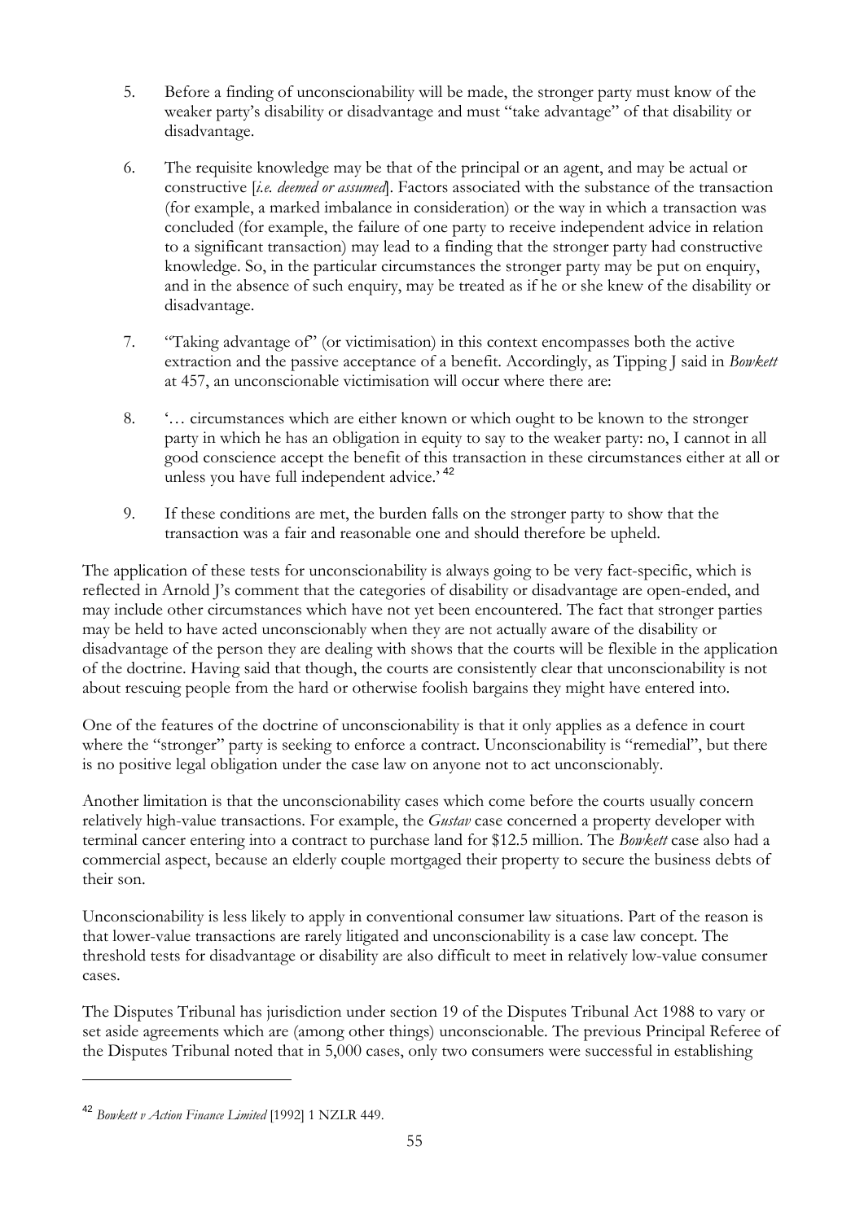5. Before a finding of unconscionability will be made, the stronger party must know of the weaker party's disability or disadvantage and must "take advantage" of that disability or disadvantage.

6. The requisite knowledge may be that of the principal or an agent, and may be actual or constructive [*i.e. deemed or assumed*]. Factors associated with the substance of the transaction (for example, a marked imbalance in consideration) or the way in which a transaction was concluded (for example, the failure of one party to receive independent advice in relation to a significant transaction) may lead to a finding that the stronger party had constructive knowledge. So, in the particular circumstances the stronger party may be put on enquiry, and in the absence of such enquiry, may be treated as if he or she knew of the disability or disadvantage.

7. "Taking advantage of" (or victimisation) in this context encompasses both the active extraction and the passive acceptance of a benefit. Accordingly, as Tipping J said in *Bowkett* at 457, an unconscionable victimisation will occur where there are:

8. '… circumstances which are either known or which ought to be known to the stronger party in which he has an obligation in equity to say to the weaker party: no, I cannot in all good conscience accept the benefit of this transaction in these circumstances either at all or unless you have full independent advice.' [42]

9. If these conditions are met, the burden falls on the stronger party to show that the transaction was a fair and reasonable one and should therefore be upheld.

The application of these tests for unconscionability is always going to be very fact-specific, which is reflected in Arnold J's comment that the categories of disability or disadvantage are open-ended, and may include other circumstances which have not yet been encountered. The fact that stronger parties may be held to have acted unconscionably when they are not actually aware of the disability or disadvantage of the person they are dealing with shows that the courts will be flexible in the application of the doctrine. Having said that though, the courts are consistently clear that unconscionability is not about rescuing people from the hard or otherwise foolish bargains they might have entered into.

One of the features of the doctrine of unconscionability is that it only applies as a defence in court where the "stronger" party is seeking to enforce a contract. Unconscionability is "remedial", but there is no positive legal obligation under the case law on anyone not to act unconscionably.

Another limitation is that the unconscionability cases which come before the courts usually concern relatively high-value transactions. For example, the *Gustav* case concerned a property developer with terminal cancer entering into a contract to purchase land for $12.5 million. The *Bowkett* case also had a commercial aspect, because an elderly couple mortgaged their property to secure the business debts of their son.

Unconscionability is less likely to apply in conventional consumer law situations. Part of the reason is that lower-value transactions are rarely litigated and unconscionability is a case law concept. The threshold tests for disadvantage or disability are also difficult to meet in relatively low-value consumer cases.

The Disputes Tribunal has jurisdiction under section 19 of the Disputes Tribunal Act 1988 to vary or set aside agreements which are (among other things) unconscionable. The previous Principal Referee of the Disputes Tribunal noted that in 5,000 cases, only two consumers were successful in establishing

---

[42] *Bowkett v Action Finance Limited* [1992] 1 NZLR 449.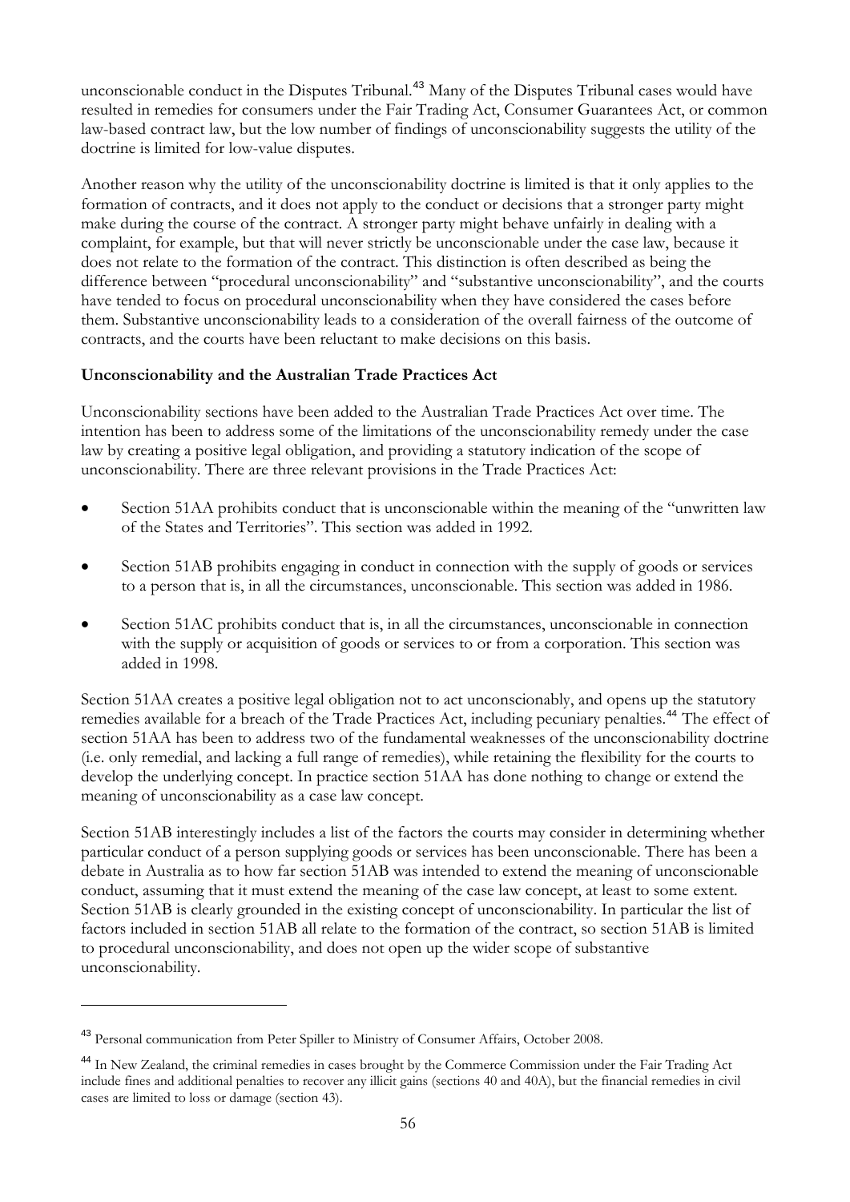unconscionable conduct in the Disputes Tribunal.[43] Many of the Disputes Tribunal cases would have resulted in remedies for consumers under the Fair Trading Act, Consumer Guarantees Act, or common law-based contract law, but the low number of findings of unconscionability suggests the utility of the doctrine is limited for low-value disputes.

Another reason why the utility of the unconscionability doctrine is limited is that it only applies to the formation of contracts, and it does not apply to the conduct or decisions that a stronger party might make during the course of the contract. A stronger party might behave unfairly in dealing with a complaint, for example, but that will never strictly be unconscionable under the case law, because it does not relate to the formation of the contract. This distinction is often described as being the difference between "procedural unconscionability" and "substantive unconscionability", and the courts have tended to focus on procedural unconscionability when they have considered the cases before them. Substantive unconscionability leads to a consideration of the overall fairness of the outcome of contracts, and the courts have been reluctant to make decisions on this basis.

**Unconscionability and the Australian Trade Practices Act**

Unconscionability sections have been added to the Australian Trade Practices Act over time. The intention has been to address some of the limitations of the unconscionability remedy under the case law by creating a positive legal obligation, and providing a statutory indication of the scope of unconscionability. There are three relevant provisions in the Trade Practices Act:

- Section 51AA prohibits conduct that is unconscionable within the meaning of the "unwritten law of the States and Territories". This section was added in 1992.
- Section 51AB prohibits engaging in conduct in connection with the supply of goods or services to a person that is, in all the circumstances, unconscionable. This section was added in 1986.
- Section 51AC prohibits conduct that is, in all the circumstances, unconscionable in connection with the supply or acquisition of goods or services to or from a corporation. This section was added in 1998.

Section 51AA creates a positive legal obligation not to act unconscionably, and opens up the statutory remedies available for a breach of the Trade Practices Act, including pecuniary penalties.[44] The effect of section 51AA has been to address two of the fundamental weaknesses of the unconscionability doctrine (i.e. only remedial, and lacking a full range of remedies), while retaining the flexibility for the courts to develop the underlying concept. In practice section 51AA has done nothing to change or extend the meaning of unconscionability as a case law concept.

Section 51AB interestingly includes a list of the factors the courts may consider in determining whether particular conduct of a person supplying goods or services has been unconscionable. There has been a debate in Australia as to how far section 51AB was intended to extend the meaning of unconscionable conduct, assuming that it must extend the meaning of the case law concept, at least to some extent. Section 51AB is clearly grounded in the existing concept of unconscionability. In particular the list of factors included in section 51AB all relate to the formation of the contract, so section 51AB is limited to procedural unconscionability, and does not open up the wider scope of substantive unconscionability.

---

[43] Personal communication from Peter Spiller to Ministry of Consumer Affairs, October 2008.

[44] In New Zealand, the criminal remedies in cases brought by the Commerce Commission under the Fair Trading Act include fines and additional penalties to recover any illicit gains (sections 40 and 40A), but the financial remedies in civil cases are limited to loss or damage (section 43).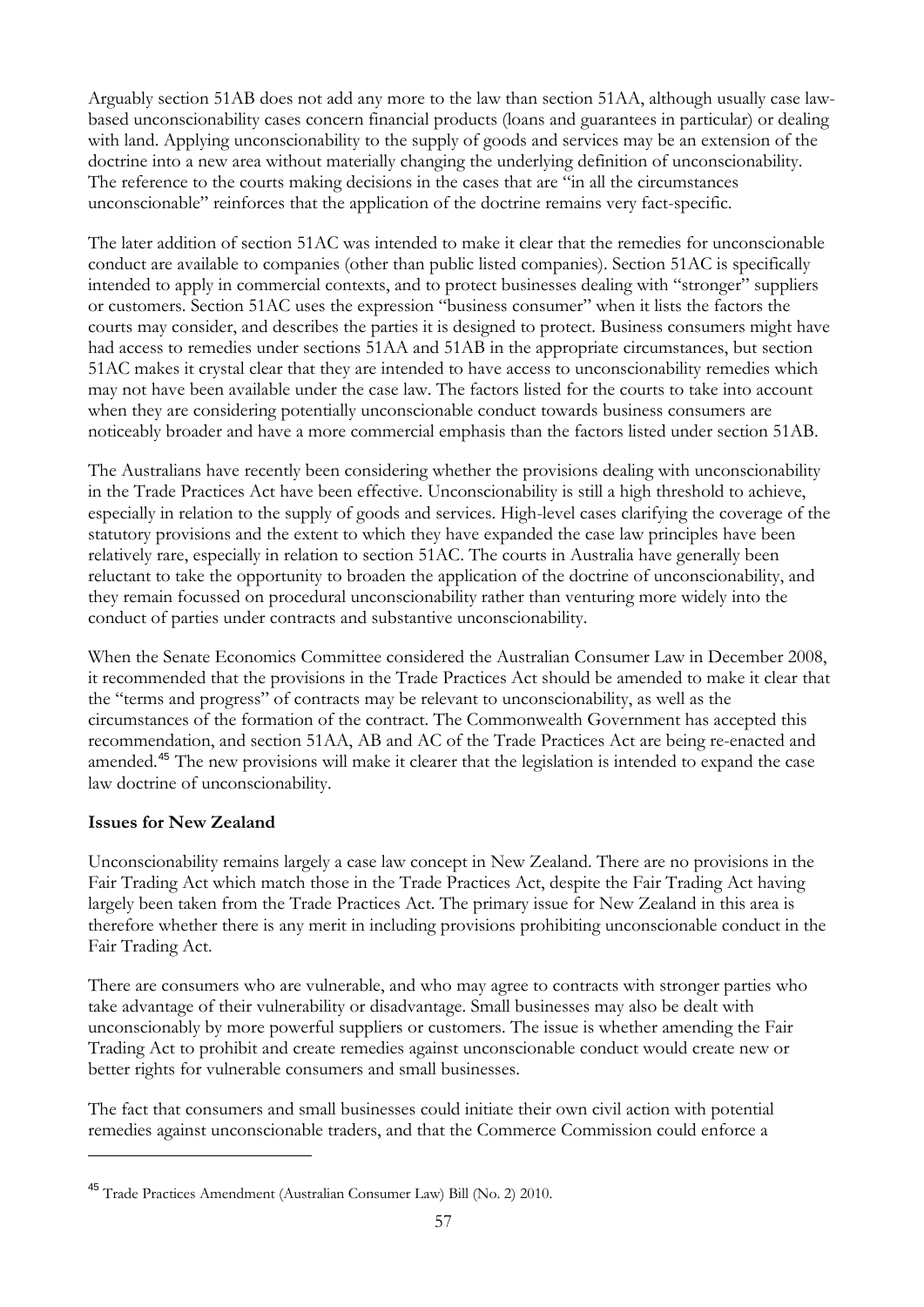Arguably section 51AB does not add any more to the law than section 51AA, although usually case law-based unconscionability cases concern financial products (loans and guarantees in particular) or dealing with land. Applying unconscionability to the supply of goods and services may be an extension of the doctrine into a new area without materially changing the underlying definition of unconscionability. The reference to the courts making decisions in the cases that are "in all the circumstances unconscionable" reinforces that the application of the doctrine remains very fact-specific.

The later addition of section 51AC was intended to make it clear that the remedies for unconscionable conduct are available to companies (other than public listed companies). Section 51AC is specifically intended to apply in commercial contexts, and to protect businesses dealing with "stronger" suppliers or customers. Section 51AC uses the expression "business consumer" when it lists the factors the courts may consider, and describes the parties it is designed to protect. Business consumers might have had access to remedies under sections 51AA and 51AB in the appropriate circumstances, but section 51AC makes it crystal clear that they are intended to have access to unconscionability remedies which may not have been available under the case law. The factors listed for the courts to take into account when they are considering potentially unconscionable conduct towards business consumers are noticeably broader and have a more commercial emphasis than the factors listed under section 51AB.

The Australians have recently been considering whether the provisions dealing with unconscionability in the Trade Practices Act have been effective. Unconscionability is still a high threshold to achieve, especially in relation to the supply of goods and services. High-level cases clarifying the coverage of the statutory provisions and the extent to which they have expanded the case law principles have been relatively rare, especially in relation to section 51AC. The courts in Australia have generally been reluctant to take the opportunity to broaden the application of the doctrine of unconscionability, and they remain focussed on procedural unconscionability rather than venturing more widely into the conduct of parties under contracts and substantive unconscionability.

When the Senate Economics Committee considered the Australian Consumer Law in December 2008, it recommended that the provisions in the Trade Practices Act should be amended to make it clear that the "terms and progress" of contracts may be relevant to unconscionability, as well as the circumstances of the formation of the contract. The Commonwealth Government has accepted this recommendation, and section 51AA, AB and AC of the Trade Practices Act are being re-enacted and amended.[45] The new provisions will make it clearer that the legislation is intended to expand the case law doctrine of unconscionability.

**Issues for New Zealand**

Unconscionability remains largely a case law concept in New Zealand. There are no provisions in the Fair Trading Act which match those in the Trade Practices Act, despite the Fair Trading Act having largely been taken from the Trade Practices Act. The primary issue for New Zealand in this area is therefore whether there is any merit in including provisions prohibiting unconscionable conduct in the Fair Trading Act.

There are consumers who are vulnerable, and who may agree to contracts with stronger parties who take advantage of their vulnerability or disadvantage. Small businesses may also be dealt with unconscionably by more powerful suppliers or customers. The issue is whether amending the Fair Trading Act to prohibit and create remedies against unconscionable conduct would create new or better rights for vulnerable consumers and small businesses.

The fact that consumers and small businesses could initiate their own civil action with potential remedies against unconscionable traders, and that the Commerce Commission could enforce a

---

[45] Trade Practices Amendment (Australian Consumer Law) Bill (No. 2) 2010.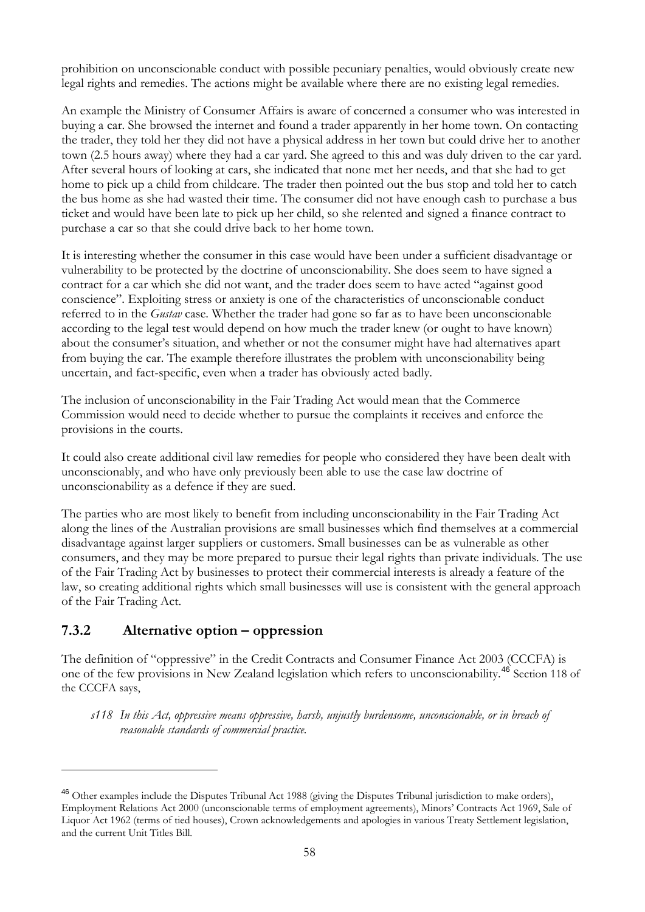prohibition on unconscionable conduct with possible pecuniary penalties, would obviously create new legal rights and remedies. The actions might be available where there are no existing legal remedies.

An example the Ministry of Consumer Affairs is aware of concerned a consumer who was interested in buying a car. She browsed the internet and found a trader apparently in her home town. On contacting the trader, they told her they did not have a physical address in her town but could drive her to another town (2.5 hours away) where they had a car yard. She agreed to this and was duly driven to the car yard. After several hours of looking at cars, she indicated that none met her needs, and that she had to get home to pick up a child from childcare. The trader then pointed out the bus stop and told her to catch the bus home as she had wasted their time. The consumer did not have enough cash to purchase a bus ticket and would have been late to pick up her child, so she relented and signed a finance contract to purchase a car so that she could drive back to her home town.

It is interesting whether the consumer in this case would have been under a sufficient disadvantage or vulnerability to be protected by the doctrine of unconscionability. She does seem to have signed a contract for a car which she did not want, and the trader does seem to have acted "against good conscience". Exploiting stress or anxiety is one of the characteristics of unconscionable conduct referred to in the *Gustav* case. Whether the trader had gone so far as to have been unconscionable according to the legal test would depend on how much the trader knew (or ought to have known) about the consumer's situation, and whether or not the consumer might have had alternatives apart from buying the car. The example therefore illustrates the problem with unconscionability being uncertain, and fact-specific, even when a trader has obviously acted badly.

The inclusion of unconscionability in the Fair Trading Act would mean that the Commerce Commission would need to decide whether to pursue the complaints it receives and enforce the provisions in the courts.

It could also create additional civil law remedies for people who considered they have been dealt with unconscionably, and who have only previously been able to use the case law doctrine of unconscionability as a defence if they are sued.

The parties who are most likely to benefit from including unconscionability in the Fair Trading Act along the lines of the Australian provisions are small businesses which find themselves at a commercial disadvantage against larger suppliers or customers. Small businesses can be as vulnerable as other consumers, and they may be more prepared to pursue their legal rights than private individuals. The use of the Fair Trading Act by businesses to protect their commercial interests is already a feature of the law, so creating additional rights which small businesses will use is consistent with the general approach of the Fair Trading Act.

### 7.3.2 Alternative option – oppression

The definition of "oppressive" in the Credit Contracts and Consumer Finance Act 2003 (CCCFA) is one of the few provisions in New Zealand legislation which refers to unconscionability.[46] Section 118 of the CCCFA says,

> *s118 In this Act, oppressive means oppressive, harsh, unjustly burdensome, unconscionable, or in breach of reasonable standards of commercial practice.*

---

[46] Other examples include the Disputes Tribunal Act 1988 (giving the Disputes Tribunal jurisdiction to make orders), Employment Relations Act 2000 (unconscionable terms of employment agreements), Minors' Contracts Act 1969, Sale of Liquor Act 1962 (terms of tied houses), Crown acknowledgements and apologies in various Treaty Settlement legislation, and the current Unit Titles Bill.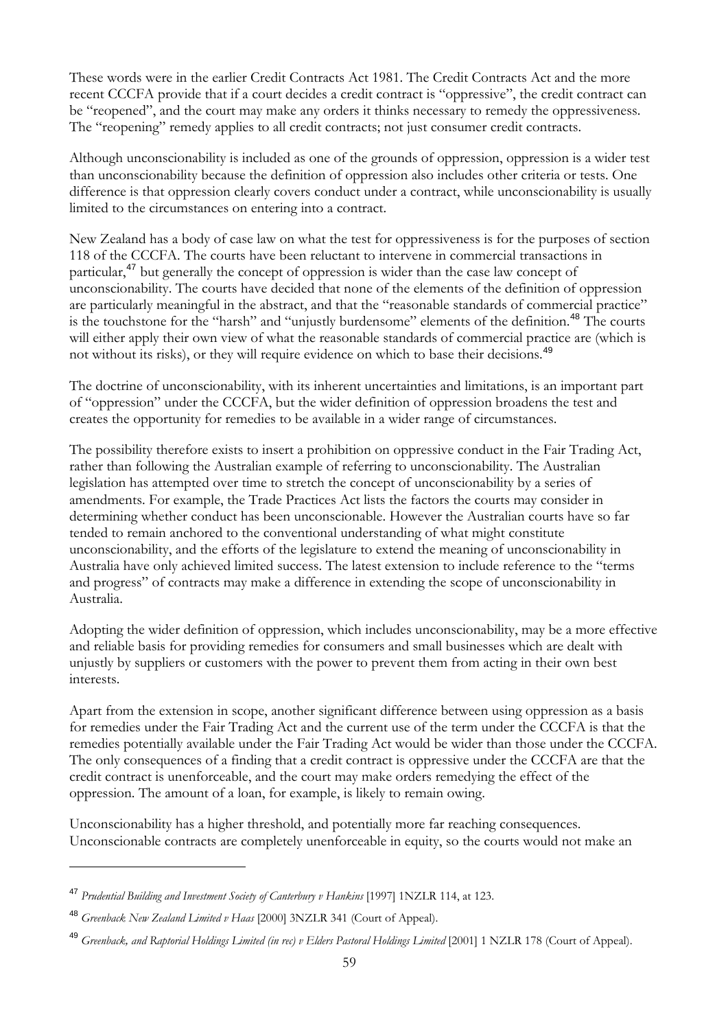These words were in the earlier Credit Contracts Act 1981. The Credit Contracts Act and the more recent CCCFA provide that if a court decides a credit contract is "oppressive", the credit contract can be "reopened", and the court may make any orders it thinks necessary to remedy the oppressiveness. The "reopening" remedy applies to all credit contracts; not just consumer credit contracts.

Although unconscionability is included as one of the grounds of oppression, oppression is a wider test than unconscionability because the definition of oppression also includes other criteria or tests. One difference is that oppression clearly covers conduct under a contract, while unconscionability is usually limited to the circumstances on entering into a contract.

New Zealand has a body of case law on what the test for oppressiveness is for the purposes of section 118 of the CCCFA. The courts have been reluctant to intervene in commercial transactions in particular,[47] but generally the concept of oppression is wider than the case law concept of unconscionability. The courts have decided that none of the elements of the definition of oppression are particularly meaningful in the abstract, and that the "reasonable standards of commercial practice" is the touchstone for the "harsh" and "unjustly burdensome" elements of the definition.[48] The courts will either apply their own view of what the reasonable standards of commercial practice are (which is not without its risks), or they will require evidence on which to base their decisions.[49]

The doctrine of unconscionability, with its inherent uncertainties and limitations, is an important part of "oppression" under the CCCFA, but the wider definition of oppression broadens the test and creates the opportunity for remedies to be available in a wider range of circumstances.

The possibility therefore exists to insert a prohibition on oppressive conduct in the Fair Trading Act, rather than following the Australian example of referring to unconscionability. The Australian legislation has attempted over time to stretch the concept of unconscionability by a series of amendments. For example, the Trade Practices Act lists the factors the courts may consider in determining whether conduct has been unconscionable. However the Australian courts have so far tended to remain anchored to the conventional understanding of what might constitute unconscionability, and the efforts of the legislature to extend the meaning of unconscionability in Australia have only achieved limited success. The latest extension to include reference to the "terms and progress" of contracts may make a difference in extending the scope of unconscionability in Australia.

Adopting the wider definition of oppression, which includes unconscionability, may be a more effective and reliable basis for providing remedies for consumers and small businesses which are dealt with unjustly by suppliers or customers with the power to prevent them from acting in their own best interests.

Apart from the extension in scope, another significant difference between using oppression as a basis for remedies under the Fair Trading Act and the current use of the term under the CCCFA is that the remedies potentially available under the Fair Trading Act would be wider than those under the CCCFA. The only consequences of a finding that a credit contract is oppressive under the CCCFA are that the credit contract is unenforceable, and the court may make orders remedying the effect of the oppression. The amount of a loan, for example, is likely to remain owing.

Unconscionability has a higher threshold, and potentially more far reaching consequences. Unconscionable contracts are completely unenforceable in equity, so the courts would not make an

---

[47] *Prudential Building and Investment Society of Canterbury v Hankins* [1997] 1NZLR 114, at 123.

[48] *Greenback New Zealand Limited v Haas* [2000] 3NZLR 341 (Court of Appeal).

[49] *Greenback, and Raptorial Holdings Limited (in rec) v Elders Pastoral Holdings Limited* [2001] 1 NZLR 178 (Court of Appeal).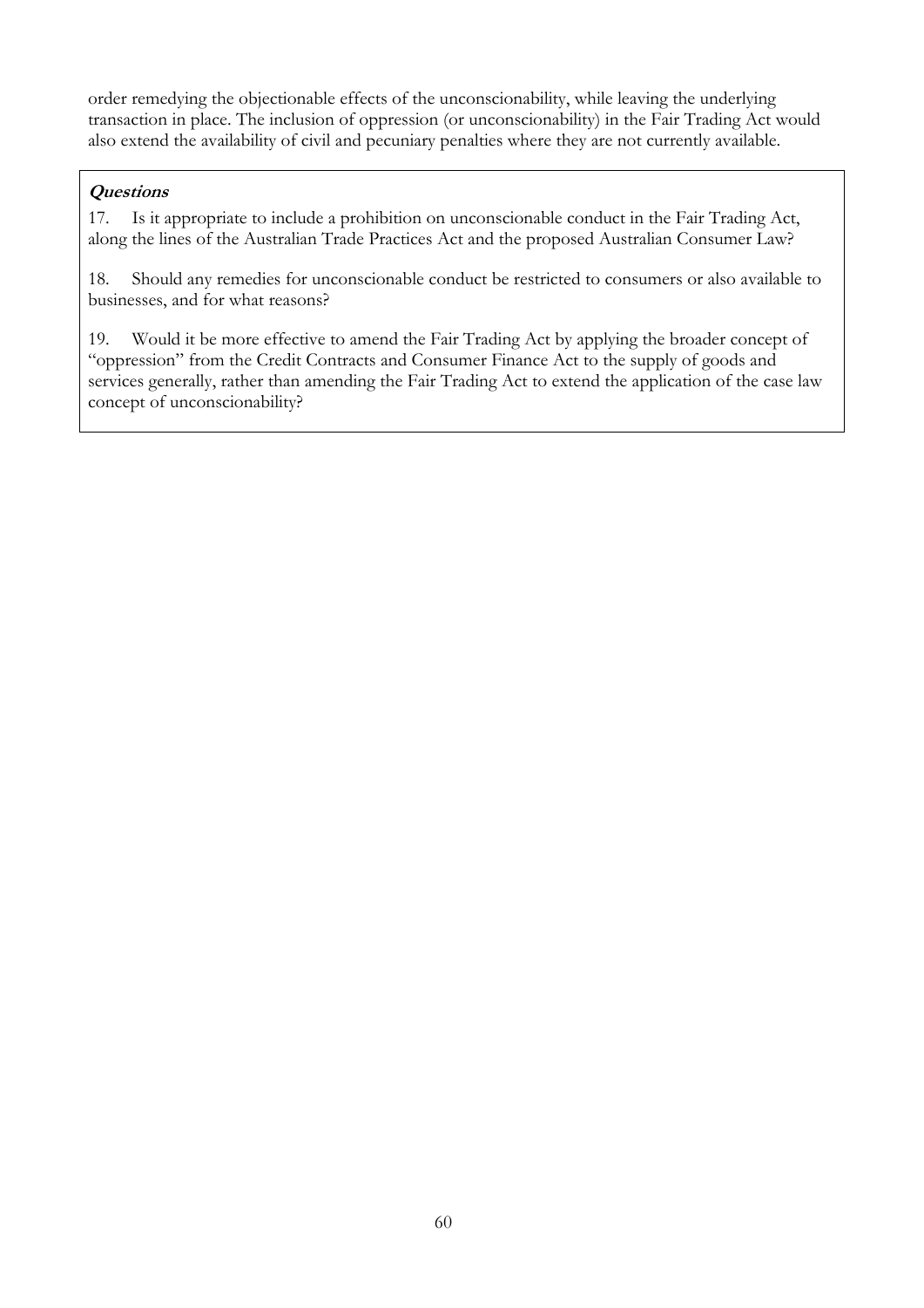order remedying the objectionable effects of the unconscionability, while leaving the underlying transaction in place. The inclusion of oppression (or unconscionability) in the Fair Trading Act would also extend the availability of civil and pecuniary penalties where they are not currently available.

***Questions***

17. Is it appropriate to include a prohibition on unconscionable conduct in the Fair Trading Act, along the lines of the Australian Trade Practices Act and the proposed Australian Consumer Law?

18. Should any remedies for unconscionable conduct be restricted to consumers or also available to businesses, and for what reasons?

19. Would it be more effective to amend the Fair Trading Act by applying the broader concept of "oppression" from the Credit Contracts and Consumer Finance Act to the supply of goods and services generally, rather than amending the Fair Trading Act to extend the application of the case law concept of unconscionability?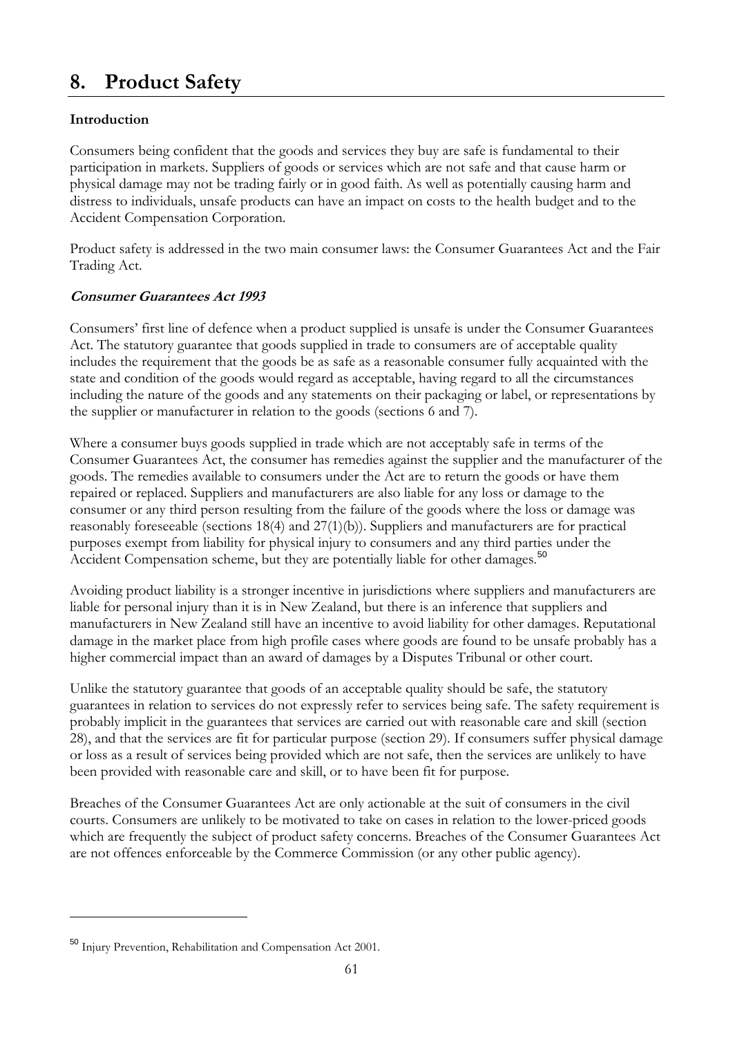# 8. Product Safety

**Introduction**

Consumers being confident that the goods and services they buy are safe is fundamental to their participation in markets. Suppliers of goods or services which are not safe and that cause harm or physical damage may not be trading fairly or in good faith. As well as potentially causing harm and distress to individuals, unsafe products can have an impact on costs to the health budget and to the Accident Compensation Corporation.

Product safety is addressed in the two main consumer laws: the Consumer Guarantees Act and the Fair Trading Act.

***Consumer Guarantees Act 1993***

Consumers' first line of defence when a product supplied is unsafe is under the Consumer Guarantees Act. The statutory guarantee that goods supplied in trade to consumers are of acceptable quality includes the requirement that the goods be as safe as a reasonable consumer fully acquainted with the state and condition of the goods would regard as acceptable, having regard to all the circumstances including the nature of the goods and any statements on their packaging or label, or representations by the supplier or manufacturer in relation to the goods (sections 6 and 7).

Where a consumer buys goods supplied in trade which are not acceptably safe in terms of the Consumer Guarantees Act, the consumer has remedies against the supplier and the manufacturer of the goods. The remedies available to consumers under the Act are to return the goods or have them repaired or replaced. Suppliers and manufacturers are also liable for any loss or damage to the consumer or any third person resulting from the failure of the goods where the loss or damage was reasonably foreseeable (sections 18(4) and 27(1)(b)). Suppliers and manufacturers are for practical purposes exempt from liability for physical injury to consumers and any third parties under the Accident Compensation scheme, but they are potentially liable for other damages.[50]

Avoiding product liability is a stronger incentive in jurisdictions where suppliers and manufacturers are liable for personal injury than it is in New Zealand, but there is an inference that suppliers and manufacturers in New Zealand still have an incentive to avoid liability for other damages. Reputational damage in the market place from high profile cases where goods are found to be unsafe probably has a higher commercial impact than an award of damages by a Disputes Tribunal or other court.

Unlike the statutory guarantee that goods of an acceptable quality should be safe, the statutory guarantees in relation to services do not expressly refer to services being safe. The safety requirement is probably implicit in the guarantees that services are carried out with reasonable care and skill (section 28), and that the services are fit for particular purpose (section 29). If consumers suffer physical damage or loss as a result of services being provided which are not safe, then the services are unlikely to have been provided with reasonable care and skill, or to have been fit for purpose.

Breaches of the Consumer Guarantees Act are only actionable at the suit of consumers in the civil courts. Consumers are unlikely to be motivated to take on cases in relation to the lower-priced goods which are frequently the subject of product safety concerns. Breaches of the Consumer Guarantees Act are not offences enforceable by the Commerce Commission (or any other public agency).

---

[50] Injury Prevention, Rehabilitation and Compensation Act 2001.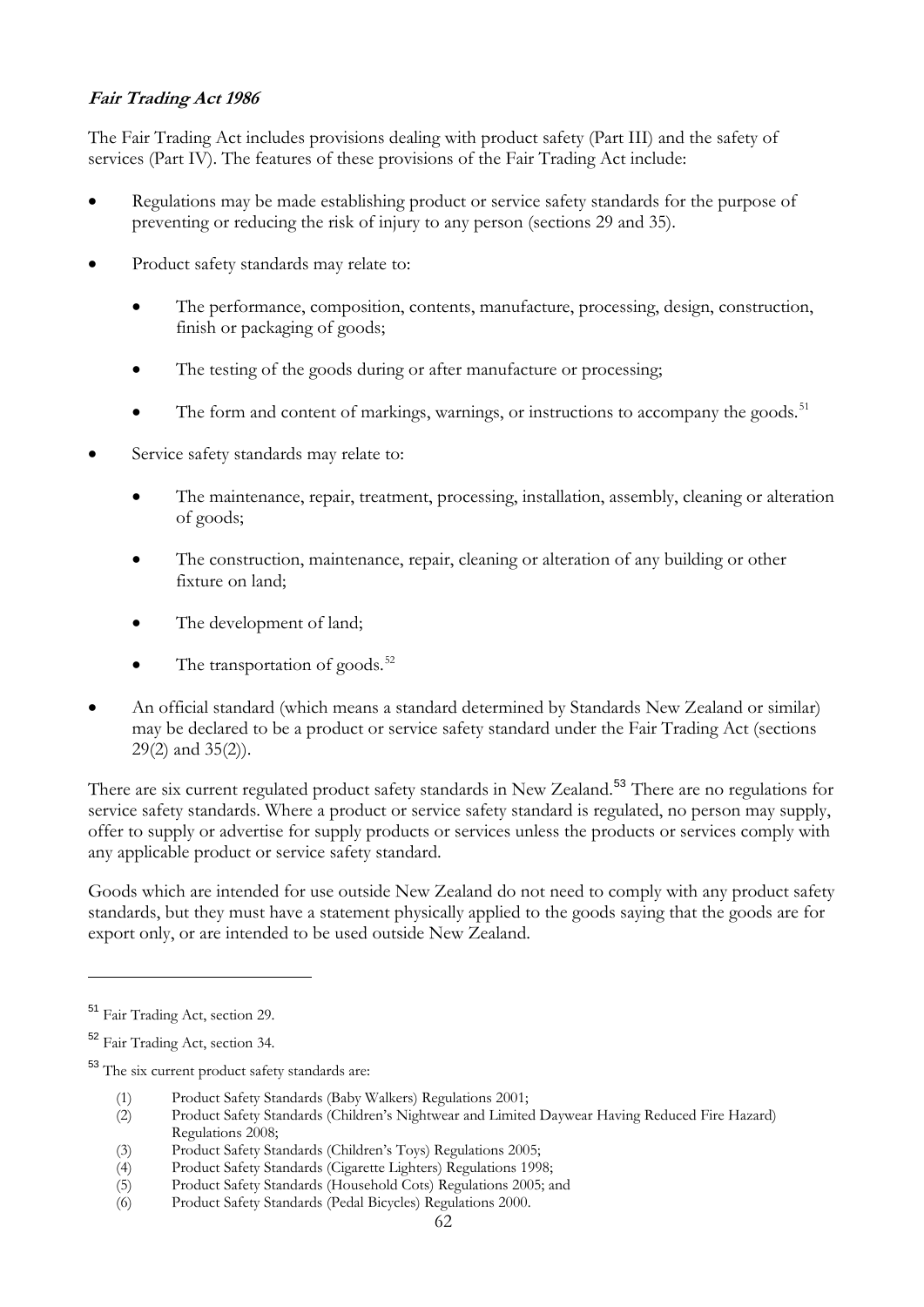***Fair Trading Act 1986***

The Fair Trading Act includes provisions dealing with product safety (Part III) and the safety of services (Part IV). The features of these provisions of the Fair Trading Act include:

- Regulations may be made establishing product or service safety standards for the purpose of preventing or reducing the risk of injury to any person (sections 29 and 35).
- Product safety standards may relate to:
    - The performance, composition, contents, manufacture, processing, design, construction, finish or packaging of goods;
    - The testing of the goods during or after manufacture or processing;
    - The form and content of markings, warnings, or instructions to accompany the goods.[51]
- Service safety standards may relate to:
    - The maintenance, repair, treatment, processing, installation, assembly, cleaning or alteration of goods;
    - The construction, maintenance, repair, cleaning or alteration of any building or other fixture on land;
    - The development of land;
    - The transportation of goods.[52]
- An official standard (which means a standard determined by Standards New Zealand or similar) may be declared to be a product or service safety standard under the Fair Trading Act (sections 29(2) and 35(2)).

There are six current regulated product safety standards in New Zealand.[53] There are no regulations for service safety standards. Where a product or service safety standard is regulated, no person may supply, offer to supply or advertise for supply products or services unless the products or services comply with any applicable product or service safety standard.

Goods which are intended for use outside New Zealand do not need to comply with any product safety standards, but they must have a statement physically applied to the goods saying that the goods are for export only, or are intended to be used outside New Zealand.

---

[51] Fair Trading Act, section 29.

[52] Fair Trading Act, section 34.

[53] The six current product safety standards are:

(1) Product Safety Standards (Baby Walkers) Regulations 2001;
(2) Product Safety Standards (Children's Nightwear and Limited Daywear Having Reduced Fire Hazard) Regulations 2008;
(3) Product Safety Standards (Children's Toys) Regulations 2005;
(4) Product Safety Standards (Cigarette Lighters) Regulations 1998;
(5) Product Safety Standards (Household Cots) Regulations 2005; and
(6) Product Safety Standards (Pedal Bicycles) Regulations 2000.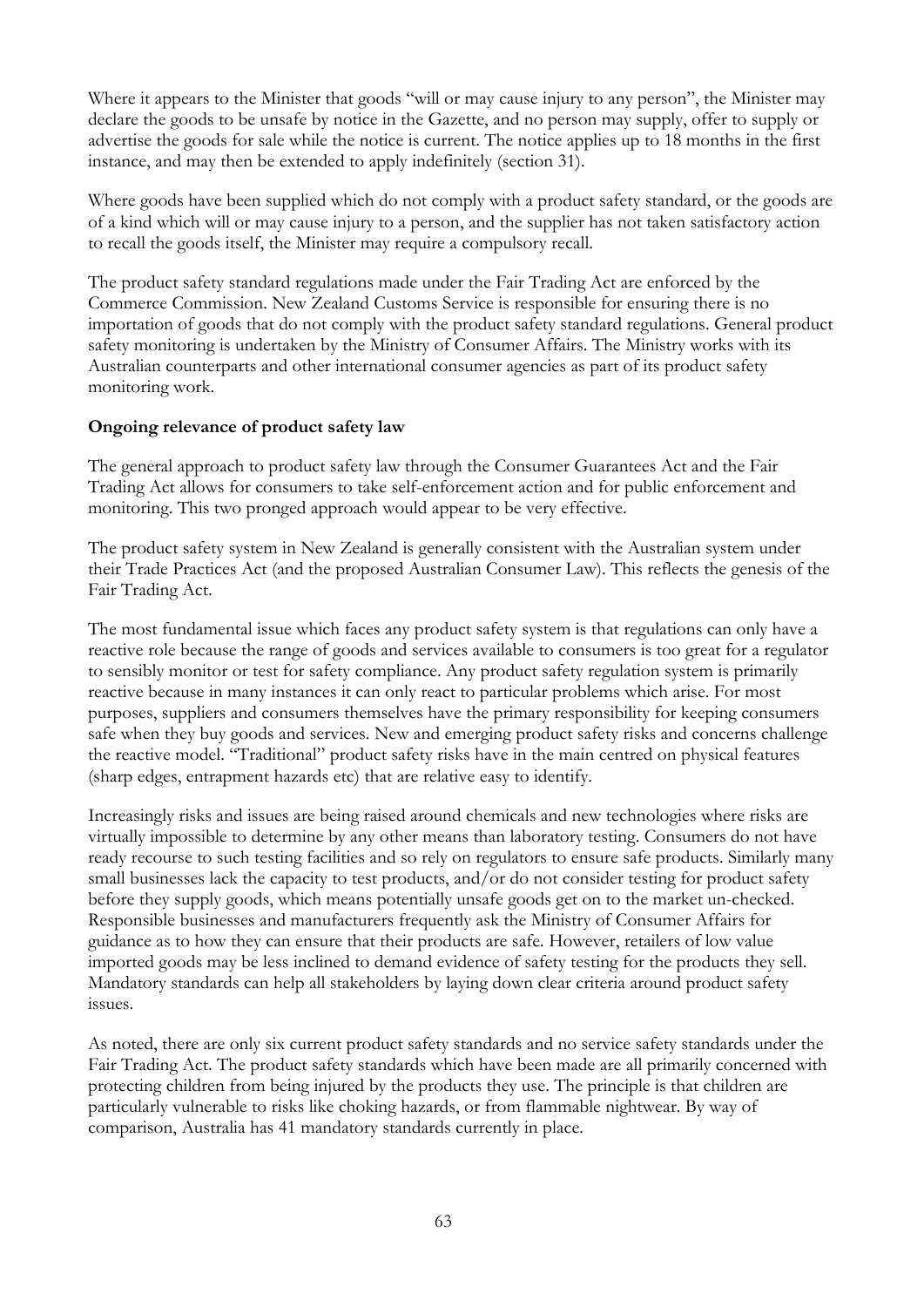Where it appears to the Minister that goods "will or may cause injury to any person", the Minister may declare the goods to be unsafe by notice in the Gazette, and no person may supply, offer to supply or advertise the goods for sale while the notice is current. The notice applies up to 18 months in the first instance, and may then be extended to apply indefinitely (section 31).

Where goods have been supplied which do not comply with a product safety standard, or the goods are of a kind which will or may cause injury to a person, and the supplier has not taken satisfactory action to recall the goods itself, the Minister may require a compulsory recall.

The product safety standard regulations made under the Fair Trading Act are enforced by the Commerce Commission. New Zealand Customs Service is responsible for ensuring there is no importation of goods that do not comply with the product safety standard regulations. General product safety monitoring is undertaken by the Ministry of Consumer Affairs. The Ministry works with its Australian counterparts and other international consumer agencies as part of its product safety monitoring work.

**Ongoing relevance of product safety law**

The general approach to product safety law through the Consumer Guarantees Act and the Fair Trading Act allows for consumers to take self-enforcement action and for public enforcement and monitoring. This two pronged approach would appear to be very effective.

The product safety system in New Zealand is generally consistent with the Australian system under their Trade Practices Act (and the proposed Australian Consumer Law). This reflects the genesis of the Fair Trading Act.

The most fundamental issue which faces any product safety system is that regulations can only have a reactive role because the range of goods and services available to consumers is too great for a regulator to sensibly monitor or test for safety compliance. Any product safety regulation system is primarily reactive because in many instances it can only react to particular problems which arise. For most purposes, suppliers and consumers themselves have the primary responsibility for keeping consumers safe when they buy goods and services. New and emerging product safety risks and concerns challenge the reactive model. "Traditional" product safety risks have in the main centred on physical features (sharp edges, entrapment hazards etc) that are relative easy to identify.

Increasingly risks and issues are being raised around chemicals and new technologies where risks are virtually impossible to determine by any other means than laboratory testing. Consumers do not have ready recourse to such testing facilities and so rely on regulators to ensure safe products. Similarly many small businesses lack the capacity to test products, and/or do not consider testing for product safety before they supply goods, which means potentially unsafe goods get on to the market un-checked. Responsible businesses and manufacturers frequently ask the Ministry of Consumer Affairs for guidance as to how they can ensure that their products are safe. However, retailers of low value imported goods may be less inclined to demand evidence of safety testing for the products they sell. Mandatory standards can help all stakeholders by laying down clear criteria around product safety issues.

As noted, there are only six current product safety standards and no service safety standards under the Fair Trading Act. The product safety standards which have been made are all primarily concerned with protecting children from being injured by the products they use. The principle is that children are particularly vulnerable to risks like choking hazards, or from flammable nightwear. By way of comparison, Australia has 41 mandatory standards currently in place.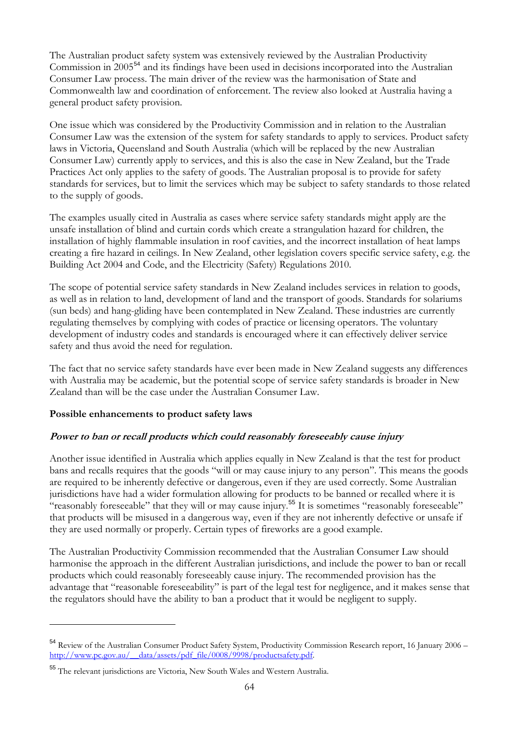The Australian product safety system was extensively reviewed by the Australian Productivity Commission in 2005[54] and its findings have been used in decisions incorporated into the Australian Consumer Law process. The main driver of the review was the harmonisation of State and Commonwealth law and coordination of enforcement. The review also looked at Australia having a general product safety provision.

One issue which was considered by the Productivity Commission and in relation to the Australian Consumer Law was the extension of the system for safety standards to apply to services. Product safety laws in Victoria, Queensland and South Australia (which will be replaced by the new Australian Consumer Law) currently apply to services, and this is also the case in New Zealand, but the Trade Practices Act only applies to the safety of goods. The Australian proposal is to provide for safety standards for services, but to limit the services which may be subject to safety standards to those related to the supply of goods.

The examples usually cited in Australia as cases where service safety standards might apply are the unsafe installation of blind and curtain cords which create a strangulation hazard for children, the installation of highly flammable insulation in roof cavities, and the incorrect installation of heat lamps creating a fire hazard in ceilings. In New Zealand, other legislation covers specific service safety, e.g. the Building Act 2004 and Code, and the Electricity (Safety) Regulations 2010.

The scope of potential service safety standards in New Zealand includes services in relation to goods, as well as in relation to land, development of land and the transport of goods. Standards for solariums (sun beds) and hang-gliding have been contemplated in New Zealand. These industries are currently regulating themselves by complying with codes of practice or licensing operators. The voluntary development of industry codes and standards is encouraged where it can effectively deliver service safety and thus avoid the need for regulation.

The fact that no service safety standards have ever been made in New Zealand suggests any differences with Australia may be academic, but the potential scope of service safety standards is broader in New Zealand than will be the case under the Australian Consumer Law.

**Possible enhancements to product safety laws**

***Power to ban or recall products which could reasonably foreseeably cause injury***

Another issue identified in Australia which applies equally in New Zealand is that the test for product bans and recalls requires that the goods "will or may cause injury to any person". This means the goods are required to be inherently defective or dangerous, even if they are used correctly. Some Australian jurisdictions have had a wider formulation allowing for products to be banned or recalled where it is "reasonably foreseeable" that they will or may cause injury.[55] It is sometimes "reasonably foreseeable" that products will be misused in a dangerous way, even if they are not inherently defective or unsafe if they are used normally or properly. Certain types of fireworks are a good example.

The Australian Productivity Commission recommended that the Australian Consumer Law should harmonise the approach in the different Australian jurisdictions, and include the power to ban or recall products which could reasonably foreseeably cause injury. The recommended provision has the advantage that "reasonable foreseeability" is part of the legal test for negligence, and it makes sense that the regulators should have the ability to ban a product that it would be negligent to supply.

---

[54] Review of the Australian Consumer Product Safety System, Productivity Commission Research report, 16 January 2006 – http://www.pc.gov.au/__data/assets/pdf_file/0008/9998/productsafety.pdf.

[55] The relevant jurisdictions are Victoria, New South Wales and Western Australia.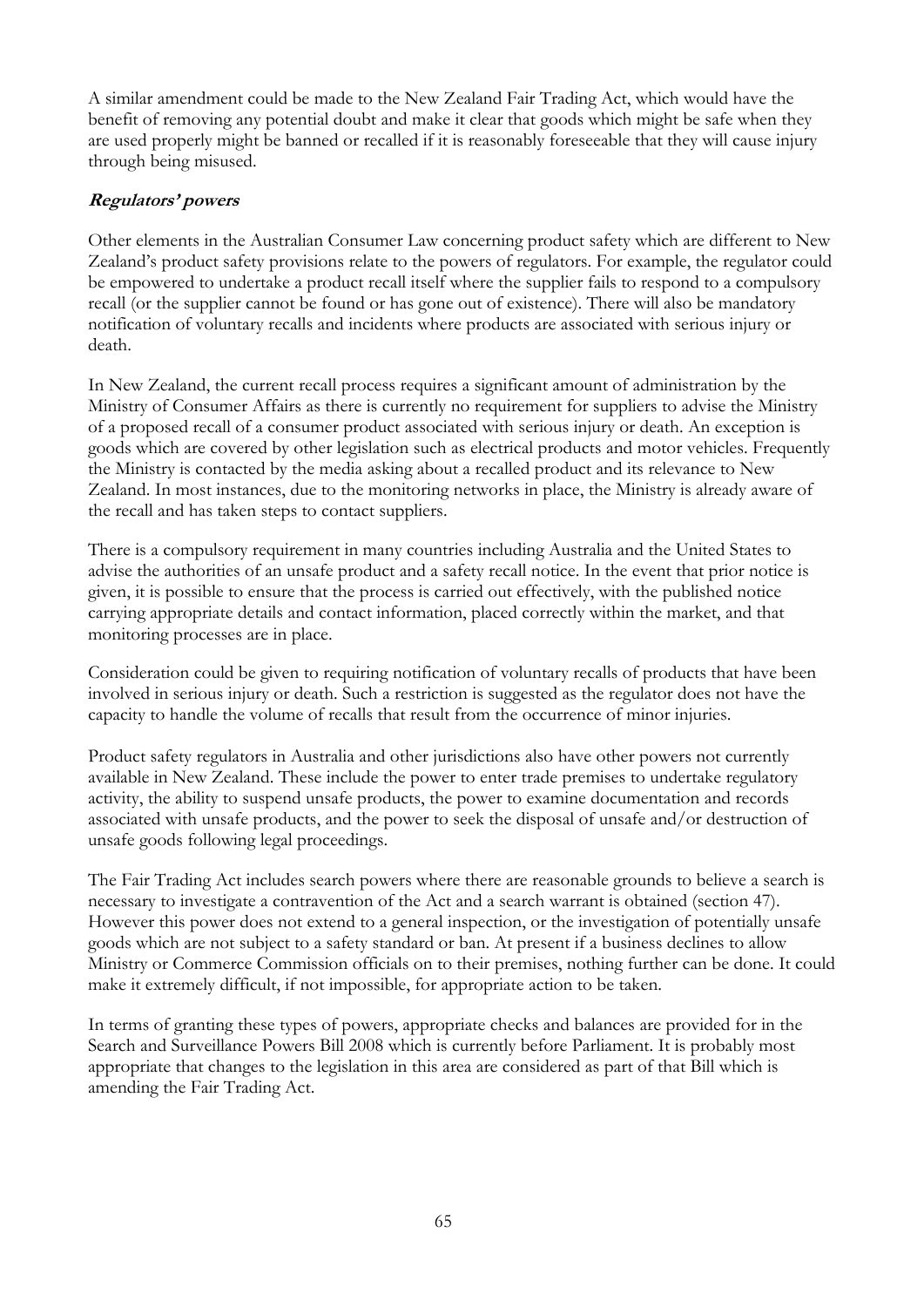A similar amendment could be made to the New Zealand Fair Trading Act, which would have the benefit of removing any potential doubt and make it clear that goods which might be safe when they are used properly might be banned or recalled if it is reasonably foreseeable that they will cause injury through being misused.

### *Regulators' powers*

Other elements in the Australian Consumer Law concerning product safety which are different to New Zealand's product safety provisions relate to the powers of regulators. For example, the regulator could be empowered to undertake a product recall itself where the supplier fails to respond to a compulsory recall (or the supplier cannot be found or has gone out of existence). There will also be mandatory notification of voluntary recalls and incidents where products are associated with serious injury or death.

In New Zealand, the current recall process requires a significant amount of administration by the Ministry of Consumer Affairs as there is currently no requirement for suppliers to advise the Ministry of a proposed recall of a consumer product associated with serious injury or death. An exception is goods which are covered by other legislation such as electrical products and motor vehicles. Frequently the Ministry is contacted by the media asking about a recalled product and its relevance to New Zealand. In most instances, due to the monitoring networks in place, the Ministry is already aware of the recall and has taken steps to contact suppliers.

There is a compulsory requirement in many countries including Australia and the United States to advise the authorities of an unsafe product and a safety recall notice. In the event that prior notice is given, it is possible to ensure that the process is carried out effectively, with the published notice carrying appropriate details and contact information, placed correctly within the market, and that monitoring processes are in place.

Consideration could be given to requiring notification of voluntary recalls of products that have been involved in serious injury or death. Such a restriction is suggested as the regulator does not have the capacity to handle the volume of recalls that result from the occurrence of minor injuries.

Product safety regulators in Australia and other jurisdictions also have other powers not currently available in New Zealand. These include the power to enter trade premises to undertake regulatory activity, the ability to suspend unsafe products, the power to examine documentation and records associated with unsafe products, and the power to seek the disposal of unsafe and/or destruction of unsafe goods following legal proceedings.

The Fair Trading Act includes search powers where there are reasonable grounds to believe a search is necessary to investigate a contravention of the Act and a search warrant is obtained (section 47). However this power does not extend to a general inspection, or the investigation of potentially unsafe goods which are not subject to a safety standard or ban. At present if a business declines to allow Ministry or Commerce Commission officials on to their premises, nothing further can be done. It could make it extremely difficult, if not impossible, for appropriate action to be taken.

In terms of granting these types of powers, appropriate checks and balances are provided for in the Search and Surveillance Powers Bill 2008 which is currently before Parliament. It is probably most appropriate that changes to the legislation in this area are considered as part of that Bill which is amending the Fair Trading Act.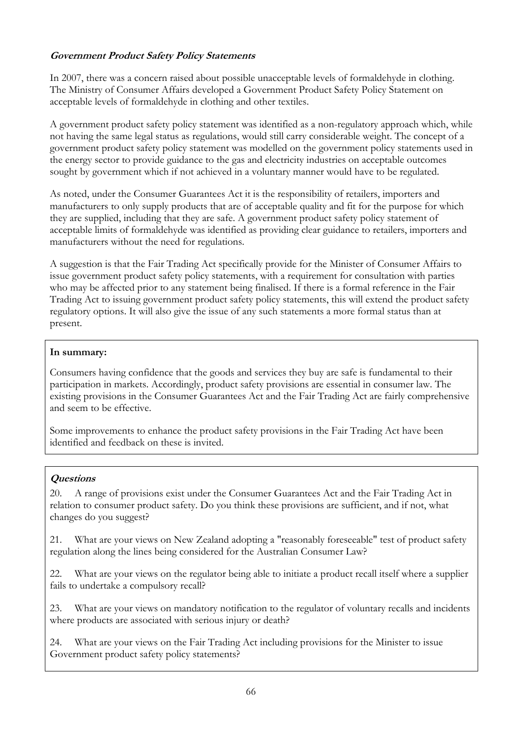### *Government Product Safety Policy Statements*

In 2007, there was a concern raised about possible unacceptable levels of formaldehyde in clothing. The Ministry of Consumer Affairs developed a Government Product Safety Policy Statement on acceptable levels of formaldehyde in clothing and other textiles.

A government product safety policy statement was identified as a non-regulatory approach which, while not having the same legal status as regulations, would still carry considerable weight. The concept of a government product safety policy statement was modelled on the government policy statements used in the energy sector to provide guidance to the gas and electricity industries on acceptable outcomes sought by government which if not achieved in a voluntary manner would have to be regulated.

As noted, under the Consumer Guarantees Act it is the responsibility of retailers, importers and manufacturers to only supply products that are of acceptable quality and fit for the purpose for which they are supplied, including that they are safe. A government product safety policy statement of acceptable limits of formaldehyde was identified as providing clear guidance to retailers, importers and manufacturers without the need for regulations.

A suggestion is that the Fair Trading Act specifically provide for the Minister of Consumer Affairs to issue government product safety policy statements, with a requirement for consultation with parties who may be affected prior to any statement being finalised. If there is a formal reference in the Fair Trading Act to issuing government product safety policy statements, this will extend the product safety regulatory options. It will also give the issue of any such statements a more formal status than at present.

**In summary:**

Consumers having confidence that the goods and services they buy are safe is fundamental to their participation in markets. Accordingly, product safety provisions are essential in consumer law. The existing provisions in the Consumer Guarantees Act and the Fair Trading Act are fairly comprehensive and seem to be effective.

Some improvements to enhance the product safety provisions in the Fair Trading Act have been identified and feedback on these is invited.

***Questions***

20. A range of provisions exist under the Consumer Guarantees Act and the Fair Trading Act in relation to consumer product safety. Do you think these provisions are sufficient, and if not, what changes do you suggest?

21. What are your views on New Zealand adopting a "reasonably foreseeable" test of product safety regulation along the lines being considered for the Australian Consumer Law?

22. What are your views on the regulator being able to initiate a product recall itself where a supplier fails to undertake a compulsory recall?

23. What are your views on mandatory notification to the regulator of voluntary recalls and incidents where products are associated with serious injury or death?

24. What are your views on the Fair Trading Act including provisions for the Minister to issue Government product safety policy statements?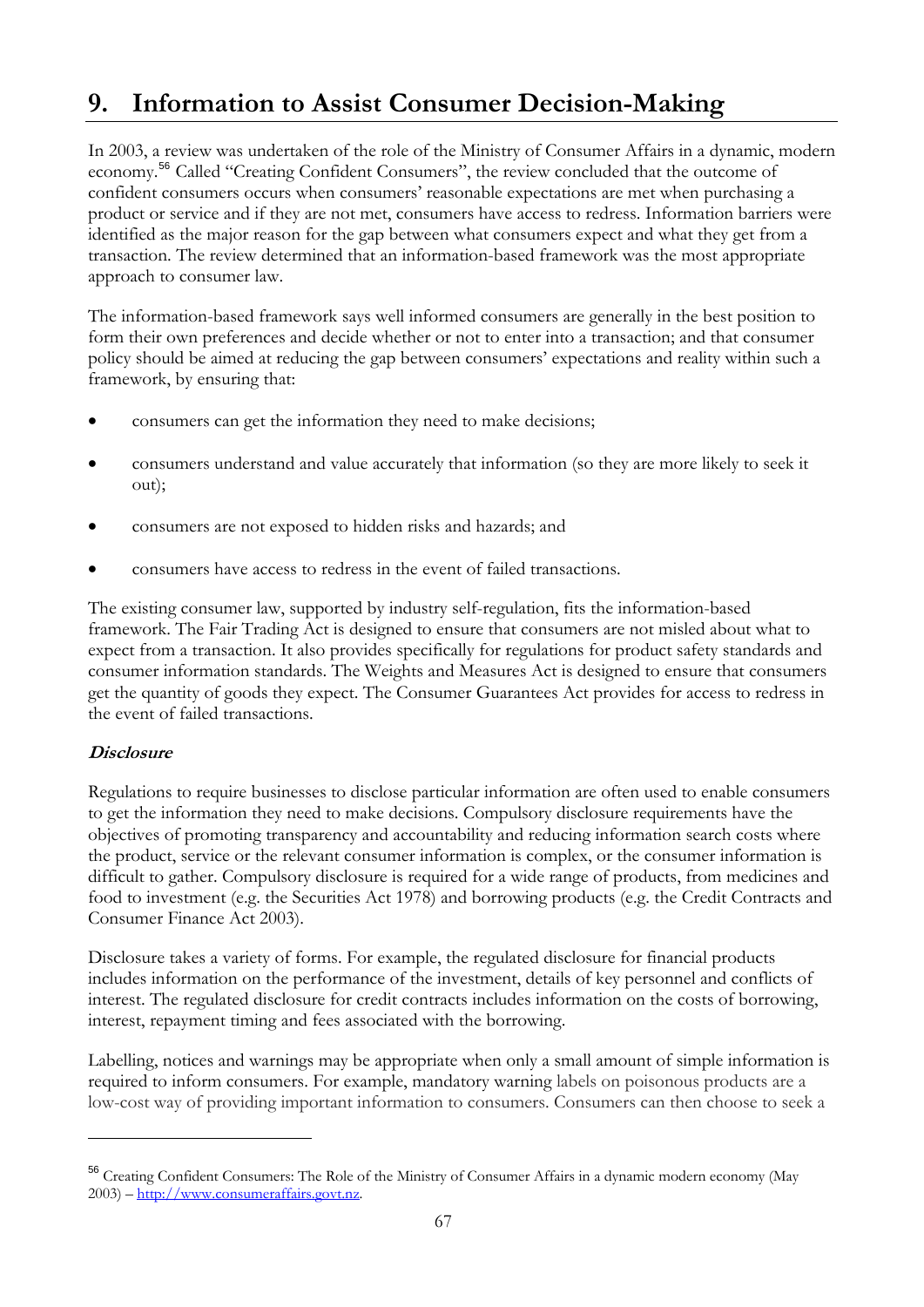# 9. Information to Assist Consumer Decision-Making

In 2003, a review was undertaken of the role of the Ministry of Consumer Affairs in a dynamic, modern economy.[56] Called "Creating Confident Consumers", the review concluded that the outcome of confident consumers occurs when consumers' reasonable expectations are met when purchasing a product or service and if they are not met, consumers have access to redress. Information barriers were identified as the major reason for the gap between what consumers expect and what they get from a transaction. The review determined that an information-based framework was the most appropriate approach to consumer law.

The information-based framework says well informed consumers are generally in the best position to form their own preferences and decide whether or not to enter into a transaction; and that consumer policy should be aimed at reducing the gap between consumers' expectations and reality within such a framework, by ensuring that:

- consumers can get the information they need to make decisions;
- consumers understand and value accurately that information (so they are more likely to seek it out);
- consumers are not exposed to hidden risks and hazards; and
- consumers have access to redress in the event of failed transactions.

The existing consumer law, supported by industry self-regulation, fits the information-based framework. The Fair Trading Act is designed to ensure that consumers are not misled about what to expect from a transaction. It also provides specifically for regulations for product safety standards and consumer information standards. The Weights and Measures Act is designed to ensure that consumers get the quantity of goods they expect. The Consumer Guarantees Act provides for access to redress in the event of failed transactions.

### *Disclosure*

Regulations to require businesses to disclose particular information are often used to enable consumers to get the information they need to make decisions. Compulsory disclosure requirements have the objectives of promoting transparency and accountability and reducing information search costs where the product, service or the relevant consumer information is complex, or the consumer information is difficult to gather. Compulsory disclosure is required for a wide range of products, from medicines and food to investment (e.g. the Securities Act 1978) and borrowing products (e.g. the Credit Contracts and Consumer Finance Act 2003).

Disclosure takes a variety of forms. For example, the regulated disclosure for financial products includes information on the performance of the investment, details of key personnel and conflicts of interest. The regulated disclosure for credit contracts includes information on the costs of borrowing, interest, repayment timing and fees associated with the borrowing.

Labelling, notices and warnings may be appropriate when only a small amount of simple information is required to inform consumers. For example, mandatory warning labels on poisonous products are a low-cost way of providing important information to consumers. Consumers can then choose to seek a

---

[56] Creating Confident Consumers: The Role of the Ministry of Consumer Affairs in a dynamic modern economy (May 2003) – http://www.consumeraffairs.govt.nz.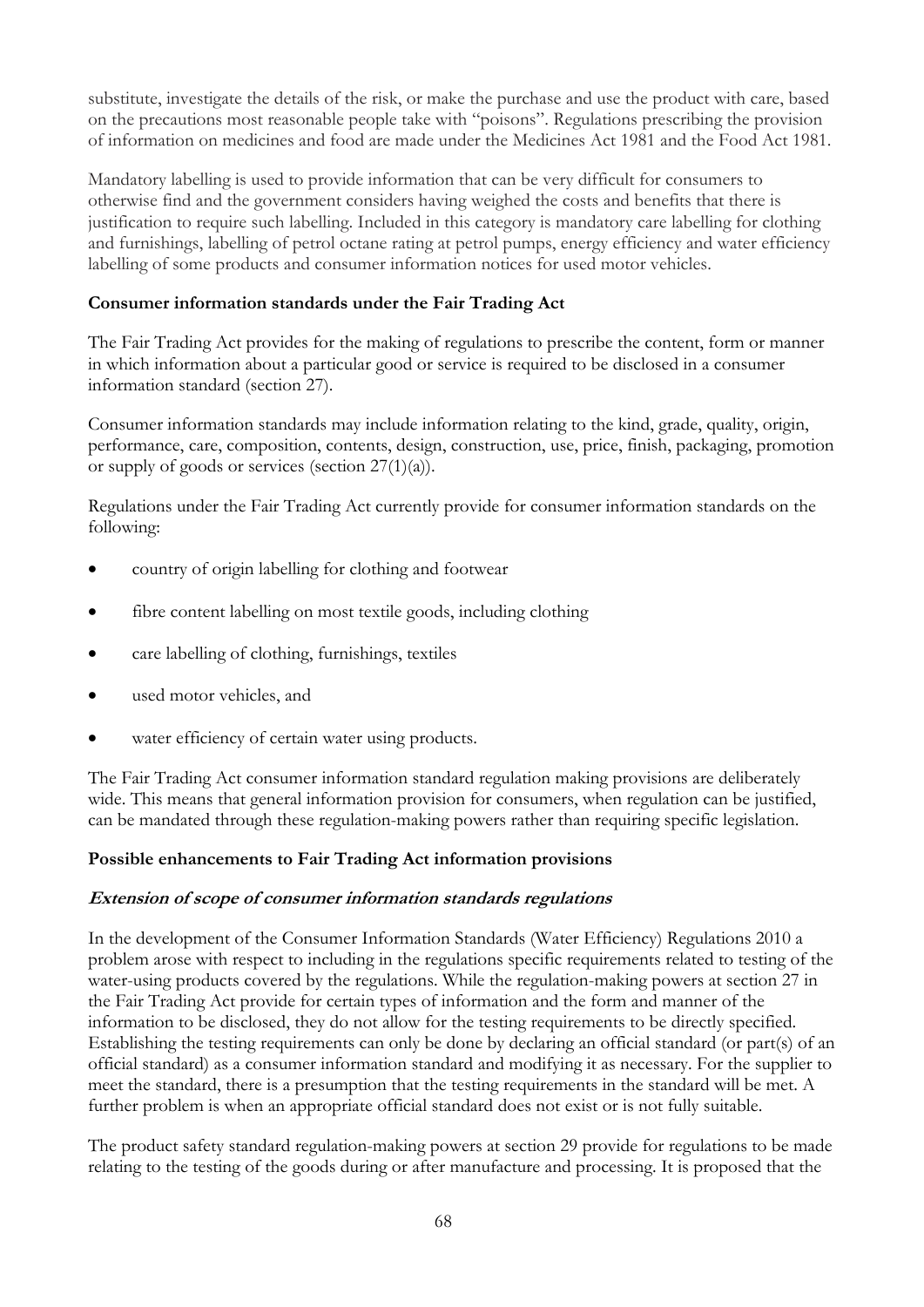substitute, investigate the details of the risk, or make the purchase and use the product with care, based on the precautions most reasonable people take with "poisons". Regulations prescribing the provision of information on medicines and food are made under the Medicines Act 1981 and the Food Act 1981.

Mandatory labelling is used to provide information that can be very difficult for consumers to otherwise find and the government considers having weighed the costs and benefits that there is justification to require such labelling. Included in this category is mandatory care labelling for clothing and furnishings, labelling of petrol octane rating at petrol pumps, energy efficiency and water efficiency labelling of some products and consumer information notices for used motor vehicles.

**Consumer information standards under the Fair Trading Act**

The Fair Trading Act provides for the making of regulations to prescribe the content, form or manner in which information about a particular good or service is required to be disclosed in a consumer information standard (section 27).

Consumer information standards may include information relating to the kind, grade, quality, origin, performance, care, composition, contents, design, construction, use, price, finish, packaging, promotion or supply of goods or services (section 27(1)(a)).

Regulations under the Fair Trading Act currently provide for consumer information standards on the following:

- country of origin labelling for clothing and footwear
- fibre content labelling on most textile goods, including clothing
- care labelling of clothing, furnishings, textiles
- used motor vehicles, and
- water efficiency of certain water using products.

The Fair Trading Act consumer information standard regulation making provisions are deliberately wide. This means that general information provision for consumers, when regulation can be justified, can be mandated through these regulation-making powers rather than requiring specific legislation.

**Possible enhancements to Fair Trading Act information provisions**

***Extension of scope of consumer information standards regulations***

In the development of the Consumer Information Standards (Water Efficiency) Regulations 2010 a problem arose with respect to including in the regulations specific requirements related to testing of the water-using products covered by the regulations. While the regulation-making powers at section 27 in the Fair Trading Act provide for certain types of information and the form and manner of the information to be disclosed, they do not allow for the testing requirements to be directly specified. Establishing the testing requirements can only be done by declaring an official standard (or part(s) of an official standard) as a consumer information standard and modifying it as necessary. For the supplier to meet the standard, there is a presumption that the testing requirements in the standard will be met. A further problem is when an appropriate official standard does not exist or is not fully suitable.

The product safety standard regulation-making powers at section 29 provide for regulations to be made relating to the testing of the goods during or after manufacture and processing. It is proposed that the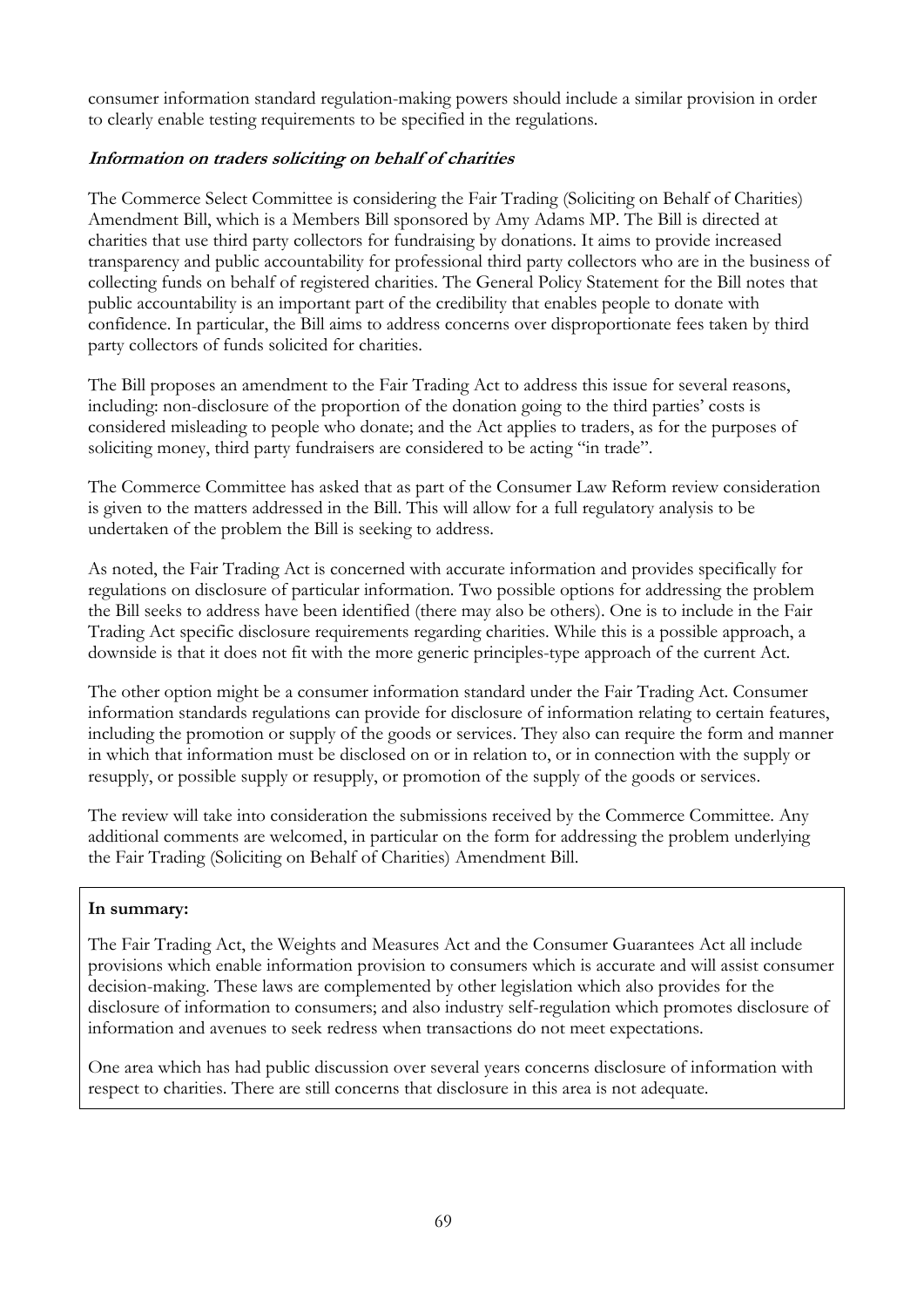consumer information standard regulation-making powers should include a similar provision in order to clearly enable testing requirements to be specified in the regulations.

### *Information on traders soliciting on behalf of charities*

The Commerce Select Committee is considering the Fair Trading (Soliciting on Behalf of Charities) Amendment Bill, which is a Members Bill sponsored by Amy Adams MP. The Bill is directed at charities that use third party collectors for fundraising by donations. It aims to provide increased transparency and public accountability for professional third party collectors who are in the business of collecting funds on behalf of registered charities. The General Policy Statement for the Bill notes that public accountability is an important part of the credibility that enables people to donate with confidence. In particular, the Bill aims to address concerns over disproportionate fees taken by third party collectors of funds solicited for charities.

The Bill proposes an amendment to the Fair Trading Act to address this issue for several reasons, including: non-disclosure of the proportion of the donation going to the third parties' costs is considered misleading to people who donate; and the Act applies to traders, as for the purposes of soliciting money, third party fundraisers are considered to be acting "in trade".

The Commerce Committee has asked that as part of the Consumer Law Reform review consideration is given to the matters addressed in the Bill. This will allow for a full regulatory analysis to be undertaken of the problem the Bill is seeking to address.

As noted, the Fair Trading Act is concerned with accurate information and provides specifically for regulations on disclosure of particular information. Two possible options for addressing the problem the Bill seeks to address have been identified (there may also be others). One is to include in the Fair Trading Act specific disclosure requirements regarding charities. While this is a possible approach, a downside is that it does not fit with the more generic principles-type approach of the current Act.

The other option might be a consumer information standard under the Fair Trading Act. Consumer information standards regulations can provide for disclosure of information relating to certain features, including the promotion or supply of the goods or services. They also can require the form and manner in which that information must be disclosed on or in relation to, or in connection with the supply or resupply, or possible supply or resupply, or promotion of the supply of the goods or services.

The review will take into consideration the submissions received by the Commerce Committee. Any additional comments are welcomed, in particular on the form for addressing the problem underlying the Fair Trading (Soliciting on Behalf of Charities) Amendment Bill.

**In summary:**

The Fair Trading Act, the Weights and Measures Act and the Consumer Guarantees Act all include provisions which enable information provision to consumers which is accurate and will assist consumer decision-making. These laws are complemented by other legislation which also provides for the disclosure of information to consumers; and also industry self-regulation which promotes disclosure of information and avenues to seek redress when transactions do not meet expectations.

One area which has had public discussion over several years concerns disclosure of information with respect to charities. There are still concerns that disclosure in this area is not adequate.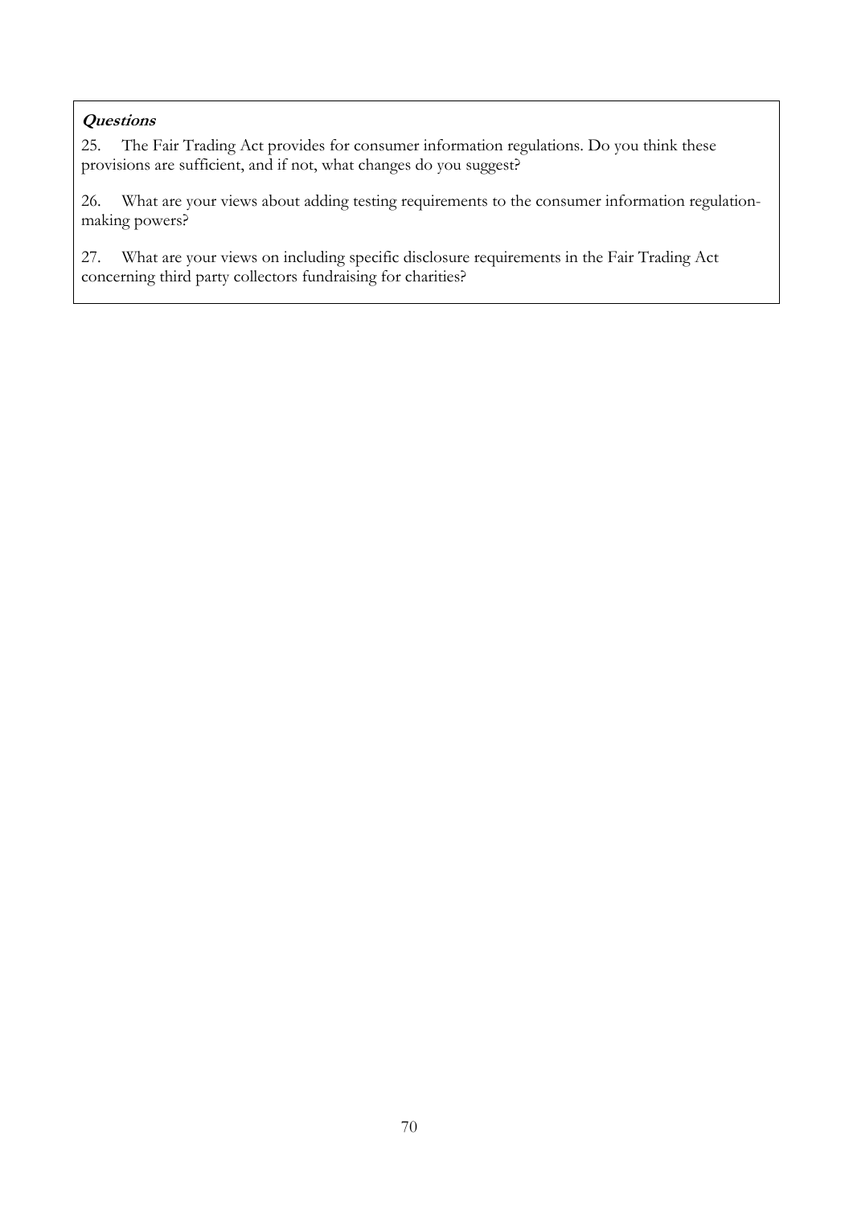***Questions***

25. The Fair Trading Act provides for consumer information regulations. Do you think these provisions are sufficient, and if not, what changes do you suggest?

26. What are your views about adding testing requirements to the consumer information regulation-making powers?

27. What are your views on including specific disclosure requirements in the Fair Trading Act concerning third party collectors fundraising for charities?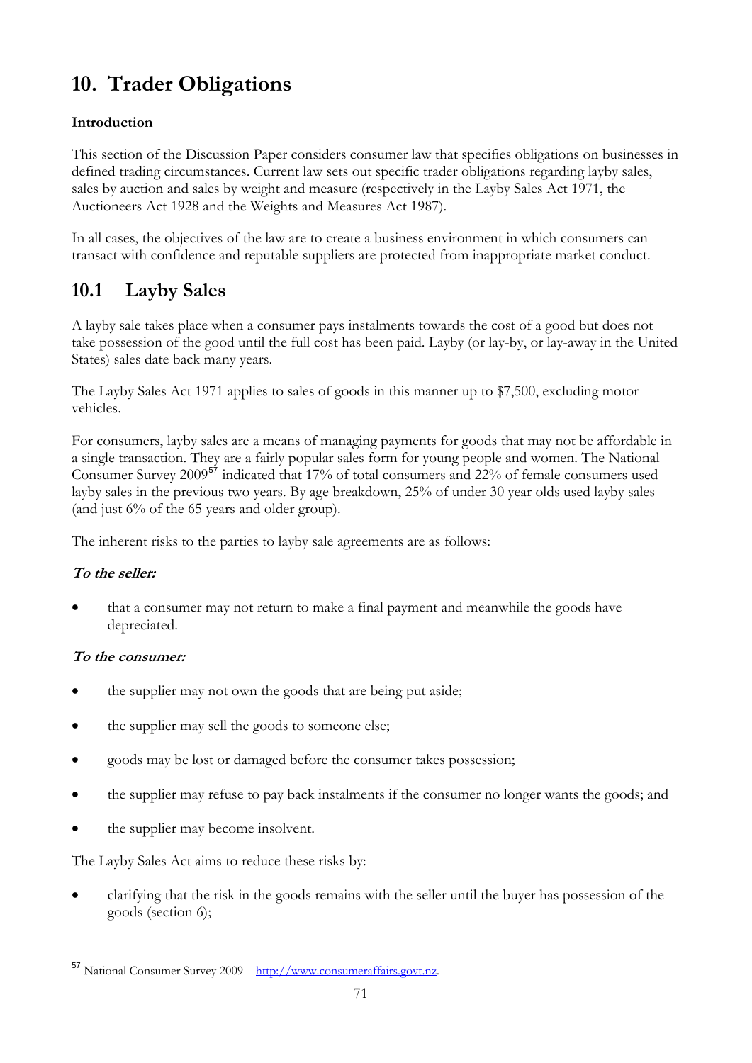# 10. Trader Obligations

**Introduction**

This section of the Discussion Paper considers consumer law that specifies obligations on businesses in defined trading circumstances. Current law sets out specific trader obligations regarding layby sales, sales by auction and sales by weight and measure (respectively in the Layby Sales Act 1971, the Auctioneers Act 1928 and the Weights and Measures Act 1987).

In all cases, the objectives of the law are to create a business environment in which consumers can transact with confidence and reputable suppliers are protected from inappropriate market conduct.

## 10.1 Layby Sales

A layby sale takes place when a consumer pays instalments towards the cost of a good but does not take possession of the good until the full cost has been paid. Layby (or lay-by, or lay-away in the United States) sales date back many years.

The Layby Sales Act 1971 applies to sales of goods in this manner up to $7,500, excluding motor vehicles.

For consumers, layby sales are a means of managing payments for goods that may not be affordable in a single transaction. They are a fairly popular sales form for young people and women. The National Consumer Survey 2009[57] indicated that 17% of total consumers and 22% of female consumers used layby sales in the previous two years. By age breakdown, 25% of under 30 year olds used layby sales (and just 6% of the 65 years and older group).

The inherent risks to the parties to layby sale agreements are as follows:

***To the seller:***

- that a consumer may not return to make a final payment and meanwhile the goods have depreciated.

***To the consumer:***

- the supplier may not own the goods that are being put aside;
- the supplier may sell the goods to someone else;
- goods may be lost or damaged before the consumer takes possession;
- the supplier may refuse to pay back instalments if the consumer no longer wants the goods; and
- the supplier may become insolvent.

The Layby Sales Act aims to reduce these risks by:

- clarifying that the risk in the goods remains with the seller until the buyer has possession of the goods (section 6);

---

[57] National Consumer Survey 2009 – http://www.consumeraffairs.govt.nz.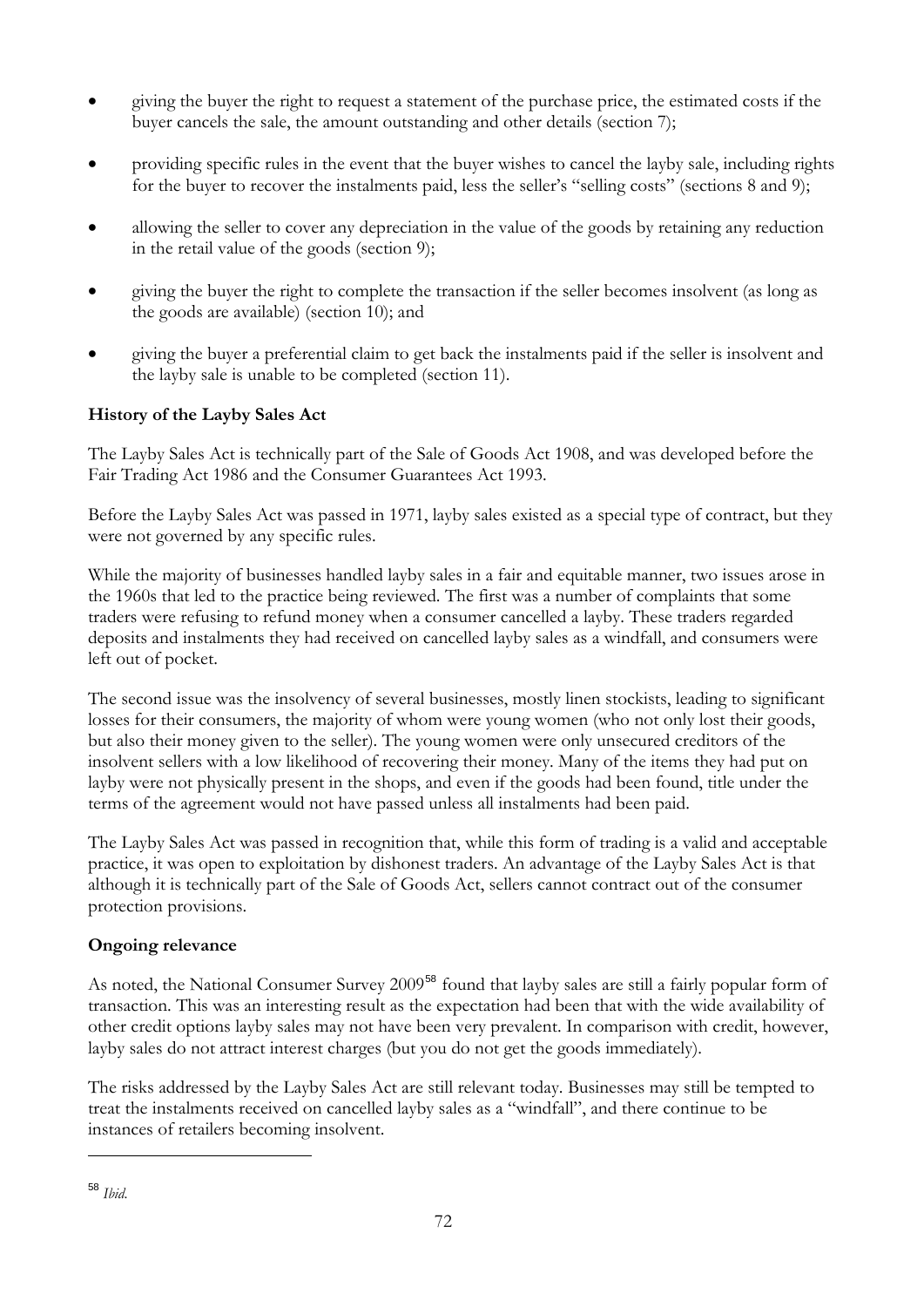- giving the buyer the right to request a statement of the purchase price, the estimated costs if the buyer cancels the sale, the amount outstanding and other details (section 7);
- providing specific rules in the event that the buyer wishes to cancel the layby sale, including rights for the buyer to recover the instalments paid, less the seller's "selling costs" (sections 8 and 9);
- allowing the seller to cover any depreciation in the value of the goods by retaining any reduction in the retail value of the goods (section 9);
- giving the buyer the right to complete the transaction if the seller becomes insolvent (as long as the goods are available) (section 10); and
- giving the buyer a preferential claim to get back the instalments paid if the seller is insolvent and the layby sale is unable to be completed (section 11).

**History of the Layby Sales Act**

The Layby Sales Act is technically part of the Sale of Goods Act 1908, and was developed before the Fair Trading Act 1986 and the Consumer Guarantees Act 1993.

Before the Layby Sales Act was passed in 1971, layby sales existed as a special type of contract, but they were not governed by any specific rules.

While the majority of businesses handled layby sales in a fair and equitable manner, two issues arose in the 1960s that led to the practice being reviewed. The first was a number of complaints that some traders were refusing to refund money when a consumer cancelled a layby. These traders regarded deposits and instalments they had received on cancelled layby sales as a windfall, and consumers were left out of pocket.

The second issue was the insolvency of several businesses, mostly linen stockists, leading to significant losses for their consumers, the majority of whom were young women (who not only lost their goods, but also their money given to the seller). The young women were only unsecured creditors of the insolvent sellers with a low likelihood of recovering their money. Many of the items they had put on layby were not physically present in the shops, and even if the goods had been found, title under the terms of the agreement would not have passed unless all instalments had been paid.

The Layby Sales Act was passed in recognition that, while this form of trading is a valid and acceptable practice, it was open to exploitation by dishonest traders. An advantage of the Layby Sales Act is that although it is technically part of the Sale of Goods Act, sellers cannot contract out of the consumer protection provisions.

**Ongoing relevance**

As noted, the National Consumer Survey 2009[58] found that layby sales are still a fairly popular form of transaction. This was an interesting result as the expectation had been that with the wide availability of other credit options layby sales may not have been very prevalent. In comparison with credit, however, layby sales do not attract interest charges (but you do not get the goods immediately).

The risks addressed by the Layby Sales Act are still relevant today. Businesses may still be tempted to treat the instalments received on cancelled layby sales as a "windfall", and there continue to be instances of retailers becoming insolvent.

---

[58] *Ibid.*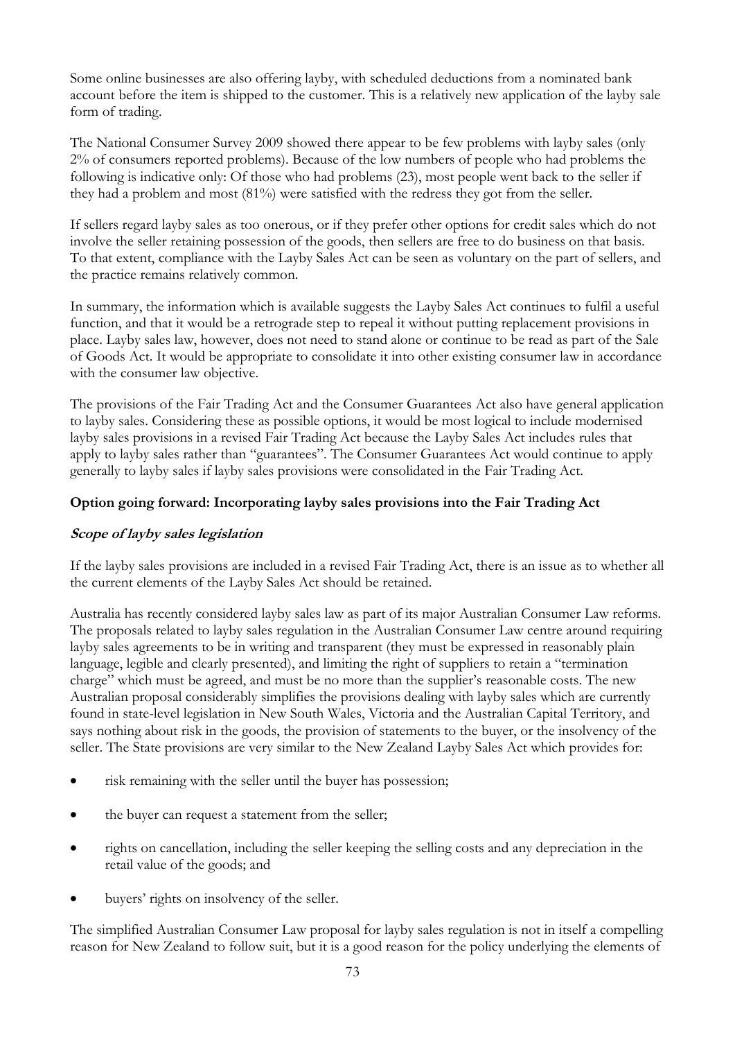Some online businesses are also offering layby, with scheduled deductions from a nominated bank account before the item is shipped to the customer. This is a relatively new application of the layby sale form of trading.

The National Consumer Survey 2009 showed there appear to be few problems with layby sales (only 2% of consumers reported problems). Because of the low numbers of people who had problems the following is indicative only: Of those who had problems (23), most people went back to the seller if they had a problem and most (81%) were satisfied with the redress they got from the seller.

If sellers regard layby sales as too onerous, or if they prefer other options for credit sales which do not involve the seller retaining possession of the goods, then sellers are free to do business on that basis. To that extent, compliance with the Layby Sales Act can be seen as voluntary on the part of sellers, and the practice remains relatively common.

In summary, the information which is available suggests the Layby Sales Act continues to fulfil a useful function, and that it would be a retrograde step to repeal it without putting replacement provisions in place. Layby sales law, however, does not need to stand alone or continue to be read as part of the Sale of Goods Act. It would be appropriate to consolidate it into other existing consumer law in accordance with the consumer law objective.

The provisions of the Fair Trading Act and the Consumer Guarantees Act also have general application to layby sales. Considering these as possible options, it would be most logical to include modernised layby sales provisions in a revised Fair Trading Act because the Layby Sales Act includes rules that apply to layby sales rather than "guarantees". The Consumer Guarantees Act would continue to apply generally to layby sales if layby sales provisions were consolidated in the Fair Trading Act.

**Option going forward: Incorporating layby sales provisions into the Fair Trading Act**

***Scope of layby sales legislation***

If the layby sales provisions are included in a revised Fair Trading Act, there is an issue as to whether all the current elements of the Layby Sales Act should be retained.

Australia has recently considered layby sales law as part of its major Australian Consumer Law reforms. The proposals related to layby sales regulation in the Australian Consumer Law centre around requiring layby sales agreements to be in writing and transparent (they must be expressed in reasonably plain language, legible and clearly presented), and limiting the right of suppliers to retain a "termination charge" which must be agreed, and must be no more than the supplier's reasonable costs. The new Australian proposal considerably simplifies the provisions dealing with layby sales which are currently found in state-level legislation in New South Wales, Victoria and the Australian Capital Territory, and says nothing about risk in the goods, the provision of statements to the buyer, or the insolvency of the seller. The State provisions are very similar to the New Zealand Layby Sales Act which provides for:

- risk remaining with the seller until the buyer has possession;
- the buyer can request a statement from the seller;
- rights on cancellation, including the seller keeping the selling costs and any depreciation in the retail value of the goods; and
- buyers' rights on insolvency of the seller.

The simplified Australian Consumer Law proposal for layby sales regulation is not in itself a compelling reason for New Zealand to follow suit, but it is a good reason for the policy underlying the elements of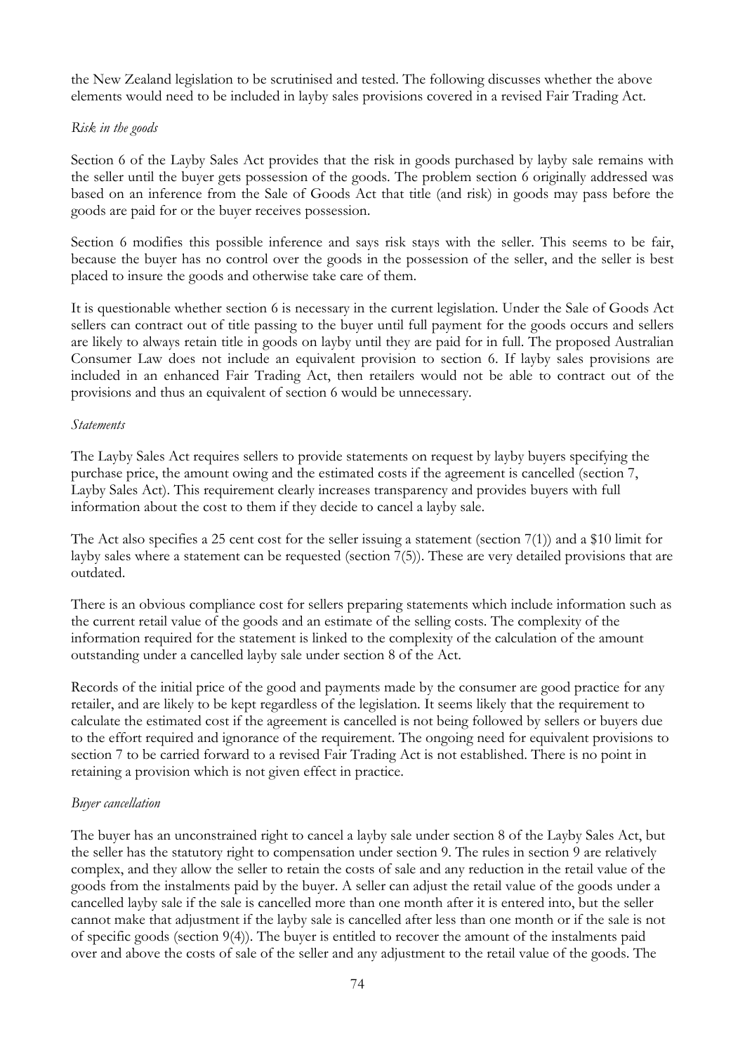the New Zealand legislation to be scrutinised and tested. The following discusses whether the above elements would need to be included in layby sales provisions covered in a revised Fair Trading Act.

*Risk in the goods*

Section 6 of the Layby Sales Act provides that the risk in goods purchased by layby sale remains with the seller until the buyer gets possession of the goods. The problem section 6 originally addressed was based on an inference from the Sale of Goods Act that title (and risk) in goods may pass before the goods are paid for or the buyer receives possession.

Section 6 modifies this possible inference and says risk stays with the seller. This seems to be fair, because the buyer has no control over the goods in the possession of the seller, and the seller is best placed to insure the goods and otherwise take care of them.

It is questionable whether section 6 is necessary in the current legislation. Under the Sale of Goods Act sellers can contract out of title passing to the buyer until full payment for the goods occurs and sellers are likely to always retain title in goods on layby until they are paid for in full. The proposed Australian Consumer Law does not include an equivalent provision to section 6. If layby sales provisions are included in an enhanced Fair Trading Act, then retailers would not be able to contract out of the provisions and thus an equivalent of section 6 would be unnecessary.

*Statements*

The Layby Sales Act requires sellers to provide statements on request by layby buyers specifying the purchase price, the amount owing and the estimated costs if the agreement is cancelled (section 7, Layby Sales Act). This requirement clearly increases transparency and provides buyers with full information about the cost to them if they decide to cancel a layby sale.

The Act also specifies a 25 cent cost for the seller issuing a statement (section 7(1)) and a $10 limit for layby sales where a statement can be requested (section 7(5)). These are very detailed provisions that are outdated.

There is an obvious compliance cost for sellers preparing statements which include information such as the current retail value of the goods and an estimate of the selling costs. The complexity of the information required for the statement is linked to the complexity of the calculation of the amount outstanding under a cancelled layby sale under section 8 of the Act.

Records of the initial price of the good and payments made by the consumer are good practice for any retailer, and are likely to be kept regardless of the legislation. It seems likely that the requirement to calculate the estimated cost if the agreement is cancelled is not being followed by sellers or buyers due to the effort required and ignorance of the requirement. The ongoing need for equivalent provisions to section 7 to be carried forward to a revised Fair Trading Act is not established. There is no point in retaining a provision which is not given effect in practice.

*Buyer cancellation*

The buyer has an unconstrained right to cancel a layby sale under section 8 of the Layby Sales Act, but the seller has the statutory right to compensation under section 9. The rules in section 9 are relatively complex, and they allow the seller to retain the costs of sale and any reduction in the retail value of the goods from the instalments paid by the buyer. A seller can adjust the retail value of the goods under a cancelled layby sale if the sale is cancelled more than one month after it is entered into, but the seller cannot make that adjustment if the layby sale is cancelled after less than one month or if the sale is not of specific goods (section 9(4)). The buyer is entitled to recover the amount of the instalments paid over and above the costs of sale of the seller and any adjustment to the retail value of the goods. The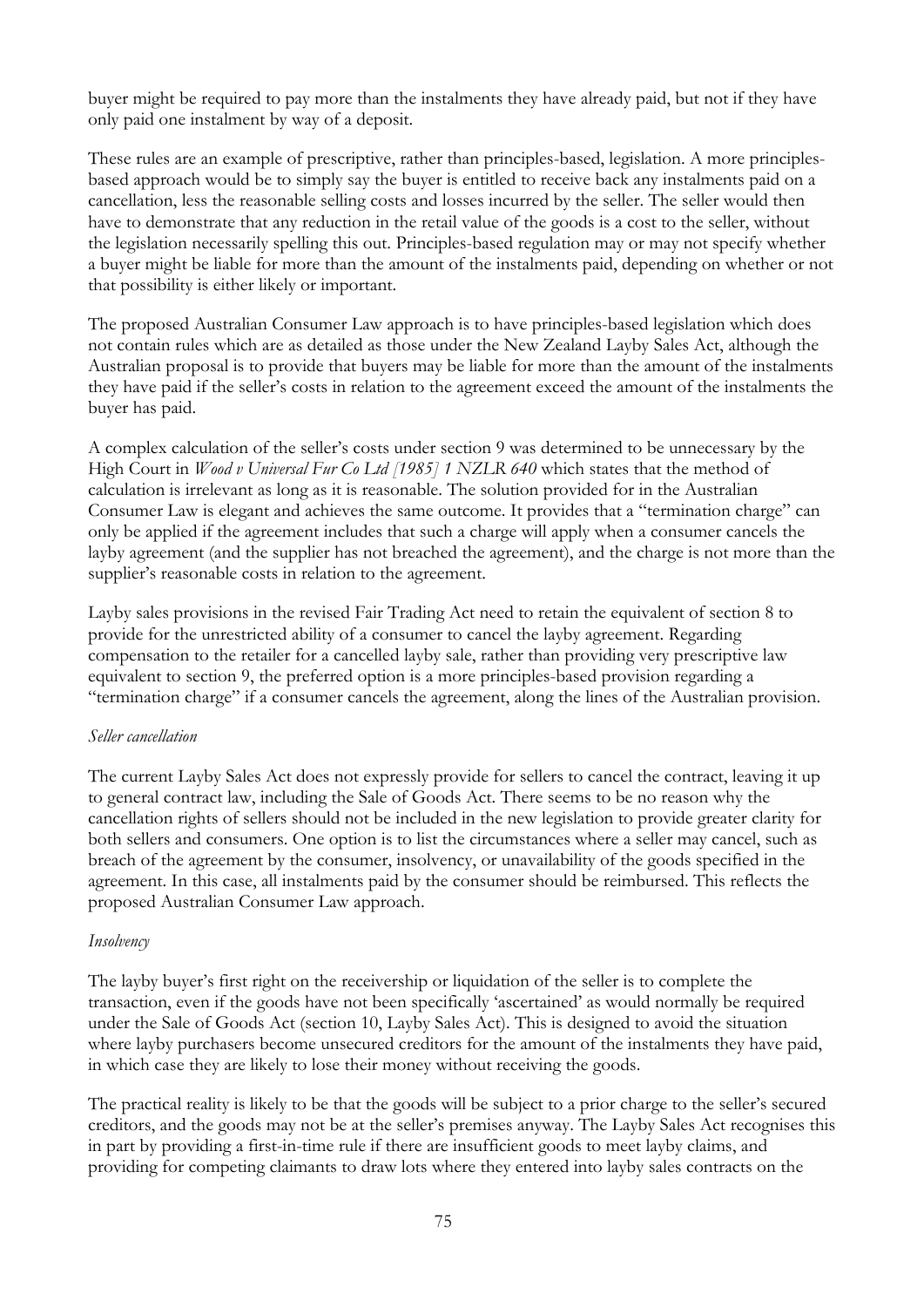buyer might be required to pay more than the instalments they have already paid, but not if they have only paid one instalment by way of a deposit.

These rules are an example of prescriptive, rather than principles-based, legislation. A more principles-based approach would be to simply say the buyer is entitled to receive back any instalments paid on a cancellation, less the reasonable selling costs and losses incurred by the seller. The seller would then have to demonstrate that any reduction in the retail value of the goods is a cost to the seller, without the legislation necessarily spelling this out. Principles-based regulation may or may not specify whether a buyer might be liable for more than the amount of the instalments paid, depending on whether or not that possibility is either likely or important.

The proposed Australian Consumer Law approach is to have principles-based legislation which does not contain rules which are as detailed as those under the New Zealand Layby Sales Act, although the Australian proposal is to provide that buyers may be liable for more than the amount of the instalments they have paid if the seller's costs in relation to the agreement exceed the amount of the instalments the buyer has paid.

A complex calculation of the seller's costs under section 9 was determined to be unnecessary by the High Court in *Wood v Universal Fur Co Ltd [1985] 1 NZLR 640* which states that the method of calculation is irrelevant as long as it is reasonable. The solution provided for in the Australian Consumer Law is elegant and achieves the same outcome. It provides that a "termination charge" can only be applied if the agreement includes that such a charge will apply when a consumer cancels the layby agreement (and the supplier has not breached the agreement), and the charge is not more than the supplier's reasonable costs in relation to the agreement.

Layby sales provisions in the revised Fair Trading Act need to retain the equivalent of section 8 to provide for the unrestricted ability of a consumer to cancel the layby agreement. Regarding compensation to the retailer for a cancelled layby sale, rather than providing very prescriptive law equivalent to section 9, the preferred option is a more principles-based provision regarding a "termination charge" if a consumer cancels the agreement, along the lines of the Australian provision.

*Seller cancellation*

The current Layby Sales Act does not expressly provide for sellers to cancel the contract, leaving it up to general contract law, including the Sale of Goods Act. There seems to be no reason why the cancellation rights of sellers should not be included in the new legislation to provide greater clarity for both sellers and consumers. One option is to list the circumstances where a seller may cancel, such as breach of the agreement by the consumer, insolvency, or unavailability of the goods specified in the agreement. In this case, all instalments paid by the consumer should be reimbursed. This reflects the proposed Australian Consumer Law approach.

*Insolvency*

The layby buyer's first right on the receivership or liquidation of the seller is to complete the transaction, even if the goods have not been specifically 'ascertained' as would normally be required under the Sale of Goods Act (section 10, Layby Sales Act). This is designed to avoid the situation where layby purchasers become unsecured creditors for the amount of the instalments they have paid, in which case they are likely to lose their money without receiving the goods.

The practical reality is likely to be that the goods will be subject to a prior charge to the seller's secured creditors, and the goods may not be at the seller's premises anyway. The Layby Sales Act recognises this in part by providing a first-in-time rule if there are insufficient goods to meet layby claims, and providing for competing claimants to draw lots where they entered into layby sales contracts on the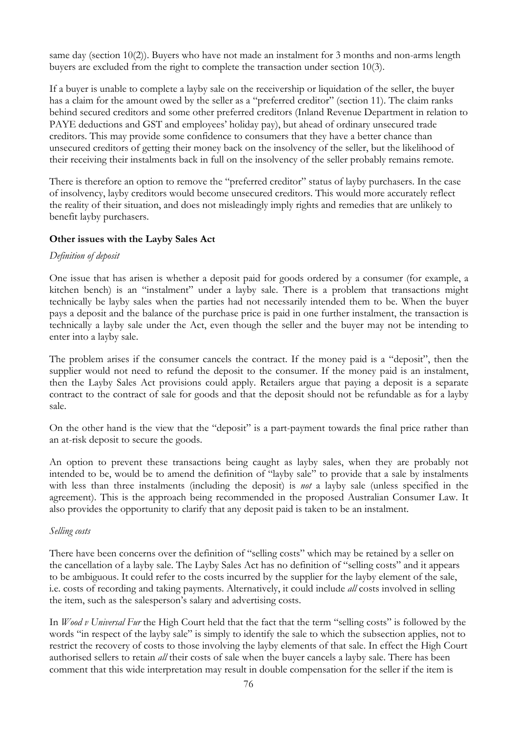same day (section 10(2)). Buyers who have not made an instalment for 3 months and non-arms length buyers are excluded from the right to complete the transaction under section 10(3).

If a buyer is unable to complete a layby sale on the receivership or liquidation of the seller, the buyer has a claim for the amount owed by the seller as a "preferred creditor" (section 11). The claim ranks behind secured creditors and some other preferred creditors (Inland Revenue Department in relation to PAYE deductions and GST and employees' holiday pay), but ahead of ordinary unsecured trade creditors. This may provide some confidence to consumers that they have a better chance than unsecured creditors of getting their money back on the insolvency of the seller, but the likelihood of their receiving their instalments back in full on the insolvency of the seller probably remains remote.

There is therefore an option to remove the "preferred creditor" status of layby purchasers. In the case of insolvency, layby creditors would become unsecured creditors. This would more accurately reflect the reality of their situation, and does not misleadingly imply rights and remedies that are unlikely to benefit layby purchasers.

**Other issues with the Layby Sales Act**

*Definition of deposit*

One issue that has arisen is whether a deposit paid for goods ordered by a consumer (for example, a kitchen bench) is an "instalment" under a layby sale. There is a problem that transactions might technically be layby sales when the parties had not necessarily intended them to be. When the buyer pays a deposit and the balance of the purchase price is paid in one further instalment, the transaction is technically a layby sale under the Act, even though the seller and the buyer may not be intending to enter into a layby sale.

The problem arises if the consumer cancels the contract. If the money paid is a "deposit", then the supplier would not need to refund the deposit to the consumer. If the money paid is an instalment, then the Layby Sales Act provisions could apply. Retailers argue that paying a deposit is a separate contract to the contract of sale for goods and that the deposit should not be refundable as for a layby sale.

On the other hand is the view that the "deposit" is a part-payment towards the final price rather than an at-risk deposit to secure the goods.

An option to prevent these transactions being caught as layby sales, when they are probably not intended to be, would be to amend the definition of "layby sale" to provide that a sale by instalments with less than three instalments (including the deposit) is *not* a layby sale (unless specified in the agreement). This is the approach being recommended in the proposed Australian Consumer Law. It also provides the opportunity to clarify that any deposit paid is taken to be an instalment.

*Selling costs*

There have been concerns over the definition of "selling costs" which may be retained by a seller on the cancellation of a layby sale. The Layby Sales Act has no definition of "selling costs" and it appears to be ambiguous. It could refer to the costs incurred by the supplier for the layby element of the sale, i.e. costs of recording and taking payments. Alternatively, it could include *all* costs involved in selling the item, such as the salesperson's salary and advertising costs.

In *Wood v Universal Fur* the High Court held that the fact that the term "selling costs" is followed by the words "in respect of the layby sale" is simply to identify the sale to which the subsection applies, not to restrict the recovery of costs to those involving the layby elements of that sale. In effect the High Court authorised sellers to retain *all* their costs of sale when the buyer cancels a layby sale. There has been comment that this wide interpretation may result in double compensation for the seller if the item is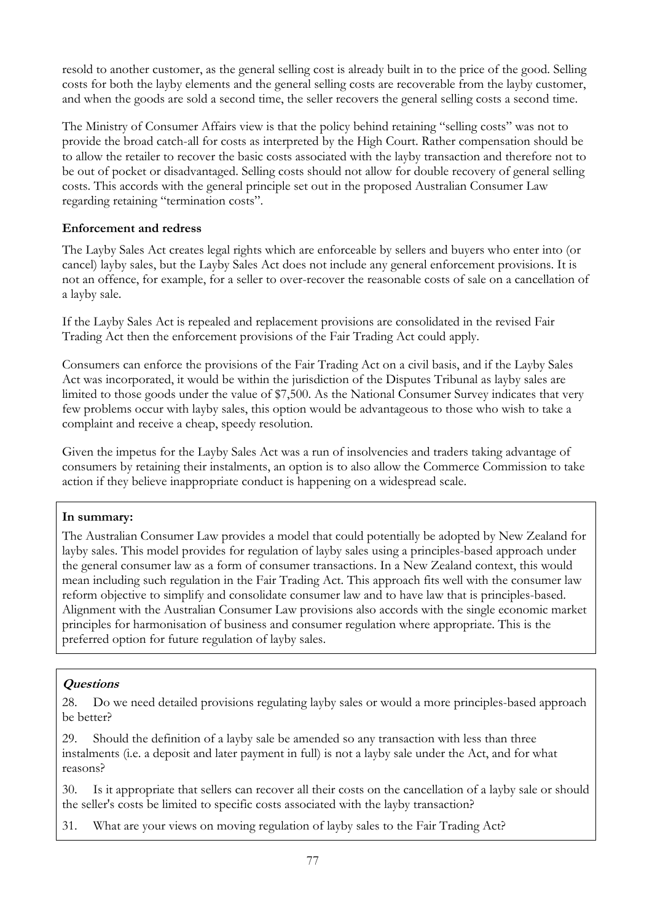resold to another customer, as the general selling cost is already built in to the price of the good. Selling costs for both the layby elements and the general selling costs are recoverable from the layby customer, and when the goods are sold a second time, the seller recovers the general selling costs a second time.

The Ministry of Consumer Affairs view is that the policy behind retaining "selling costs" was not to provide the broad catch-all for costs as interpreted by the High Court. Rather compensation should be to allow the retailer to recover the basic costs associated with the layby transaction and therefore not to be out of pocket or disadvantaged. Selling costs should not allow for double recovery of general selling costs. This accords with the general principle set out in the proposed Australian Consumer Law regarding retaining "termination costs".

**Enforcement and redress**

The Layby Sales Act creates legal rights which are enforceable by sellers and buyers who enter into (or cancel) layby sales, but the Layby Sales Act does not include any general enforcement provisions. It is not an offence, for example, for a seller to over-recover the reasonable costs of sale on a cancellation of a layby sale.

If the Layby Sales Act is repealed and replacement provisions are consolidated in the revised Fair Trading Act then the enforcement provisions of the Fair Trading Act could apply.

Consumers can enforce the provisions of the Fair Trading Act on a civil basis, and if the Layby Sales Act was incorporated, it would be within the jurisdiction of the Disputes Tribunal as layby sales are limited to those goods under the value of $7,500. As the National Consumer Survey indicates that very few problems occur with layby sales, this option would be advantageous to those who wish to take a complaint and receive a cheap, speedy resolution.

Given the impetus for the Layby Sales Act was a run of insolvencies and traders taking advantage of consumers by retaining their instalments, an option is to also allow the Commerce Commission to take action if they believe inappropriate conduct is happening on a widespread scale.

**In summary:**

The Australian Consumer Law provides a model that could potentially be adopted by New Zealand for layby sales. This model provides for regulation of layby sales using a principles-based approach under the general consumer law as a form of consumer transactions. In a New Zealand context, this would mean including such regulation in the Fair Trading Act. This approach fits well with the consumer law reform objective to simplify and consolidate consumer law and to have law that is principles-based. Alignment with the Australian Consumer Law provisions also accords with the single economic market principles for harmonisation of business and consumer regulation where appropriate. This is the preferred option for future regulation of layby sales.

***Questions***

28. Do we need detailed provisions regulating layby sales or would a more principles-based approach be better?

29. Should the definition of a layby sale be amended so any transaction with less than three instalments (i.e. a deposit and later payment in full) is not a layby sale under the Act, and for what reasons?

30. Is it appropriate that sellers can recover all their costs on the cancellation of a layby sale or should the seller's costs be limited to specific costs associated with the layby transaction?

31. What are your views on moving regulation of layby sales to the Fair Trading Act?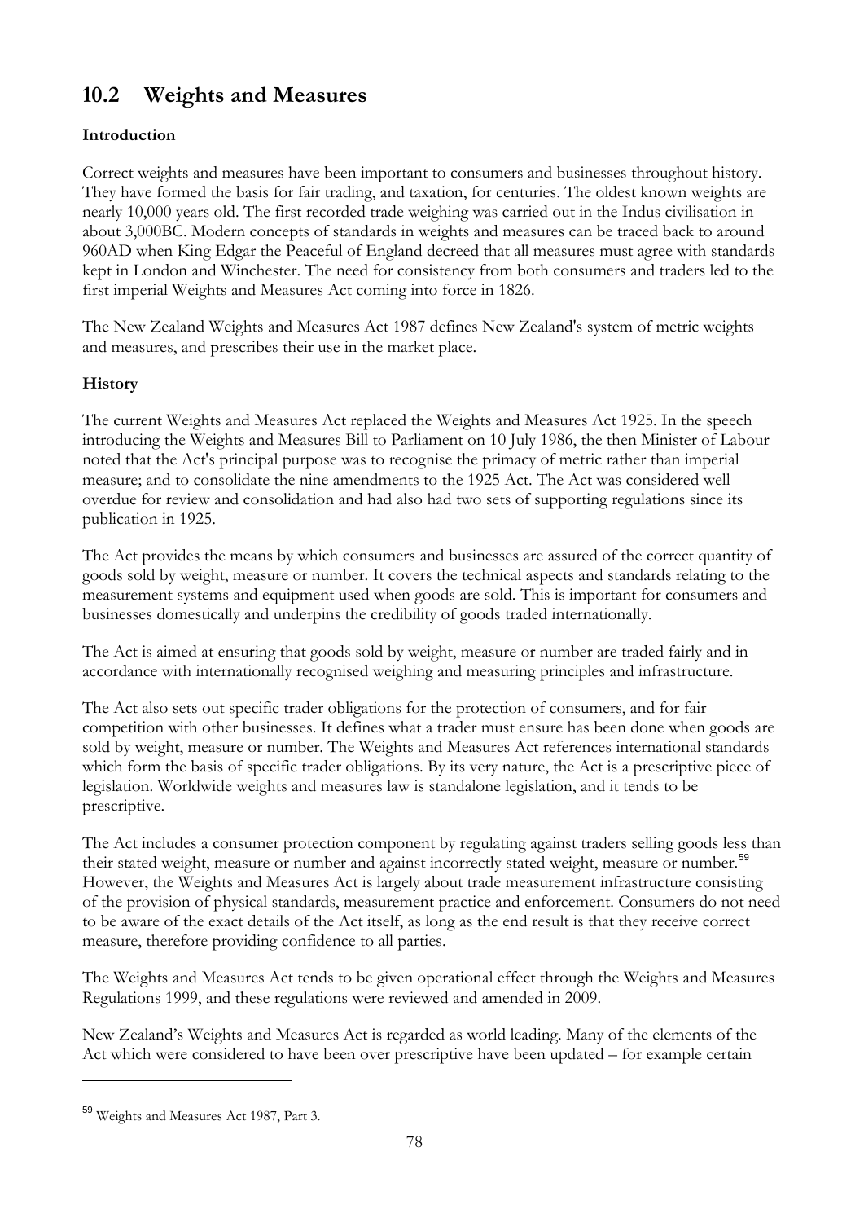## 10.2 Weights and Measures

### Introduction

Correct weights and measures have been important to consumers and businesses throughout history. They have formed the basis for fair trading, and taxation, for centuries. The oldest known weights are nearly 10,000 years old. The first recorded trade weighing was carried out in the Indus civilisation in about 3,000BC. Modern concepts of standards in weights and measures can be traced back to around 960AD when King Edgar the Peaceful of England decreed that all measures must agree with standards kept in London and Winchester. The need for consistency from both consumers and traders led to the first imperial Weights and Measures Act coming into force in 1826.

The New Zealand Weights and Measures Act 1987 defines New Zealand's system of metric weights and measures, and prescribes their use in the market place.

### History

The current Weights and Measures Act replaced the Weights and Measures Act 1925. In the speech introducing the Weights and Measures Bill to Parliament on 10 July 1986, the then Minister of Labour noted that the Act's principal purpose was to recognise the primacy of metric rather than imperial measure; and to consolidate the nine amendments to the 1925 Act. The Act was considered well overdue for review and consolidation and had also had two sets of supporting regulations since its publication in 1925.

The Act provides the means by which consumers and businesses are assured of the correct quantity of goods sold by weight, measure or number. It covers the technical aspects and standards relating to the measurement systems and equipment used when goods are sold. This is important for consumers and businesses domestically and underpins the credibility of goods traded internationally.

The Act is aimed at ensuring that goods sold by weight, measure or number are traded fairly and in accordance with internationally recognised weighing and measuring principles and infrastructure.

The Act also sets out specific trader obligations for the protection of consumers, and for fair competition with other businesses. It defines what a trader must ensure has been done when goods are sold by weight, measure or number. The Weights and Measures Act references international standards which form the basis of specific trader obligations. By its very nature, the Act is a prescriptive piece of legislation. Worldwide weights and measures law is standalone legislation, and it tends to be prescriptive.

The Act includes a consumer protection component by regulating against traders selling goods less than their stated weight, measure or number and against incorrectly stated weight, measure or number.[59] However, the Weights and Measures Act is largely about trade measurement infrastructure consisting of the provision of physical standards, measurement practice and enforcement. Consumers do not need to be aware of the exact details of the Act itself, as long as the end result is that they receive correct measure, therefore providing confidence to all parties.

The Weights and Measures Act tends to be given operational effect through the Weights and Measures Regulations 1999, and these regulations were reviewed and amended in 2009.

New Zealand's Weights and Measures Act is regarded as world leading. Many of the elements of the Act which were considered to have been over prescriptive have been updated – for example certain

---

[59] Weights and Measures Act 1987, Part 3.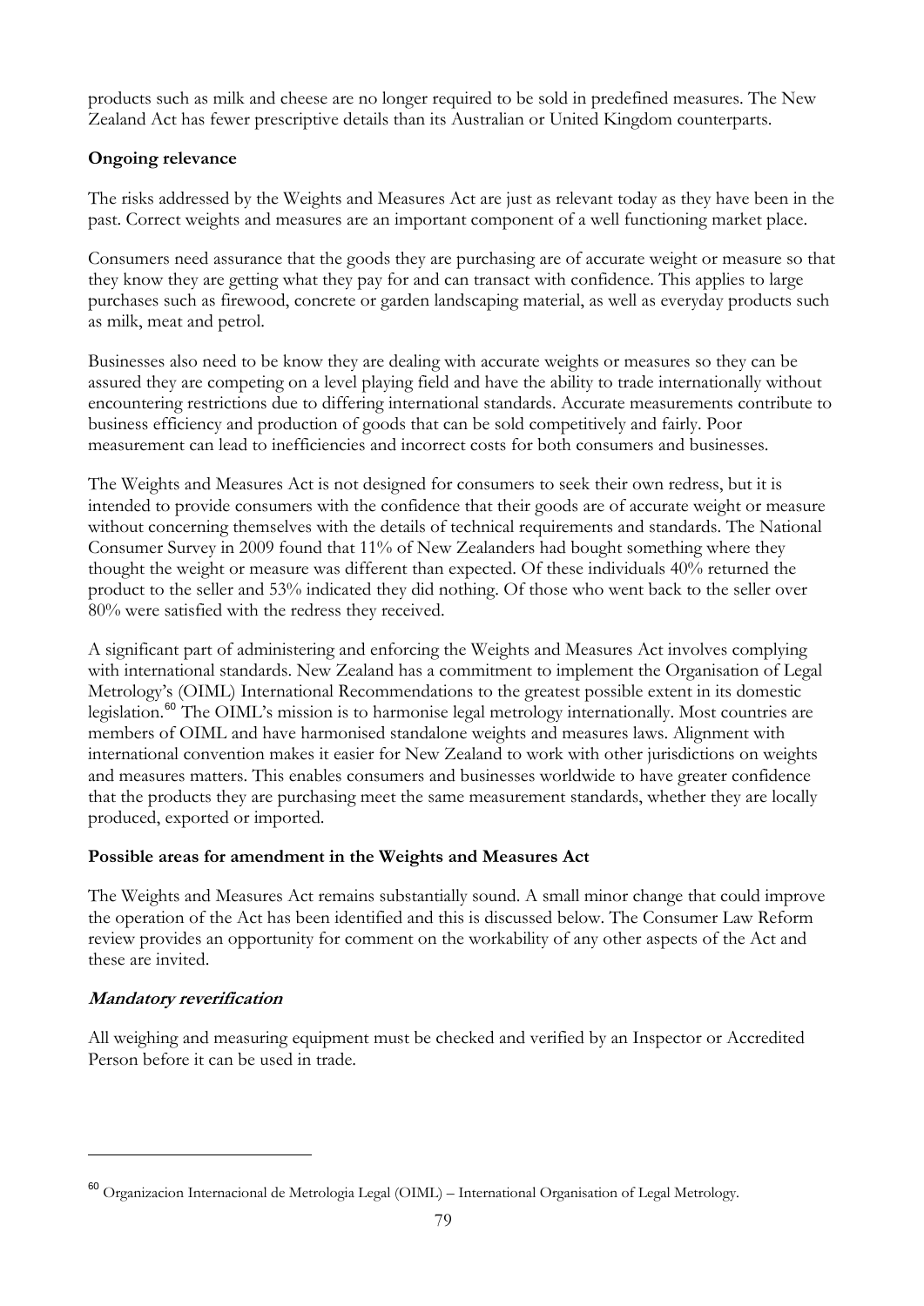products such as milk and cheese are no longer required to be sold in predefined measures. The New Zealand Act has fewer prescriptive details than its Australian or United Kingdom counterparts.

**Ongoing relevance**

The risks addressed by the Weights and Measures Act are just as relevant today as they have been in the past. Correct weights and measures are an important component of a well functioning market place.

Consumers need assurance that the goods they are purchasing are of accurate weight or measure so that they know they are getting what they pay for and can transact with confidence. This applies to large purchases such as firewood, concrete or garden landscaping material, as well as everyday products such as milk, meat and petrol.

Businesses also need to be know they are dealing with accurate weights or measures so they can be assured they are competing on a level playing field and have the ability to trade internationally without encountering restrictions due to differing international standards. Accurate measurements contribute to business efficiency and production of goods that can be sold competitively and fairly. Poor measurement can lead to inefficiencies and incorrect costs for both consumers and businesses.

The Weights and Measures Act is not designed for consumers to seek their own redress, but it is intended to provide consumers with the confidence that their goods are of accurate weight or measure without concerning themselves with the details of technical requirements and standards. The National Consumer Survey in 2009 found that 11% of New Zealanders had bought something where they thought the weight or measure was different than expected. Of these individuals 40% returned the product to the seller and 53% indicated they did nothing. Of those who went back to the seller over 80% were satisfied with the redress they received.

A significant part of administering and enforcing the Weights and Measures Act involves complying with international standards. New Zealand has a commitment to implement the Organisation of Legal Metrology's (OIML) International Recommendations to the greatest possible extent in its domestic legislation.[60] The OIML's mission is to harmonise legal metrology internationally. Most countries are members of OIML and have harmonised standalone weights and measures laws. Alignment with international convention makes it easier for New Zealand to work with other jurisdictions on weights and measures matters. This enables consumers and businesses worldwide to have greater confidence that the products they are purchasing meet the same measurement standards, whether they are locally produced, exported or imported.

**Possible areas for amendment in the Weights and Measures Act**

The Weights and Measures Act remains substantially sound. A small minor change that could improve the operation of the Act has been identified and this is discussed below. The Consumer Law Reform review provides an opportunity for comment on the workability of any other aspects of the Act and these are invited.

***Mandatory reverification***

All weighing and measuring equipment must be checked and verified by an Inspector or Accredited Person before it can be used in trade.

[60] Organizacion Internacional de Metrologia Legal (OIML) – International Organisation of Legal Metrology.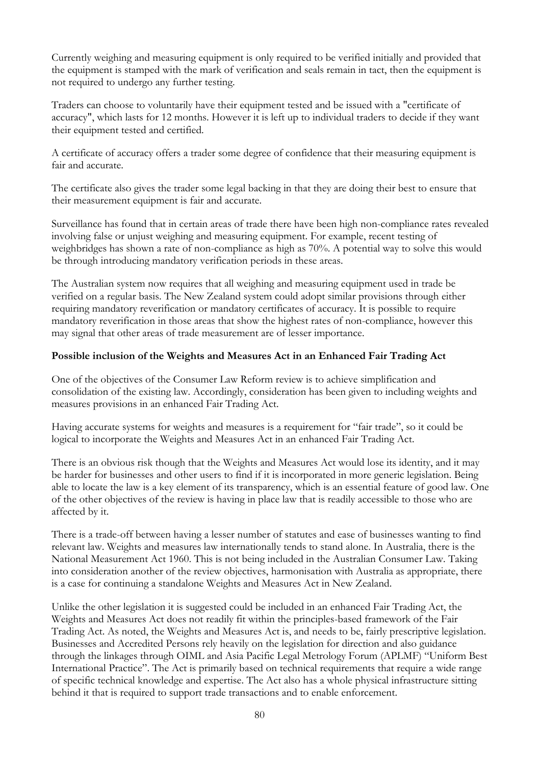Currently weighing and measuring equipment is only required to be verified initially and provided that the equipment is stamped with the mark of verification and seals remain in tact, then the equipment is not required to undergo any further testing.

Traders can choose to voluntarily have their equipment tested and be issued with a "certificate of accuracy", which lasts for 12 months. However it is left up to individual traders to decide if they want their equipment tested and certified.

A certificate of accuracy offers a trader some degree of confidence that their measuring equipment is fair and accurate.

The certificate also gives the trader some legal backing in that they are doing their best to ensure that their measurement equipment is fair and accurate.

Surveillance has found that in certain areas of trade there have been high non-compliance rates revealed involving false or unjust weighing and measuring equipment. For example, recent testing of weighbridges has shown a rate of non-compliance as high as 70%. A potential way to solve this would be through introducing mandatory verification periods in these areas.

The Australian system now requires that all weighing and measuring equipment used in trade be verified on a regular basis. The New Zealand system could adopt similar provisions through either requiring mandatory reverification or mandatory certificates of accuracy. It is possible to require mandatory reverification in those areas that show the highest rates of non-compliance, however this may signal that other areas of trade measurement are of lesser importance.

**Possible inclusion of the Weights and Measures Act in an Enhanced Fair Trading Act**

One of the objectives of the Consumer Law Reform review is to achieve simplification and consolidation of the existing law. Accordingly, consideration has been given to including weights and measures provisions in an enhanced Fair Trading Act.

Having accurate systems for weights and measures is a requirement for "fair trade", so it could be logical to incorporate the Weights and Measures Act in an enhanced Fair Trading Act.

There is an obvious risk though that the Weights and Measures Act would lose its identity, and it may be harder for businesses and other users to find if it is incorporated in more generic legislation. Being able to locate the law is a key element of its transparency, which is an essential feature of good law. One of the other objectives of the review is having in place law that is readily accessible to those who are affected by it.

There is a trade-off between having a lesser number of statutes and ease of businesses wanting to find relevant law. Weights and measures law internationally tends to stand alone. In Australia, there is the National Measurement Act 1960. This is not being included in the Australian Consumer Law. Taking into consideration another of the review objectives, harmonisation with Australia as appropriate, there is a case for continuing a standalone Weights and Measures Act in New Zealand.

Unlike the other legislation it is suggested could be included in an enhanced Fair Trading Act, the Weights and Measures Act does not readily fit within the principles-based framework of the Fair Trading Act. As noted, the Weights and Measures Act is, and needs to be, fairly prescriptive legislation. Businesses and Accredited Persons rely heavily on the legislation for direction and also guidance through the linkages through OIML and Asia Pacific Legal Metrology Forum (APLMF) "Uniform Best International Practice". The Act is primarily based on technical requirements that require a wide range of specific technical knowledge and expertise. The Act also has a whole physical infrastructure sitting behind it that is required to support trade transactions and to enable enforcement.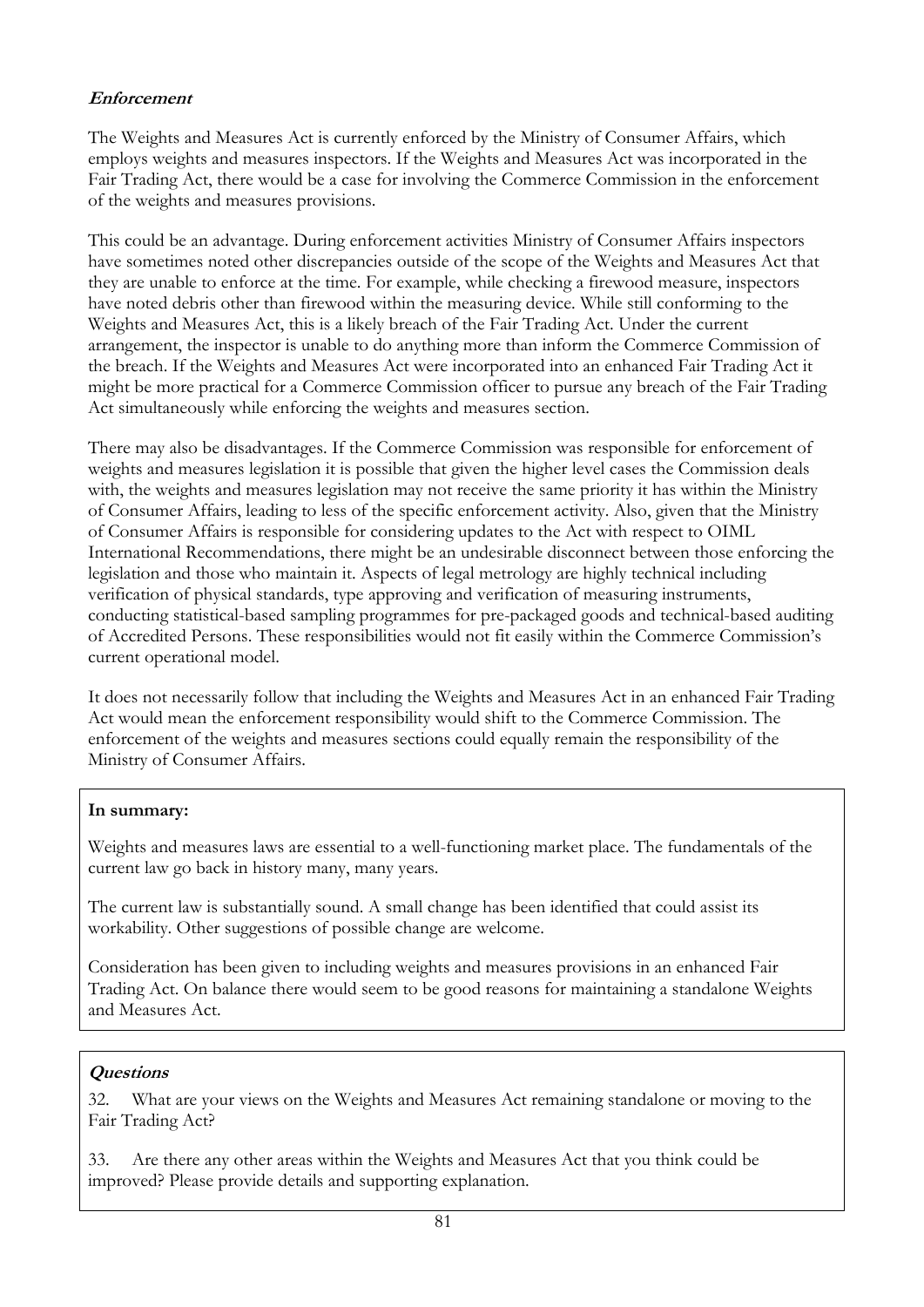### *Enforcement*

The Weights and Measures Act is currently enforced by the Ministry of Consumer Affairs, which employs weights and measures inspectors. If the Weights and Measures Act was incorporated in the Fair Trading Act, there would be a case for involving the Commerce Commission in the enforcement of the weights and measures provisions.

This could be an advantage. During enforcement activities Ministry of Consumer Affairs inspectors have sometimes noted other discrepancies outside of the scope of the Weights and Measures Act that they are unable to enforce at the time. For example, while checking a firewood measure, inspectors have noted debris other than firewood within the measuring device. While still conforming to the Weights and Measures Act, this is a likely breach of the Fair Trading Act. Under the current arrangement, the inspector is unable to do anything more than inform the Commerce Commission of the breach. If the Weights and Measures Act were incorporated into an enhanced Fair Trading Act it might be more practical for a Commerce Commission officer to pursue any breach of the Fair Trading Act simultaneously while enforcing the weights and measures section.

There may also be disadvantages. If the Commerce Commission was responsible for enforcement of weights and measures legislation it is possible that given the higher level cases the Commission deals with, the weights and measures legislation may not receive the same priority it has within the Ministry of Consumer Affairs, leading to less of the specific enforcement activity. Also, given that the Ministry of Consumer Affairs is responsible for considering updates to the Act with respect to OIML International Recommendations, there might be an undesirable disconnect between those enforcing the legislation and those who maintain it. Aspects of legal metrology are highly technical including verification of physical standards, type approving and verification of measuring instruments, conducting statistical-based sampling programmes for pre-packaged goods and technical-based auditing of Accredited Persons. These responsibilities would not fit easily within the Commerce Commission's current operational model.

It does not necessarily follow that including the Weights and Measures Act in an enhanced Fair Trading Act would mean the enforcement responsibility would shift to the Commerce Commission. The enforcement of the weights and measures sections could equally remain the responsibility of the Ministry of Consumer Affairs.

**In summary:**

Weights and measures laws are essential to a well-functioning market place. The fundamentals of the current law go back in history many, many years.

The current law is substantially sound. A small change has been identified that could assist its workability. Other suggestions of possible change are welcome.

Consideration has been given to including weights and measures provisions in an enhanced Fair Trading Act. On balance there would seem to be good reasons for maintaining a standalone Weights and Measures Act.

***Questions***

32. What are your views on the Weights and Measures Act remaining standalone or moving to the Fair Trading Act?

33. Are there any other areas within the Weights and Measures Act that you think could be improved? Please provide details and supporting explanation.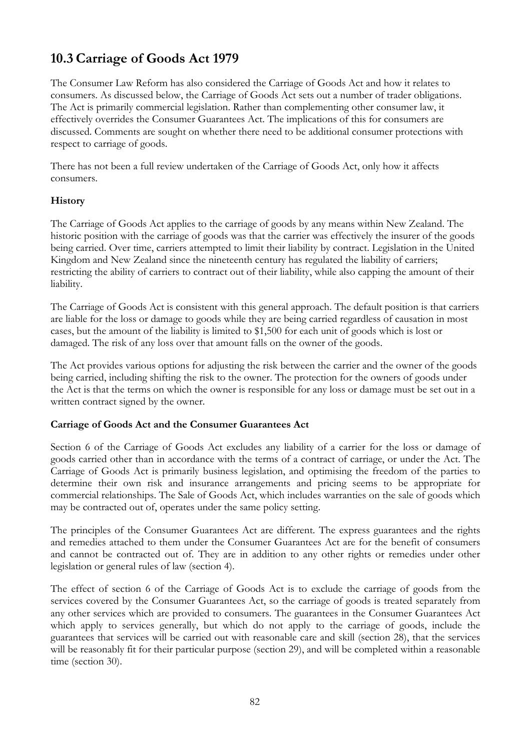## 10.3 Carriage of Goods Act 1979

The Consumer Law Reform has also considered the Carriage of Goods Act and how it relates to consumers. As discussed below, the Carriage of Goods Act sets out a number of trader obligations. The Act is primarily commercial legislation. Rather than complementing other consumer law, it effectively overrides the Consumer Guarantees Act. The implications of this for consumers are discussed. Comments are sought on whether there need to be additional consumer protections with respect to carriage of goods.

There has not been a full review undertaken of the Carriage of Goods Act, only how it affects consumers.

### History

The Carriage of Goods Act applies to the carriage of goods by any means within New Zealand. The historic position with the carriage of goods was that the carrier was effectively the insurer of the goods being carried. Over time, carriers attempted to limit their liability by contract. Legislation in the United Kingdom and New Zealand since the nineteenth century has regulated the liability of carriers; restricting the ability of carriers to contract out of their liability, while also capping the amount of their liability.

The Carriage of Goods Act is consistent with this general approach. The default position is that carriers are liable for the loss or damage to goods while they are being carried regardless of causation in most cases, but the amount of the liability is limited to $1,500 for each unit of goods which is lost or damaged. The risk of any loss over that amount falls on the owner of the goods.

The Act provides various options for adjusting the risk between the carrier and the owner of the goods being carried, including shifting the risk to the owner. The protection for the owners of goods under the Act is that the terms on which the owner is responsible for any loss or damage must be set out in a written contract signed by the owner.

### Carriage of Goods Act and the Consumer Guarantees Act

Section 6 of the Carriage of Goods Act excludes any liability of a carrier for the loss or damage of goods carried other than in accordance with the terms of a contract of carriage, or under the Act. The Carriage of Goods Act is primarily business legislation, and optimising the freedom of the parties to determine their own risk and insurance arrangements and pricing seems to be appropriate for commercial relationships. The Sale of Goods Act, which includes warranties on the sale of goods which may be contracted out of, operates under the same policy setting.

The principles of the Consumer Guarantees Act are different. The express guarantees and the rights and remedies attached to them under the Consumer Guarantees Act are for the benefit of consumers and cannot be contracted out of. They are in addition to any other rights or remedies under other legislation or general rules of law (section 4).

The effect of section 6 of the Carriage of Goods Act is to exclude the carriage of goods from the services covered by the Consumer Guarantees Act, so the carriage of goods is treated separately from any other services which are provided to consumers. The guarantees in the Consumer Guarantees Act which apply to services generally, but which do not apply to the carriage of goods, include the guarantees that services will be carried out with reasonable care and skill (section 28), that the services will be reasonably fit for their particular purpose (section 29), and will be completed within a reasonable time (section 30).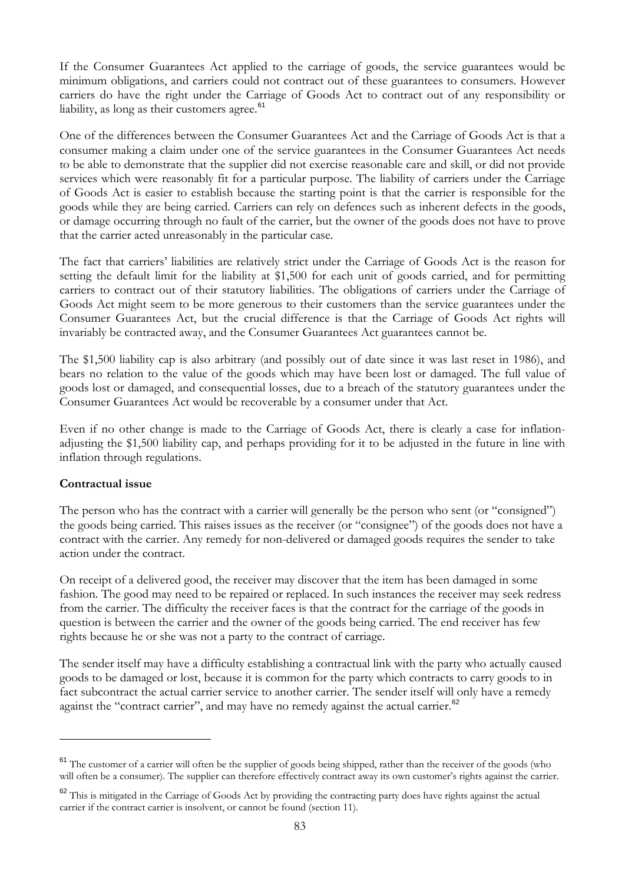If the Consumer Guarantees Act applied to the carriage of goods, the service guarantees would be minimum obligations, and carriers could not contract out of these guarantees to consumers. However carriers do have the right under the Carriage of Goods Act to contract out of any responsibility or liability, as long as their customers agree.[61]

One of the differences between the Consumer Guarantees Act and the Carriage of Goods Act is that a consumer making a claim under one of the service guarantees in the Consumer Guarantees Act needs to be able to demonstrate that the supplier did not exercise reasonable care and skill, or did not provide services which were reasonably fit for a particular purpose. The liability of carriers under the Carriage of Goods Act is easier to establish because the starting point is that the carrier is responsible for the goods while they are being carried. Carriers can rely on defences such as inherent defects in the goods, or damage occurring through no fault of the carrier, but the owner of the goods does not have to prove that the carrier acted unreasonably in the particular case.

The fact that carriers' liabilities are relatively strict under the Carriage of Goods Act is the reason for setting the default limit for the liability at $1,500 for each unit of goods carried, and for permitting carriers to contract out of their statutory liabilities. The obligations of carriers under the Carriage of Goods Act might seem to be more generous to their customers than the service guarantees under the Consumer Guarantees Act, but the crucial difference is that the Carriage of Goods Act rights will invariably be contracted away, and the Consumer Guarantees Act guarantees cannot be.

The $1,500 liability cap is also arbitrary (and possibly out of date since it was last reset in 1986), and bears no relation to the value of the goods which may have been lost or damaged. The full value of goods lost or damaged, and consequential losses, due to a breach of the statutory guarantees under the Consumer Guarantees Act would be recoverable by a consumer under that Act.

Even if no other change is made to the Carriage of Goods Act, there is clearly a case for inflation-adjusting the $1,500 liability cap, and perhaps providing for it to be adjusted in the future in line with inflation through regulations.

**Contractual issue**

The person who has the contract with a carrier will generally be the person who sent (or "consigned") the goods being carried. This raises issues as the receiver (or "consignee") of the goods does not have a contract with the carrier. Any remedy for non-delivered or damaged goods requires the sender to take action under the contract.

On receipt of a delivered good, the receiver may discover that the item has been damaged in some fashion. The good may need to be repaired or replaced. In such instances the receiver may seek redress from the carrier. The difficulty the receiver faces is that the contract for the carriage of the goods in question is between the carrier and the owner of the goods being carried. The end receiver has few rights because he or she was not a party to the contract of carriage.

The sender itself may have a difficulty establishing a contractual link with the party who actually caused goods to be damaged or lost, because it is common for the party which contracts to carry goods to in fact subcontract the actual carrier service to another carrier. The sender itself will only have a remedy against the "contract carrier", and may have no remedy against the actual carrier.[62]

---

[61] The customer of a carrier will often be the supplier of goods being shipped, rather than the receiver of the goods (who will often be a consumer). The supplier can therefore effectively contract away its own customer's rights against the carrier.

[62] This is mitigated in the Carriage of Goods Act by providing the contracting party does have rights against the actual carrier if the contract carrier is insolvent, or cannot be found (section 11).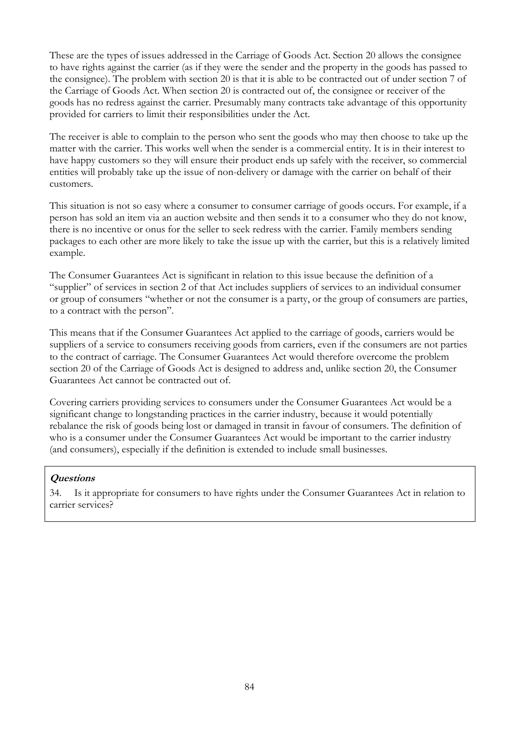These are the types of issues addressed in the Carriage of Goods Act. Section 20 allows the consignee to have rights against the carrier (as if they were the sender and the property in the goods has passed to the consignee). The problem with section 20 is that it is able to be contracted out of under section 7 of the Carriage of Goods Act. When section 20 is contracted out of, the consignee or receiver of the goods has no redress against the carrier. Presumably many contracts take advantage of this opportunity provided for carriers to limit their responsibilities under the Act.

The receiver is able to complain to the person who sent the goods who may then choose to take up the matter with the carrier. This works well when the sender is a commercial entity. It is in their interest to have happy customers so they will ensure their product ends up safely with the receiver, so commercial entities will probably take up the issue of non-delivery or damage with the carrier on behalf of their customers.

This situation is not so easy where a consumer to consumer carriage of goods occurs. For example, if a person has sold an item via an auction website and then sends it to a consumer who they do not know, there is no incentive or onus for the seller to seek redress with the carrier. Family members sending packages to each other are more likely to take the issue up with the carrier, but this is a relatively limited example.

The Consumer Guarantees Act is significant in relation to this issue because the definition of a "supplier" of services in section 2 of that Act includes suppliers of services to an individual consumer or group of consumers "whether or not the consumer is a party, or the group of consumers are parties, to a contract with the person".

This means that if the Consumer Guarantees Act applied to the carriage of goods, carriers would be suppliers of a service to consumers receiving goods from carriers, even if the consumers are not parties to the contract of carriage. The Consumer Guarantees Act would therefore overcome the problem section 20 of the Carriage of Goods Act is designed to address and, unlike section 20, the Consumer Guarantees Act cannot be contracted out of.

Covering carriers providing services to consumers under the Consumer Guarantees Act would be a significant change to longstanding practices in the carrier industry, because it would potentially rebalance the risk of goods being lost or damaged in transit in favour of consumers. The definition of who is a consumer under the Consumer Guarantees Act would be important to the carrier industry (and consumers), especially if the definition is extended to include small businesses.

***Questions***

34. Is it appropriate for consumers to have rights under the Consumer Guarantees Act in relation to carrier services?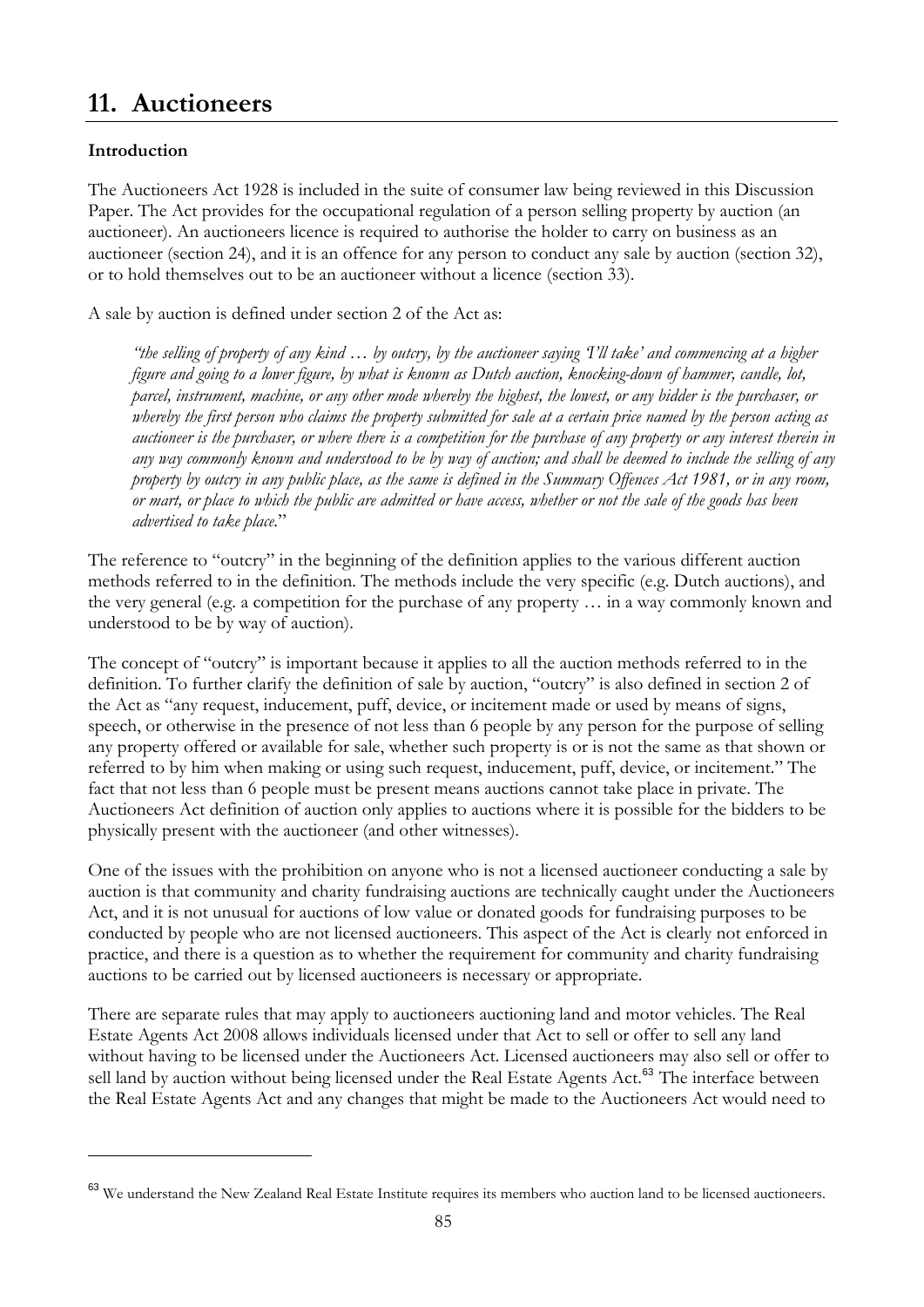# 11. Auctioneers

**Introduction**

The Auctioneers Act 1928 is included in the suite of consumer law being reviewed in this Discussion Paper. The Act provides for the occupational regulation of a person selling property by auction (an auctioneer). An auctioneers licence is required to authorise the holder to carry on business as an auctioneer (section 24), and it is an offence for any person to conduct any sale by auction (section 32), or to hold themselves out to be an auctioneer without a licence (section 33).

A sale by auction is defined under section 2 of the Act as:

> *"the selling of property of any kind … by outcry, by the auctioneer saying 'I'll take' and commencing at a higher figure and going to a lower figure, by what is known as Dutch auction, knocking-down of hammer, candle, lot, parcel, instrument, machine, or any other mode whereby the highest, the lowest, or any bidder is the purchaser, or whereby the first person who claims the property submitted for sale at a certain price named by the person acting as auctioneer is the purchaser, or where there is a competition for the purchase of any property or any interest therein in any way commonly known and understood to be by way of auction; and shall be deemed to include the selling of any property by outcry in any public place, as the same is defined in the Summary Offences Act 1981, or in any room, or mart, or place to which the public are admitted or have access, whether or not the sale of the goods has been advertised to take place.*"

The reference to "outcry" in the beginning of the definition applies to the various different auction methods referred to in the definition. The methods include the very specific (e.g. Dutch auctions), and the very general (e.g. a competition for the purchase of any property … in a way commonly known and understood to be by way of auction).

The concept of "outcry" is important because it applies to all the auction methods referred to in the definition. To further clarify the definition of sale by auction, "outcry" is also defined in section 2 of the Act as "any request, inducement, puff, device, or incitement made or used by means of signs, speech, or otherwise in the presence of not less than 6 people by any person for the purpose of selling any property offered or available for sale, whether such property is or is not the same as that shown or referred to by him when making or using such request, inducement, puff, device, or incitement." The fact that not less than 6 people must be present means auctions cannot take place in private. The Auctioneers Act definition of auction only applies to auctions where it is possible for the bidders to be physically present with the auctioneer (and other witnesses).

One of the issues with the prohibition on anyone who is not a licensed auctioneer conducting a sale by auction is that community and charity fundraising auctions are technically caught under the Auctioneers Act, and it is not unusual for auctions of low value or donated goods for fundraising purposes to be conducted by people who are not licensed auctioneers. This aspect of the Act is clearly not enforced in practice, and there is a question as to whether the requirement for community and charity fundraising auctions to be carried out by licensed auctioneers is necessary or appropriate.

There are separate rules that may apply to auctioneers auctioning land and motor vehicles. The Real Estate Agents Act 2008 allows individuals licensed under that Act to sell or offer to sell any land without having to be licensed under the Auctioneers Act. Licensed auctioneers may also sell or offer to sell land by auction without being licensed under the Real Estate Agents Act.[63] The interface between the Real Estate Agents Act and any changes that might be made to the Auctioneers Act would need to

[63] We understand the New Zealand Real Estate Institute requires its members who auction land to be licensed auctioneers.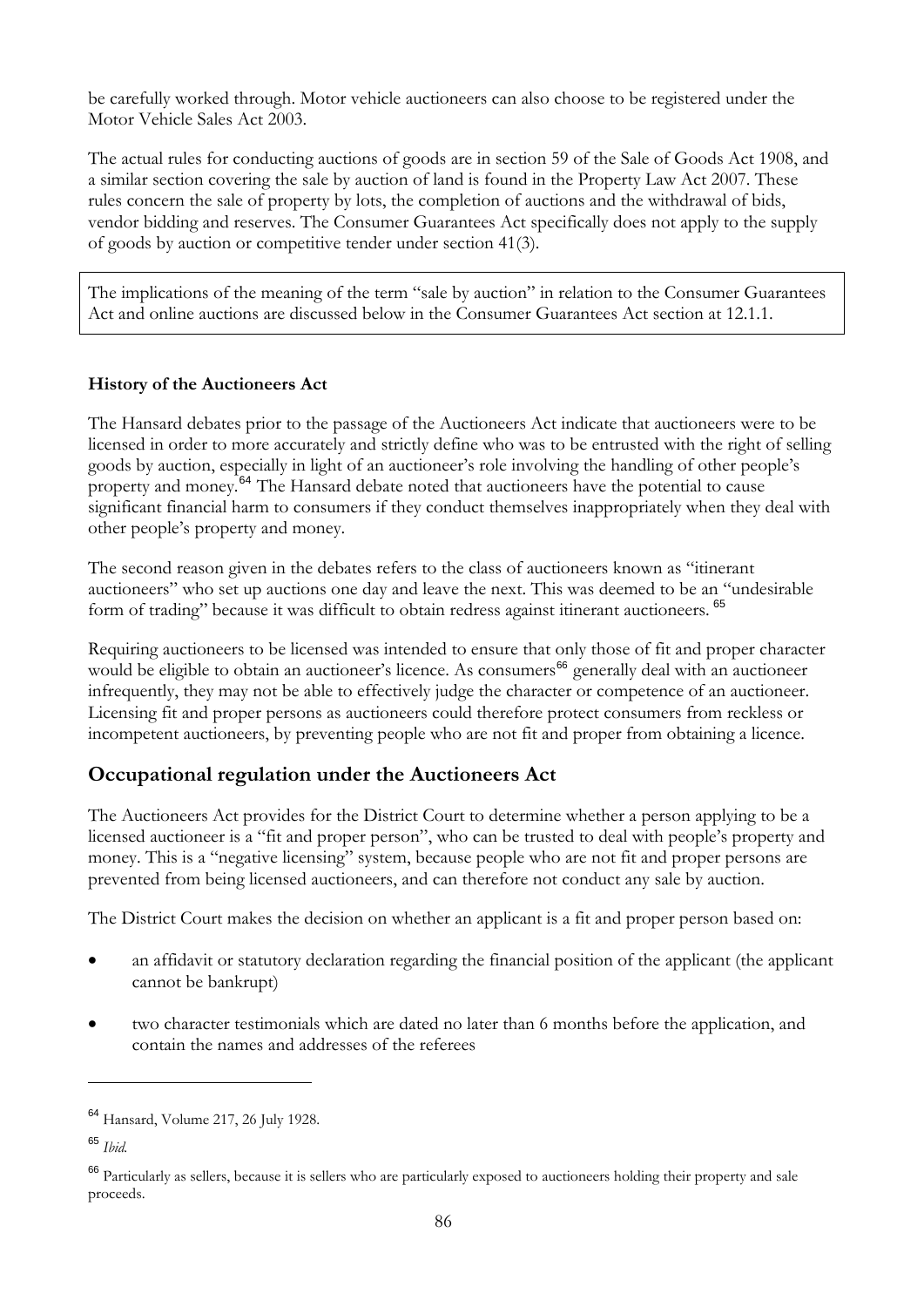be carefully worked through. Motor vehicle auctioneers can also choose to be registered under the Motor Vehicle Sales Act 2003.

The actual rules for conducting auctions of goods are in section 59 of the Sale of Goods Act 1908, and a similar section covering the sale by auction of land is found in the Property Law Act 2007. These rules concern the sale of property by lots, the completion of auctions and the withdrawal of bids, vendor bidding and reserves. The Consumer Guarantees Act specifically does not apply to the supply of goods by auction or competitive tender under section 41(3).

The implications of the meaning of the term "sale by auction" in relation to the Consumer Guarantees Act and online auctions are discussed below in the Consumer Guarantees Act section at 12.1.1.

**History of the Auctioneers Act**

The Hansard debates prior to the passage of the Auctioneers Act indicate that auctioneers were to be licensed in order to more accurately and strictly define who was to be entrusted with the right of selling goods by auction, especially in light of an auctioneer's role involving the handling of other people's property and money.[64] The Hansard debate noted that auctioneers have the potential to cause significant financial harm to consumers if they conduct themselves inappropriately when they deal with other people's property and money.

The second reason given in the debates refers to the class of auctioneers known as "itinerant auctioneers" who set up auctions one day and leave the next. This was deemed to be an "undesirable form of trading" because it was difficult to obtain redress against itinerant auctioneers.[65]

Requiring auctioneers to be licensed was intended to ensure that only those of fit and proper character would be eligible to obtain an auctioneer's licence. As consumers[66] generally deal with an auctioneer infrequently, they may not be able to effectively judge the character or competence of an auctioneer. Licensing fit and proper persons as auctioneers could therefore protect consumers from reckless or incompetent auctioneers, by preventing people who are not fit and proper from obtaining a licence.

## Occupational regulation under the Auctioneers Act

The Auctioneers Act provides for the District Court to determine whether a person applying to be a licensed auctioneer is a "fit and proper person", who can be trusted to deal with people's property and money. This is a "negative licensing" system, because people who are not fit and proper persons are prevented from being licensed auctioneers, and can therefore not conduct any sale by auction.

The District Court makes the decision on whether an applicant is a fit and proper person based on:

- an affidavit or statutory declaration regarding the financial position of the applicant (the applicant cannot be bankrupt)
- two character testimonials which are dated no later than 6 months before the application, and contain the names and addresses of the referees

[64] Hansard, Volume 217, 26 July 1928.

[65] *Ibid.*

[66] Particularly as sellers, because it is sellers who are particularly exposed to auctioneers holding their property and sale proceeds.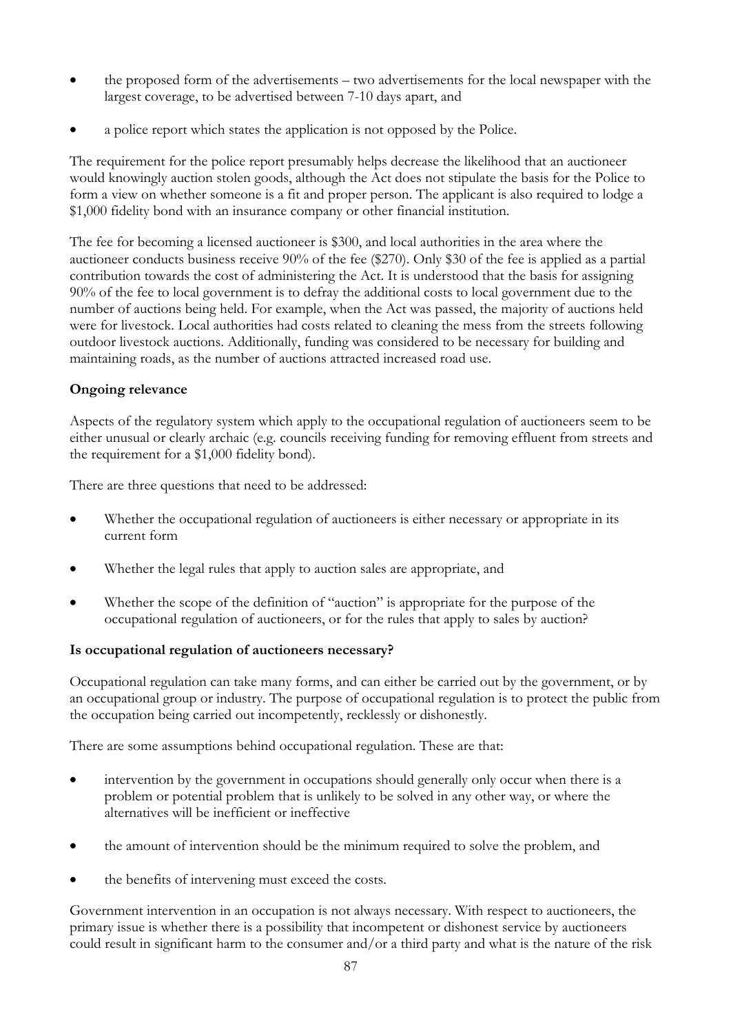- the proposed form of the advertisements – two advertisements for the local newspaper with the largest coverage, to be advertised between 7-10 days apart, and
- a police report which states the application is not opposed by the Police.

The requirement for the police report presumably helps decrease the likelihood that an auctioneer would knowingly auction stolen goods, although the Act does not stipulate the basis for the Police to form a view on whether someone is a fit and proper person. The applicant is also required to lodge a $1,000 fidelity bond with an insurance company or other financial institution.

The fee for becoming a licensed auctioneer is $300, and local authorities in the area where the auctioneer conducts business receive 90% of the fee ($270). Only $30 of the fee is applied as a partial contribution towards the cost of administering the Act. It is understood that the basis for assigning 90% of the fee to local government is to defray the additional costs to local government due to the number of auctions being held. For example, when the Act was passed, the majority of auctions held were for livestock. Local authorities had costs related to cleaning the mess from the streets following outdoor livestock auctions. Additionally, funding was considered to be necessary for building and maintaining roads, as the number of auctions attracted increased road use.

**Ongoing relevance**

Aspects of the regulatory system which apply to the occupational regulation of auctioneers seem to be either unusual or clearly archaic (e.g. councils receiving funding for removing effluent from streets and the requirement for a $1,000 fidelity bond).

There are three questions that need to be addressed:

- Whether the occupational regulation of auctioneers is either necessary or appropriate in its current form
- Whether the legal rules that apply to auction sales are appropriate, and
- Whether the scope of the definition of "auction" is appropriate for the purpose of the occupational regulation of auctioneers, or for the rules that apply to sales by auction?

**Is occupational regulation of auctioneers necessary?**

Occupational regulation can take many forms, and can either be carried out by the government, or by an occupational group or industry. The purpose of occupational regulation is to protect the public from the occupation being carried out incompetently, recklessly or dishonestly.

There are some assumptions behind occupational regulation. These are that:

- intervention by the government in occupations should generally only occur when there is a problem or potential problem that is unlikely to be solved in any other way, or where the alternatives will be inefficient or ineffective
- the amount of intervention should be the minimum required to solve the problem, and
- the benefits of intervening must exceed the costs.

Government intervention in an occupation is not always necessary. With respect to auctioneers, the primary issue is whether there is a possibility that incompetent or dishonest service by auctioneers could result in significant harm to the consumer and/or a third party and what is the nature of the risk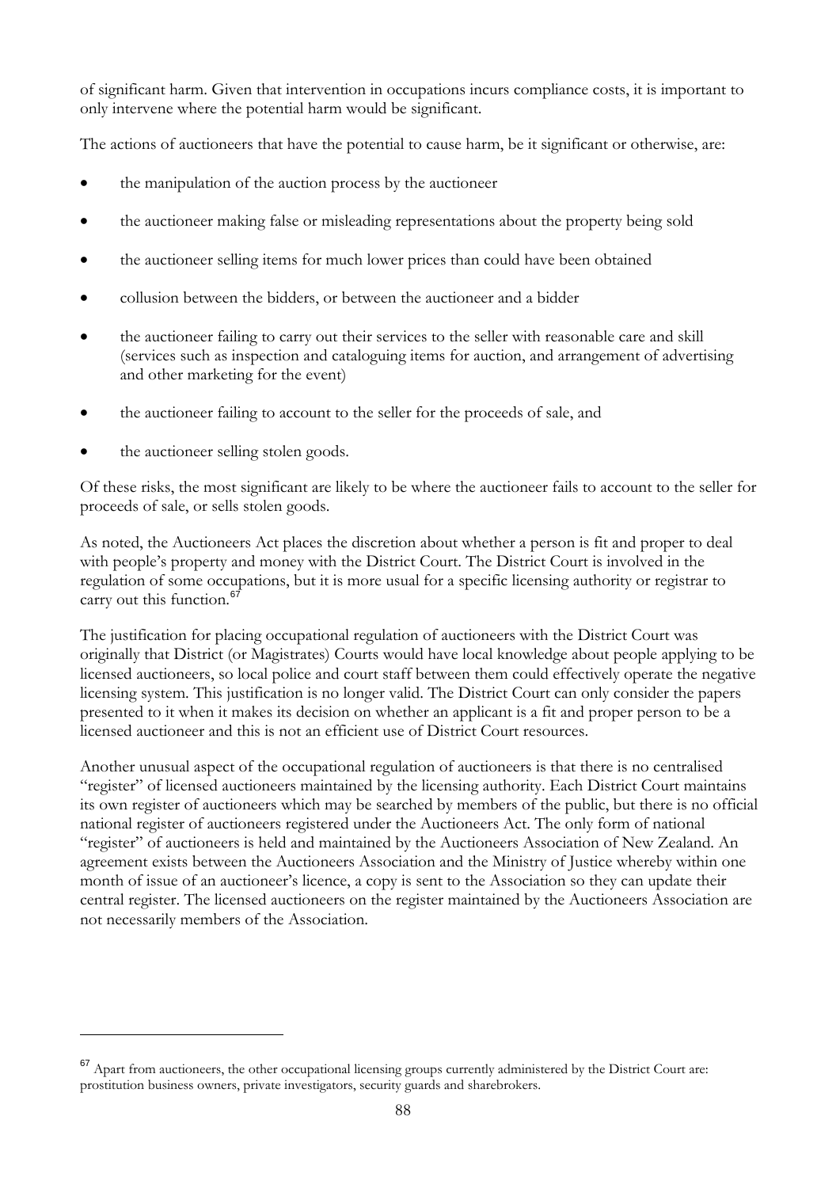of significant harm. Given that intervention in occupations incurs compliance costs, it is important to only intervene where the potential harm would be significant.

The actions of auctioneers that have the potential to cause harm, be it significant or otherwise, are:

- the manipulation of the auction process by the auctioneer
- the auctioneer making false or misleading representations about the property being sold
- the auctioneer selling items for much lower prices than could have been obtained
- collusion between the bidders, or between the auctioneer and a bidder
- the auctioneer failing to carry out their services to the seller with reasonable care and skill (services such as inspection and cataloguing items for auction, and arrangement of advertising and other marketing for the event)
- the auctioneer failing to account to the seller for the proceeds of sale, and
- the auctioneer selling stolen goods.

Of these risks, the most significant are likely to be where the auctioneer fails to account to the seller for proceeds of sale, or sells stolen goods.

As noted, the Auctioneers Act places the discretion about whether a person is fit and proper to deal with people's property and money with the District Court. The District Court is involved in the regulation of some occupations, but it is more usual for a specific licensing authority or registrar to carry out this function.[67]

The justification for placing occupational regulation of auctioneers with the District Court was originally that District (or Magistrates) Courts would have local knowledge about people applying to be licensed auctioneers, so local police and court staff between them could effectively operate the negative licensing system. This justification is no longer valid. The District Court can only consider the papers presented to it when it makes its decision on whether an applicant is a fit and proper person to be a licensed auctioneer and this is not an efficient use of District Court resources.

Another unusual aspect of the occupational regulation of auctioneers is that there is no centralised "register" of licensed auctioneers maintained by the licensing authority. Each District Court maintains its own register of auctioneers which may be searched by members of the public, but there is no official national register of auctioneers registered under the Auctioneers Act. The only form of national "register" of auctioneers is held and maintained by the Auctioneers Association of New Zealand. An agreement exists between the Auctioneers Association and the Ministry of Justice whereby within one month of issue of an auctioneer's licence, a copy is sent to the Association so they can update their central register. The licensed auctioneers on the register maintained by the Auctioneers Association are not necessarily members of the Association.

---

[67] Apart from auctioneers, the other occupational licensing groups currently administered by the District Court are: prostitution business owners, private investigators, security guards and sharebrokers.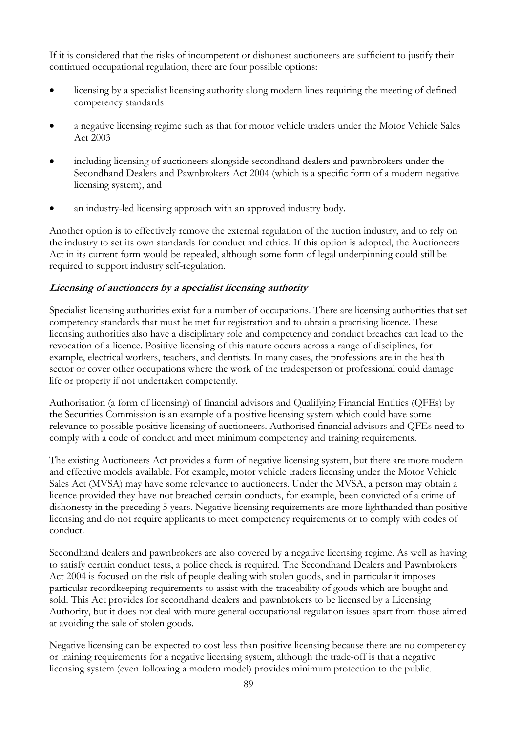If it is considered that the risks of incompetent or dishonest auctioneers are sufficient to justify their continued occupational regulation, there are four possible options:

- licensing by a specialist licensing authority along modern lines requiring the meeting of defined competency standards
- a negative licensing regime such as that for motor vehicle traders under the Motor Vehicle Sales Act 2003
- including licensing of auctioneers alongside secondhand dealers and pawnbrokers under the Secondhand Dealers and Pawnbrokers Act 2004 (which is a specific form of a modern negative licensing system), and
- an industry-led licensing approach with an approved industry body.

Another option is to effectively remove the external regulation of the auction industry, and to rely on the industry to set its own standards for conduct and ethics. If this option is adopted, the Auctioneers Act in its current form would be repealed, although some form of legal underpinning could still be required to support industry self-regulation.

### *Licensing of auctioneers by a specialist licensing authority*

Specialist licensing authorities exist for a number of occupations. There are licensing authorities that set competency standards that must be met for registration and to obtain a practising licence. These licensing authorities also have a disciplinary role and competency and conduct breaches can lead to the revocation of a licence. Positive licensing of this nature occurs across a range of disciplines, for example, electrical workers, teachers, and dentists. In many cases, the professions are in the health sector or cover other occupations where the work of the tradesperson or professional could damage life or property if not undertaken competently.

Authorisation (a form of licensing) of financial advisors and Qualifying Financial Entities (QFEs) by the Securities Commission is an example of a positive licensing system which could have some relevance to possible positive licensing of auctioneers. Authorised financial advisors and QFEs need to comply with a code of conduct and meet minimum competency and training requirements.

The existing Auctioneers Act provides a form of negative licensing system, but there are more modern and effective models available. For example, motor vehicle traders licensing under the Motor Vehicle Sales Act (MVSA) may have some relevance to auctioneers. Under the MVSA, a person may obtain a licence provided they have not breached certain conducts, for example, been convicted of a crime of dishonesty in the preceding 5 years. Negative licensing requirements are more lighthanded than positive licensing and do not require applicants to meet competency requirements or to comply with codes of conduct.

Secondhand dealers and pawnbrokers are also covered by a negative licensing regime. As well as having to satisfy certain conduct tests, a police check is required. The Secondhand Dealers and Pawnbrokers Act 2004 is focused on the risk of people dealing with stolen goods, and in particular it imposes particular recordkeeping requirements to assist with the traceability of goods which are bought and sold. This Act provides for secondhand dealers and pawnbrokers to be licensed by a Licensing Authority, but it does not deal with more general occupational regulation issues apart from those aimed at avoiding the sale of stolen goods.

Negative licensing can be expected to cost less than positive licensing because there are no competency or training requirements for a negative licensing system, although the trade-off is that a negative licensing system (even following a modern model) provides minimum protection to the public.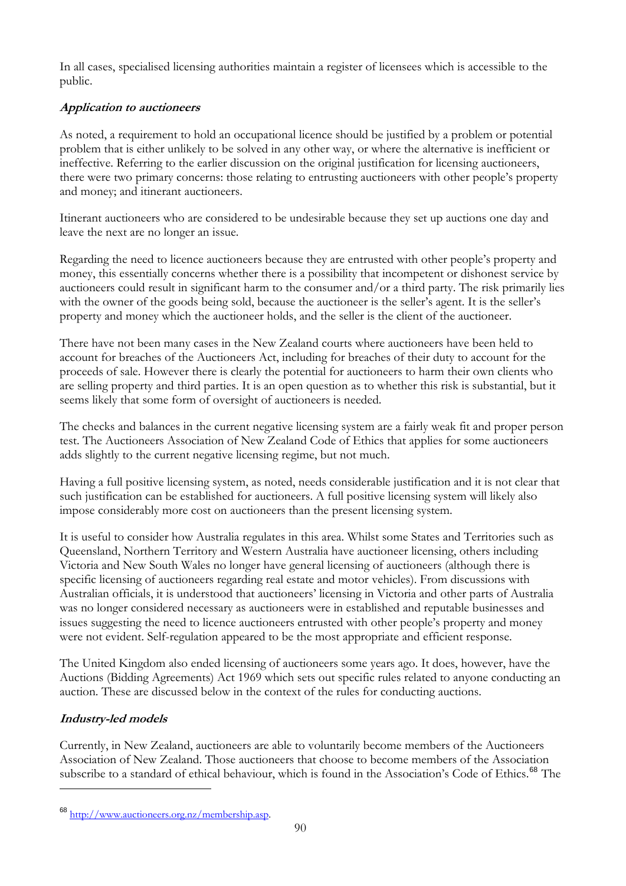In all cases, specialised licensing authorities maintain a register of licensees which is accessible to the public.

***Application to auctioneers***

As noted, a requirement to hold an occupational licence should be justified by a problem or potential problem that is either unlikely to be solved in any other way, or where the alternative is inefficient or ineffective. Referring to the earlier discussion on the original justification for licensing auctioneers, there were two primary concerns: those relating to entrusting auctioneers with other people's property and money; and itinerant auctioneers.

Itinerant auctioneers who are considered to be undesirable because they set up auctions one day and leave the next are no longer an issue.

Regarding the need to licence auctioneers because they are entrusted with other people's property and money, this essentially concerns whether there is a possibility that incompetent or dishonest service by auctioneers could result in significant harm to the consumer and/or a third party. The risk primarily lies with the owner of the goods being sold, because the auctioneer is the seller's agent. It is the seller's property and money which the auctioneer holds, and the seller is the client of the auctioneer.

There have not been many cases in the New Zealand courts where auctioneers have been held to account for breaches of the Auctioneers Act, including for breaches of their duty to account for the proceeds of sale. However there is clearly the potential for auctioneers to harm their own clients who are selling property and third parties. It is an open question as to whether this risk is substantial, but it seems likely that some form of oversight of auctioneers is needed.

The checks and balances in the current negative licensing system are a fairly weak fit and proper person test. The Auctioneers Association of New Zealand Code of Ethics that applies for some auctioneers adds slightly to the current negative licensing regime, but not much.

Having a full positive licensing system, as noted, needs considerable justification and it is not clear that such justification can be established for auctioneers. A full positive licensing system will likely also impose considerably more cost on auctioneers than the present licensing system.

It is useful to consider how Australia regulates in this area. Whilst some States and Territories such as Queensland, Northern Territory and Western Australia have auctioneer licensing, others including Victoria and New South Wales no longer have general licensing of auctioneers (although there is specific licensing of auctioneers regarding real estate and motor vehicles). From discussions with Australian officials, it is understood that auctioneers' licensing in Victoria and other parts of Australia was no longer considered necessary as auctioneers were in established and reputable businesses and issues suggesting the need to licence auctioneers entrusted with other people's property and money were not evident. Self-regulation appeared to be the most appropriate and efficient response.

The United Kingdom also ended licensing of auctioneers some years ago. It does, however, have the Auctions (Bidding Agreements) Act 1969 which sets out specific rules related to anyone conducting an auction. These are discussed below in the context of the rules for conducting auctions.

***Industry-led models***

Currently, in New Zealand, auctioneers are able to voluntarily become members of the Auctioneers Association of New Zealand. Those auctioneers that choose to become members of the Association subscribe to a standard of ethical behaviour, which is found in the Association's Code of Ethics.[68] The

[68] http://www.auctioneers.org.nz/membership.asp.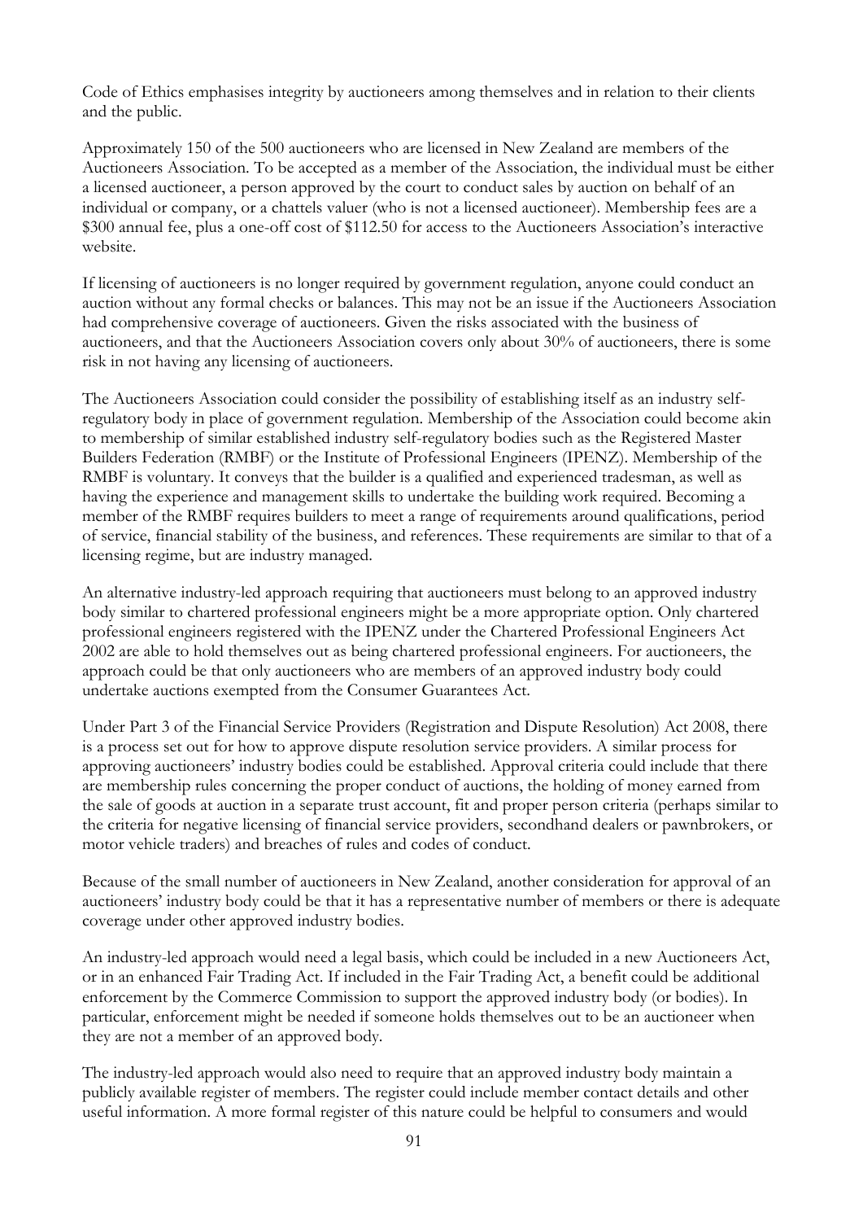Code of Ethics emphasises integrity by auctioneers among themselves and in relation to their clients and the public.

Approximately 150 of the 500 auctioneers who are licensed in New Zealand are members of the Auctioneers Association. To be accepted as a member of the Association, the individual must be either a licensed auctioneer, a person approved by the court to conduct sales by auction on behalf of an individual or company, or a chattels valuer (who is not a licensed auctioneer). Membership fees are a $300 annual fee, plus a one-off cost of $112.50 for access to the Auctioneers Association's interactive website.

If licensing of auctioneers is no longer required by government regulation, anyone could conduct an auction without any formal checks or balances. This may not be an issue if the Auctioneers Association had comprehensive coverage of auctioneers. Given the risks associated with the business of auctioneers, and that the Auctioneers Association covers only about 30% of auctioneers, there is some risk in not having any licensing of auctioneers.

The Auctioneers Association could consider the possibility of establishing itself as an industry self-regulatory body in place of government regulation. Membership of the Association could become akin to membership of similar established industry self-regulatory bodies such as the Registered Master Builders Federation (RMBF) or the Institute of Professional Engineers (IPENZ). Membership of the RMBF is voluntary. It conveys that the builder is a qualified and experienced tradesman, as well as having the experience and management skills to undertake the building work required. Becoming a member of the RMBF requires builders to meet a range of requirements around qualifications, period of service, financial stability of the business, and references. These requirements are similar to that of a licensing regime, but are industry managed.

An alternative industry-led approach requiring that auctioneers must belong to an approved industry body similar to chartered professional engineers might be a more appropriate option. Only chartered professional engineers registered with the IPENZ under the Chartered Professional Engineers Act 2002 are able to hold themselves out as being chartered professional engineers. For auctioneers, the approach could be that only auctioneers who are members of an approved industry body could undertake auctions exempted from the Consumer Guarantees Act.

Under Part 3 of the Financial Service Providers (Registration and Dispute Resolution) Act 2008, there is a process set out for how to approve dispute resolution service providers. A similar process for approving auctioneers' industry bodies could be established. Approval criteria could include that there are membership rules concerning the proper conduct of auctions, the holding of money earned from the sale of goods at auction in a separate trust account, fit and proper person criteria (perhaps similar to the criteria for negative licensing of financial service providers, secondhand dealers or pawnbrokers, or motor vehicle traders) and breaches of rules and codes of conduct.

Because of the small number of auctioneers in New Zealand, another consideration for approval of an auctioneers' industry body could be that it has a representative number of members or there is adequate coverage under other approved industry bodies.

An industry-led approach would need a legal basis, which could be included in a new Auctioneers Act, or in an enhanced Fair Trading Act. If included in the Fair Trading Act, a benefit could be additional enforcement by the Commerce Commission to support the approved industry body (or bodies). In particular, enforcement might be needed if someone holds themselves out to be an auctioneer when they are not a member of an approved body.

The industry-led approach would also need to require that an approved industry body maintain a publicly available register of members. The register could include member contact details and other useful information. A more formal register of this nature could be helpful to consumers and would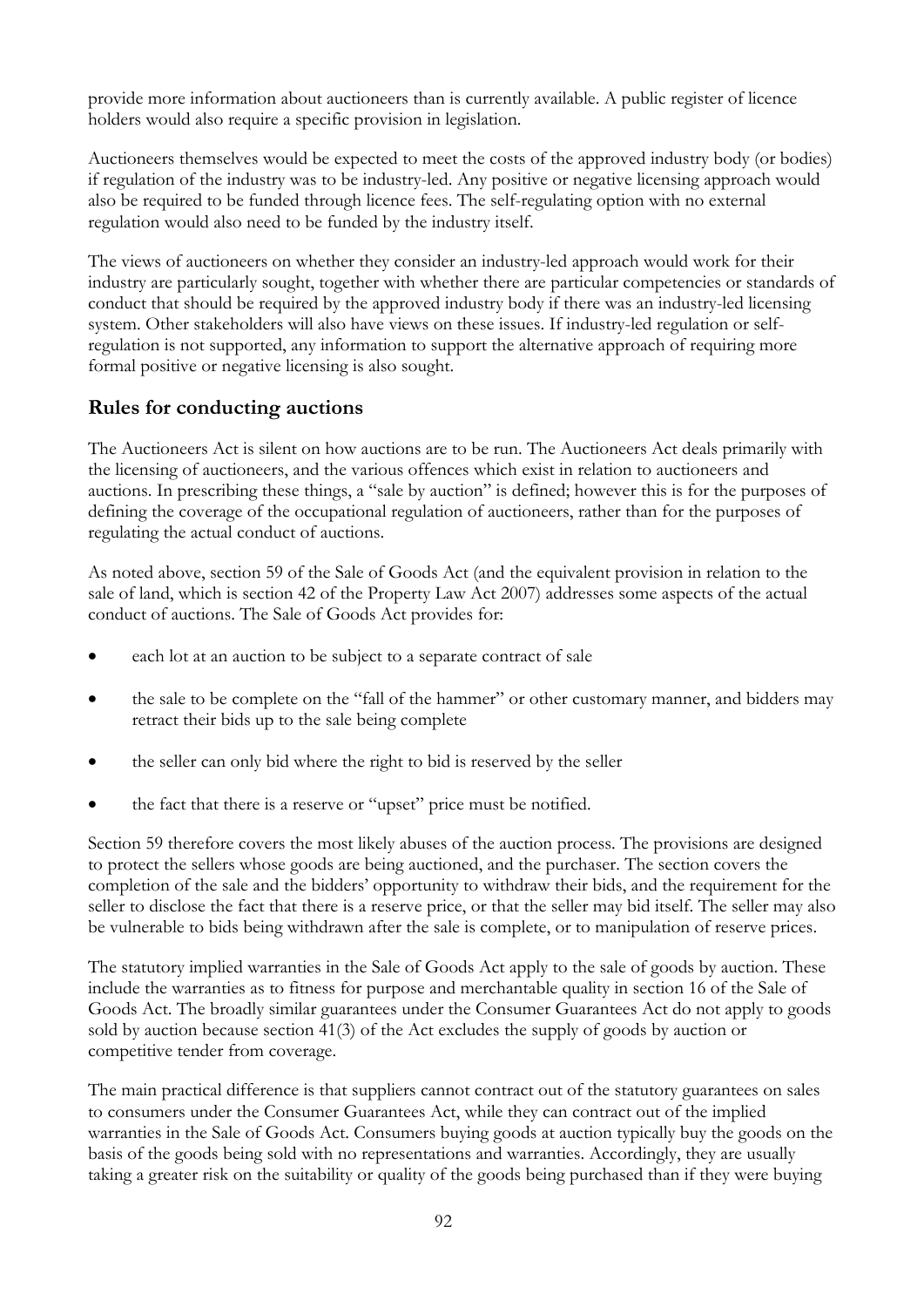provide more information about auctioneers than is currently available. A public register of licence holders would also require a specific provision in legislation.

Auctioneers themselves would be expected to meet the costs of the approved industry body (or bodies) if regulation of the industry was to be industry-led. Any positive or negative licensing approach would also be required to be funded through licence fees. The self-regulating option with no external regulation would also need to be funded by the industry itself.

The views of auctioneers on whether they consider an industry-led approach would work for their industry are particularly sought, together with whether there are particular competencies or standards of conduct that should be required by the approved industry body if there was an industry-led licensing system. Other stakeholders will also have views on these issues. If industry-led regulation or self-regulation is not supported, any information to support the alternative approach of requiring more formal positive or negative licensing is also sought.

## Rules for conducting auctions

The Auctioneers Act is silent on how auctions are to be run. The Auctioneers Act deals primarily with the licensing of auctioneers, and the various offences which exist in relation to auctioneers and auctions. In prescribing these things, a "sale by auction" is defined; however this is for the purposes of defining the coverage of the occupational regulation of auctioneers, rather than for the purposes of regulating the actual conduct of auctions.

As noted above, section 59 of the Sale of Goods Act (and the equivalent provision in relation to the sale of land, which is section 42 of the Property Law Act 2007) addresses some aspects of the actual conduct of auctions. The Sale of Goods Act provides for:

- each lot at an auction to be subject to a separate contract of sale
- the sale to be complete on the "fall of the hammer" or other customary manner, and bidders may retract their bids up to the sale being complete
- the seller can only bid where the right to bid is reserved by the seller
- the fact that there is a reserve or "upset" price must be notified.

Section 59 therefore covers the most likely abuses of the auction process. The provisions are designed to protect the sellers whose goods are being auctioned, and the purchaser. The section covers the completion of the sale and the bidders' opportunity to withdraw their bids, and the requirement for the seller to disclose the fact that there is a reserve price, or that the seller may bid itself. The seller may also be vulnerable to bids being withdrawn after the sale is complete, or to manipulation of reserve prices.

The statutory implied warranties in the Sale of Goods Act apply to the sale of goods by auction. These include the warranties as to fitness for purpose and merchantable quality in section 16 of the Sale of Goods Act. The broadly similar guarantees under the Consumer Guarantees Act do not apply to goods sold by auction because section 41(3) of the Act excludes the supply of goods by auction or competitive tender from coverage.

The main practical difference is that suppliers cannot contract out of the statutory guarantees on sales to consumers under the Consumer Guarantees Act, while they can contract out of the implied warranties in the Sale of Goods Act. Consumers buying goods at auction typically buy the goods on the basis of the goods being sold with no representations and warranties. Accordingly, they are usually taking a greater risk on the suitability or quality of the goods being purchased than if they were buying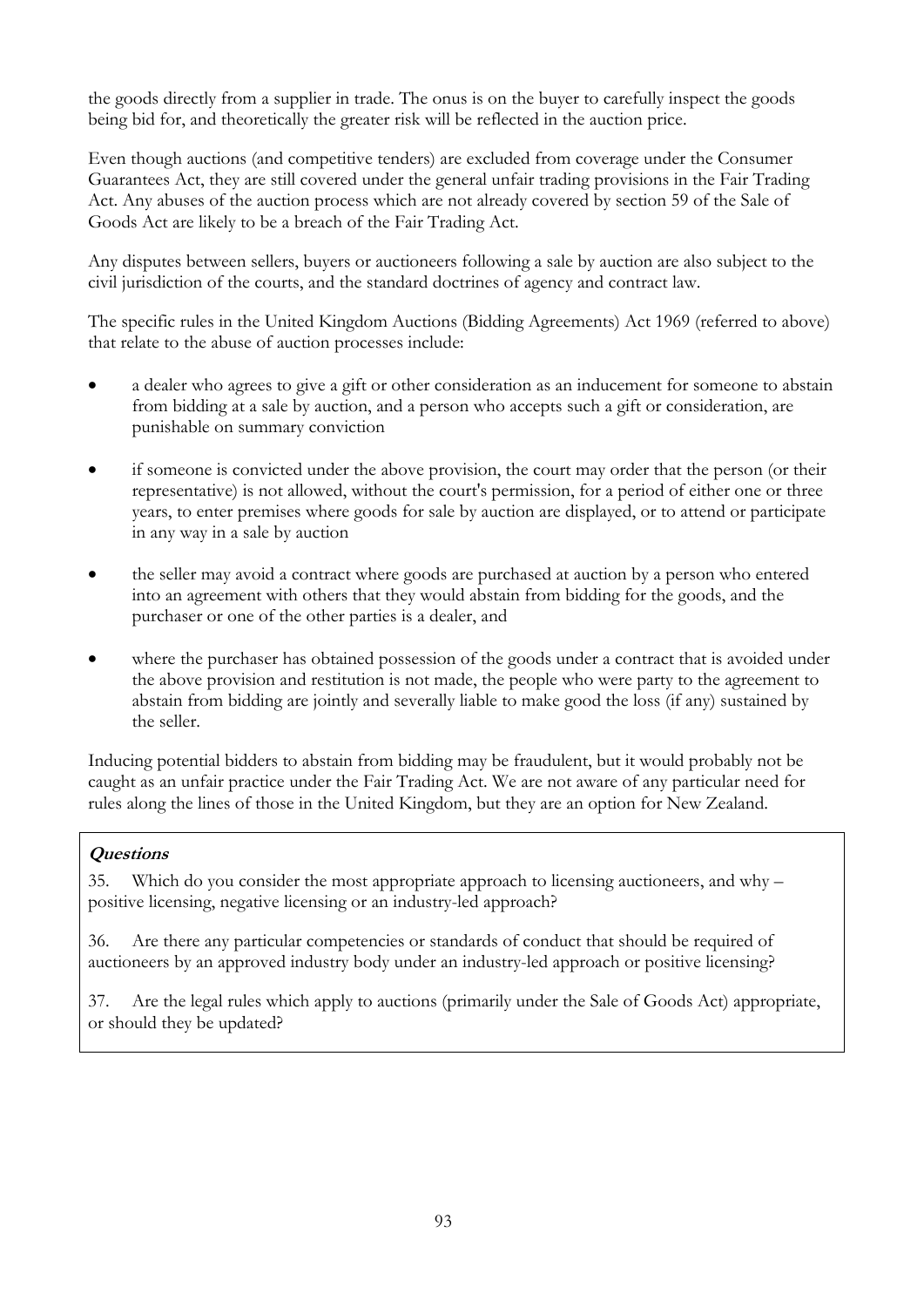the goods directly from a supplier in trade. The onus is on the buyer to carefully inspect the goods being bid for, and theoretically the greater risk will be reflected in the auction price.

Even though auctions (and competitive tenders) are excluded from coverage under the Consumer Guarantees Act, they are still covered under the general unfair trading provisions in the Fair Trading Act. Any abuses of the auction process which are not already covered by section 59 of the Sale of Goods Act are likely to be a breach of the Fair Trading Act.

Any disputes between sellers, buyers or auctioneers following a sale by auction are also subject to the civil jurisdiction of the courts, and the standard doctrines of agency and contract law.

The specific rules in the United Kingdom Auctions (Bidding Agreements) Act 1969 (referred to above) that relate to the abuse of auction processes include:

- a dealer who agrees to give a gift or other consideration as an inducement for someone to abstain from bidding at a sale by auction, and a person who accepts such a gift or consideration, are punishable on summary conviction
- if someone is convicted under the above provision, the court may order that the person (or their representative) is not allowed, without the court's permission, for a period of either one or three years, to enter premises where goods for sale by auction are displayed, or to attend or participate in any way in a sale by auction
- the seller may avoid a contract where goods are purchased at auction by a person who entered into an agreement with others that they would abstain from bidding for the goods, and the purchaser or one of the other parties is a dealer, and
- where the purchaser has obtained possession of the goods under a contract that is avoided under the above provision and restitution is not made, the people who were party to the agreement to abstain from bidding are jointly and severally liable to make good the loss (if any) sustained by the seller.

Inducing potential bidders to abstain from bidding may be fraudulent, but it would probably not be caught as an unfair practice under the Fair Trading Act. We are not aware of any particular need for rules along the lines of those in the United Kingdom, but they are an option for New Zealand.

> ***Questions***
>
> 35. Which do you consider the most appropriate approach to licensing auctioneers, and why – positive licensing, negative licensing or an industry-led approach?
>
> 36. Are there any particular competencies or standards of conduct that should be required of auctioneers by an approved industry body under an industry-led approach or positive licensing?
>
> 37. Are the legal rules which apply to auctions (primarily under the Sale of Goods Act) appropriate, or should they be updated?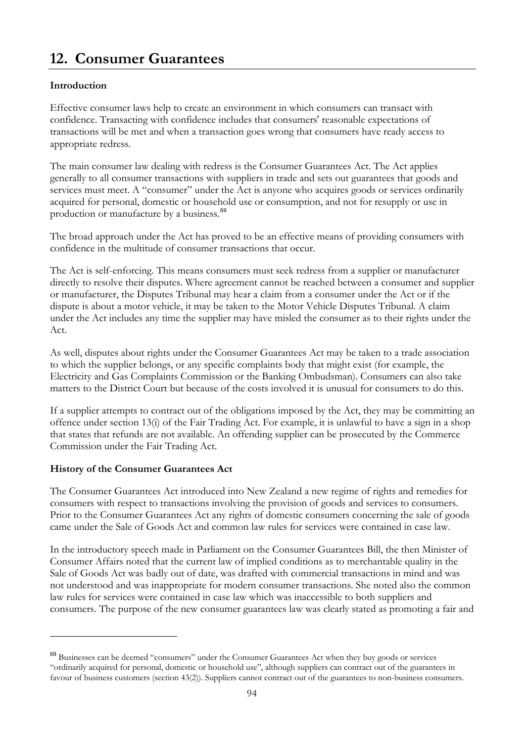# 12. Consumer Guarantees

**Introduction**

Effective consumer laws help to create an environment in which consumers can transact with confidence. Transacting with confidence includes that consumers' reasonable expectations of transactions will be met and when a transaction goes wrong that consumers have ready access to appropriate redress.

The main consumer law dealing with redress is the Consumer Guarantees Act. The Act applies generally to all consumer transactions with suppliers in trade and sets out guarantees that goods and services must meet. A "consumer" under the Act is anyone who acquires goods or services ordinarily acquired for personal, domestic or household use or consumption, and not for resupply or use in production or manufacture by a business.[69]

The broad approach under the Act has proved to be an effective means of providing consumers with confidence in the multitude of consumer transactions that occur.

The Act is self-enforcing. This means consumers must seek redress from a supplier or manufacturer directly to resolve their disputes. Where agreement cannot be reached between a consumer and supplier or manufacturer, the Disputes Tribunal may hear a claim from a consumer under the Act or if the dispute is about a motor vehicle, it may be taken to the Motor Vehicle Disputes Tribunal. A claim under the Act includes any time the supplier may have misled the consumer as to their rights under the Act.

As well, disputes about rights under the Consumer Guarantees Act may be taken to a trade association to which the supplier belongs, or any specific complaints body that might exist (for example, the Electricity and Gas Complaints Commission or the Banking Ombudsman). Consumers can also take matters to the District Court but because of the costs involved it is unusual for consumers to do this.

If a supplier attempts to contract out of the obligations imposed by the Act, they may be committing an offence under section 13(i) of the Fair Trading Act. For example, it is unlawful to have a sign in a shop that states that refunds are not available. An offending supplier can be prosecuted by the Commerce Commission under the Fair Trading Act.

**History of the Consumer Guarantees Act**

The Consumer Guarantees Act introduced into New Zealand a new regime of rights and remedies for consumers with respect to transactions involving the provision of goods and services to consumers. Prior to the Consumer Guarantees Act any rights of domestic consumers concerning the sale of goods came under the Sale of Goods Act and common law rules for services were contained in case law.

In the introductory speech made in Parliament on the Consumer Guarantees Bill, the then Minister of Consumer Affairs noted that the current law of implied conditions as to merchantable quality in the Sale of Goods Act was badly out of date, was drafted with commercial transactions in mind and was not understood and was inappropriate for modern consumer transactions. She noted also the common law rules for services were contained in case law which was inaccessible to both suppliers and consumers. The purpose of the new consumer guarantees law was clearly stated as promoting a fair and

---

[69] Businesses can be deemed "consumers" under the Consumer Guarantees Act when they buy goods or services "ordinarily acquired for personal, domestic or household use", although suppliers can contract out of the guarantees in favour of business customers (section 43(2)). Suppliers cannot contract out of the guarantees to non-business consumers.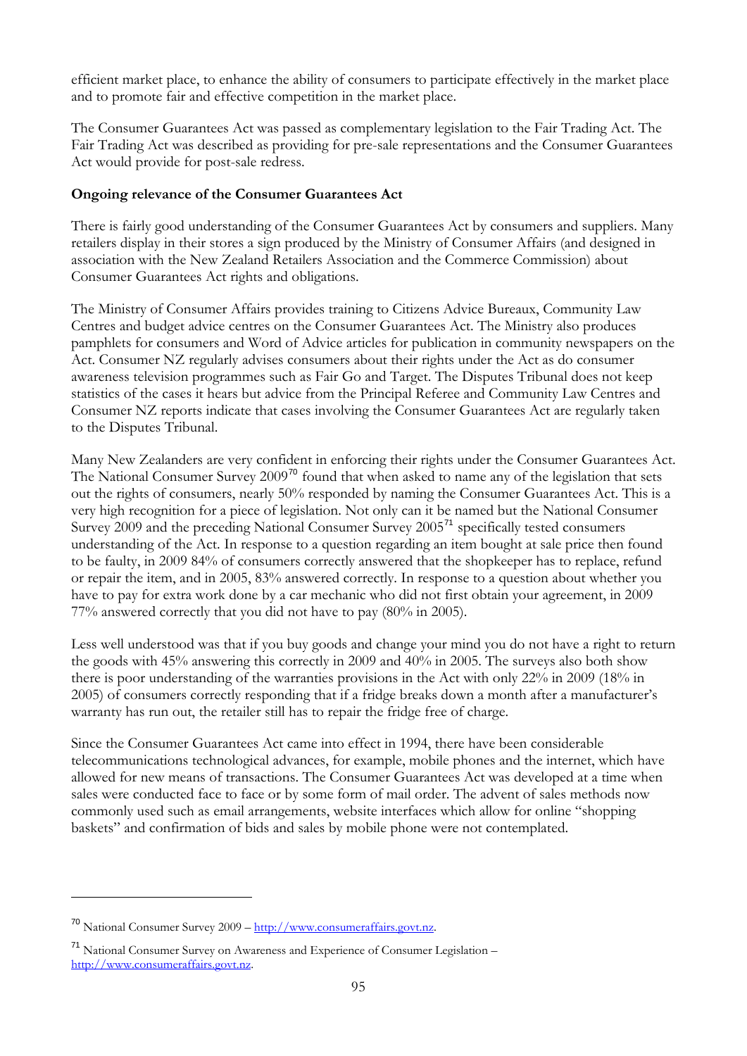efficient market place, to enhance the ability of consumers to participate effectively in the market place and to promote fair and effective competition in the market place.

The Consumer Guarantees Act was passed as complementary legislation to the Fair Trading Act. The Fair Trading Act was described as providing for pre-sale representations and the Consumer Guarantees Act would provide for post-sale redress.

**Ongoing relevance of the Consumer Guarantees Act**

There is fairly good understanding of the Consumer Guarantees Act by consumers and suppliers. Many retailers display in their stores a sign produced by the Ministry of Consumer Affairs (and designed in association with the New Zealand Retailers Association and the Commerce Commission) about Consumer Guarantees Act rights and obligations.

The Ministry of Consumer Affairs provides training to Citizens Advice Bureaux, Community Law Centres and budget advice centres on the Consumer Guarantees Act. The Ministry also produces pamphlets for consumers and Word of Advice articles for publication in community newspapers on the Act. Consumer NZ regularly advises consumers about their rights under the Act as do consumer awareness television programmes such as Fair Go and Target. The Disputes Tribunal does not keep statistics of the cases it hears but advice from the Principal Referee and Community Law Centres and Consumer NZ reports indicate that cases involving the Consumer Guarantees Act are regularly taken to the Disputes Tribunal.

Many New Zealanders are very confident in enforcing their rights under the Consumer Guarantees Act. The National Consumer Survey 2009[70] found that when asked to name any of the legislation that sets out the rights of consumers, nearly 50% responded by naming the Consumer Guarantees Act. This is a very high recognition for a piece of legislation. Not only can it be named but the National Consumer Survey 2009 and the preceding National Consumer Survey 2005[71] specifically tested consumers understanding of the Act. In response to a question regarding an item bought at sale price then found to be faulty, in 2009 84% of consumers correctly answered that the shopkeeper has to replace, refund or repair the item, and in 2005, 83% answered correctly. In response to a question about whether you have to pay for extra work done by a car mechanic who did not first obtain your agreement, in 2009 77% answered correctly that you did not have to pay (80% in 2005).

Less well understood was that if you buy goods and change your mind you do not have a right to return the goods with 45% answering this correctly in 2009 and 40% in 2005. The surveys also both show there is poor understanding of the warranties provisions in the Act with only 22% in 2009 (18% in 2005) of consumers correctly responding that if a fridge breaks down a month after a manufacturer's warranty has run out, the retailer still has to repair the fridge free of charge.

Since the Consumer Guarantees Act came into effect in 1994, there have been considerable telecommunications technological advances, for example, mobile phones and the internet, which have allowed for new means of transactions. The Consumer Guarantees Act was developed at a time when sales were conducted face to face or by some form of mail order. The advent of sales methods now commonly used such as email arrangements, website interfaces which allow for online "shopping baskets" and confirmation of bids and sales by mobile phone were not contemplated.

---

[70] National Consumer Survey 2009 – http://www.consumeraffairs.govt.nz.

[71] National Consumer Survey on Awareness and Experience of Consumer Legislation – http://www.consumeraffairs.govt.nz.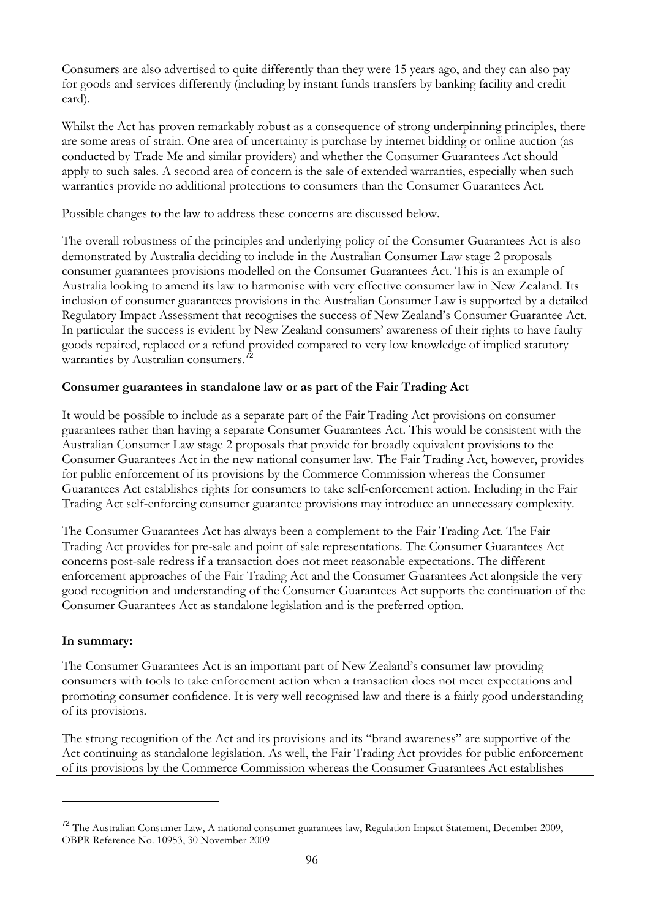Consumers are also advertised to quite differently than they were 15 years ago, and they can also pay for goods and services differently (including by instant funds transfers by banking facility and credit card).

Whilst the Act has proven remarkably robust as a consequence of strong underpinning principles, there are some areas of strain. One area of uncertainty is purchase by internet bidding or online auction (as conducted by Trade Me and similar providers) and whether the Consumer Guarantees Act should apply to such sales. A second area of concern is the sale of extended warranties, especially when such warranties provide no additional protections to consumers than the Consumer Guarantees Act.

Possible changes to the law to address these concerns are discussed below.

The overall robustness of the principles and underlying policy of the Consumer Guarantees Act is also demonstrated by Australia deciding to include in the Australian Consumer Law stage 2 proposals consumer guarantees provisions modelled on the Consumer Guarantees Act. This is an example of Australia looking to amend its law to harmonise with very effective consumer law in New Zealand. Its inclusion of consumer guarantees provisions in the Australian Consumer Law is supported by a detailed Regulatory Impact Assessment that recognises the success of New Zealand's Consumer Guarantee Act. In particular the success is evident by New Zealand consumers' awareness of their rights to have faulty goods repaired, replaced or a refund provided compared to very low knowledge of implied statutory warranties by Australian consumers.[72]

**Consumer guarantees in standalone law or as part of the Fair Trading Act**

It would be possible to include as a separate part of the Fair Trading Act provisions on consumer guarantees rather than having a separate Consumer Guarantees Act. This would be consistent with the Australian Consumer Law stage 2 proposals that provide for broadly equivalent provisions to the Consumer Guarantees Act in the new national consumer law. The Fair Trading Act, however, provides for public enforcement of its provisions by the Commerce Commission whereas the Consumer Guarantees Act establishes rights for consumers to take self-enforcement action. Including in the Fair Trading Act self-enforcing consumer guarantee provisions may introduce an unnecessary complexity.

The Consumer Guarantees Act has always been a complement to the Fair Trading Act. The Fair Trading Act provides for pre-sale and point of sale representations. The Consumer Guarantees Act concerns post-sale redress if a transaction does not meet reasonable expectations. The different enforcement approaches of the Fair Trading Act and the Consumer Guarantees Act alongside the very good recognition and understanding of the Consumer Guarantees Act supports the continuation of the Consumer Guarantees Act as standalone legislation and is the preferred option.

**In summary:**

The Consumer Guarantees Act is an important part of New Zealand's consumer law providing consumers with tools to take enforcement action when a transaction does not meet expectations and promoting consumer confidence. It is very well recognised law and there is a fairly good understanding of its provisions.

The strong recognition of the Act and its provisions and its "brand awareness" are supportive of the Act continuing as standalone legislation. As well, the Fair Trading Act provides for public enforcement of its provisions by the Commerce Commission whereas the Consumer Guarantees Act establishes

[72] The Australian Consumer Law, A national consumer guarantees law, Regulation Impact Statement, December 2009, OBPR Reference No. 10953, 30 November 2009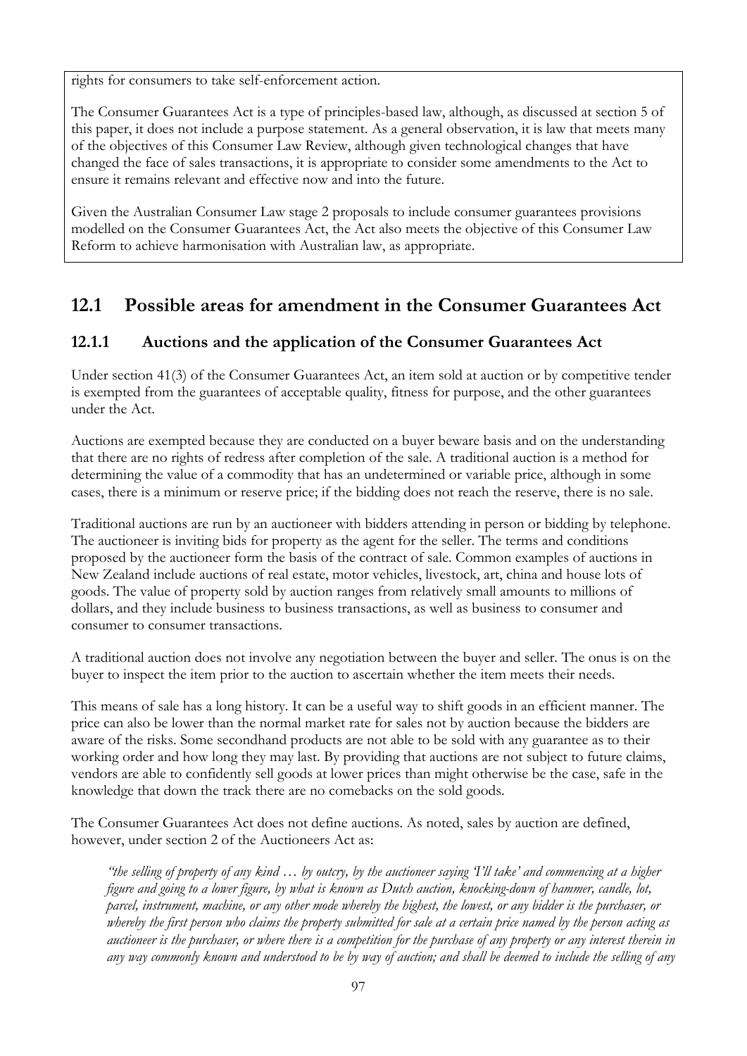rights for consumers to take self-enforcement action.

The Consumer Guarantees Act is a type of principles-based law, although, as discussed at section 5 of this paper, it does not include a purpose statement. As a general observation, it is law that meets many of the objectives of this Consumer Law Review, although given technological changes that have changed the face of sales transactions, it is appropriate to consider some amendments to the Act to ensure it remains relevant and effective now and into the future.

Given the Australian Consumer Law stage 2 proposals to include consumer guarantees provisions modelled on the Consumer Guarantees Act, the Act also meets the objective of this Consumer Law Reform to achieve harmonisation with Australian law, as appropriate.

## 12.1 Possible areas for amendment in the Consumer Guarantees Act

### 12.1.1 Auctions and the application of the Consumer Guarantees Act

Under section 41(3) of the Consumer Guarantees Act, an item sold at auction or by competitive tender is exempted from the guarantees of acceptable quality, fitness for purpose, and the other guarantees under the Act.

Auctions are exempted because they are conducted on a buyer beware basis and on the understanding that there are no rights of redress after completion of the sale. A traditional auction is a method for determining the value of a commodity that has an undetermined or variable price, although in some cases, there is a minimum or reserve price; if the bidding does not reach the reserve, there is no sale.

Traditional auctions are run by an auctioneer with bidders attending in person or bidding by telephone. The auctioneer is inviting bids for property as the agent for the seller. The terms and conditions proposed by the auctioneer form the basis of the contract of sale. Common examples of auctions in New Zealand include auctions of real estate, motor vehicles, livestock, art, china and house lots of goods. The value of property sold by auction ranges from relatively small amounts to millions of dollars, and they include business to business transactions, as well as business to consumer and consumer to consumer transactions.

A traditional auction does not involve any negotiation between the buyer and seller. The onus is on the buyer to inspect the item prior to the auction to ascertain whether the item meets their needs.

This means of sale has a long history. It can be a useful way to shift goods in an efficient manner. The price can also be lower than the normal market rate for sales not by auction because the bidders are aware of the risks. Some secondhand products are not able to be sold with any guarantee as to their working order and how long they may last. By providing that auctions are not subject to future claims, vendors are able to confidently sell goods at lower prices than might otherwise be the case, safe in the knowledge that down the track there are no comebacks on the sold goods.

The Consumer Guarantees Act does not define auctions. As noted, sales by auction are defined, however, under section 2 of the Auctioneers Act as:

> *"the selling of property of any kind … by outcry, by the auctioneer saying 'I'll take' and commencing at a higher figure and going to a lower figure, by what is known as Dutch auction, knocking-down of hammer, candle, lot, parcel, instrument, machine, or any other mode whereby the highest, the lowest, or any bidder is the purchaser, or whereby the first person who claims the property submitted for sale at a certain price named by the person acting as auctioneer is the purchaser, or where there is a competition for the purchase of any property or any interest therein in any way commonly known and understood to be by way of auction; and shall be deemed to include the selling of any*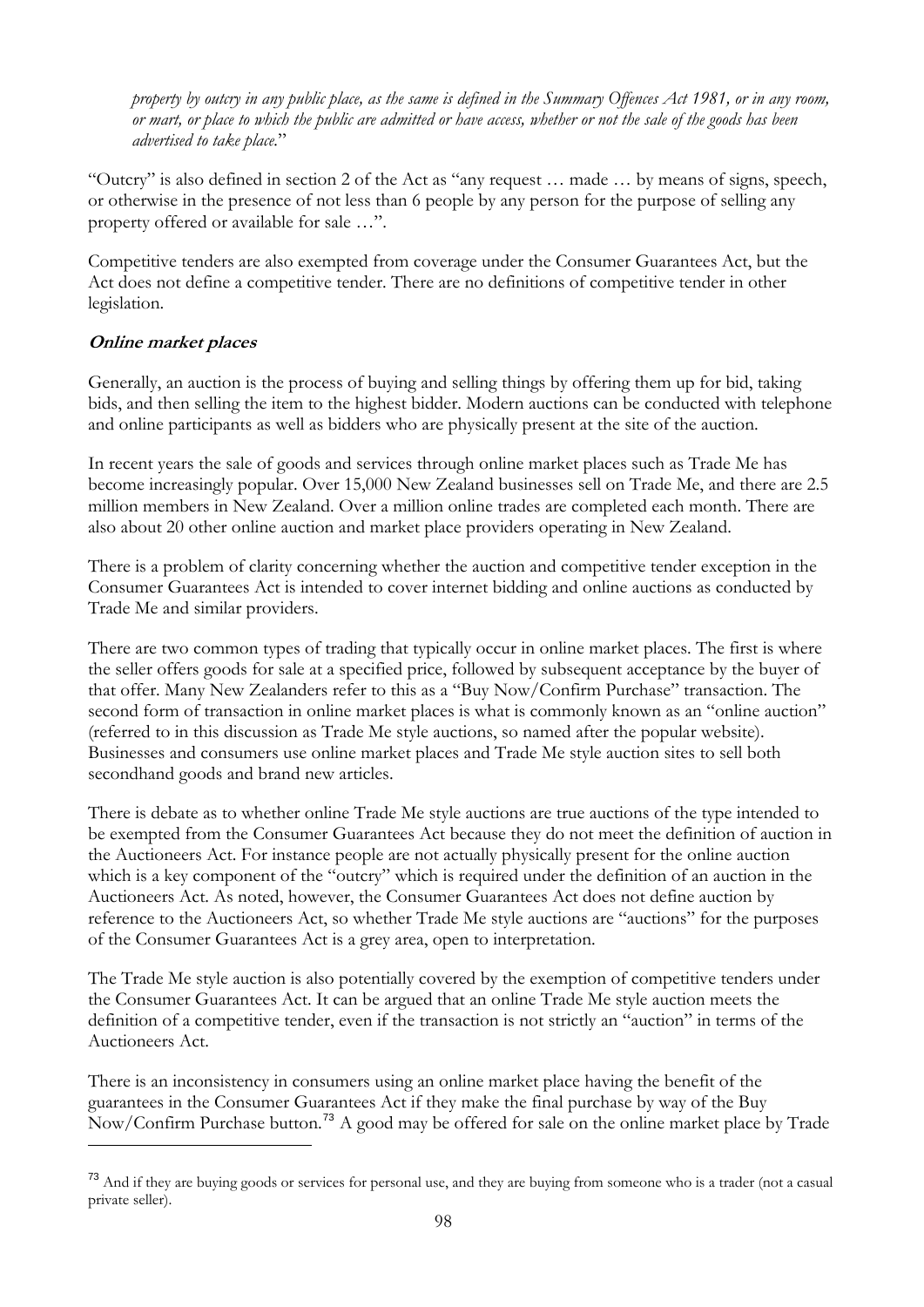*property by outcry in any public place, as the same is defined in the Summary Offences Act 1981, or in any room, or mart, or place to which the public are admitted or have access, whether or not the sale of the goods has been advertised to take place.*"

"Outcry" is also defined in section 2 of the Act as "any request … made … by means of signs, speech, or otherwise in the presence of not less than 6 people by any person for the purpose of selling any property offered or available for sale …".

Competitive tenders are also exempted from coverage under the Consumer Guarantees Act, but the Act does not define a competitive tender. There are no definitions of competitive tender in other legislation.

***Online market places***

Generally, an auction is the process of buying and selling things by offering them up for bid, taking bids, and then selling the item to the highest bidder. Modern auctions can be conducted with telephone and online participants as well as bidders who are physically present at the site of the auction.

In recent years the sale of goods and services through online market places such as Trade Me has become increasingly popular. Over 15,000 New Zealand businesses sell on Trade Me, and there are 2.5 million members in New Zealand. Over a million online trades are completed each month. There are also about 20 other online auction and market place providers operating in New Zealand.

There is a problem of clarity concerning whether the auction and competitive tender exception in the Consumer Guarantees Act is intended to cover internet bidding and online auctions as conducted by Trade Me and similar providers.

There are two common types of trading that typically occur in online market places. The first is where the seller offers goods for sale at a specified price, followed by subsequent acceptance by the buyer of that offer. Many New Zealanders refer to this as a "Buy Now/Confirm Purchase" transaction. The second form of transaction in online market places is what is commonly known as an "online auction" (referred to in this discussion as Trade Me style auctions, so named after the popular website). Businesses and consumers use online market places and Trade Me style auction sites to sell both secondhand goods and brand new articles.

There is debate as to whether online Trade Me style auctions are true auctions of the type intended to be exempted from the Consumer Guarantees Act because they do not meet the definition of auction in the Auctioneers Act. For instance people are not actually physically present for the online auction which is a key component of the "outcry" which is required under the definition of an auction in the Auctioneers Act. As noted, however, the Consumer Guarantees Act does not define auction by reference to the Auctioneers Act, so whether Trade Me style auctions are "auctions" for the purposes of the Consumer Guarantees Act is a grey area, open to interpretation.

The Trade Me style auction is also potentially covered by the exemption of competitive tenders under the Consumer Guarantees Act. It can be argued that an online Trade Me style auction meets the definition of a competitive tender, even if the transaction is not strictly an "auction" in terms of the Auctioneers Act.

There is an inconsistency in consumers using an online market place having the benefit of the guarantees in the Consumer Guarantees Act if they make the final purchase by way of the Buy Now/Confirm Purchase button.[73] A good may be offered for sale on the online market place by Trade

[73] And if they are buying goods or services for personal use, and they are buying from someone who is a trader (not a casual private seller).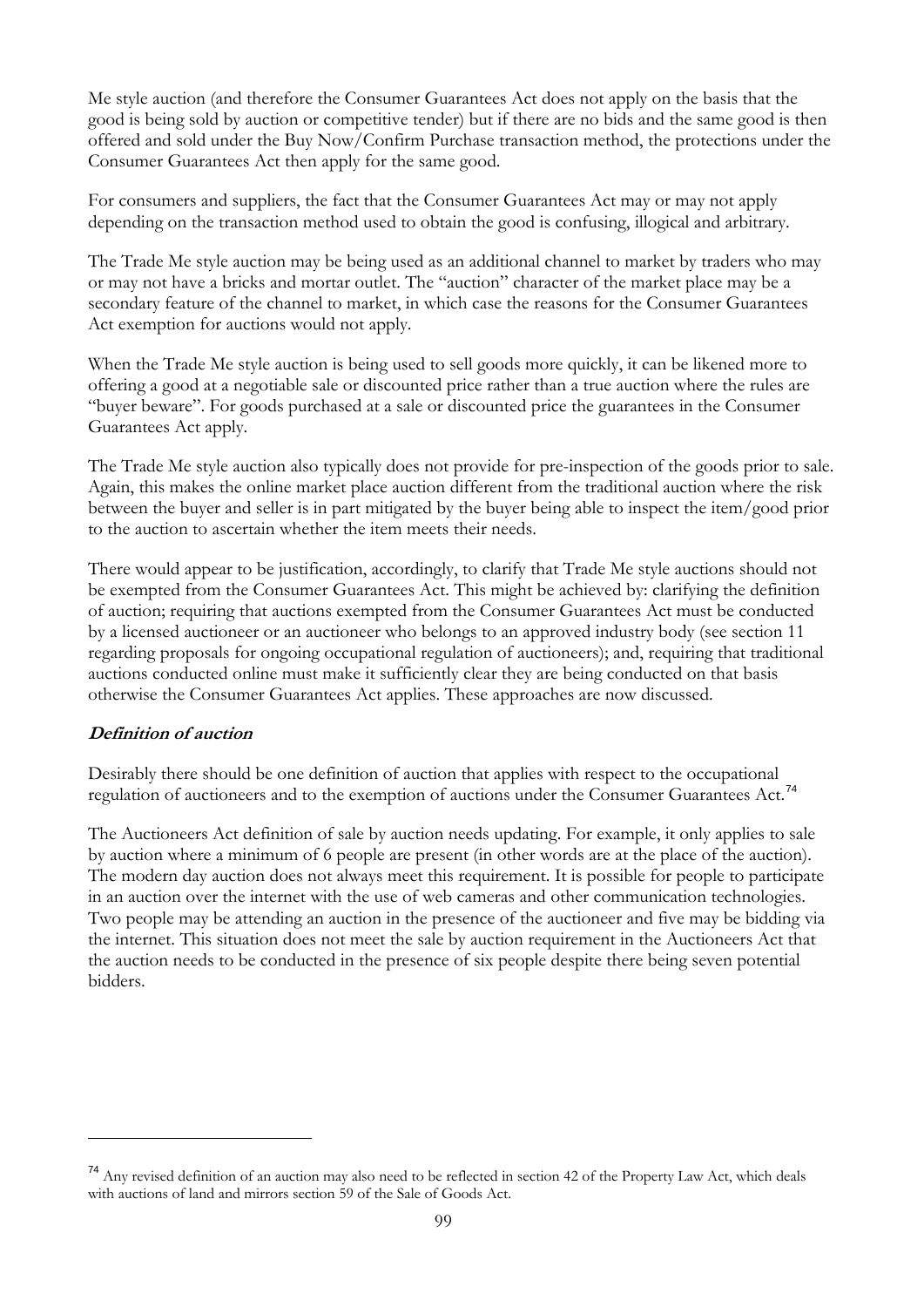Me style auction (and therefore the Consumer Guarantees Act does not apply on the basis that the good is being sold by auction or competitive tender) but if there are no bids and the same good is then offered and sold under the Buy Now/Confirm Purchase transaction method, the protections under the Consumer Guarantees Act then apply for the same good.

For consumers and suppliers, the fact that the Consumer Guarantees Act may or may not apply depending on the transaction method used to obtain the good is confusing, illogical and arbitrary.

The Trade Me style auction may be being used as an additional channel to market by traders who may or may not have a bricks and mortar outlet. The "auction" character of the market place may be a secondary feature of the channel to market, in which case the reasons for the Consumer Guarantees Act exemption for auctions would not apply.

When the Trade Me style auction is being used to sell goods more quickly, it can be likened more to offering a good at a negotiable sale or discounted price rather than a true auction where the rules are "buyer beware". For goods purchased at a sale or discounted price the guarantees in the Consumer Guarantees Act apply.

The Trade Me style auction also typically does not provide for pre-inspection of the goods prior to sale. Again, this makes the online market place auction different from the traditional auction where the risk between the buyer and seller is in part mitigated by the buyer being able to inspect the item/good prior to the auction to ascertain whether the item meets their needs.

There would appear to be justification, accordingly, to clarify that Trade Me style auctions should not be exempted from the Consumer Guarantees Act. This might be achieved by: clarifying the definition of auction; requiring that auctions exempted from the Consumer Guarantees Act must be conducted by a licensed auctioneer or an auctioneer who belongs to an approved industry body (see section 11 regarding proposals for ongoing occupational regulation of auctioneers); and, requiring that traditional auctions conducted online must make it sufficiently clear they are being conducted on that basis otherwise the Consumer Guarantees Act applies. These approaches are now discussed.

***Definition of auction***

Desirably there should be one definition of auction that applies with respect to the occupational regulation of auctioneers and to the exemption of auctions under the Consumer Guarantees Act.[74]

The Auctioneers Act definition of sale by auction needs updating. For example, it only applies to sale by auction where a minimum of 6 people are present (in other words are at the place of the auction). The modern day auction does not always meet this requirement. It is possible for people to participate in an auction over the internet with the use of web cameras and other communication technologies. Two people may be attending an auction in the presence of the auctioneer and five may be bidding via the internet. This situation does not meet the sale by auction requirement in the Auctioneers Act that the auction needs to be conducted in the presence of six people despite there being seven potential bidders.

[74] Any revised definition of an auction may also need to be reflected in section 42 of the Property Law Act, which deals with auctions of land and mirrors section 59 of the Sale of Goods Act.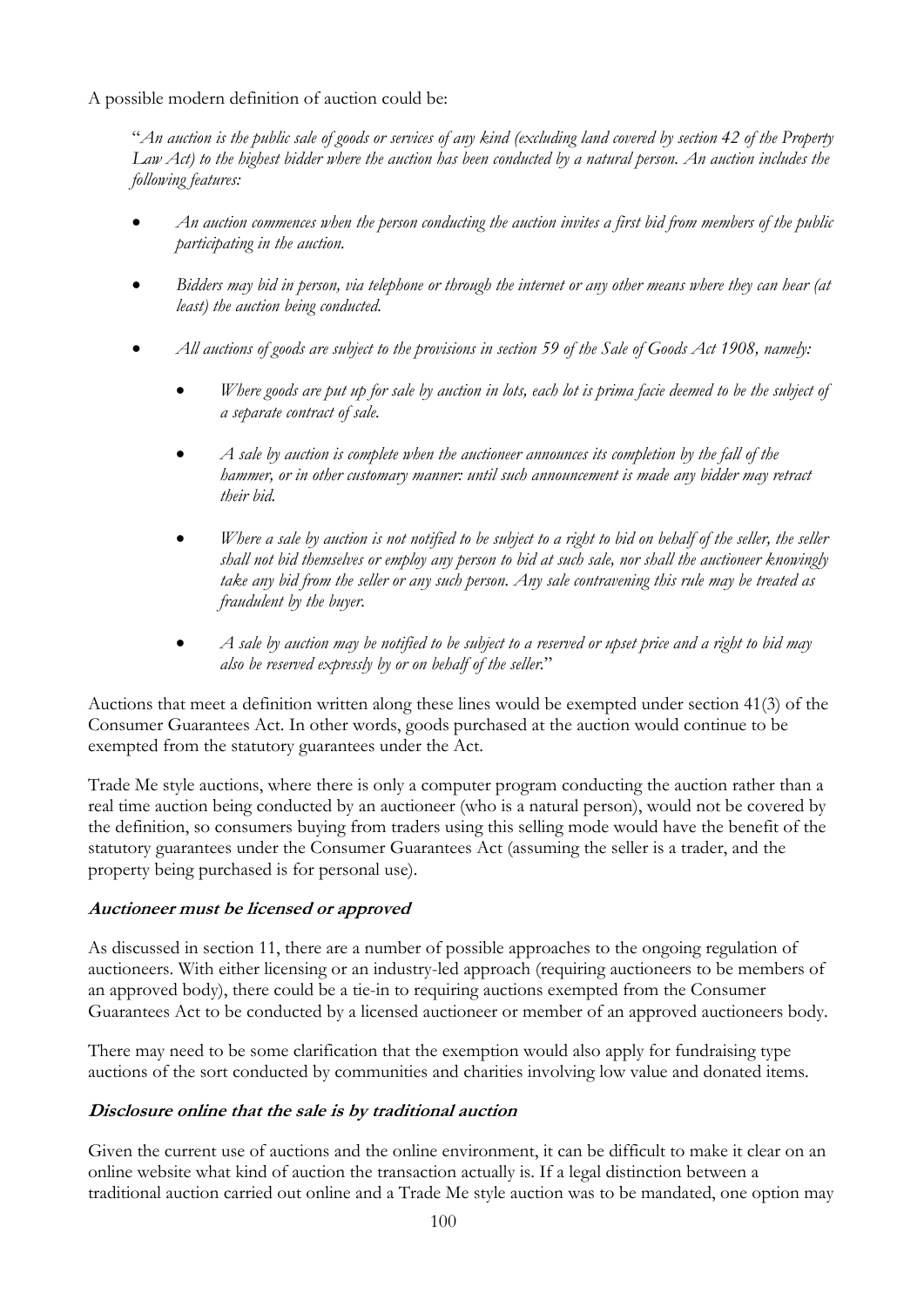A possible modern definition of auction could be:

> "*An auction is the public sale of goods or services of any kind (excluding land covered by section 42 of the Property Law Act) to the highest bidder where the auction has been conducted by a natural person. An auction includes the following features:*
>
> - *An auction commences when the person conducting the auction invites a first bid from members of the public participating in the auction.*
> - *Bidders may bid in person, via telephone or through the internet or any other means where they can hear (at least) the auction being conducted.*
> - *All auctions of goods are subject to the provisions in section 59 of the Sale of Goods Act 1908, namely:*
>     - *Where goods are put up for sale by auction in lots, each lot is prima facie deemed to be the subject of a separate contract of sale.*
>     - *A sale by auction is complete when the auctioneer announces its completion by the fall of the hammer, or in other customary manner: until such announcement is made any bidder may retract their bid.*
>     - *Where a sale by auction is not notified to be subject to a right to bid on behalf of the seller, the seller shall not bid themselves or employ any person to bid at such sale, nor shall the auctioneer knowingly take any bid from the seller or any such person. Any sale contravening this rule may be treated as fraudulent by the buyer.*
>     - *A sale by auction may be notified to be subject to a reserved or upset price and a right to bid may also be reserved expressly by or on behalf of the seller.*"

Auctions that meet a definition written along these lines would be exempted under section 41(3) of the Consumer Guarantees Act. In other words, goods purchased at the auction would continue to be exempted from the statutory guarantees under the Act.

Trade Me style auctions, where there is only a computer program conducting the auction rather than a real time auction being conducted by an auctioneer (who is a natural person), would not be covered by the definition, so consumers buying from traders using this selling mode would have the benefit of the statutory guarantees under the Consumer Guarantees Act (assuming the seller is a trader, and the property being purchased is for personal use).

#### **Auctioneer must be licensed or approved**

As discussed in section 11, there are a number of possible approaches to the ongoing regulation of auctioneers. With either licensing or an industry-led approach (requiring auctioneers to be members of an approved body), there could be a tie-in to requiring auctions exempted from the Consumer Guarantees Act to be conducted by a licensed auctioneer or member of an approved auctioneers body.

There may need to be some clarification that the exemption would also apply for fundraising type auctions of the sort conducted by communities and charities involving low value and donated items.

#### **Disclosure online that the sale is by traditional auction**

Given the current use of auctions and the online environment, it can be difficult to make it clear on an online website what kind of auction the transaction actually is. If a legal distinction between a traditional auction carried out online and a Trade Me style auction was to be mandated, one option may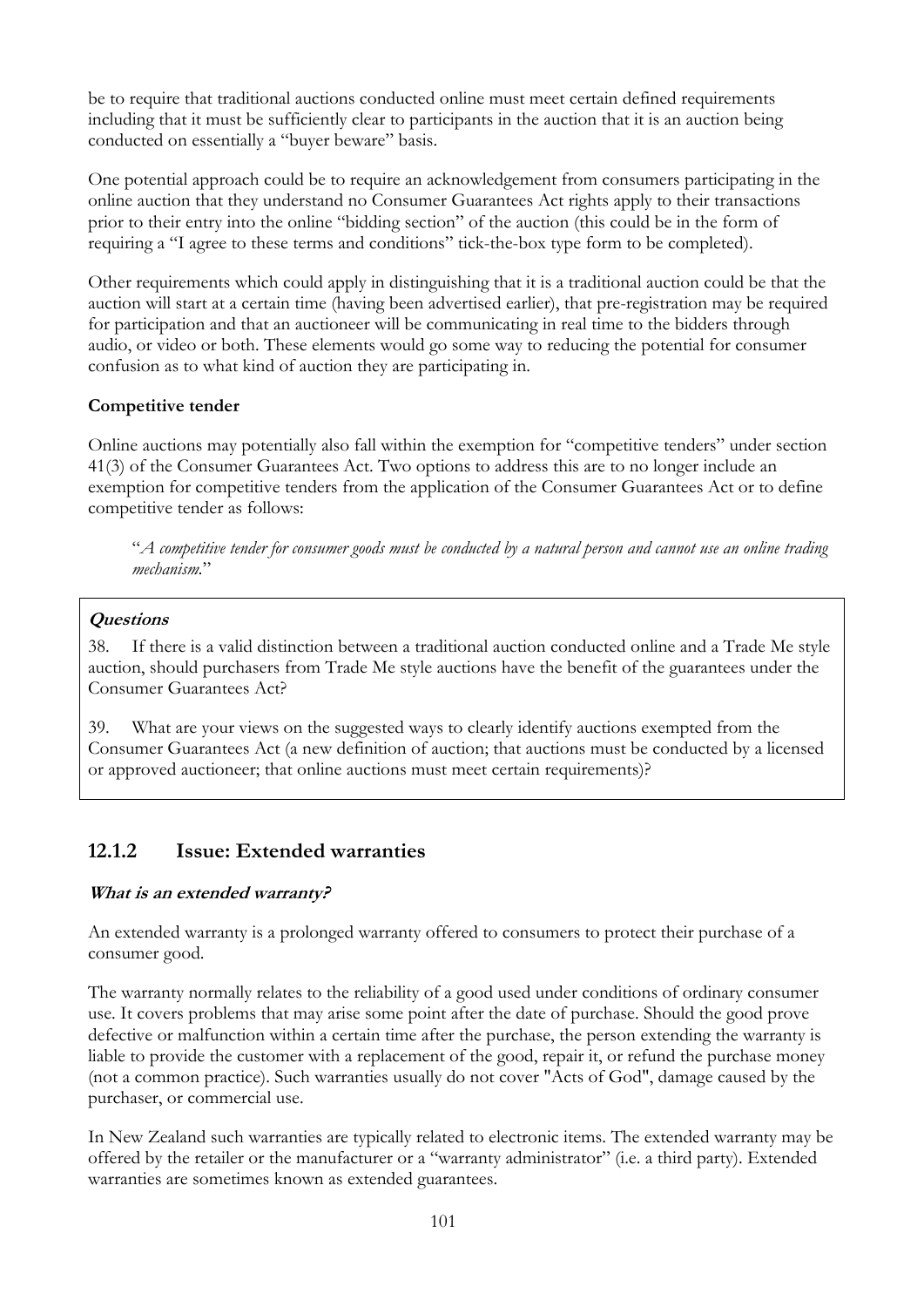be to require that traditional auctions conducted online must meet certain defined requirements including that it must be sufficiently clear to participants in the auction that it is an auction being conducted on essentially a "buyer beware" basis.

One potential approach could be to require an acknowledgement from consumers participating in the online auction that they understand no Consumer Guarantees Act rights apply to their transactions prior to their entry into the online "bidding section" of the auction (this could be in the form of requiring a "I agree to these terms and conditions" tick-the-box type form to be completed).

Other requirements which could apply in distinguishing that it is a traditional auction could be that the auction will start at a certain time (having been advertised earlier), that pre-registration may be required for participation and that an auctioneer will be communicating in real time to the bidders through audio, or video or both. These elements would go some way to reducing the potential for consumer confusion as to what kind of auction they are participating in.

**Competitive tender**

Online auctions may potentially also fall within the exemption for "competitive tenders" under section 41(3) of the Consumer Guarantees Act. Two options to address this are to no longer include an exemption for competitive tenders from the application of the Consumer Guarantees Act or to define competitive tender as follows:

> "*A competitive tender for consumer goods must be conducted by a natural person and cannot use an online trading mechanism.*"

***Questions***

38. If there is a valid distinction between a traditional auction conducted online and a Trade Me style auction, should purchasers from Trade Me style auctions have the benefit of the guarantees under the Consumer Guarantees Act?

39. What are your views on the suggested ways to clearly identify auctions exempted from the Consumer Guarantees Act (a new definition of auction; that auctions must be conducted by a licensed or approved auctioneer; that online auctions must meet certain requirements)?

### 12.1.2 Issue: Extended warranties

***What is an extended warranty?***

An extended warranty is a prolonged warranty offered to consumers to protect their purchase of a consumer good.

The warranty normally relates to the reliability of a good used under conditions of ordinary consumer use. It covers problems that may arise some point after the date of purchase. Should the good prove defective or malfunction within a certain time after the purchase, the person extending the warranty is liable to provide the customer with a replacement of the good, repair it, or refund the purchase money (not a common practice). Such warranties usually do not cover "Acts of God", damage caused by the purchaser, or commercial use.

In New Zealand such warranties are typically related to electronic items. The extended warranty may be offered by the retailer or the manufacturer or a "warranty administrator" (i.e. a third party). Extended warranties are sometimes known as extended guarantees.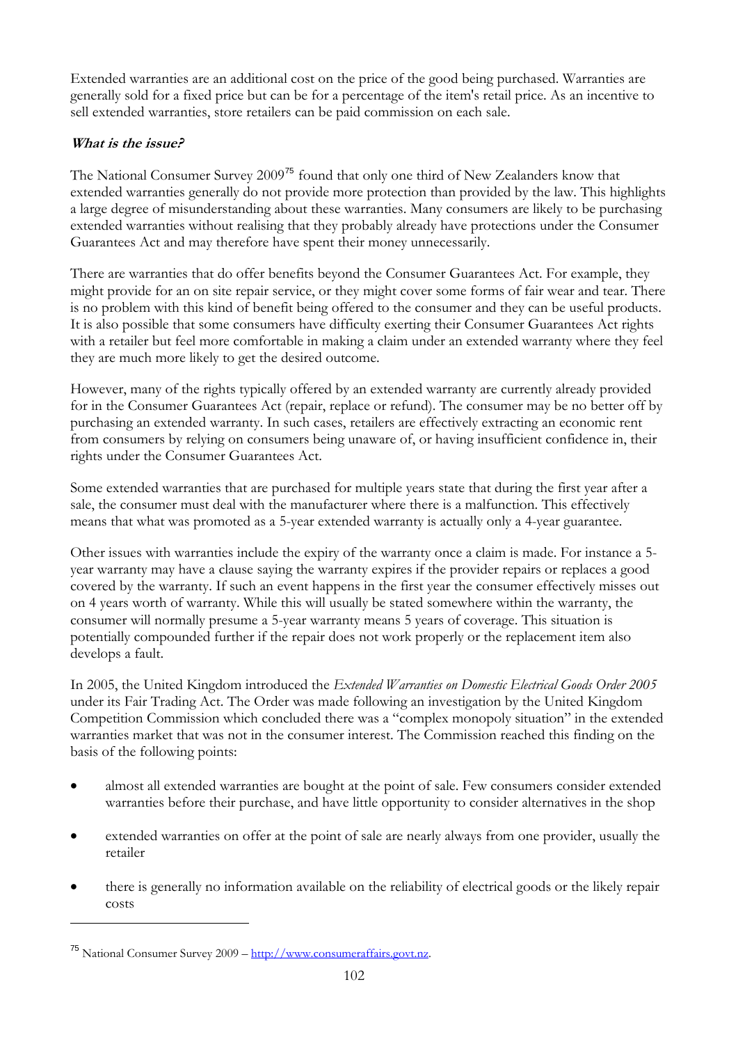Extended warranties are an additional cost on the price of the good being purchased. Warranties are generally sold for a fixed price but can be for a percentage of the item's retail price. As an incentive to sell extended warranties, store retailers can be paid commission on each sale.

***What is the issue?***

The National Consumer Survey 2009[75] found that only one third of New Zealanders know that extended warranties generally do not provide more protection than provided by the law. This highlights a large degree of misunderstanding about these warranties. Many consumers are likely to be purchasing extended warranties without realising that they probably already have protections under the Consumer Guarantees Act and may therefore have spent their money unnecessarily.

There are warranties that do offer benefits beyond the Consumer Guarantees Act. For example, they might provide for an on site repair service, or they might cover some forms of fair wear and tear. There is no problem with this kind of benefit being offered to the consumer and they can be useful products. It is also possible that some consumers have difficulty exerting their Consumer Guarantees Act rights with a retailer but feel more comfortable in making a claim under an extended warranty where they feel they are much more likely to get the desired outcome.

However, many of the rights typically offered by an extended warranty are currently already provided for in the Consumer Guarantees Act (repair, replace or refund). The consumer may be no better off by purchasing an extended warranty. In such cases, retailers are effectively extracting an economic rent from consumers by relying on consumers being unaware of, or having insufficient confidence in, their rights under the Consumer Guarantees Act.

Some extended warranties that are purchased for multiple years state that during the first year after a sale, the consumer must deal with the manufacturer where there is a malfunction. This effectively means that what was promoted as a 5-year extended warranty is actually only a 4-year guarantee.

Other issues with warranties include the expiry of the warranty once a claim is made. For instance a 5-year warranty may have a clause saying the warranty expires if the provider repairs or replaces a good covered by the warranty. If such an event happens in the first year the consumer effectively misses out on 4 years worth of warranty. While this will usually be stated somewhere within the warranty, the consumer will normally presume a 5-year warranty means 5 years of coverage. This situation is potentially compounded further if the repair does not work properly or the replacement item also develops a fault.

In 2005, the United Kingdom introduced the *Extended Warranties on Domestic Electrical Goods Order 2005* under its Fair Trading Act. The Order was made following an investigation by the United Kingdom Competition Commission which concluded there was a "complex monopoly situation" in the extended warranties market that was not in the consumer interest. The Commission reached this finding on the basis of the following points:

- almost all extended warranties are bought at the point of sale. Few consumers consider extended warranties before their purchase, and have little opportunity to consider alternatives in the shop
- extended warranties on offer at the point of sale are nearly always from one provider, usually the retailer
- there is generally no information available on the reliability of electrical goods or the likely repair costs

[75] National Consumer Survey 2009 – http://www.consumeraffairs.govt.nz.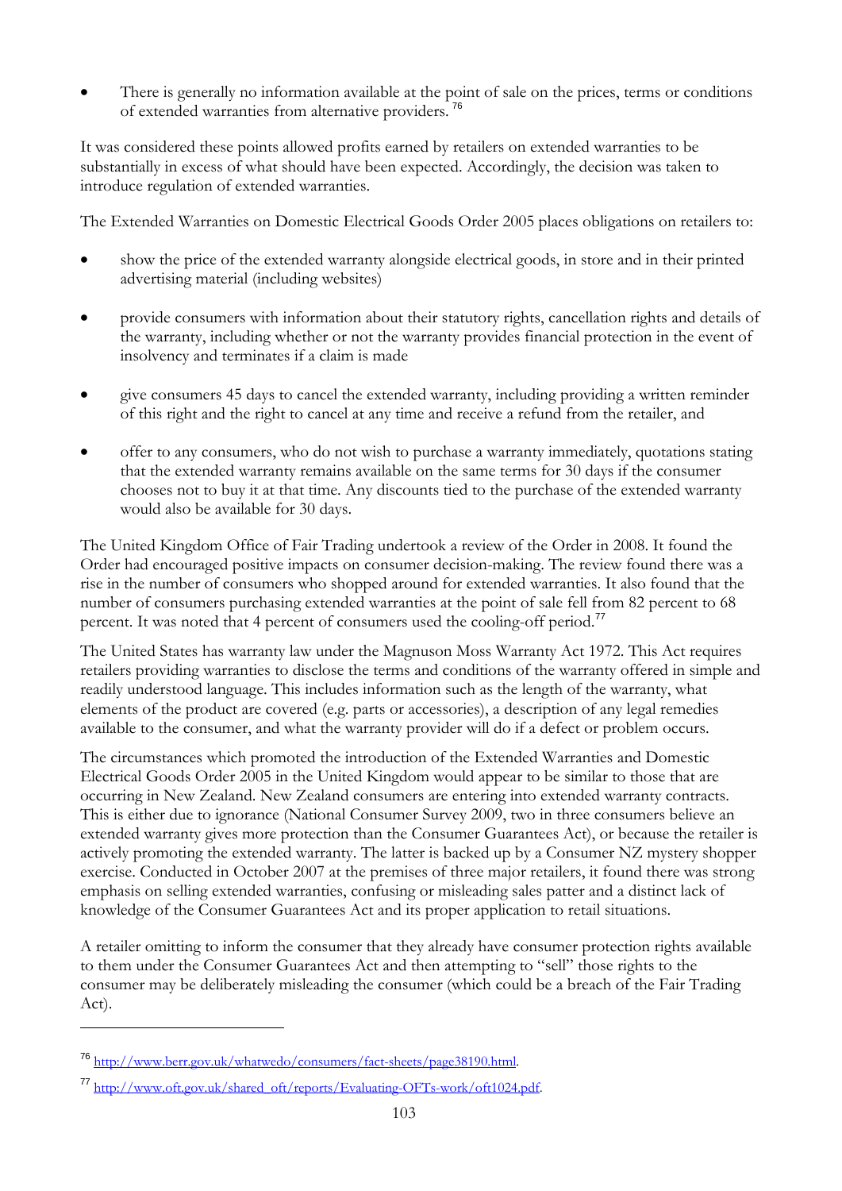- There is generally no information available at the point of sale on the prices, terms or conditions of extended warranties from alternative providers. [76]

It was considered these points allowed profits earned by retailers on extended warranties to be substantially in excess of what should have been expected. Accordingly, the decision was taken to introduce regulation of extended warranties.

The Extended Warranties on Domestic Electrical Goods Order 2005 places obligations on retailers to:

- show the price of the extended warranty alongside electrical goods, in store and in their printed advertising material (including websites)
- provide consumers with information about their statutory rights, cancellation rights and details of the warranty, including whether or not the warranty provides financial protection in the event of insolvency and terminates if a claim is made
- give consumers 45 days to cancel the extended warranty, including providing a written reminder of this right and the right to cancel at any time and receive a refund from the retailer, and
- offer to any consumers, who do not wish to purchase a warranty immediately, quotations stating that the extended warranty remains available on the same terms for 30 days if the consumer chooses not to buy it at that time. Any discounts tied to the purchase of the extended warranty would also be available for 30 days.

The United Kingdom Office of Fair Trading undertook a review of the Order in 2008. It found the Order had encouraged positive impacts on consumer decision-making. The review found there was a rise in the number of consumers who shopped around for extended warranties. It also found that the number of consumers purchasing extended warranties at the point of sale fell from 82 percent to 68 percent. It was noted that 4 percent of consumers used the cooling-off period.[77]

The United States has warranty law under the Magnuson Moss Warranty Act 1972. This Act requires retailers providing warranties to disclose the terms and conditions of the warranty offered in simple and readily understood language. This includes information such as the length of the warranty, what elements of the product are covered (e.g. parts or accessories), a description of any legal remedies available to the consumer, and what the warranty provider will do if a defect or problem occurs.

The circumstances which promoted the introduction of the Extended Warranties and Domestic Electrical Goods Order 2005 in the United Kingdom would appear to be similar to those that are occurring in New Zealand. New Zealand consumers are entering into extended warranty contracts. This is either due to ignorance (National Consumer Survey 2009, two in three consumers believe an extended warranty gives more protection than the Consumer Guarantees Act), or because the retailer is actively promoting the extended warranty. The latter is backed up by a Consumer NZ mystery shopper exercise. Conducted in October 2007 at the premises of three major retailers, it found there was strong emphasis on selling extended warranties, confusing or misleading sales patter and a distinct lack of knowledge of the Consumer Guarantees Act and its proper application to retail situations.

A retailer omitting to inform the consumer that they already have consumer protection rights available to them under the Consumer Guarantees Act and then attempting to "sell" those rights to the consumer may be deliberately misleading the consumer (which could be a breach of the Fair Trading Act).

---

[76] http://www.berr.gov.uk/whatwedo/consumers/fact-sheets/page38190.html.

[77] http://www.oft.gov.uk/shared_oft/reports/Evaluating-OFTs-work/oft1024.pdf.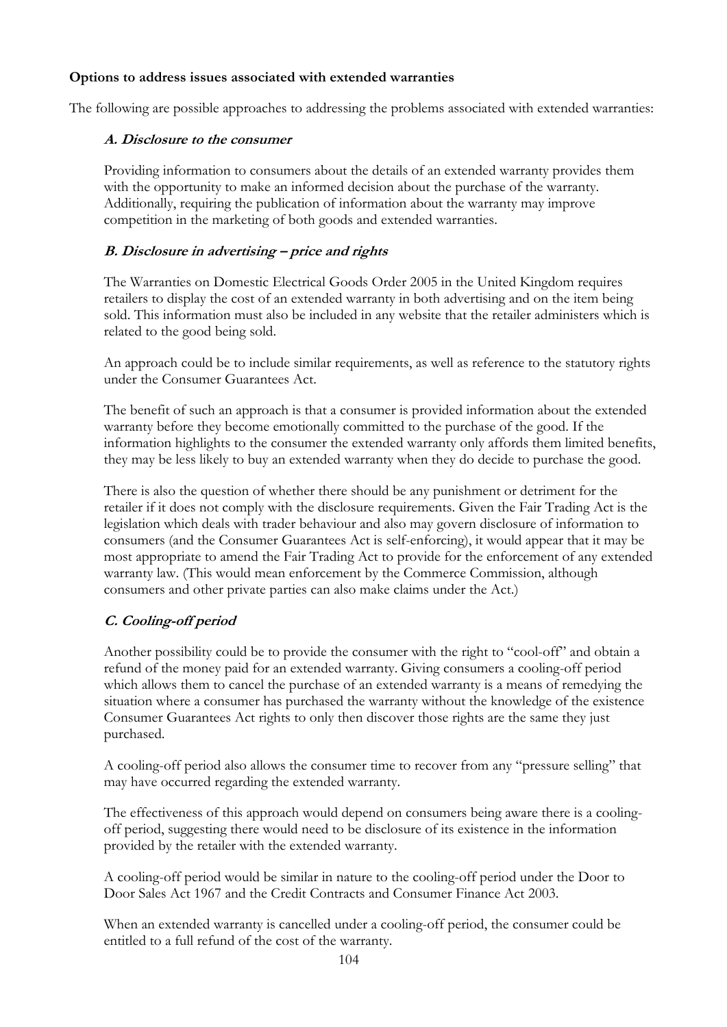**Options to address issues associated with extended warranties**

The following are possible approaches to addressing the problems associated with extended warranties:

### *A. Disclosure to the consumer*

Providing information to consumers about the details of an extended warranty provides them with the opportunity to make an informed decision about the purchase of the warranty. Additionally, requiring the publication of information about the warranty may improve competition in the marketing of both goods and extended warranties.

### *B. Disclosure in advertising – price and rights*

The Warranties on Domestic Electrical Goods Order 2005 in the United Kingdom requires retailers to display the cost of an extended warranty in both advertising and on the item being sold. This information must also be included in any website that the retailer administers which is related to the good being sold.

An approach could be to include similar requirements, as well as reference to the statutory rights under the Consumer Guarantees Act.

The benefit of such an approach is that a consumer is provided information about the extended warranty before they become emotionally committed to the purchase of the good. If the information highlights to the consumer the extended warranty only affords them limited benefits, they may be less likely to buy an extended warranty when they do decide to purchase the good.

There is also the question of whether there should be any punishment or detriment for the retailer if it does not comply with the disclosure requirements. Given the Fair Trading Act is the legislation which deals with trader behaviour and also may govern disclosure of information to consumers (and the Consumer Guarantees Act is self-enforcing), it would appear that it may be most appropriate to amend the Fair Trading Act to provide for the enforcement of any extended warranty law. (This would mean enforcement by the Commerce Commission, although consumers and other private parties can also make claims under the Act.)

### *C. Cooling-off period*

Another possibility could be to provide the consumer with the right to "cool-off" and obtain a refund of the money paid for an extended warranty. Giving consumers a cooling-off period which allows them to cancel the purchase of an extended warranty is a means of remedying the situation where a consumer has purchased the warranty without the knowledge of the existence Consumer Guarantees Act rights to only then discover those rights are the same they just purchased.

A cooling-off period also allows the consumer time to recover from any "pressure selling" that may have occurred regarding the extended warranty.

The effectiveness of this approach would depend on consumers being aware there is a cooling-off period, suggesting there would need to be disclosure of its existence in the information provided by the retailer with the extended warranty.

A cooling-off period would be similar in nature to the cooling-off period under the Door to Door Sales Act 1967 and the Credit Contracts and Consumer Finance Act 2003.

When an extended warranty is cancelled under a cooling-off period, the consumer could be entitled to a full refund of the cost of the warranty.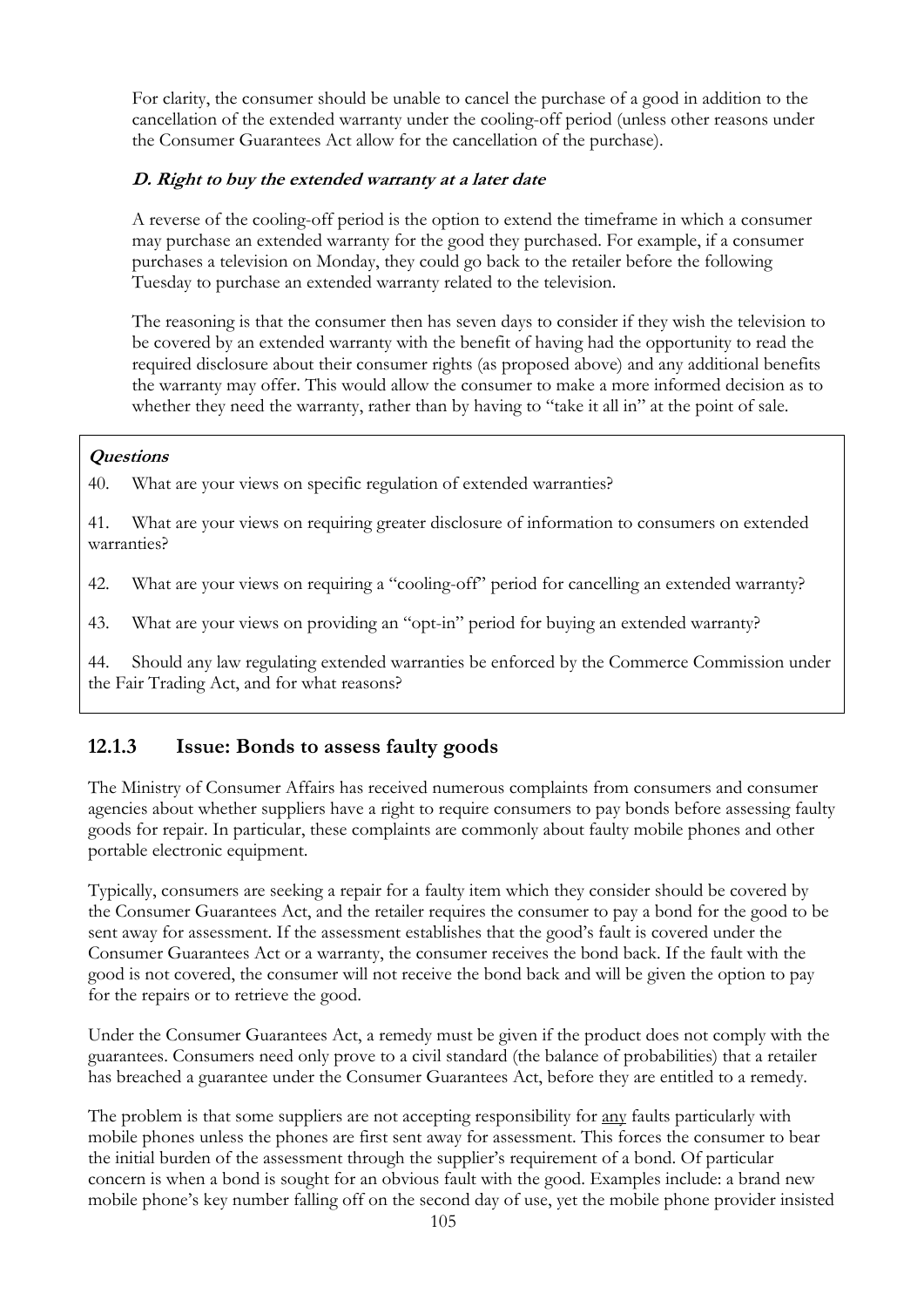For clarity, the consumer should be unable to cancel the purchase of a good in addition to the cancellation of the extended warranty under the cooling-off period (unless other reasons under the Consumer Guarantees Act allow for the cancellation of the purchase).

#### ***D. Right to buy the extended warranty at a later date***

A reverse of the cooling-off period is the option to extend the timeframe in which a consumer may purchase an extended warranty for the good they purchased. For example, if a consumer purchases a television on Monday, they could go back to the retailer before the following Tuesday to purchase an extended warranty related to the television.

The reasoning is that the consumer then has seven days to consider if they wish the television to be covered by an extended warranty with the benefit of having had the opportunity to read the required disclosure about their consumer rights (as proposed above) and any additional benefits the warranty may offer. This would allow the consumer to make a more informed decision as to whether they need the warranty, rather than by having to "take it all in" at the point of sale.

***Questions***

40. What are your views on specific regulation of extended warranties?

41. What are your views on requiring greater disclosure of information to consumers on extended warranties?

42. What are your views on requiring a "cooling-off" period for cancelling an extended warranty?

43. What are your views on providing an "opt-in" period for buying an extended warranty?

44. Should any law regulating extended warranties be enforced by the Commerce Commission under the Fair Trading Act, and for what reasons?

### 12.1.3 Issue: Bonds to assess faulty goods

The Ministry of Consumer Affairs has received numerous complaints from consumers and consumer agencies about whether suppliers have a right to require consumers to pay bonds before assessing faulty goods for repair. In particular, these complaints are commonly about faulty mobile phones and other portable electronic equipment.

Typically, consumers are seeking a repair for a faulty item which they consider should be covered by the Consumer Guarantees Act, and the retailer requires the consumer to pay a bond for the good to be sent away for assessment. If the assessment establishes that the good's fault is covered under the Consumer Guarantees Act or a warranty, the consumer receives the bond back. If the fault with the good is not covered, the consumer will not receive the bond back and will be given the option to pay for the repairs or to retrieve the good.

Under the Consumer Guarantees Act, a remedy must be given if the product does not comply with the guarantees. Consumers need only prove to a civil standard (the balance of probabilities) that a retailer has breached a guarantee under the Consumer Guarantees Act, before they are entitled to a remedy.

The problem is that some suppliers are not accepting responsibility for <u>any</u> faults particularly with mobile phones unless the phones are first sent away for assessment. This forces the consumer to bear the initial burden of the assessment through the supplier's requirement of a bond. Of particular concern is when a bond is sought for an obvious fault with the good. Examples include: a brand new mobile phone's key number falling off on the second day of use, yet the mobile phone provider insisted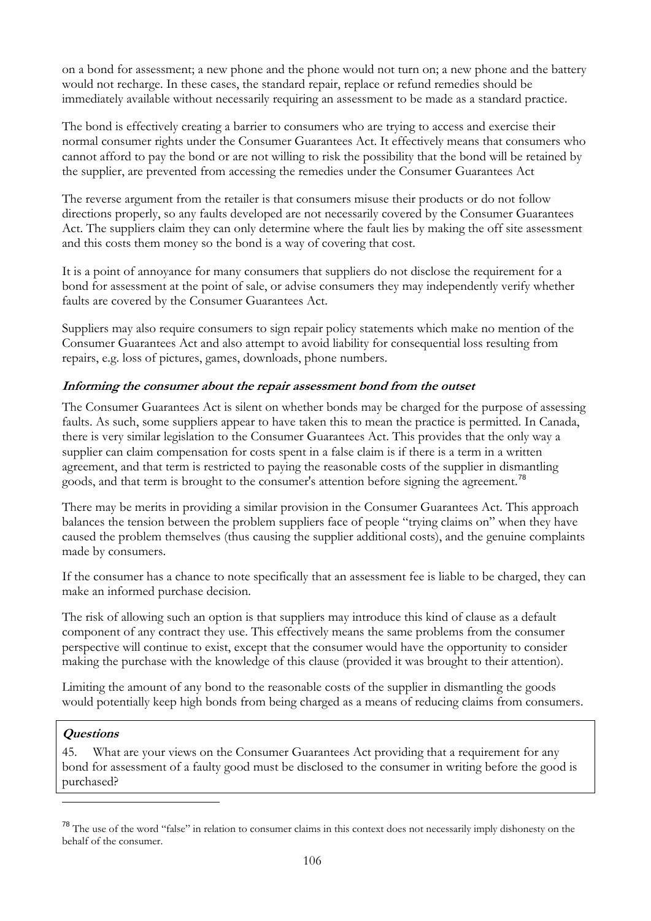on a bond for assessment; a new phone and the phone would not turn on; a new phone and the battery would not recharge. In these cases, the standard repair, replace or refund remedies should be immediately available without necessarily requiring an assessment to be made as a standard practice.

The bond is effectively creating a barrier to consumers who are trying to access and exercise their normal consumer rights under the Consumer Guarantees Act. It effectively means that consumers who cannot afford to pay the bond or are not willing to risk the possibility that the bond will be retained by the supplier, are prevented from accessing the remedies under the Consumer Guarantees Act

The reverse argument from the retailer is that consumers misuse their products or do not follow directions properly, so any faults developed are not necessarily covered by the Consumer Guarantees Act. The suppliers claim they can only determine where the fault lies by making the off site assessment and this costs them money so the bond is a way of covering that cost.

It is a point of annoyance for many consumers that suppliers do not disclose the requirement for a bond for assessment at the point of sale, or advise consumers they may independently verify whether faults are covered by the Consumer Guarantees Act.

Suppliers may also require consumers to sign repair policy statements which make no mention of the Consumer Guarantees Act and also attempt to avoid liability for consequential loss resulting from repairs, e.g. loss of pictures, games, downloads, phone numbers.

### *Informing the consumer about the repair assessment bond from the outset*

The Consumer Guarantees Act is silent on whether bonds may be charged for the purpose of assessing faults. As such, some suppliers appear to have taken this to mean the practice is permitted. In Canada, there is very similar legislation to the Consumer Guarantees Act. This provides that the only way a supplier can claim compensation for costs spent in a false claim is if there is a term in a written agreement, and that term is restricted to paying the reasonable costs of the supplier in dismantling goods, and that term is brought to the consumer's attention before signing the agreement.[78]

There may be merits in providing a similar provision in the Consumer Guarantees Act. This approach balances the tension between the problem suppliers face of people "trying claims on" when they have caused the problem themselves (thus causing the supplier additional costs), and the genuine complaints made by consumers.

If the consumer has a chance to note specifically that an assessment fee is liable to be charged, they can make an informed purchase decision.

The risk of allowing such an option is that suppliers may introduce this kind of clause as a default component of any contract they use. This effectively means the same problems from the consumer perspective will continue to exist, except that the consumer would have the opportunity to consider making the purchase with the knowledge of this clause (provided it was brought to their attention).

Limiting the amount of any bond to the reasonable costs of the supplier in dismantling the goods would potentially keep high bonds from being charged as a means of reducing claims from consumers.

> ***Questions***
>
> 45. What are your views on the Consumer Guarantees Act providing that a requirement for any bond for assessment of a faulty good must be disclosed to the consumer in writing before the good is purchased?

---

[78] The use of the word "false" in relation to consumer claims in this context does not necessarily imply dishonesty on the behalf of the consumer.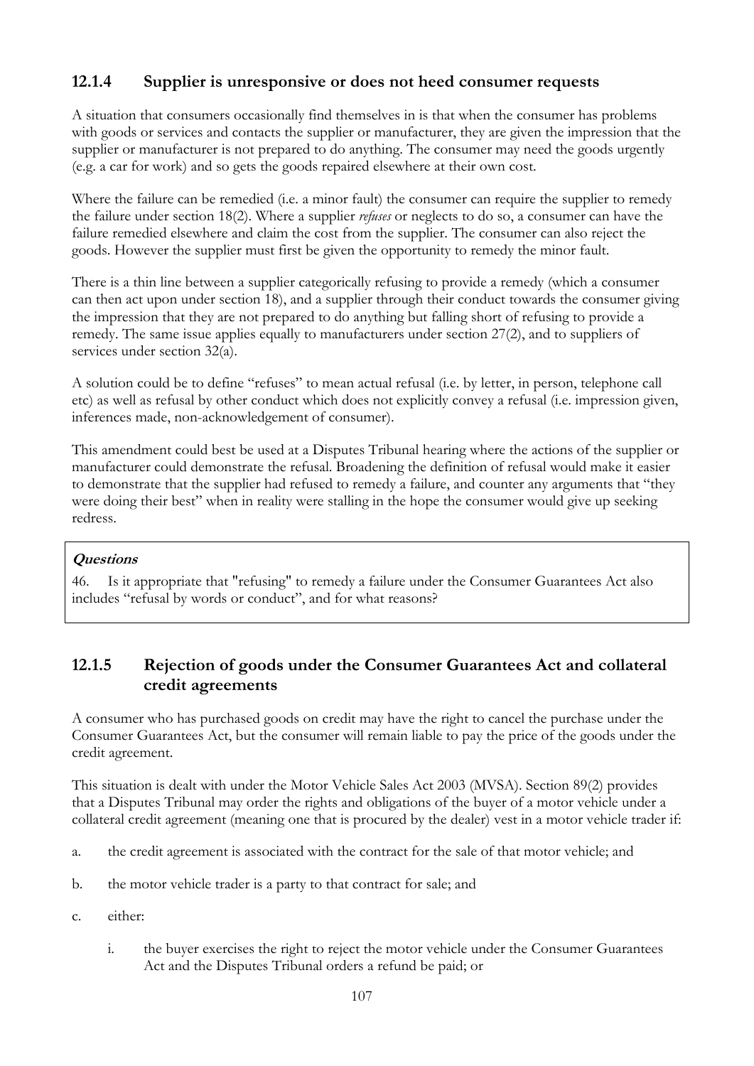### 12.1.4 Supplier is unresponsive or does not heed consumer requests

A situation that consumers occasionally find themselves in is that when the consumer has problems with goods or services and contacts the supplier or manufacturer, they are given the impression that the supplier or manufacturer is not prepared to do anything. The consumer may need the goods urgently (e.g. a car for work) and so gets the goods repaired elsewhere at their own cost.

Where the failure can be remedied (i.e. a minor fault) the consumer can require the supplier to remedy the failure under section 18(2). Where a supplier *refuses* or neglects to do so, a consumer can have the failure remedied elsewhere and claim the cost from the supplier. The consumer can also reject the goods. However the supplier must first be given the opportunity to remedy the minor fault.

There is a thin line between a supplier categorically refusing to provide a remedy (which a consumer can then act upon under section 18), and a supplier through their conduct towards the consumer giving the impression that they are not prepared to do anything but falling short of refusing to provide a remedy. The same issue applies equally to manufacturers under section 27(2), and to suppliers of services under section 32(a).

A solution could be to define "refuses" to mean actual refusal (i.e. by letter, in person, telephone call etc) as well as refusal by other conduct which does not explicitly convey a refusal (i.e. impression given, inferences made, non-acknowledgement of consumer).

This amendment could best be used at a Disputes Tribunal hearing where the actions of the supplier or manufacturer could demonstrate the refusal. Broadening the definition of refusal would make it easier to demonstrate that the supplier had refused to remedy a failure, and counter any arguments that "they were doing their best" when in reality were stalling in the hope the consumer would give up seeking redress.

***Questions***

46. Is it appropriate that "refusing" to remedy a failure under the Consumer Guarantees Act also includes "refusal by words or conduct", and for what reasons?

### 12.1.5 Rejection of goods under the Consumer Guarantees Act and collateral credit agreements

A consumer who has purchased goods on credit may have the right to cancel the purchase under the Consumer Guarantees Act, but the consumer will remain liable to pay the price of the goods under the credit agreement.

This situation is dealt with under the Motor Vehicle Sales Act 2003 (MVSA). Section 89(2) provides that a Disputes Tribunal may order the rights and obligations of the buyer of a motor vehicle under a collateral credit agreement (meaning one that is procured by the dealer) vest in a motor vehicle trader if:

a. the credit agreement is associated with the contract for the sale of that motor vehicle; and

b. the motor vehicle trader is a party to that contract for sale; and

c. either:

    i. the buyer exercises the right to reject the motor vehicle under the Consumer Guarantees Act and the Disputes Tribunal orders a refund be paid; or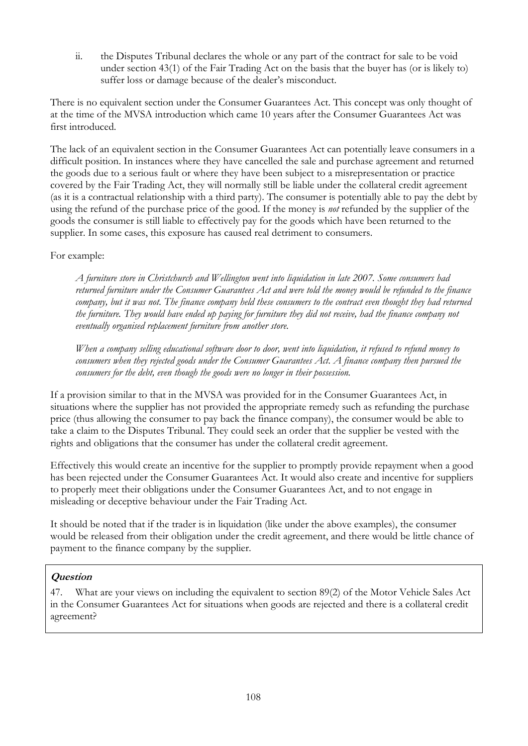ii. the Disputes Tribunal declares the whole or any part of the contract for sale to be void under section 43(1) of the Fair Trading Act on the basis that the buyer has (or is likely to) suffer loss or damage because of the dealer's misconduct.

There is no equivalent section under the Consumer Guarantees Act. This concept was only thought of at the time of the MVSA introduction which came 10 years after the Consumer Guarantees Act was first introduced.

The lack of an equivalent section in the Consumer Guarantees Act can potentially leave consumers in a difficult position. In instances where they have cancelled the sale and purchase agreement and returned the goods due to a serious fault or where they have been subject to a misrepresentation or practice covered by the Fair Trading Act, they will normally still be liable under the collateral credit agreement (as it is a contractual relationship with a third party). The consumer is potentially able to pay the debt by using the refund of the purchase price of the good. If the money is *not* refunded by the supplier of the goods the consumer is still liable to effectively pay for the goods which have been returned to the supplier. In some cases, this exposure has caused real detriment to consumers.

For example:

> *A furniture store in Christchurch and Wellington went into liquidation in late 2007. Some consumers had returned furniture under the Consumer Guarantees Act and were told the money would be refunded to the finance company, but it was not. The finance company held these consumers to the contract even thought they had returned the furniture. They would have ended up paying for furniture they did not receive, had the finance company not eventually organised replacement furniture from another store.*
>
> *When a company selling educational software door to door, went into liquidation, it refused to refund money to consumers when they rejected goods under the Consumer Guarantees Act. A finance company then pursued the consumers for the debt, even though the goods were no longer in their possession.*

If a provision similar to that in the MVSA was provided for in the Consumer Guarantees Act, in situations where the supplier has not provided the appropriate remedy such as refunding the purchase price (thus allowing the consumer to pay back the finance company), the consumer would be able to take a claim to the Disputes Tribunal. They could seek an order that the supplier be vested with the rights and obligations that the consumer has under the collateral credit agreement.

Effectively this would create an incentive for the supplier to promptly provide repayment when a good has been rejected under the Consumer Guarantees Act. It would also create and incentive for suppliers to properly meet their obligations under the Consumer Guarantees Act, and to not engage in misleading or deceptive behaviour under the Fair Trading Act.

It should be noted that if the trader is in liquidation (like under the above examples), the consumer would be released from their obligation under the credit agreement, and there would be little chance of payment to the finance company by the supplier.

***Question***

47. What are your views on including the equivalent to section 89(2) of the Motor Vehicle Sales Act in the Consumer Guarantees Act for situations when goods are rejected and there is a collateral credit agreement?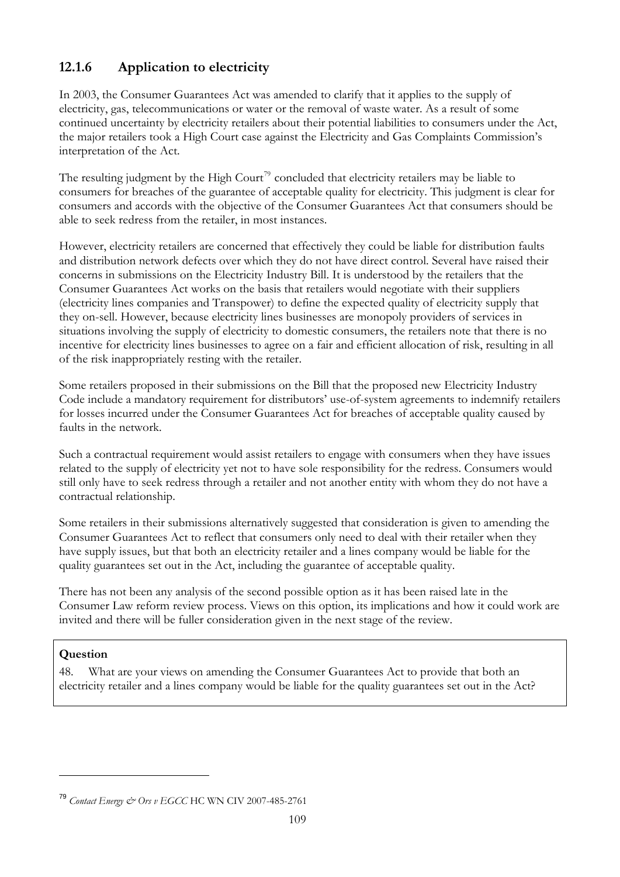### 12.1.6 Application to electricity

In 2003, the Consumer Guarantees Act was amended to clarify that it applies to the supply of electricity, gas, telecommunications or water or the removal of waste water. As a result of some continued uncertainty by electricity retailers about their potential liabilities to consumers under the Act, the major retailers took a High Court case against the Electricity and Gas Complaints Commission's interpretation of the Act.

The resulting judgment by the High Court[79] concluded that electricity retailers may be liable to consumers for breaches of the guarantee of acceptable quality for electricity. This judgment is clear for consumers and accords with the objective of the Consumer Guarantees Act that consumers should be able to seek redress from the retailer, in most instances.

However, electricity retailers are concerned that effectively they could be liable for distribution faults and distribution network defects over which they do not have direct control. Several have raised their concerns in submissions on the Electricity Industry Bill. It is understood by the retailers that the Consumer Guarantees Act works on the basis that retailers would negotiate with their suppliers (electricity lines companies and Transpower) to define the expected quality of electricity supply that they on-sell. However, because electricity lines businesses are monopoly providers of services in situations involving the supply of electricity to domestic consumers, the retailers note that there is no incentive for electricity lines businesses to agree on a fair and efficient allocation of risk, resulting in all of the risk inappropriately resting with the retailer.

Some retailers proposed in their submissions on the Bill that the proposed new Electricity Industry Code include a mandatory requirement for distributors' use-of-system agreements to indemnify retailers for losses incurred under the Consumer Guarantees Act for breaches of acceptable quality caused by faults in the network.

Such a contractual requirement would assist retailers to engage with consumers when they have issues related to the supply of electricity yet not to have sole responsibility for the redress. Consumers would still only have to seek redress through a retailer and not another entity with whom they do not have a contractual relationship.

Some retailers in their submissions alternatively suggested that consideration is given to amending the Consumer Guarantees Act to reflect that consumers only need to deal with their retailer when they have supply issues, but that both an electricity retailer and a lines company would be liable for the quality guarantees set out in the Act, including the guarantee of acceptable quality.

There has not been any analysis of the second possible option as it has been raised late in the Consumer Law reform review process. Views on this option, its implications and how it could work are invited and there will be fuller consideration given in the next stage of the review.

**Question**

48. What are your views on amending the Consumer Guarantees Act to provide that both an electricity retailer and a lines company would be liable for the quality guarantees set out in the Act?

---

[79] *Contact Energy & Ors v EGCC* HC WN CIV 2007-485-2761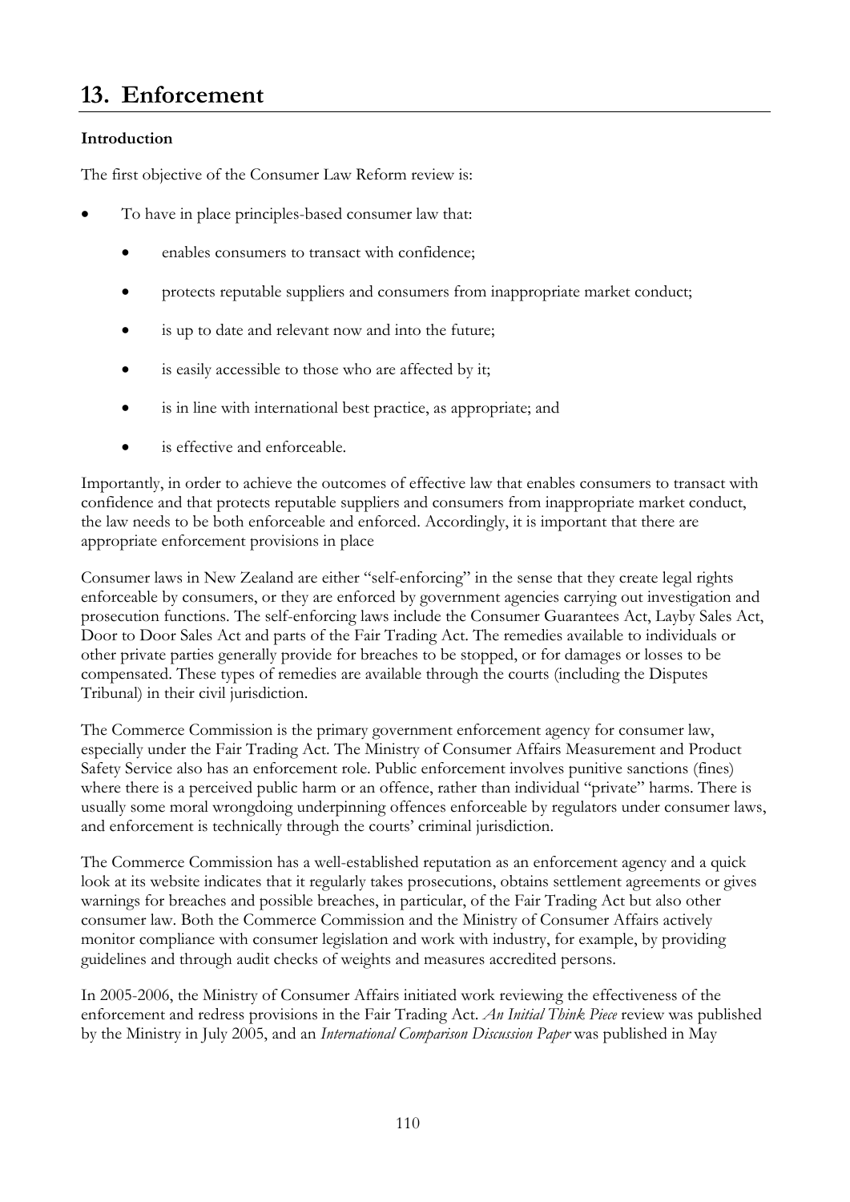# 13. Enforcement

**Introduction**

The first objective of the Consumer Law Reform review is:

- To have in place principles-based consumer law that:
  - enables consumers to transact with confidence;
  - protects reputable suppliers and consumers from inappropriate market conduct;
  - is up to date and relevant now and into the future;
  - is easily accessible to those who are affected by it;
  - is in line with international best practice, as appropriate; and
  - is effective and enforceable.

Importantly, in order to achieve the outcomes of effective law that enables consumers to transact with confidence and that protects reputable suppliers and consumers from inappropriate market conduct, the law needs to be both enforceable and enforced. Accordingly, it is important that there are appropriate enforcement provisions in place

Consumer laws in New Zealand are either "self-enforcing" in the sense that they create legal rights enforceable by consumers, or they are enforced by government agencies carrying out investigation and prosecution functions. The self-enforcing laws include the Consumer Guarantees Act, Layby Sales Act, Door to Door Sales Act and parts of the Fair Trading Act. The remedies available to individuals or other private parties generally provide for breaches to be stopped, or for damages or losses to be compensated. These types of remedies are available through the courts (including the Disputes Tribunal) in their civil jurisdiction.

The Commerce Commission is the primary government enforcement agency for consumer law, especially under the Fair Trading Act. The Ministry of Consumer Affairs Measurement and Product Safety Service also has an enforcement role. Public enforcement involves punitive sanctions (fines) where there is a perceived public harm or an offence, rather than individual "private" harms. There is usually some moral wrongdoing underpinning offences enforceable by regulators under consumer laws, and enforcement is technically through the courts' criminal jurisdiction.

The Commerce Commission has a well-established reputation as an enforcement agency and a quick look at its website indicates that it regularly takes prosecutions, obtains settlement agreements or gives warnings for breaches and possible breaches, in particular, of the Fair Trading Act but also other consumer law. Both the Commerce Commission and the Ministry of Consumer Affairs actively monitor compliance with consumer legislation and work with industry, for example, by providing guidelines and through audit checks of weights and measures accredited persons.

In 2005-2006, the Ministry of Consumer Affairs initiated work reviewing the effectiveness of the enforcement and redress provisions in the Fair Trading Act. *An Initial Think Piece* review was published by the Ministry in July 2005, and an *International Comparison Discussion Paper* was published in May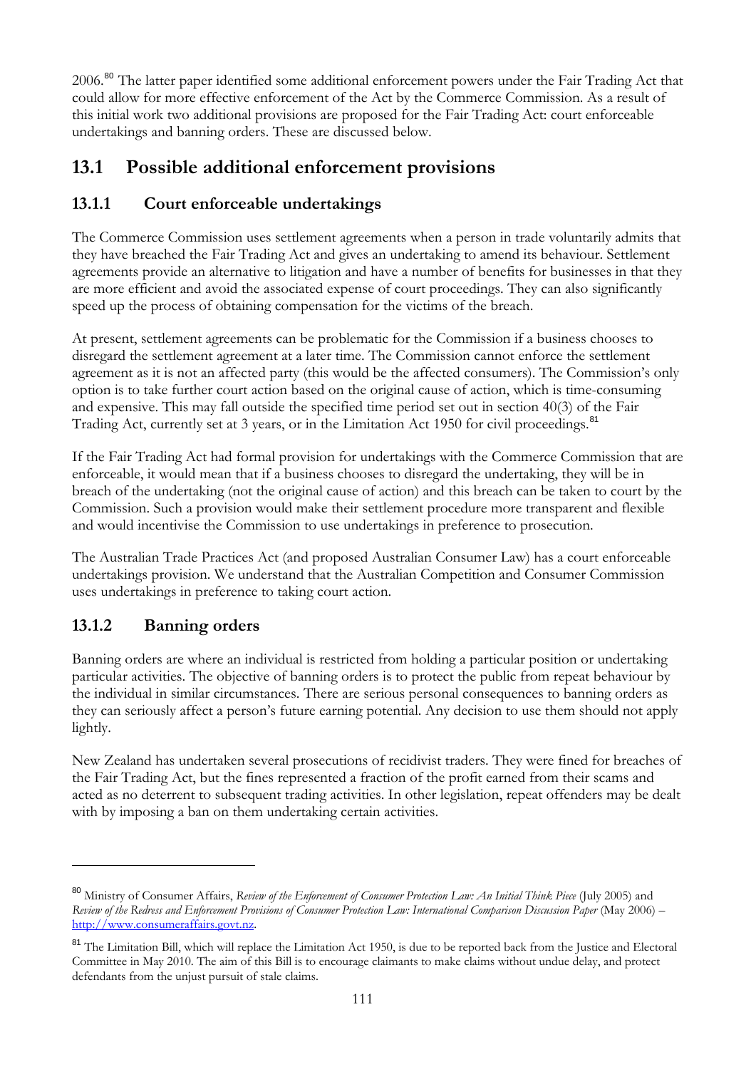2006.[80] The latter paper identified some additional enforcement powers under the Fair Trading Act that could allow for more effective enforcement of the Act by the Commerce Commission. As a result of this initial work two additional provisions are proposed for the Fair Trading Act: court enforceable undertakings and banning orders. These are discussed below.

## 13.1 Possible additional enforcement provisions

### 13.1.1 Court enforceable undertakings

The Commerce Commission uses settlement agreements when a person in trade voluntarily admits that they have breached the Fair Trading Act and gives an undertaking to amend its behaviour. Settlement agreements provide an alternative to litigation and have a number of benefits for businesses in that they are more efficient and avoid the associated expense of court proceedings. They can also significantly speed up the process of obtaining compensation for the victims of the breach.

At present, settlement agreements can be problematic for the Commission if a business chooses to disregard the settlement agreement at a later time. The Commission cannot enforce the settlement agreement as it is not an affected party (this would be the affected consumers). The Commission's only option is to take further court action based on the original cause of action, which is time-consuming and expensive. This may fall outside the specified time period set out in section 40(3) of the Fair Trading Act, currently set at 3 years, or in the Limitation Act 1950 for civil proceedings.[81]

If the Fair Trading Act had formal provision for undertakings with the Commerce Commission that are enforceable, it would mean that if a business chooses to disregard the undertaking, they will be in breach of the undertaking (not the original cause of action) and this breach can be taken to court by the Commission. Such a provision would make their settlement procedure more transparent and flexible and would incentivise the Commission to use undertakings in preference to prosecution.

The Australian Trade Practices Act (and proposed Australian Consumer Law) has a court enforceable undertakings provision. We understand that the Australian Competition and Consumer Commission uses undertakings in preference to taking court action.

### 13.1.2 Banning orders

Banning orders are where an individual is restricted from holding a particular position or undertaking particular activities. The objective of banning orders is to protect the public from repeat behaviour by the individual in similar circumstances. There are serious personal consequences to banning orders as they can seriously affect a person's future earning potential. Any decision to use them should not apply lightly.

New Zealand has undertaken several prosecutions of recidivist traders. They were fined for breaches of the Fair Trading Act, but the fines represented a fraction of the profit earned from their scams and acted as no deterrent to subsequent trading activities. In other legislation, repeat offenders may be dealt with by imposing a ban on them undertaking certain activities.

---

[80] Ministry of Consumer Affairs, *Review of the Enforcement of Consumer Protection Law: An Initial Think Piece* (July 2005) and *Review of the Redress and Enforcement Provisions of Consumer Protection Law: International Comparison Discussion Paper* (May 2006) – http://www.consumeraffairs.govt.nz.

[81] The Limitation Bill, which will replace the Limitation Act 1950, is due to be reported back from the Justice and Electoral Committee in May 2010. The aim of this Bill is to encourage claimants to make claims without undue delay, and protect defendants from the unjust pursuit of stale claims.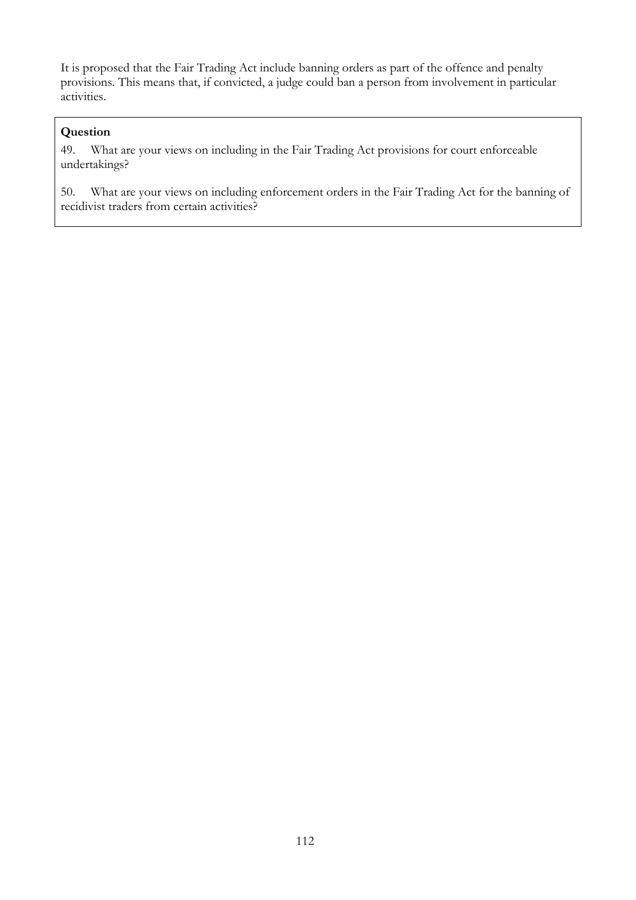It is proposed that the Fair Trading Act include banning orders as part of the offence and penalty provisions. This means that, if convicted, a judge could ban a person from involvement in particular activities.

**Question**

49. What are your views on including in the Fair Trading Act provisions for court enforceable undertakings?

50. What are your views on including enforcement orders in the Fair Trading Act for the banning of recidivist traders from certain activities?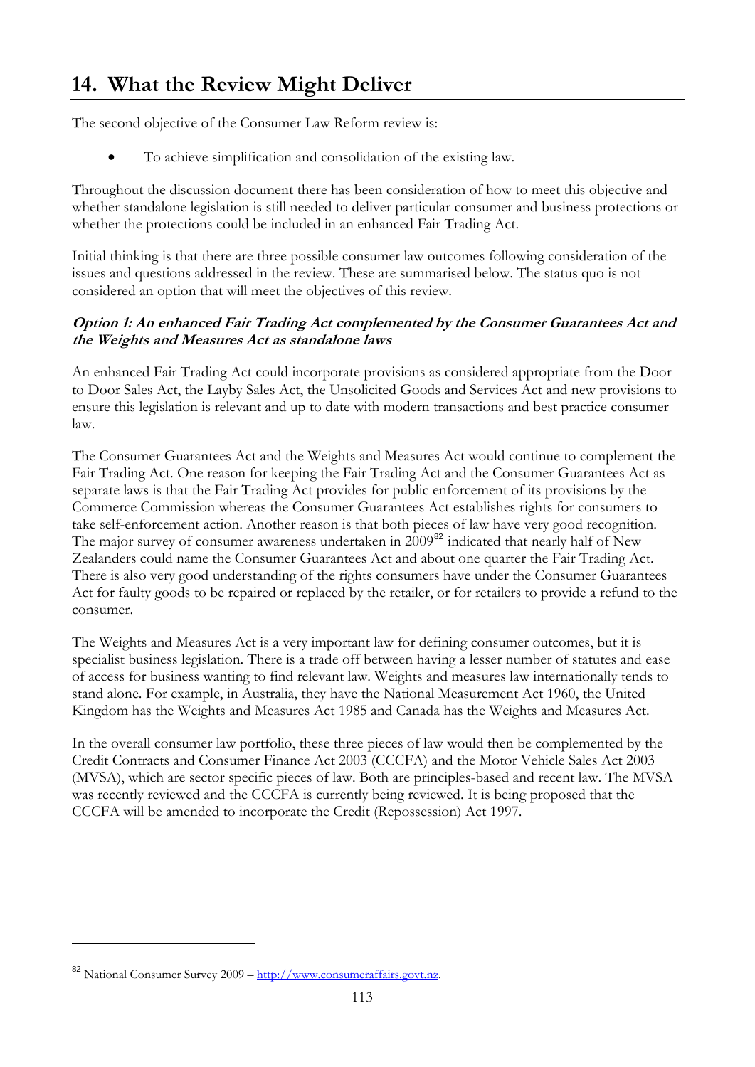# 14. What the Review Might Deliver

The second objective of the Consumer Law Reform review is:

- To achieve simplification and consolidation of the existing law.

Throughout the discussion document there has been consideration of how to meet this objective and whether standalone legislation is still needed to deliver particular consumer and business protections or whether the protections could be included in an enhanced Fair Trading Act.

Initial thinking is that there are three possible consumer law outcomes following consideration of the issues and questions addressed in the review. These are summarised below. The status quo is not considered an option that will meet the objectives of this review.

#### *Option 1: An enhanced Fair Trading Act complemented by the Consumer Guarantees Act and the Weights and Measures Act as standalone laws*

An enhanced Fair Trading Act could incorporate provisions as considered appropriate from the Door to Door Sales Act, the Layby Sales Act, the Unsolicited Goods and Services Act and new provisions to ensure this legislation is relevant and up to date with modern transactions and best practice consumer law.

The Consumer Guarantees Act and the Weights and Measures Act would continue to complement the Fair Trading Act. One reason for keeping the Fair Trading Act and the Consumer Guarantees Act as separate laws is that the Fair Trading Act provides for public enforcement of its provisions by the Commerce Commission whereas the Consumer Guarantees Act establishes rights for consumers to take self-enforcement action. Another reason is that both pieces of law have very good recognition. The major survey of consumer awareness undertaken in 2009[82] indicated that nearly half of New Zealanders could name the Consumer Guarantees Act and about one quarter the Fair Trading Act. There is also very good understanding of the rights consumers have under the Consumer Guarantees Act for faulty goods to be repaired or replaced by the retailer, or for retailers to provide a refund to the consumer.

The Weights and Measures Act is a very important law for defining consumer outcomes, but it is specialist business legislation. There is a trade off between having a lesser number of statutes and ease of access for business wanting to find relevant law. Weights and measures law internationally tends to stand alone. For example, in Australia, they have the National Measurement Act 1960, the United Kingdom has the Weights and Measures Act 1985 and Canada has the Weights and Measures Act.

In the overall consumer law portfolio, these three pieces of law would then be complemented by the Credit Contracts and Consumer Finance Act 2003 (CCCFA) and the Motor Vehicle Sales Act 2003 (MVSA), which are sector specific pieces of law. Both are principles-based and recent law. The MVSA was recently reviewed and the CCCFA is currently being reviewed. It is being proposed that the CCCFA will be amended to incorporate the Credit (Repossession) Act 1997.

---

[82] National Consumer Survey 2009 – http://www.consumeraffairs.govt.nz.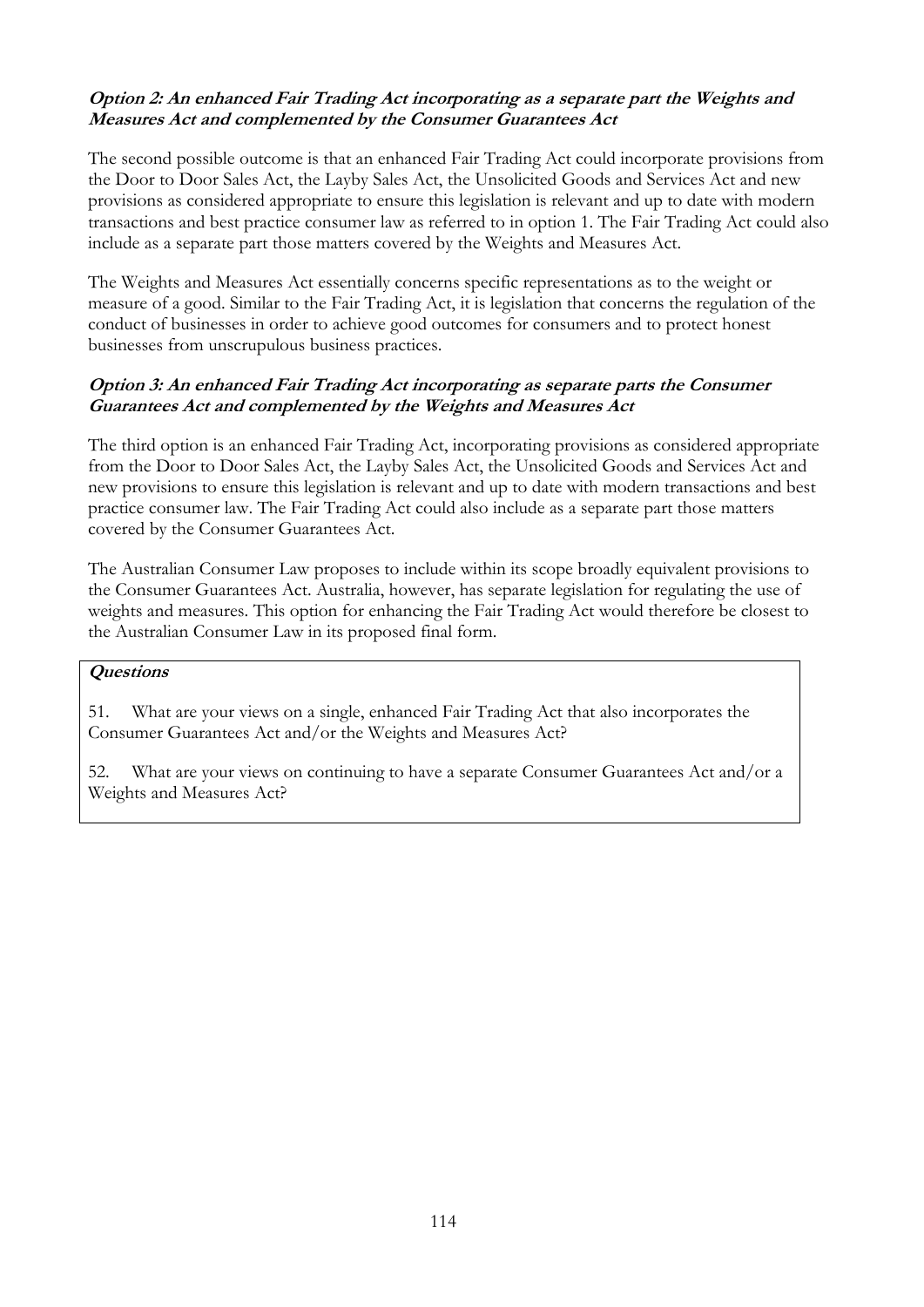#### ***Option 2: An enhanced Fair Trading Act incorporating as a separate part the Weights and Measures Act and complemented by the Consumer Guarantees Act***

The second possible outcome is that an enhanced Fair Trading Act could incorporate provisions from the Door to Door Sales Act, the Layby Sales Act, the Unsolicited Goods and Services Act and new provisions as considered appropriate to ensure this legislation is relevant and up to date with modern transactions and best practice consumer law as referred to in option 1. The Fair Trading Act could also include as a separate part those matters covered by the Weights and Measures Act.

The Weights and Measures Act essentially concerns specific representations as to the weight or measure of a good. Similar to the Fair Trading Act, it is legislation that concerns the regulation of the conduct of businesses in order to achieve good outcomes for consumers and to protect honest businesses from unscrupulous business practices.

#### ***Option 3: An enhanced Fair Trading Act incorporating as separate parts the Consumer Guarantees Act and complemented by the Weights and Measures Act***

The third option is an enhanced Fair Trading Act, incorporating provisions as considered appropriate from the Door to Door Sales Act, the Layby Sales Act, the Unsolicited Goods and Services Act and new provisions to ensure this legislation is relevant and up to date with modern transactions and best practice consumer law. The Fair Trading Act could also include as a separate part those matters covered by the Consumer Guarantees Act.

The Australian Consumer Law proposes to include within its scope broadly equivalent provisions to the Consumer Guarantees Act. Australia, however, has separate legislation for regulating the use of weights and measures. This option for enhancing the Fair Trading Act would therefore be closest to the Australian Consumer Law in its proposed final form.

***Questions***

51. What are your views on a single, enhanced Fair Trading Act that also incorporates the Consumer Guarantees Act and/or the Weights and Measures Act?

52. What are your views on continuing to have a separate Consumer Guarantees Act and/or a Weights and Measures Act?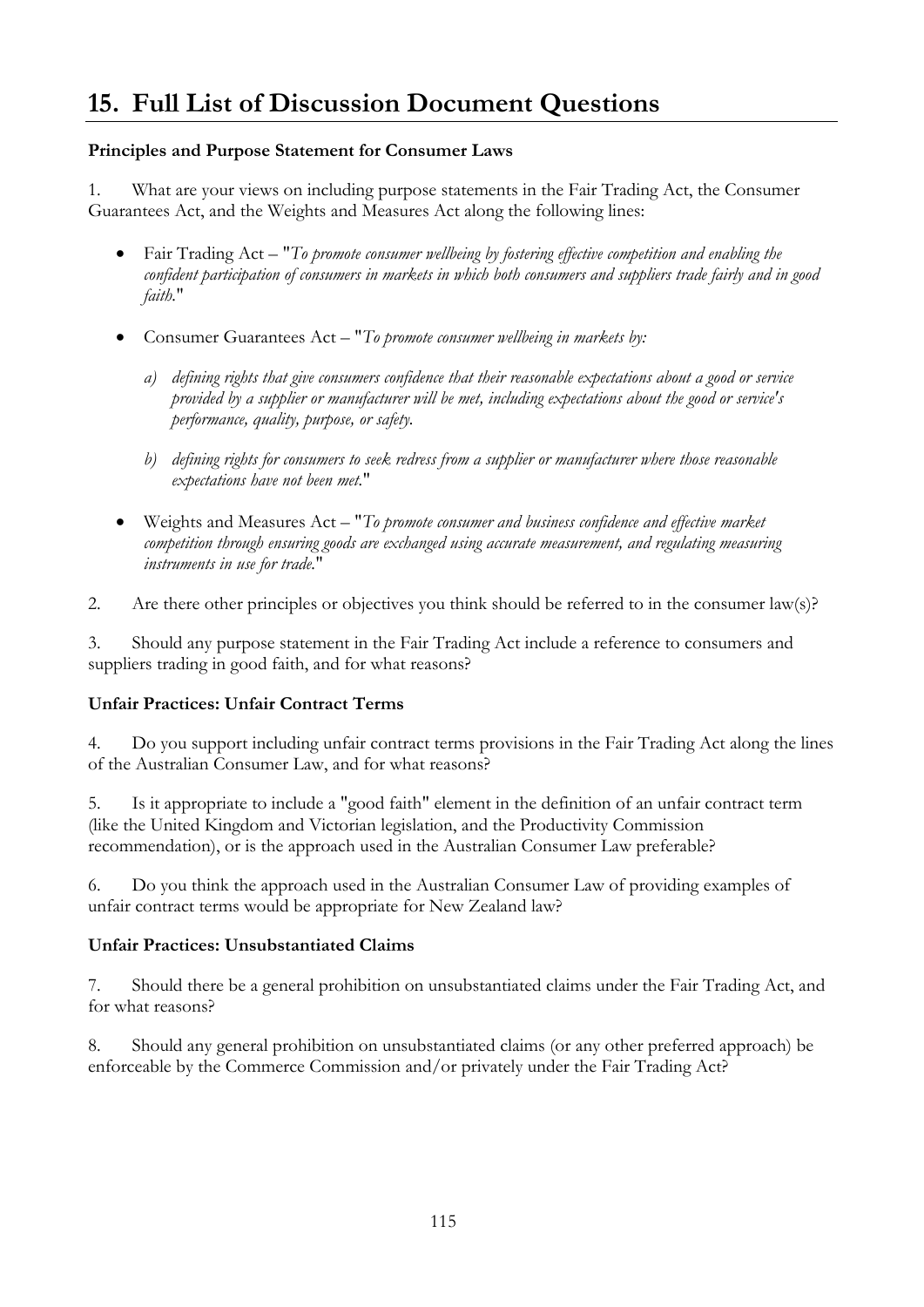# 15. Full List of Discussion Document Questions

**Principles and Purpose Statement for Consumer Laws**

1. What are your views on including purpose statements in the Fair Trading Act, the Consumer Guarantees Act, and the Weights and Measures Act along the following lines:

- Fair Trading Act – "*To promote consumer wellbeing by fostering effective competition and enabling the confident participation of consumers in markets in which both consumers and suppliers trade fairly and in good faith.*"
- Consumer Guarantees Act – "*To promote consumer wellbeing in markets by:*
  - *a) defining rights that give consumers confidence that their reasonable expectations about a good or service provided by a supplier or manufacturer will be met, including expectations about the good or service's performance, quality, purpose, or safety.*
  - *b) defining rights for consumers to seek redress from a supplier or manufacturer where those reasonable expectations have not been met.*"
- Weights and Measures Act – "*To promote consumer and business confidence and effective market competition through ensuring goods are exchanged using accurate measurement, and regulating measuring instruments in use for trade.*"

2. Are there other principles or objectives you think should be referred to in the consumer law(s)?

3. Should any purpose statement in the Fair Trading Act include a reference to consumers and suppliers trading in good faith, and for what reasons?

**Unfair Practices: Unfair Contract Terms**

4. Do you support including unfair contract terms provisions in the Fair Trading Act along the lines of the Australian Consumer Law, and for what reasons?

5. Is it appropriate to include a "good faith" element in the definition of an unfair contract term (like the United Kingdom and Victorian legislation, and the Productivity Commission recommendation), or is the approach used in the Australian Consumer Law preferable?

6. Do you think the approach used in the Australian Consumer Law of providing examples of unfair contract terms would be appropriate for New Zealand law?

**Unfair Practices: Unsubstantiated Claims**

7. Should there be a general prohibition on unsubstantiated claims under the Fair Trading Act, and for what reasons?

8. Should any general prohibition on unsubstantiated claims (or any other preferred approach) be enforceable by the Commerce Commission and/or privately under the Fair Trading Act?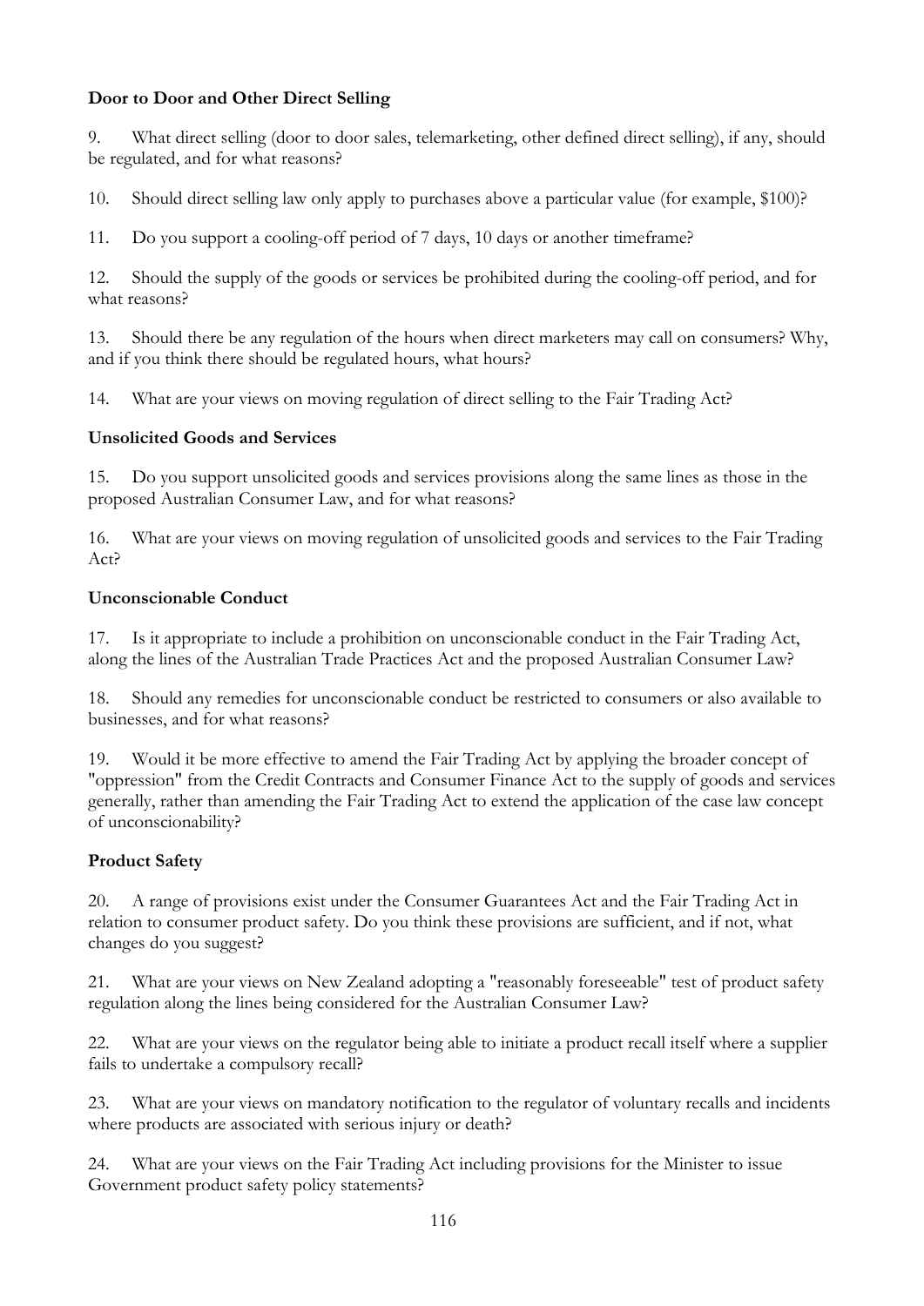**Door to Door and Other Direct Selling**

9. What direct selling (door to door sales, telemarketing, other defined direct selling), if any, should be regulated, and for what reasons?

10. Should direct selling law only apply to purchases above a particular value (for example, $100)?

11. Do you support a cooling-off period of 7 days, 10 days or another timeframe?

12. Should the supply of the goods or services be prohibited during the cooling-off period, and for what reasons?

13. Should there be any regulation of the hours when direct marketers may call on consumers? Why, and if you think there should be regulated hours, what hours?

14. What are your views on moving regulation of direct selling to the Fair Trading Act?

**Unsolicited Goods and Services**

15. Do you support unsolicited goods and services provisions along the same lines as those in the proposed Australian Consumer Law, and for what reasons?

16. What are your views on moving regulation of unsolicited goods and services to the Fair Trading Act?

**Unconscionable Conduct**

17. Is it appropriate to include a prohibition on unconscionable conduct in the Fair Trading Act, along the lines of the Australian Trade Practices Act and the proposed Australian Consumer Law?

18. Should any remedies for unconscionable conduct be restricted to consumers or also available to businesses, and for what reasons?

19. Would it be more effective to amend the Fair Trading Act by applying the broader concept of "oppression" from the Credit Contracts and Consumer Finance Act to the supply of goods and services generally, rather than amending the Fair Trading Act to extend the application of the case law concept of unconscionability?

**Product Safety**

20. A range of provisions exist under the Consumer Guarantees Act and the Fair Trading Act in relation to consumer product safety. Do you think these provisions are sufficient, and if not, what changes do you suggest?

21. What are your views on New Zealand adopting a "reasonably foreseeable" test of product safety regulation along the lines being considered for the Australian Consumer Law?

22. What are your views on the regulator being able to initiate a product recall itself where a supplier fails to undertake a compulsory recall?

23. What are your views on mandatory notification to the regulator of voluntary recalls and incidents where products are associated with serious injury or death?

24. What are your views on the Fair Trading Act including provisions for the Minister to issue Government product safety policy statements?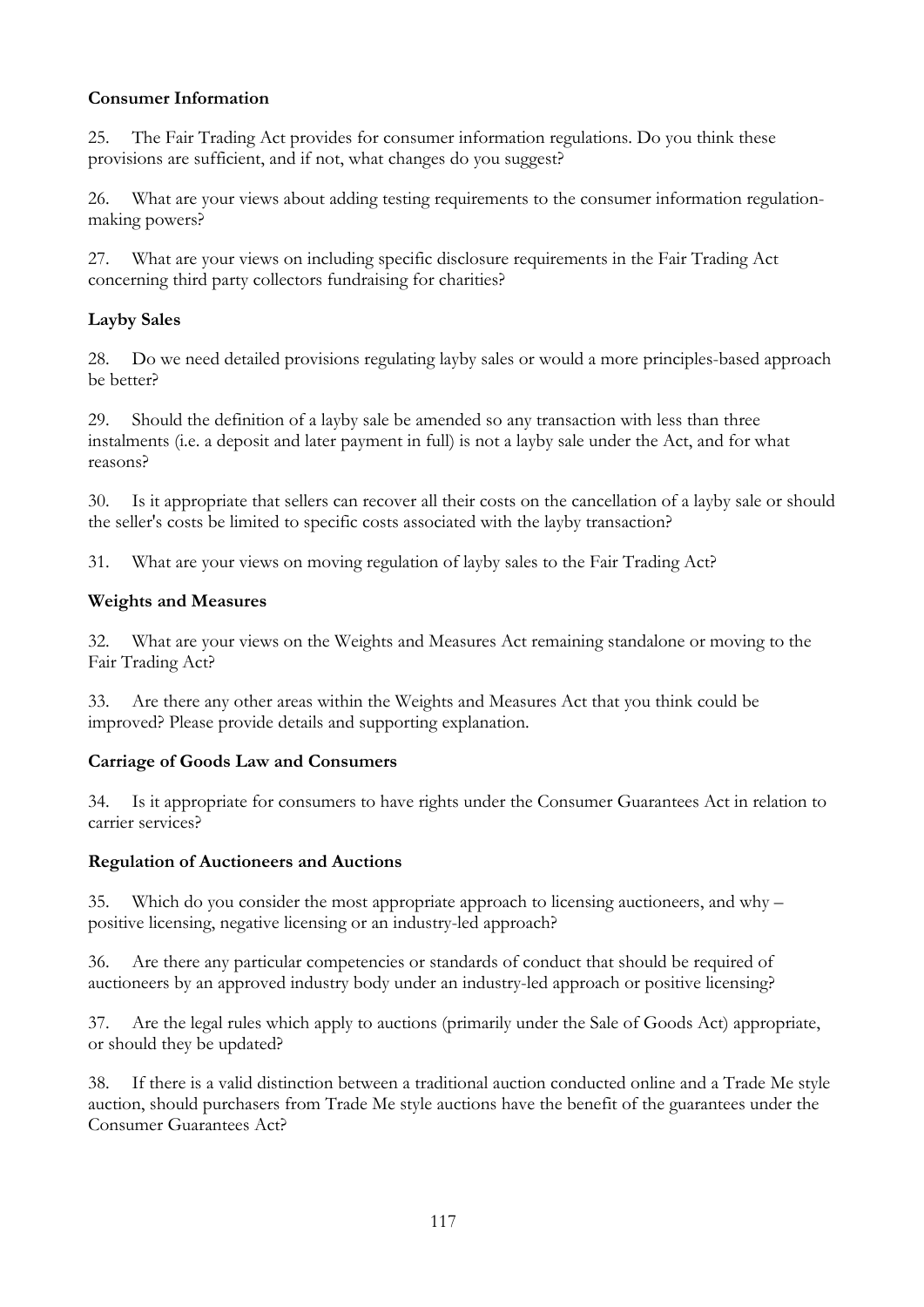**Consumer Information**

25. The Fair Trading Act provides for consumer information regulations. Do you think these provisions are sufficient, and if not, what changes do you suggest?

26. What are your views about adding testing requirements to the consumer information regulation-making powers?

27. What are your views on including specific disclosure requirements in the Fair Trading Act concerning third party collectors fundraising for charities?

**Layby Sales**

28. Do we need detailed provisions regulating layby sales or would a more principles-based approach be better?

29. Should the definition of a layby sale be amended so any transaction with less than three instalments (i.e. a deposit and later payment in full) is not a layby sale under the Act, and for what reasons?

30. Is it appropriate that sellers can recover all their costs on the cancellation of a layby sale or should the seller's costs be limited to specific costs associated with the layby transaction?

31. What are your views on moving regulation of layby sales to the Fair Trading Act?

**Weights and Measures**

32. What are your views on the Weights and Measures Act remaining standalone or moving to the Fair Trading Act?

33. Are there any other areas within the Weights and Measures Act that you think could be improved? Please provide details and supporting explanation.

**Carriage of Goods Law and Consumers**

34. Is it appropriate for consumers to have rights under the Consumer Guarantees Act in relation to carrier services?

**Regulation of Auctioneers and Auctions**

35. Which do you consider the most appropriate approach to licensing auctioneers, and why – positive licensing, negative licensing or an industry-led approach?

36. Are there any particular competencies or standards of conduct that should be required of auctioneers by an approved industry body under an industry-led approach or positive licensing?

37. Are the legal rules which apply to auctions (primarily under the Sale of Goods Act) appropriate, or should they be updated?

38. If there is a valid distinction between a traditional auction conducted online and a Trade Me style auction, should purchasers from Trade Me style auctions have the benefit of the guarantees under the Consumer Guarantees Act?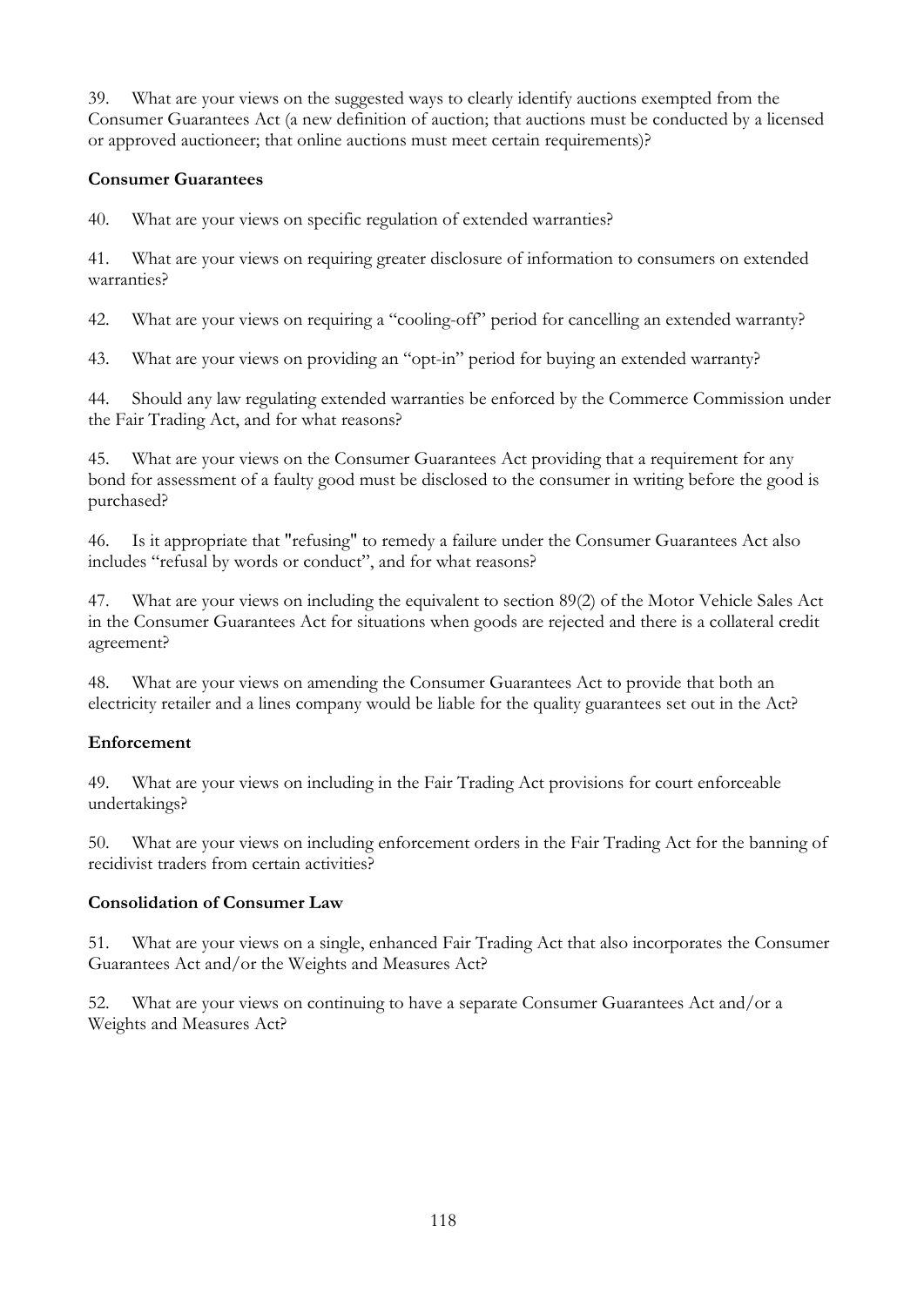39. What are your views on the suggested ways to clearly identify auctions exempted from the Consumer Guarantees Act (a new definition of auction; that auctions must be conducted by a licensed or approved auctioneer; that online auctions must meet certain requirements)?

**Consumer Guarantees**

40. What are your views on specific regulation of extended warranties?

41. What are your views on requiring greater disclosure of information to consumers on extended warranties?

42. What are your views on requiring a "cooling-off" period for cancelling an extended warranty?

43. What are your views on providing an "opt-in" period for buying an extended warranty?

44. Should any law regulating extended warranties be enforced by the Commerce Commission under the Fair Trading Act, and for what reasons?

45. What are your views on the Consumer Guarantees Act providing that a requirement for any bond for assessment of a faulty good must be disclosed to the consumer in writing before the good is purchased?

46. Is it appropriate that "refusing" to remedy a failure under the Consumer Guarantees Act also includes "refusal by words or conduct", and for what reasons?

47. What are your views on including the equivalent to section 89(2) of the Motor Vehicle Sales Act in the Consumer Guarantees Act for situations when goods are rejected and there is a collateral credit agreement?

48. What are your views on amending the Consumer Guarantees Act to provide that both an electricity retailer and a lines company would be liable for the quality guarantees set out in the Act?

**Enforcement**

49. What are your views on including in the Fair Trading Act provisions for court enforceable undertakings?

50. What are your views on including enforcement orders in the Fair Trading Act for the banning of recidivist traders from certain activities?

**Consolidation of Consumer Law**

51. What are your views on a single, enhanced Fair Trading Act that also incorporates the Consumer Guarantees Act and/or the Weights and Measures Act?

52. What are your views on continuing to have a separate Consumer Guarantees Act and/or a Weights and Measures Act?